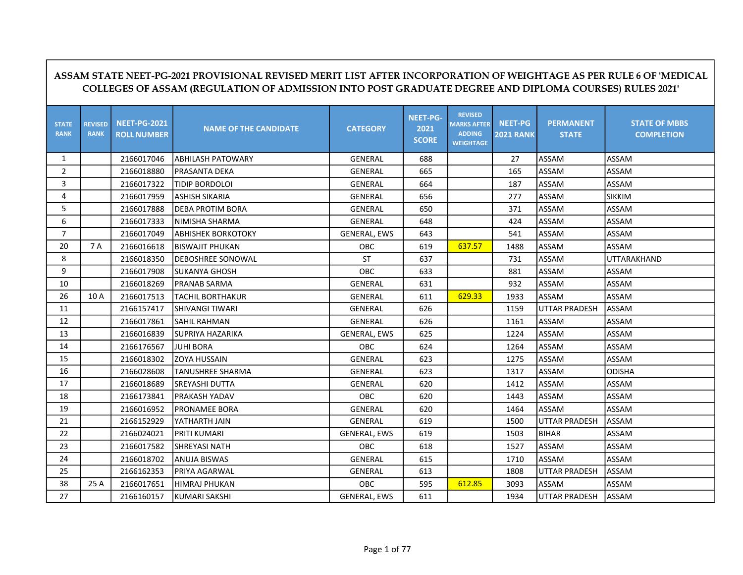## ASSAM STATE NEET-PG-2021 PROVISIONAL REVISED MERIT LIST AFTER INCORPORATION OF WEIGHTAGE AS PER RULE 6 OF 'MEDICAL COLLEGES OF ASSAM (REGULATION OF ADMISSION INTO POST GRADUATE DEGREE AND DIPLOMA COURSES) RULES 2021'

| STATE RANK | REVISED RANK | NEET-PG-2021 ROLL NUMBER | NAME OF THE CANDIDATE | CATEGORY | NEET-PG-2021 SCORE | REVISED MARKS AFTER ADDING WEIGHTAGE | NEET-PG 2021 RANK | PERMANENT STATE | STATE OF MBBS COMPLETION |
|---|---|---|---|---|---|---|---|---|---|
| 1 | | 2166017046 | ABHILASH PATOWARY | GENERAL | 688 | | 27 | ASSAM | ASSAM |
| 2 | | 2166018880 | PRASANTA DEKA | GENERAL | 665 | | 165 | ASSAM | ASSAM |
| 3 | | 2166017322 | TIDIP BORDOLOI | GENERAL | 664 | | 187 | ASSAM | ASSAM |
| 4 | | 2166017959 | ASHISH SIKARIA | GENERAL | 656 | | 277 | ASSAM | SIKKIM |
| 5 | | 2166017888 | DEBA PROTIM BORA | GENERAL | 650 | | 371 | ASSAM | ASSAM |
| 6 | | 2166017333 | NIMISHA SHARMA | GENERAL | 648 | | 424 | ASSAM | ASSAM |
| 7 | | 2166017049 | ABHISHEK BORKOTOKY | GENERAL, EWS | 643 | | 541 | ASSAM | ASSAM |
| 20 | 7 A | 2166016618 | BISWAJIT PHUKAN | OBC | 619 | 637.57 | 1488 | ASSAM | ASSAM |
| 8 | | 2166018350 | DEBOSHREE SONOWAL | ST | 637 | | 731 | ASSAM | UTTARAKHAND |
| 9 | | 2166017908 | SUKANYA GHOSH | OBC | 633 | | 881 | ASSAM | ASSAM |
| 10 | | 2166018269 | PRANAB SARMA | GENERAL | 631 | | 932 | ASSAM | ASSAM |
| 26 | 10 A | 2166017513 | TACHIL BORTHAKUR | GENERAL | 611 | 629.33 | 1933 | ASSAM | ASSAM |
| 11 | | 2166157417 | SHIVANGI TIWARI | GENERAL | 626 | | 1159 | UTTAR PRADESH | ASSAM |
| 12 | | 2166017861 | SAHIL RAHMAN | GENERAL | 626 | | 1161 | ASSAM | ASSAM |
| 13 | | 2166016839 | SUPRIYA HAZARIKA | GENERAL, EWS | 625 | | 1224 | ASSAM | ASSAM |
| 14 | | 2166176567 | JUHI BORA | OBC | 624 | | 1264 | ASSAM | ASSAM |
| 15 | | 2166018302 | ZOYA HUSSAIN | GENERAL | 623 | | 1275 | ASSAM | ASSAM |
| 16 | | 2166028608 | TANUSHREE SHARMA | GENERAL | 623 | | 1317 | ASSAM | ODISHA |
| 17 | | 2166018689 | SREYASHI DUTTA | GENERAL | 620 | | 1412 | ASSAM | ASSAM |
| 18 | | 2166173841 | PRAKASH YADAV | OBC | 620 | | 1443 | ASSAM | ASSAM |
| 19 | | 2166016952 | PRONAMEE BORA | GENERAL | 620 | | 1464 | ASSAM | ASSAM |
| 21 | | 2166152929 | YATHARTH JAIN | GENERAL | 619 | | 1500 | UTTAR PRADESH | ASSAM |
| 22 | | 2166024021 | PRITI KUMARI | GENERAL, EWS | 619 | | 1503 | BIHAR | ASSAM |
| 23 | | 2166017582 | SHREYASI NATH | OBC | 618 | | 1527 | ASSAM | ASSAM |
| 24 | | 2166018702 | ANUJA BISWAS | GENERAL | 615 | | 1710 | ASSAM | ASSAM |
| 25 | | 2166162353 | PRIYA AGARWAL | GENERAL | 613 | | 1808 | UTTAR PRADESH | ASSAM |
| 38 | 25 A | 2166017651 | HIMRAJ PHUKAN | OBC | 595 | 612.85 | 3093 | ASSAM | ASSAM |
| 27 | | 2166160157 | KUMARI SAKSHI | GENERAL, EWS | 611 | | 1934 | UTTAR PRADESH | ASSAM |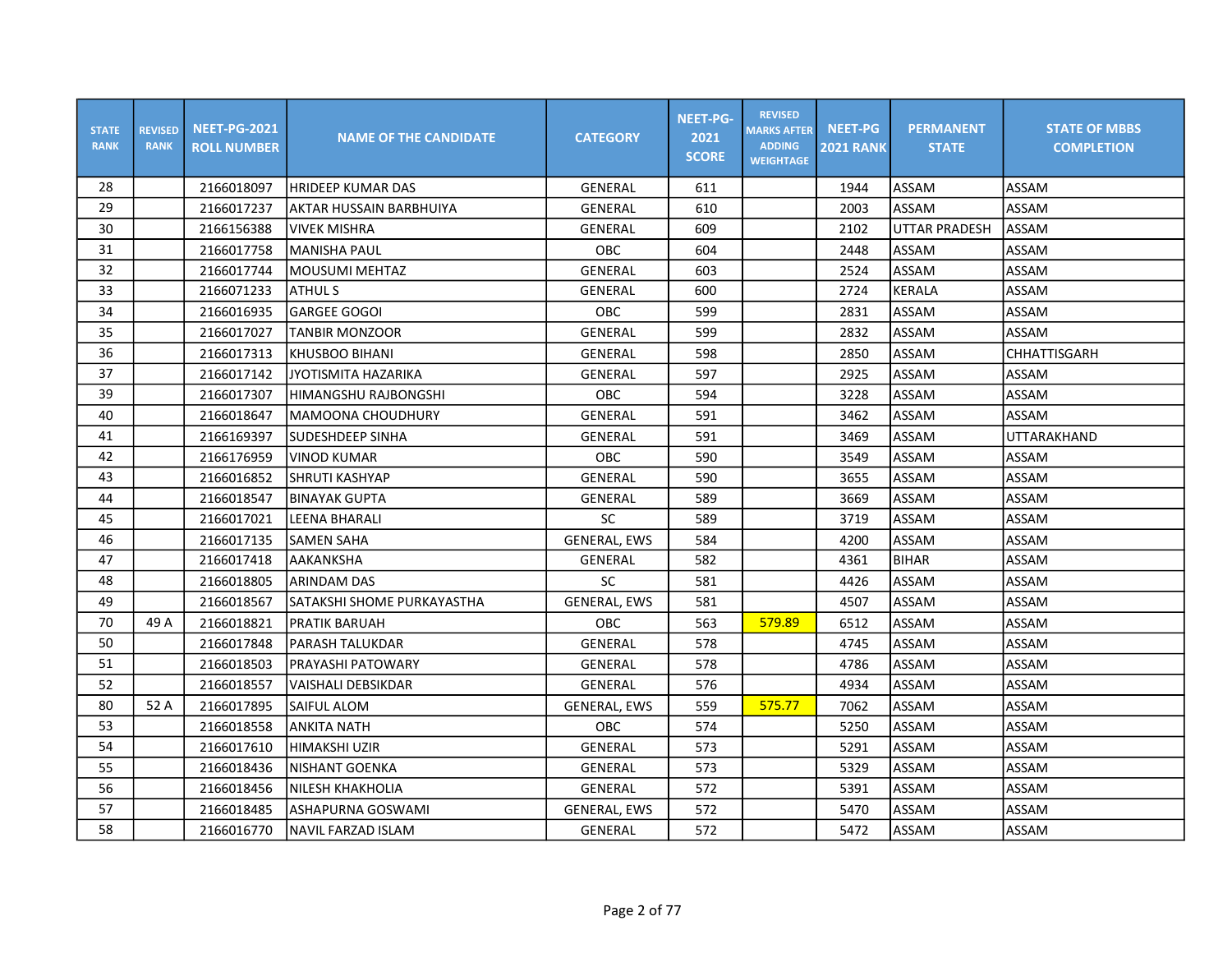| STATE RANK | REVISED RANK | NEET-PG-2021 ROLL NUMBER | NAME OF THE CANDIDATE | CATEGORY | NEET-PG-2021 SCORE | REVISED MARKS AFTER ADDING WEIGHTAGE | NEET-PG 2021 RANK | PERMANENT STATE | STATE OF MBBS COMPLETION |
|---|---|---|---|---|---|---|---|---|---|
| 28 | | 2166018097 | HRIDEEP KUMAR DAS | GENERAL | 611 | | 1944 | ASSAM | ASSAM |
| 29 | | 2166017237 | AKTAR HUSSAIN BARBHUIYA | GENERAL | 610 | | 2003 | ASSAM | ASSAM |
| 30 | | 2166156388 | VIVEK MISHRA | GENERAL | 609 | | 2102 | UTTAR PRADESH | ASSAM |
| 31 | | 2166017758 | MANISHA PAUL | OBC | 604 | | 2448 | ASSAM | ASSAM |
| 32 | | 2166017744 | MOUSUMI MEHTAZ | GENERAL | 603 | | 2524 | ASSAM | ASSAM |
| 33 | | 2166071233 | ATHUL S | GENERAL | 600 | | 2724 | KERALA | ASSAM |
| 34 | | 2166016935 | GARGEE GOGOI | OBC | 599 | | 2831 | ASSAM | ASSAM |
| 35 | | 2166017027 | TANBIR MONZOOR | GENERAL | 599 | | 2832 | ASSAM | ASSAM |
| 36 | | 2166017313 | KHUSBOO BIHANI | GENERAL | 598 | | 2850 | ASSAM | CHHATTISGARH |
| 37 | | 2166017142 | JYOTISMITA HAZARIKA | GENERAL | 597 | | 2925 | ASSAM | ASSAM |
| 39 | | 2166017307 | HIMANGSHU RAJBONGSHI | OBC | 594 | | 3228 | ASSAM | ASSAM |
| 40 | | 2166018647 | MAMOONA CHOUDHURY | GENERAL | 591 | | 3462 | ASSAM | ASSAM |
| 41 | | 2166169397 | SUDESHDEEP SINHA | GENERAL | 591 | | 3469 | ASSAM | UTTARAKHAND |
| 42 | | 2166176959 | VINOD KUMAR | OBC | 590 | | 3549 | ASSAM | ASSAM |
| 43 | | 2166016852 | SHRUTI KASHYAP | GENERAL | 590 | | 3655 | ASSAM | ASSAM |
| 44 | | 2166018547 | BINAYAK GUPTA | GENERAL | 589 | | 3669 | ASSAM | ASSAM |
| 45 | | 2166017021 | LEENA BHARALI | SC | 589 | | 3719 | ASSAM | ASSAM |
| 46 | | 2166017135 | SAMEN SAHA | GENERAL, EWS | 584 | | 4200 | ASSAM | ASSAM |
| 47 | | 2166017418 | AAKANKSHA | GENERAL | 582 | | 4361 | BIHAR | ASSAM |
| 48 | | 2166018805 | ARINDAM DAS | SC | 581 | | 4426 | ASSAM | ASSAM |
| 49 | | 2166018567 | SATAKSHI SHOME PURKAYASTHA | GENERAL, EWS | 581 | | 4507 | ASSAM | ASSAM |
| 70 | 49 A | 2166018821 | PRATIK BARUAH | OBC | 563 | 579.89 | 6512 | ASSAM | ASSAM |
| 50 | | 2166017848 | PARASH TALUKDAR | GENERAL | 578 | | 4745 | ASSAM | ASSAM |
| 51 | | 2166018503 | PRAYASHI PATOWARY | GENERAL | 578 | | 4786 | ASSAM | ASSAM |
| 52 | | 2166018557 | VAISHALI DEBSIKDAR | GENERAL | 576 | | 4934 | ASSAM | ASSAM |
| 80 | 52 A | 2166017895 | SAIFUL ALOM | GENERAL, EWS | 559 | 575.77 | 7062 | ASSAM | ASSAM |
| 53 | | 2166018558 | ANKITA NATH | OBC | 574 | | 5250 | ASSAM | ASSAM |
| 54 | | 2166017610 | HIMAKSHI UZIR | GENERAL | 573 | | 5291 | ASSAM | ASSAM |
| 55 | | 2166018436 | NISHANT GOENKA | GENERAL | 573 | | 5329 | ASSAM | ASSAM |
| 56 | | 2166018456 | NILESH KHAKHOLIA | GENERAL | 572 | | 5391 | ASSAM | ASSAM |
| 57 | | 2166018485 | ASHAPURNA GOSWAMI | GENERAL, EWS | 572 | | 5470 | ASSAM | ASSAM |
| 58 | | 2166016770 | NAVIL FARZAD ISLAM | GENERAL | 572 | | 5472 | ASSAM | ASSAM |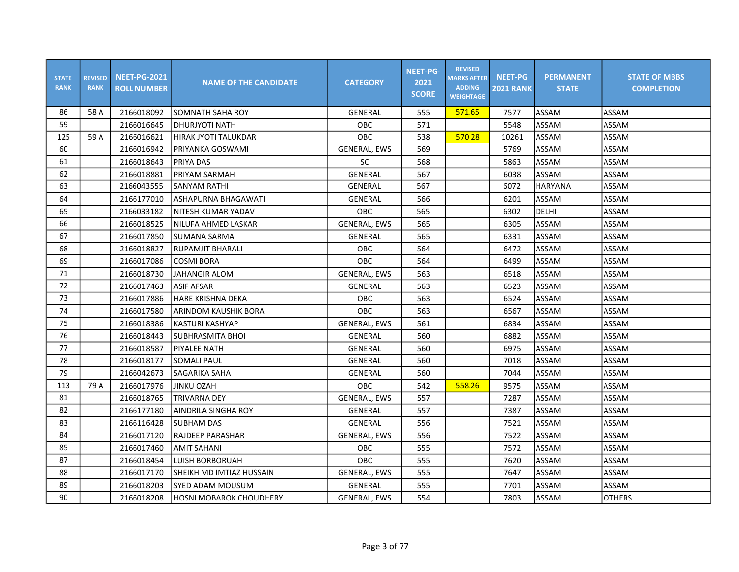| STATE RANK | REVISED RANK | NEET-PG-2021 ROLL NUMBER | NAME OF THE CANDIDATE | CATEGORY | NEET-PG-2021 SCORE | REVISED MARKS AFTER ADDING WEIGHTAGE | NEET-PG 2021 RANK | PERMANENT STATE | STATE OF MBBS COMPLETION |
|---|---|---|---|---|---|---|---|---|---|
| 86 | 58 A | 2166018092 | SOMNATH SAHA ROY | GENERAL | 555 | 571.65 | 7577 | ASSAM | ASSAM |
| 59 | | 2166016645 | DHURJYOTI NATH | OBC | 571 | | 5548 | ASSAM | ASSAM |
| 125 | 59 A | 2166016621 | HIRAK JYOTI TALUKDAR | OBC | 538 | 570.28 | 10261 | ASSAM | ASSAM |
| 60 | | 2166016942 | PRIYANKA GOSWAMI | GENERAL, EWS | 569 | | 5769 | ASSAM | ASSAM |
| 61 | | 2166018643 | PRIYA DAS | SC | 568 | | 5863 | ASSAM | ASSAM |
| 62 | | 2166018881 | PRIYAM SARMAH | GENERAL | 567 | | 6038 | ASSAM | ASSAM |
| 63 | | 2166043555 | SANYAM RATHI | GENERAL | 567 | | 6072 | HARYANA | ASSAM |
| 64 | | 2166177010 | ASHAPURNA BHAGAWATI | GENERAL | 566 | | 6201 | ASSAM | ASSAM |
| 65 | | 2166033182 | NITESH KUMAR YADAV | OBC | 565 | | 6302 | DELHI | ASSAM |
| 66 | | 2166018525 | NILUFA AHMED LASKAR | GENERAL, EWS | 565 | | 6305 | ASSAM | ASSAM |
| 67 | | 2166017850 | SUMANA SARMA | GENERAL | 565 | | 6331 | ASSAM | ASSAM |
| 68 | | 2166018827 | RUPAMJIT BHARALI | OBC | 564 | | 6472 | ASSAM | ASSAM |
| 69 | | 2166017086 | COSMI BORA | OBC | 564 | | 6499 | ASSAM | ASSAM |
| 71 | | 2166018730 | JAHANGIR ALOM | GENERAL, EWS | 563 | | 6518 | ASSAM | ASSAM |
| 72 | | 2166017463 | ASIF AFSAR | GENERAL | 563 | | 6523 | ASSAM | ASSAM |
| 73 | | 2166017886 | HARE KRISHNA DEKA | OBC | 563 | | 6524 | ASSAM | ASSAM |
| 74 | | 2166017580 | ARINDOM KAUSHIK BORA | OBC | 563 | | 6567 | ASSAM | ASSAM |
| 75 | | 2166018386 | KASTURI KASHYAP | GENERAL, EWS | 561 | | 6834 | ASSAM | ASSAM |
| 76 | | 2166018443 | SUBHRASMITA BHOI | GENERAL | 560 | | 6882 | ASSAM | ASSAM |
| 77 | | 2166018587 | PIYALEE NATH | GENERAL | 560 | | 6975 | ASSAM | ASSAM |
| 78 | | 2166018177 | SOMALI PAUL | GENERAL | 560 | | 7018 | ASSAM | ASSAM |
| 79 | | 2166042673 | SAGARIKA SAHA | GENERAL | 560 | | 7044 | ASSAM | ASSAM |
| 113 | 79 A | 2166017976 | JINKU OZAH | OBC | 542 | 558.26 | 9575 | ASSAM | ASSAM |
| 81 | | 2166018765 | TRIVARNA DEY | GENERAL, EWS | 557 | | 7287 | ASSAM | ASSAM |
| 82 | | 2166177180 | AINDRILA SINGHA ROY | GENERAL | 557 | | 7387 | ASSAM | ASSAM |
| 83 | | 2166116428 | SUBHAM DAS | GENERAL | 556 | | 7521 | ASSAM | ASSAM |
| 84 | | 2166017120 | RAJDEEP PARASHAR | GENERAL, EWS | 556 | | 7522 | ASSAM | ASSAM |
| 85 | | 2166017460 | AMIT SAHANI | OBC | 555 | | 7572 | ASSAM | ASSAM |
| 87 | | 2166018454 | LUISH BORBORUAH | OBC | 555 | | 7620 | ASSAM | ASSAM |
| 88 | | 2166017170 | SHEIKH MD IMTIAZ HUSSAIN | GENERAL, EWS | 555 | | 7647 | ASSAM | ASSAM |
| 89 | | 2166018203 | SYED ADAM MOUSUM | GENERAL | 555 | | 7701 | ASSAM | ASSAM |
| 90 | | 2166018208 | HOSNI MOBAROK CHOUDHERY | GENERAL, EWS | 554 | | 7803 | ASSAM | OTHERS |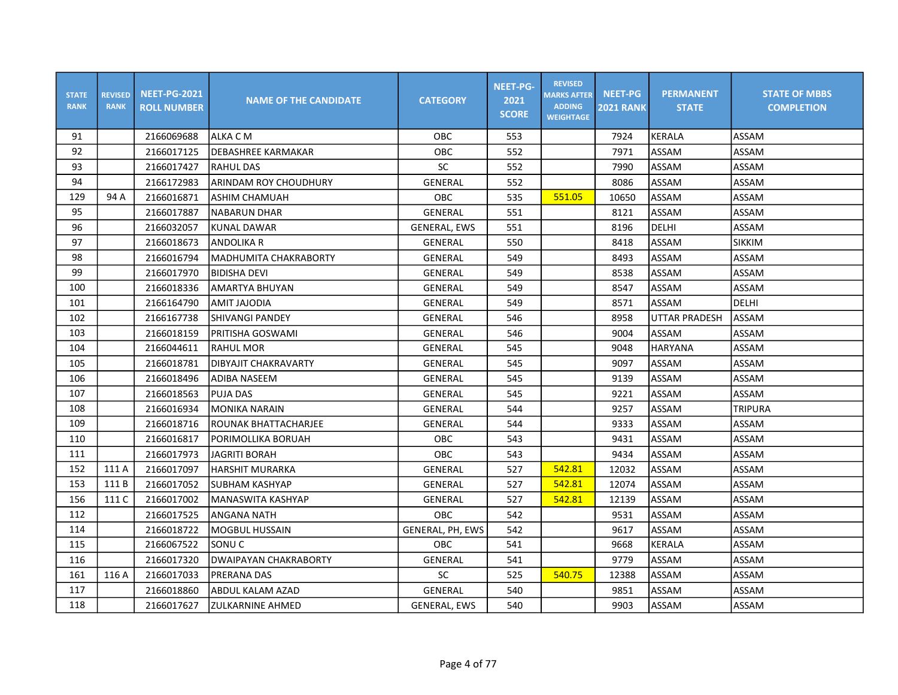| STATE RANK | REVISED RANK | NEET-PG-2021 ROLL NUMBER | NAME OF THE CANDIDATE | CATEGORY | NEET-PG-2021 SCORE | REVISED MARKS AFTER ADDING WEIGHTAGE | NEET-PG 2021 RANK | PERMANENT STATE | STATE OF MBBS COMPLETION |
|---|---|---|---|---|---|---|---|---|---|
| 91 | | 2166069688 | ALKA C M | OBC | 553 | | 7924 | KERALA | ASSAM |
| 92 | | 2166017125 | DEBASHREE KARMAKAR | OBC | 552 | | 7971 | ASSAM | ASSAM |
| 93 | | 2166017427 | RAHUL DAS | SC | 552 | | 7990 | ASSAM | ASSAM |
| 94 | | 2166172983 | ARINDAM ROY CHOUDHURY | GENERAL | 552 | | 8086 | ASSAM | ASSAM |
| 129 | 94 A | 2166016871 | ASHIM CHAMUAH | OBC | 535 | 551.05 | 10650 | ASSAM | ASSAM |
| 95 | | 2166017887 | NABARUN DHAR | GENERAL | 551 | | 8121 | ASSAM | ASSAM |
| 96 | | 2166032057 | KUNAL DAWAR | GENERAL, EWS | 551 | | 8196 | DELHI | ASSAM |
| 97 | | 2166018673 | ANDOLIKA R | GENERAL | 550 | | 8418 | ASSAM | SIKKIM |
| 98 | | 2166016794 | MADHUMITA CHAKRABORTY | GENERAL | 549 | | 8493 | ASSAM | ASSAM |
| 99 | | 2166017970 | BIDISHA DEVI | GENERAL | 549 | | 8538 | ASSAM | ASSAM |
| 100 | | 2166018336 | AMARTYA BHUYAN | GENERAL | 549 | | 8547 | ASSAM | ASSAM |
| 101 | | 2166164790 | AMIT JAJODIA | GENERAL | 549 | | 8571 | ASSAM | DELHI |
| 102 | | 2166167738 | SHIVANGI PANDEY | GENERAL | 546 | | 8958 | UTTAR PRADESH | ASSAM |
| 103 | | 2166018159 | PRITISHA GOSWAMI | GENERAL | 546 | | 9004 | ASSAM | ASSAM |
| 104 | | 2166044611 | RAHUL MOR | GENERAL | 545 | | 9048 | HARYANA | ASSAM |
| 105 | | 2166018781 | DIBYAJIT CHAKRAVARTY | GENERAL | 545 | | 9097 | ASSAM | ASSAM |
| 106 | | 2166018496 | ADIBA NASEEM | GENERAL | 545 | | 9139 | ASSAM | ASSAM |
| 107 | | 2166018563 | PUJA DAS | GENERAL | 545 | | 9221 | ASSAM | ASSAM |
| 108 | | 2166016934 | MONIKA NARAIN | GENERAL | 544 | | 9257 | ASSAM | TRIPURA |
| 109 | | 2166018716 | ROUNAK BHATTACHARJEE | GENERAL | 544 | | 9333 | ASSAM | ASSAM |
| 110 | | 2166016817 | PORIMOLLIKA BORUAH | OBC | 543 | | 9431 | ASSAM | ASSAM |
| 111 | | 2166017973 | JAGRITI BORAH | OBC | 543 | | 9434 | ASSAM | ASSAM |
| 152 | 111 A | 2166017097 | HARSHIT MURARKA | GENERAL | 527 | 542.81 | 12032 | ASSAM | ASSAM |
| 153 | 111 B | 2166017052 | SUBHAM KASHYAP | GENERAL | 527 | 542.81 | 12074 | ASSAM | ASSAM |
| 156 | 111 C | 2166017002 | MANASWITA KASHYAP | GENERAL | 527 | 542.81 | 12139 | ASSAM | ASSAM |
| 112 | | 2166017525 | ANGANA NATH | OBC | 542 | | 9531 | ASSAM | ASSAM |
| 114 | | 2166018722 | MOGBUL HUSSAIN | GENERAL, PH, EWS | 542 | | 9617 | ASSAM | ASSAM |
| 115 | | 2166067522 | SONU C | OBC | 541 | | 9668 | KERALA | ASSAM |
| 116 | | 2166017320 | DWAIPAYAN CHAKRABORTY | GENERAL | 541 | | 9779 | ASSAM | ASSAM |
| 161 | 116 A | 2166017033 | PRERANA DAS | SC | 525 | 540.75 | 12388 | ASSAM | ASSAM |
| 117 | | 2166018860 | ABDUL KALAM AZAD | GENERAL | 540 | | 9851 | ASSAM | ASSAM |
| 118 | | 2166017627 | ZULKARNINE AHMED | GENERAL, EWS | 540 | | 9903 | ASSAM | ASSAM |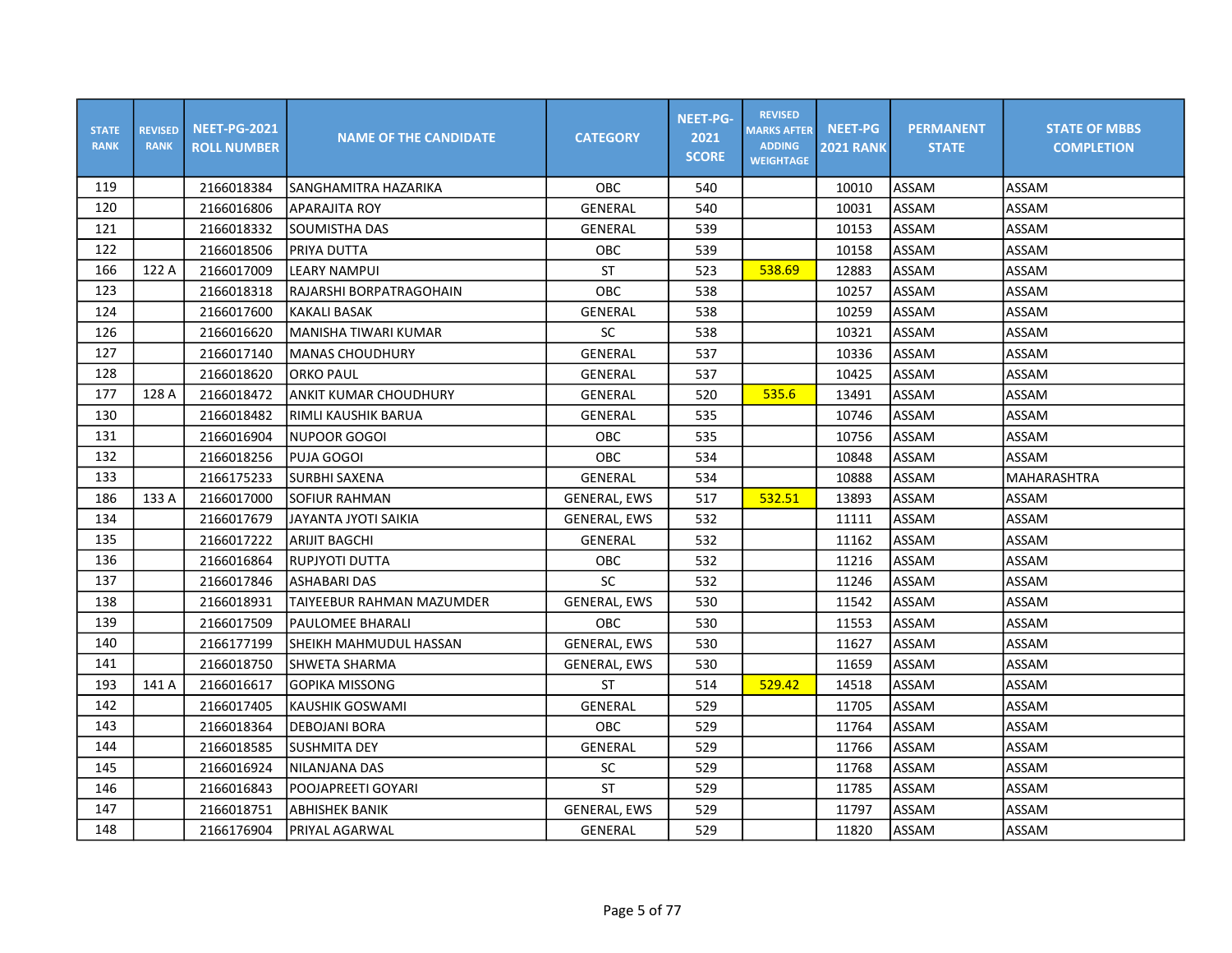| STATE RANK | REVISED RANK | NEET-PG-2021 ROLL NUMBER | NAME OF THE CANDIDATE | CATEGORY | NEET-PG-2021 SCORE | REVISED MARKS AFTER ADDING WEIGHTAGE | NEET-PG 2021 RANK | PERMANENT STATE | STATE OF MBBS COMPLETION |
|---|---|---|---|---|---|---|---|---|---|
| 119 | | 2166018384 | SANGHAMITRA HAZARIKA | OBC | 540 | | 10010 | ASSAM | ASSAM |
| 120 | | 2166016806 | APARAJITA ROY | GENERAL | 540 | | 10031 | ASSAM | ASSAM |
| 121 | | 2166018332 | SOUMISTHA DAS | GENERAL | 539 | | 10153 | ASSAM | ASSAM |
| 122 | | 2166018506 | PRIYA DUTTA | OBC | 539 | | 10158 | ASSAM | ASSAM |
| 166 | 122 A | 2166017009 | LEARY NAMPUI | ST | 523 | 538.69 | 12883 | ASSAM | ASSAM |
| 123 | | 2166018318 | RAJARSHI BORPATRAGOHAIN | OBC | 538 | | 10257 | ASSAM | ASSAM |
| 124 | | 2166017600 | KAKALI BASAK | GENERAL | 538 | | 10259 | ASSAM | ASSAM |
| 126 | | 2166016620 | MANISHA TIWARI KUMAR | SC | 538 | | 10321 | ASSAM | ASSAM |
| 127 | | 2166017140 | MANAS CHOUDHURY | GENERAL | 537 | | 10336 | ASSAM | ASSAM |
| 128 | | 2166018620 | ORKO PAUL | GENERAL | 537 | | 10425 | ASSAM | ASSAM |
| 177 | 128 A | 2166018472 | ANKIT KUMAR CHOUDHURY | GENERAL | 520 | 535.6 | 13491 | ASSAM | ASSAM |
| 130 | | 2166018482 | RIMLI KAUSHIK BARUA | GENERAL | 535 | | 10746 | ASSAM | ASSAM |
| 131 | | 2166016904 | NUPOOR GOGOI | OBC | 535 | | 10756 | ASSAM | ASSAM |
| 132 | | 2166018256 | PUJA GOGOI | OBC | 534 | | 10848 | ASSAM | ASSAM |
| 133 | | 2166175233 | SURBHI SAXENA | GENERAL | 534 | | 10888 | ASSAM | MAHARASHTRA |
| 186 | 133 A | 2166017000 | SOFIUR RAHMAN | GENERAL, EWS | 517 | 532.51 | 13893 | ASSAM | ASSAM |
| 134 | | 2166017679 | JAYANTA JYOTI SAIKIA | GENERAL, EWS | 532 | | 11111 | ASSAM | ASSAM |
| 135 | | 2166017222 | ARIJIT BAGCHI | GENERAL | 532 | | 11162 | ASSAM | ASSAM |
| 136 | | 2166016864 | RUPJYOTI DUTTA | OBC | 532 | | 11216 | ASSAM | ASSAM |
| 137 | | 2166017846 | ASHABARI DAS | SC | 532 | | 11246 | ASSAM | ASSAM |
| 138 | | 2166018931 | TAIYEEBUR RAHMAN MAZUMDER | GENERAL, EWS | 530 | | 11542 | ASSAM | ASSAM |
| 139 | | 2166017509 | PAULOMEE BHARALI | OBC | 530 | | 11553 | ASSAM | ASSAM |
| 140 | | 2166177199 | SHEIKH MAHMUDUL HASSAN | GENERAL, EWS | 530 | | 11627 | ASSAM | ASSAM |
| 141 | | 2166018750 | SHWETA SHARMA | GENERAL, EWS | 530 | | 11659 | ASSAM | ASSAM |
| 193 | 141 A | 2166016617 | GOPIKA MISSONG | ST | 514 | 529.42 | 14518 | ASSAM | ASSAM |
| 142 | | 2166017405 | KAUSHIK GOSWAMI | GENERAL | 529 | | 11705 | ASSAM | ASSAM |
| 143 | | 2166018364 | DEBOJANI BORA | OBC | 529 | | 11764 | ASSAM | ASSAM |
| 144 | | 2166018585 | SUSHMITA DEY | GENERAL | 529 | | 11766 | ASSAM | ASSAM |
| 145 | | 2166016924 | NILANJANA DAS | SC | 529 | | 11768 | ASSAM | ASSAM |
| 146 | | 2166016843 | POOJAPREETI GOYARI | ST | 529 | | 11785 | ASSAM | ASSAM |
| 147 | | 2166018751 | ABHISHEK BANIK | GENERAL, EWS | 529 | | 11797 | ASSAM | ASSAM |
| 148 | | 2166176904 | PRIYAL AGARWAL | GENERAL | 529 | | 11820 | ASSAM | ASSAM |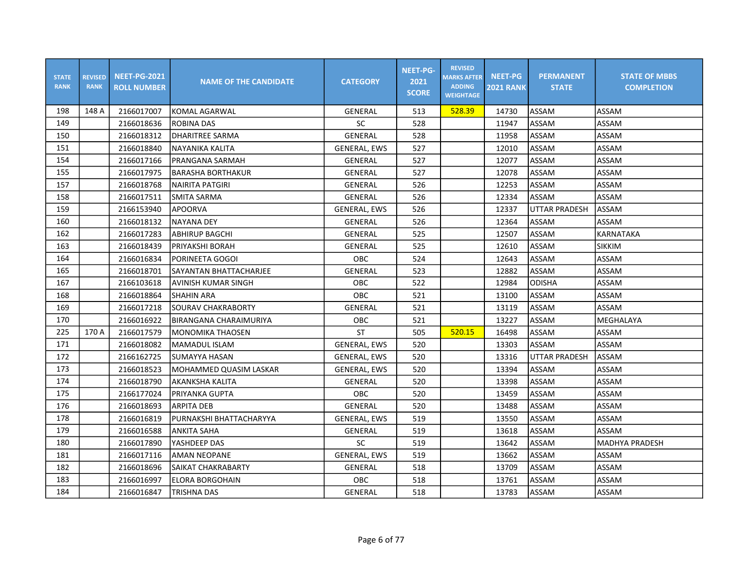| STATE RANK | REVISED RANK | NEET-PG-2021 ROLL NUMBER | NAME OF THE CANDIDATE | CATEGORY | NEET-PG-2021 SCORE | REVISED MARKS AFTER ADDING WEIGHTAGE | NEET-PG 2021 RANK | PERMANENT STATE | STATE OF MBBS COMPLETION |
|---|---|---|---|---|---|---|---|---|---|
| 198 | 148 A | 2166017007 | KOMAL AGARWAL | GENERAL | 513 | 528.39 | 14730 | ASSAM | ASSAM |
| 149 | | 2166018636 | ROBINA DAS | SC | 528 | | 11947 | ASSAM | ASSAM |
| 150 | | 2166018312 | DHARITREE SARMA | GENERAL | 528 | | 11958 | ASSAM | ASSAM |
| 151 | | 2166018840 | NAYANIKA KALITA | GENERAL, EWS | 527 | | 12010 | ASSAM | ASSAM |
| 154 | | 2166017166 | PRANGANA SARMAH | GENERAL | 527 | | 12077 | ASSAM | ASSAM |
| 155 | | 2166017975 | BARASHA BORTHAKUR | GENERAL | 527 | | 12078 | ASSAM | ASSAM |
| 157 | | 2166018768 | NAIRITA PATGIRI | GENERAL | 526 | | 12253 | ASSAM | ASSAM |
| 158 | | 2166017511 | SMITA SARMA | GENERAL | 526 | | 12334 | ASSAM | ASSAM |
| 159 | | 2166153940 | APOORVA | GENERAL, EWS | 526 | | 12337 | UTTAR PRADESH | ASSAM |
| 160 | | 2166018132 | NAYANA DEY | GENERAL | 526 | | 12364 | ASSAM | ASSAM |
| 162 | | 2166017283 | ABHIRUP BAGCHI | GENERAL | 525 | | 12507 | ASSAM | KARNATAKA |
| 163 | | 2166018439 | PRIYAKSHI BORAH | GENERAL | 525 | | 12610 | ASSAM | SIKKIM |
| 164 | | 2166016834 | PORINEETA GOGOI | OBC | 524 | | 12643 | ASSAM | ASSAM |
| 165 | | 2166018701 | SAYANTAN BHATTACHARJEE | GENERAL | 523 | | 12882 | ASSAM | ASSAM |
| 167 | | 2166103618 | AVINISH KUMAR SINGH | OBC | 522 | | 12984 | ODISHA | ASSAM |
| 168 | | 2166018864 | SHAHIN ARA | OBC | 521 | | 13100 | ASSAM | ASSAM |
| 169 | | 2166017218 | SOURAV CHAKRABORTY | GENERAL | 521 | | 13119 | ASSAM | ASSAM |
| 170 | | 2166016922 | BIRANGANA CHARAIMURIYA | OBC | 521 | | 13227 | ASSAM | MEGHALAYA |
| 225 | 170 A | 2166017579 | MONOMIKA THAOSEN | ST | 505 | 520.15 | 16498 | ASSAM | ASSAM |
| 171 | | 2166018082 | MAMADUL ISLAM | GENERAL, EWS | 520 | | 13303 | ASSAM | ASSAM |
| 172 | | 2166162725 | SUMAYYA HASAN | GENERAL, EWS | 520 | | 13316 | UTTAR PRADESH | ASSAM |
| 173 | | 2166018523 | MOHAMMED QUASIM LASKAR | GENERAL, EWS | 520 | | 13394 | ASSAM | ASSAM |
| 174 | | 2166018790 | AKANKSHA KALITA | GENERAL | 520 | | 13398 | ASSAM | ASSAM |
| 175 | | 2166177024 | PRIYANKA GUPTA | OBC | 520 | | 13459 | ASSAM | ASSAM |
| 176 | | 2166018693 | ARPITA DEB | GENERAL | 520 | | 13488 | ASSAM | ASSAM |
| 178 | | 2166016819 | PURNAKSHI BHATTACHARYYA | GENERAL, EWS | 519 | | 13550 | ASSAM | ASSAM |
| 179 | | 2166016588 | ANKITA SAHA | GENERAL | 519 | | 13618 | ASSAM | ASSAM |
| 180 | | 2166017890 | YASHDEEP DAS | SC | 519 | | 13642 | ASSAM | MADHYA PRADESH |
| 181 | | 2166017116 | AMAN NEOPANE | GENERAL, EWS | 519 | | 13662 | ASSAM | ASSAM |
| 182 | | 2166018696 | SAIKAT CHAKRABARTY | GENERAL | 518 | | 13709 | ASSAM | ASSAM |
| 183 | | 2166016997 | ELORA BORGOHAIN | OBC | 518 | | 13761 | ASSAM | ASSAM |
| 184 | | 2166016847 | TRISHNA DAS | GENERAL | 518 | | 13783 | ASSAM | ASSAM |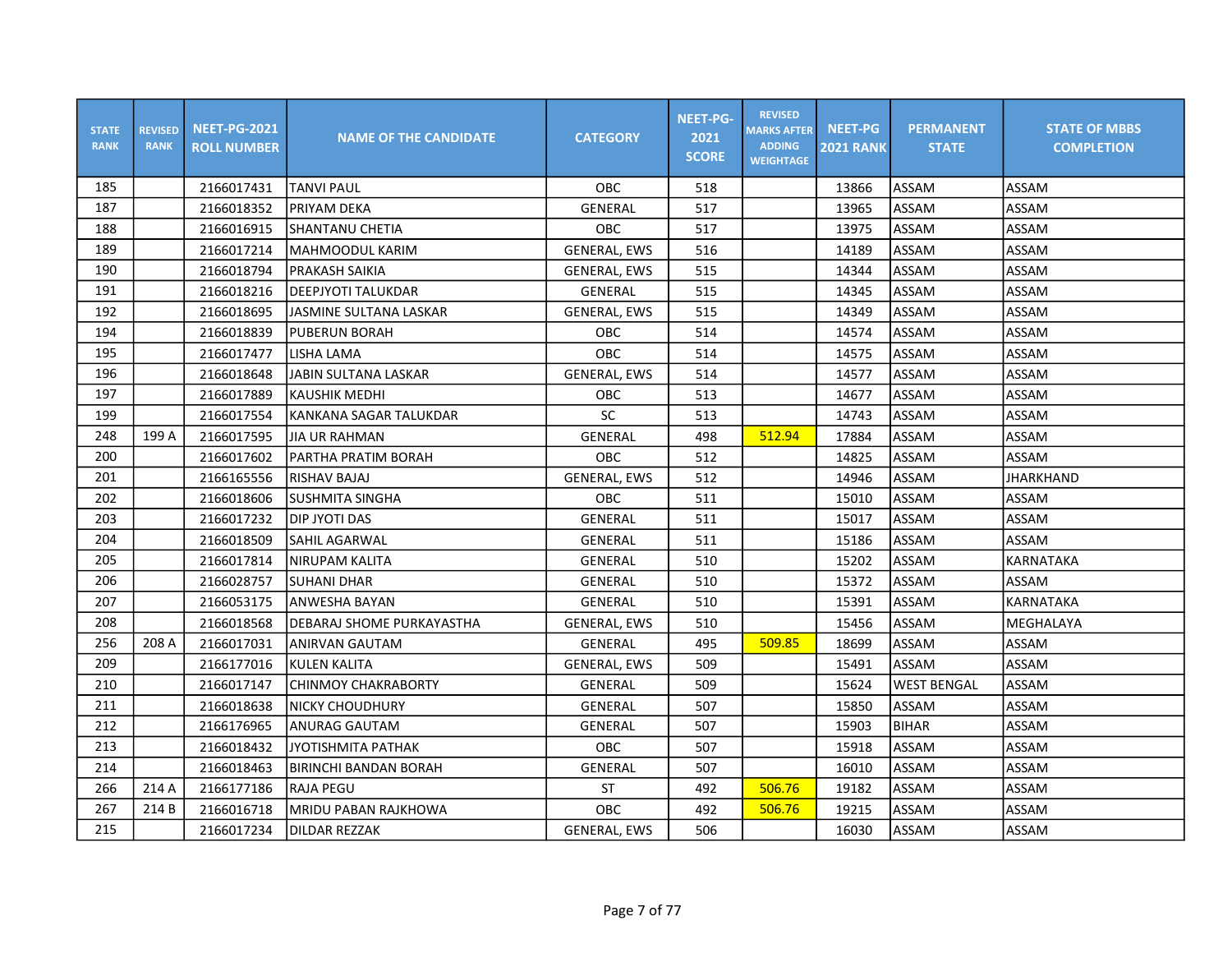| STATE RANK | REVISED RANK | NEET-PG-2021 ROLL NUMBER | NAME OF THE CANDIDATE | CATEGORY | NEET-PG-2021 SCORE | REVISED MARKS AFTER ADDING WEIGHTAGE | NEET-PG 2021 RANK | PERMANENT STATE | STATE OF MBBS COMPLETION |
|---|---|---|---|---|---|---|---|---|---|
| 185 | | 2166017431 | TANVI PAUL | OBC | 518 | | 13866 | ASSAM | ASSAM |
| 187 | | 2166018352 | PRIYAM DEKA | GENERAL | 517 | | 13965 | ASSAM | ASSAM |
| 188 | | 2166016915 | SHANTANU CHETIA | OBC | 517 | | 13975 | ASSAM | ASSAM |
| 189 | | 2166017214 | MAHMOODUL KARIM | GENERAL, EWS | 516 | | 14189 | ASSAM | ASSAM |
| 190 | | 2166018794 | PRAKASH SAIKIA | GENERAL, EWS | 515 | | 14344 | ASSAM | ASSAM |
| 191 | | 2166018216 | DEEPJYOTI TALUKDAR | GENERAL | 515 | | 14345 | ASSAM | ASSAM |
| 192 | | 2166018695 | JASMINE SULTANA LASKAR | GENERAL, EWS | 515 | | 14349 | ASSAM | ASSAM |
| 194 | | 2166018839 | PUBERUN BORAH | OBC | 514 | | 14574 | ASSAM | ASSAM |
| 195 | | 2166017477 | LISHA LAMA | OBC | 514 | | 14575 | ASSAM | ASSAM |
| 196 | | 2166018648 | JABIN SULTANA LASKAR | GENERAL, EWS | 514 | | 14577 | ASSAM | ASSAM |
| 197 | | 2166017889 | KAUSHIK MEDHI | OBC | 513 | | 14677 | ASSAM | ASSAM |
| 199 | | 2166017554 | KANKANA SAGAR TALUKDAR | SC | 513 | | 14743 | ASSAM | ASSAM |
| 248 | 199 A | 2166017595 | JIA UR RAHMAN | GENERAL | 498 | 512.94 | 17884 | ASSAM | ASSAM |
| 200 | | 2166017602 | PARTHA PRATIM BORAH | OBC | 512 | | 14825 | ASSAM | ASSAM |
| 201 | | 2166165556 | RISHAV BAJAJ | GENERAL, EWS | 512 | | 14946 | ASSAM | JHARKHAND |
| 202 | | 2166018606 | SUSHMITA SINGHA | OBC | 511 | | 15010 | ASSAM | ASSAM |
| 203 | | 2166017232 | DIP JYOTI DAS | GENERAL | 511 | | 15017 | ASSAM | ASSAM |
| 204 | | 2166018509 | SAHIL AGARWAL | GENERAL | 511 | | 15186 | ASSAM | ASSAM |
| 205 | | 2166017814 | NIRUPAM KALITA | GENERAL | 510 | | 15202 | ASSAM | KARNATAKA |
| 206 | | 2166028757 | SUHANI DHAR | GENERAL | 510 | | 15372 | ASSAM | ASSAM |
| 207 | | 2166053175 | ANWESHA BAYAN | GENERAL | 510 | | 15391 | ASSAM | KARNATAKA |
| 208 | | 2166018568 | DEBARAJ SHOME PURKAYASTHA | GENERAL, EWS | 510 | | 15456 | ASSAM | MEGHALAYA |
| 256 | 208 A | 2166017031 | ANIRVAN GAUTAM | GENERAL | 495 | 509.85 | 18699 | ASSAM | ASSAM |
| 209 | | 2166177016 | KULEN KALITA | GENERAL, EWS | 509 | | 15491 | ASSAM | ASSAM |
| 210 | | 2166017147 | CHINMOY CHAKRABORTY | GENERAL | 509 | | 15624 | WEST BENGAL | ASSAM |
| 211 | | 2166018638 | NICKY CHOUDHURY | GENERAL | 507 | | 15850 | ASSAM | ASSAM |
| 212 | | 2166176965 | ANURAG GAUTAM | GENERAL | 507 | | 15903 | BIHAR | ASSAM |
| 213 | | 2166018432 | JYOTISHMITA PATHAK | OBC | 507 | | 15918 | ASSAM | ASSAM |
| 214 | | 2166018463 | BIRINCHI BANDAN BORAH | GENERAL | 507 | | 16010 | ASSAM | ASSAM |
| 266 | 214 A | 2166177186 | RAJA PEGU | ST | 492 | 506.76 | 19182 | ASSAM | ASSAM |
| 267 | 214 B | 2166016718 | MRIDU PABAN RAJKHOWA | OBC | 492 | 506.76 | 19215 | ASSAM | ASSAM |
| 215 | | 2166017234 | DILDAR REZZAK | GENERAL, EWS | 506 | | 16030 | ASSAM | ASSAM |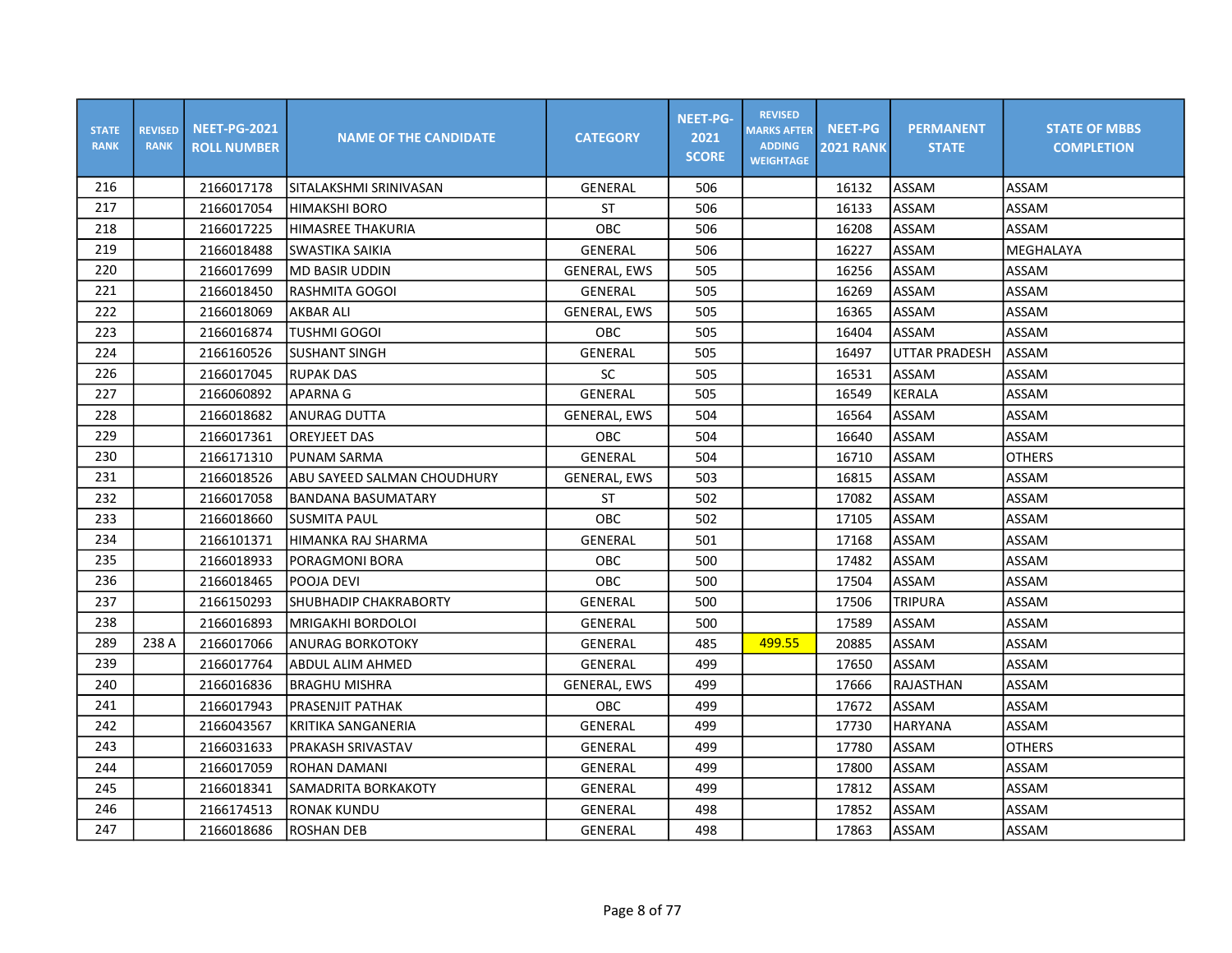| STATE RANK | REVISED RANK | NEET-PG-2021 ROLL NUMBER | NAME OF THE CANDIDATE | CATEGORY | NEET-PG-2021 SCORE | REVISED MARKS AFTER ADDING WEIGHTAGE | NEET-PG 2021 RANK | PERMANENT STATE | STATE OF MBBS COMPLETION |
|---|---|---|---|---|---|---|---|---|---|
| 216 | | 2166017178 | SITALAKSHMI SRINIVASAN | GENERAL | 506 | | 16132 | ASSAM | ASSAM |
| 217 | | 2166017054 | HIMAKSHI BORO | ST | 506 | | 16133 | ASSAM | ASSAM |
| 218 | | 2166017225 | HIMASREE THAKURIA | OBC | 506 | | 16208 | ASSAM | ASSAM |
| 219 | | 2166018488 | SWASTIKA SAIKIA | GENERAL | 506 | | 16227 | ASSAM | MEGHALAYA |
| 220 | | 2166017699 | MD BASIR UDDIN | GENERAL, EWS | 505 | | 16256 | ASSAM | ASSAM |
| 221 | | 2166018450 | RASHMITA GOGOI | GENERAL | 505 | | 16269 | ASSAM | ASSAM |
| 222 | | 2166018069 | AKBAR ALI | GENERAL, EWS | 505 | | 16365 | ASSAM | ASSAM |
| 223 | | 2166016874 | TUSHMI GOGOI | OBC | 505 | | 16404 | ASSAM | ASSAM |
| 224 | | 2166160526 | SUSHANT SINGH | GENERAL | 505 | | 16497 | UTTAR PRADESH | ASSAM |
| 226 | | 2166017045 | RUPAK DAS | SC | 505 | | 16531 | ASSAM | ASSAM |
| 227 | | 2166060892 | APARNA G | GENERAL | 505 | | 16549 | KERALA | ASSAM |
| 228 | | 2166018682 | ANURAG DUTTA | GENERAL, EWS | 504 | | 16564 | ASSAM | ASSAM |
| 229 | | 2166017361 | OREYJEET DAS | OBC | 504 | | 16640 | ASSAM | ASSAM |
| 230 | | 2166171310 | PUNAM SARMA | GENERAL | 504 | | 16710 | ASSAM | OTHERS |
| 231 | | 2166018526 | ABU SAYEED SALMAN CHOUDHURY | GENERAL, EWS | 503 | | 16815 | ASSAM | ASSAM |
| 232 | | 2166017058 | BANDANA BASUMATARY | ST | 502 | | 17082 | ASSAM | ASSAM |
| 233 | | 2166018660 | SUSMITA PAUL | OBC | 502 | | 17105 | ASSAM | ASSAM |
| 234 | | 2166101371 | HIMANKA RAJ SHARMA | GENERAL | 501 | | 17168 | ASSAM | ASSAM |
| 235 | | 2166018933 | PORAGMONI BORA | OBC | 500 | | 17482 | ASSAM | ASSAM |
| 236 | | 2166018465 | POOJA DEVI | OBC | 500 | | 17504 | ASSAM | ASSAM |
| 237 | | 2166150293 | SHUBHADIP CHAKRABORTY | GENERAL | 500 | | 17506 | TRIPURA | ASSAM |
| 238 | | 2166016893 | MRIGAKHI BORDOLOI | GENERAL | 500 | | 17589 | ASSAM | ASSAM |
| 289 | 238 A | 2166017066 | ANURAG BORKOTOKY | GENERAL | 485 | 499.55 | 20885 | ASSAM | ASSAM |
| 239 | | 2166017764 | ABDUL ALIM AHMED | GENERAL | 499 | | 17650 | ASSAM | ASSAM |
| 240 | | 2166016836 | BRAGHU MISHRA | GENERAL, EWS | 499 | | 17666 | RAJASTHAN | ASSAM |
| 241 | | 2166017943 | PRASENJIT PATHAK | OBC | 499 | | 17672 | ASSAM | ASSAM |
| 242 | | 2166043567 | KRITIKA SANGANERIA | GENERAL | 499 | | 17730 | HARYANA | ASSAM |
| 243 | | 2166031633 | PRAKASH SRIVASTAV | GENERAL | 499 | | 17780 | ASSAM | OTHERS |
| 244 | | 2166017059 | ROHAN DAMANI | GENERAL | 499 | | 17800 | ASSAM | ASSAM |
| 245 | | 2166018341 | SAMADRITA BORKAKOTY | GENERAL | 499 | | 17812 | ASSAM | ASSAM |
| 246 | | 2166174513 | RONAK KUNDU | GENERAL | 498 | | 17852 | ASSAM | ASSAM |
| 247 | | 2166018686 | ROSHAN DEB | GENERAL | 498 | | 17863 | ASSAM | ASSAM |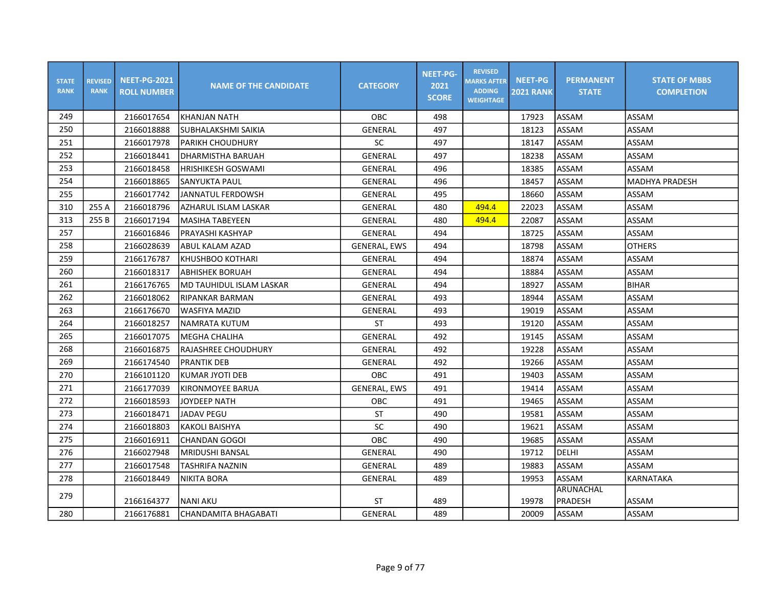| STATE RANK | REVISED RANK | NEET-PG-2021 ROLL NUMBER | NAME OF THE CANDIDATE | CATEGORY | NEET-PG-2021 SCORE | REVISED MARKS AFTER ADDING WEIGHTAGE | NEET-PG 2021 RANK | PERMANENT STATE | STATE OF MBBS COMPLETION |
|---|---|---|---|---|---|---|---|---|---|
| 249 | | 2166017654 | KHANJAN NATH | OBC | 498 | | 17923 | ASSAM | ASSAM |
| 250 | | 2166018888 | SUBHALAKSHMI SAIKIA | GENERAL | 497 | | 18123 | ASSAM | ASSAM |
| 251 | | 2166017978 | PARIKH CHOUDHURY | SC | 497 | | 18147 | ASSAM | ASSAM |
| 252 | | 2166018441 | DHARMISTHA BARUAH | GENERAL | 497 | | 18238 | ASSAM | ASSAM |
| 253 | | 2166018458 | HRISHIKESH GOSWAMI | GENERAL | 496 | | 18385 | ASSAM | ASSAM |
| 254 | | 2166018865 | SANYUKTA PAUL | GENERAL | 496 | | 18457 | ASSAM | MADHYA PRADESH |
| 255 | | 2166017742 | JANNATUL FERDOWSH | GENERAL | 495 | | 18660 | ASSAM | ASSAM |
| 310 | 255 A | 2166018796 | AZHARUL ISLAM LASKAR | GENERAL | 480 | 494.4 | 22023 | ASSAM | ASSAM |
| 313 | 255 B | 2166017194 | MASIHA TABEYEEN | GENERAL | 480 | 494.4 | 22087 | ASSAM | ASSAM |
| 257 | | 2166016846 | PRAYASHI KASHYAP | GENERAL | 494 | | 18725 | ASSAM | ASSAM |
| 258 | | 2166028639 | ABUL KALAM AZAD | GENERAL, EWS | 494 | | 18798 | ASSAM | OTHERS |
| 259 | | 2166176787 | KHUSHBOO KOTHARI | GENERAL | 494 | | 18874 | ASSAM | ASSAM |
| 260 | | 2166018317 | ABHISHEK BORUAH | GENERAL | 494 | | 18884 | ASSAM | ASSAM |
| 261 | | 2166176765 | MD TAUHIDUL ISLAM LASKAR | GENERAL | 494 | | 18927 | ASSAM | BIHAR |
| 262 | | 2166018062 | RIPANKAR BARMAN | GENERAL | 493 | | 18944 | ASSAM | ASSAM |
| 263 | | 2166176670 | WASFIYA MAZID | GENERAL | 493 | | 19019 | ASSAM | ASSAM |
| 264 | | 2166018257 | NAMRATA KUTUM | ST | 493 | | 19120 | ASSAM | ASSAM |
| 265 | | 2166017075 | MEGHA CHALIHA | GENERAL | 492 | | 19145 | ASSAM | ASSAM |
| 268 | | 2166016875 | RAJASHREE CHOUDHURY | GENERAL | 492 | | 19228 | ASSAM | ASSAM |
| 269 | | 2166174540 | PRANTIK DEB | GENERAL | 492 | | 19266 | ASSAM | ASSAM |
| 270 | | 2166101120 | KUMAR JYOTI DEB | OBC | 491 | | 19403 | ASSAM | ASSAM |
| 271 | | 2166177039 | KIRONMOYEE BARUA | GENERAL, EWS | 491 | | 19414 | ASSAM | ASSAM |
| 272 | | 2166018593 | JOYDEEP NATH | OBC | 491 | | 19465 | ASSAM | ASSAM |
| 273 | | 2166018471 | JADAV PEGU | ST | 490 | | 19581 | ASSAM | ASSAM |
| 274 | | 2166018803 | KAKOLI BAISHYA | SC | 490 | | 19621 | ASSAM | ASSAM |
| 275 | | 2166016911 | CHANDAN GOGOI | OBC | 490 | | 19685 | ASSAM | ASSAM |
| 276 | | 2166027948 | MRIDUSHI BANSAL | GENERAL | 490 | | 19712 | DELHI | ASSAM |
| 277 | | 2166017548 | TASHRIFA NAZNIN | GENERAL | 489 | | 19883 | ASSAM | ASSAM |
| 278 | | 2166018449 | NIKITA BORA | GENERAL | 489 | | 19953 | ASSAM | KARNATAKA |
| 279 | | 2166164377 | NANI AKU | ST | 489 | | 19978 | ARUNACHAL PRADESH | ASSAM |
| 280 | | 2166176881 | CHANDAMITA BHAGABATI | GENERAL | 489 | | 20009 | ASSAM | ASSAM |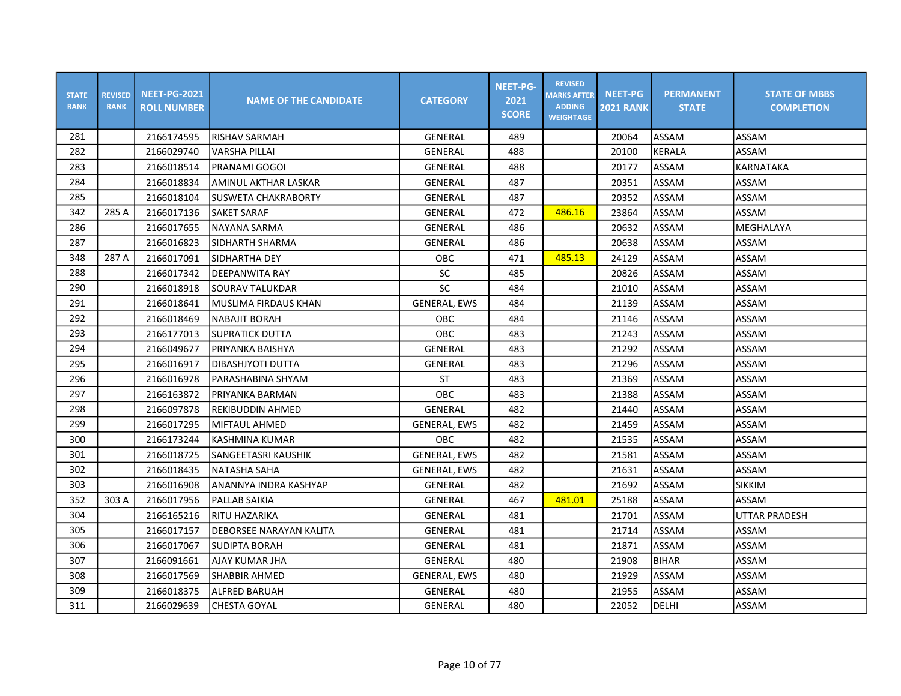| STATE RANK | REVISED RANK | NEET-PG-2021 ROLL NUMBER | NAME OF THE CANDIDATE | CATEGORY | NEET-PG-2021 SCORE | REVISED MARKS AFTER ADDING WEIGHTAGE | NEET-PG 2021 RANK | PERMANENT STATE | STATE OF MBBS COMPLETION |
|---|---|---|---|---|---|---|---|---|---|
| 281 | | 2166174595 | RISHAV SARMAH | GENERAL | 489 | | 20064 | ASSAM | ASSAM |
| 282 | | 2166029740 | VARSHA PILLAI | GENERAL | 488 | | 20100 | KERALA | ASSAM |
| 283 | | 2166018514 | PRANAMI GOGOI | GENERAL | 488 | | 20177 | ASSAM | KARNATAKA |
| 284 | | 2166018834 | AMINUL AKTHAR LASKAR | GENERAL | 487 | | 20351 | ASSAM | ASSAM |
| 285 | | 2166018104 | SUSWETA CHAKRABORTY | GENERAL | 487 | | 20352 | ASSAM | ASSAM |
| 342 | 285 A | 2166017136 | SAKET SARAF | GENERAL | 472 | 486.16 | 23864 | ASSAM | ASSAM |
| 286 | | 2166017655 | NAYANA SARMA | GENERAL | 486 | | 20632 | ASSAM | MEGHALAYA |
| 287 | | 2166016823 | SIDHARTH SHARMA | GENERAL | 486 | | 20638 | ASSAM | ASSAM |
| 348 | 287 A | 2166017091 | SIDHARTHA DEY | OBC | 471 | 485.13 | 24129 | ASSAM | ASSAM |
| 288 | | 2166017342 | DEEPANWITA RAY | SC | 485 | | 20826 | ASSAM | ASSAM |
| 290 | | 2166018918 | SOURAV TALUKDAR | SC | 484 | | 21010 | ASSAM | ASSAM |
| 291 | | 2166018641 | MUSLIMA FIRDAUS KHAN | GENERAL, EWS | 484 | | 21139 | ASSAM | ASSAM |
| 292 | | 2166018469 | NABAJIT BORAH | OBC | 484 | | 21146 | ASSAM | ASSAM |
| 293 | | 2166177013 | SUPRATICK DUTTA | OBC | 483 | | 21243 | ASSAM | ASSAM |
| 294 | | 2166049677 | PRIYANKA BAISHYA | GENERAL | 483 | | 21292 | ASSAM | ASSAM |
| 295 | | 2166016917 | DIBASHJYOTI DUTTA | GENERAL | 483 | | 21296 | ASSAM | ASSAM |
| 296 | | 2166016978 | PARASHABINA SHYAM | ST | 483 | | 21369 | ASSAM | ASSAM |
| 297 | | 2166163872 | PRIYANKA BARMAN | OBC | 483 | | 21388 | ASSAM | ASSAM |
| 298 | | 2166097878 | REKIBUDDIN AHMED | GENERAL | 482 | | 21440 | ASSAM | ASSAM |
| 299 | | 2166017295 | MIFTAUL AHMED | GENERAL, EWS | 482 | | 21459 | ASSAM | ASSAM |
| 300 | | 2166173244 | KASHMINA KUMAR | OBC | 482 | | 21535 | ASSAM | ASSAM |
| 301 | | 2166018725 | SANGEETASRI KAUSHIK | GENERAL, EWS | 482 | | 21581 | ASSAM | ASSAM |
| 302 | | 2166018435 | NATASHA SAHA | GENERAL, EWS | 482 | | 21631 | ASSAM | ASSAM |
| 303 | | 2166016908 | ANANNYA INDRA KASHYAP | GENERAL | 482 | | 21692 | ASSAM | SIKKIM |
| 352 | 303 A | 2166017956 | PALLAB SAIKIA | GENERAL | 467 | 481.01 | 25188 | ASSAM | ASSAM |
| 304 | | 2166165216 | RITU HAZARIKA | GENERAL | 481 | | 21701 | ASSAM | UTTAR PRADESH |
| 305 | | 2166017157 | DEBORSEE NARAYAN KALITA | GENERAL | 481 | | 21714 | ASSAM | ASSAM |
| 306 | | 2166017067 | SUDIPTA BORAH | GENERAL | 481 | | 21871 | ASSAM | ASSAM |
| 307 | | 2166091661 | AJAY KUMAR JHA | GENERAL | 480 | | 21908 | BIHAR | ASSAM |
| 308 | | 2166017569 | SHABBIR AHMED | GENERAL, EWS | 480 | | 21929 | ASSAM | ASSAM |
| 309 | | 2166018375 | ALFRED BARUAH | GENERAL | 480 | | 21955 | ASSAM | ASSAM |
| 311 | | 2166029639 | CHESTA GOYAL | GENERAL | 480 | | 22052 | DELHI | ASSAM |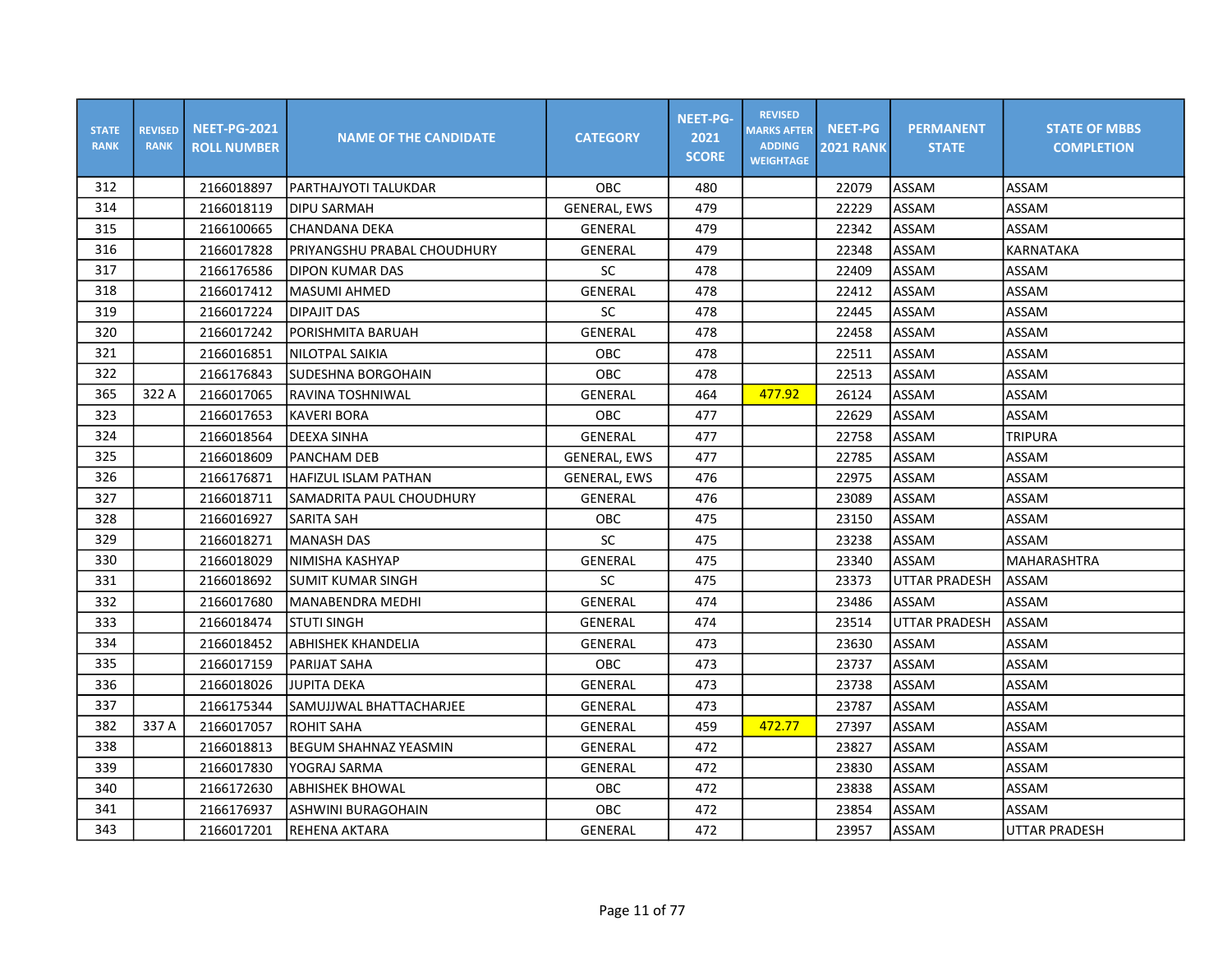| STATE RANK | REVISED RANK | NEET-PG-2021 ROLL NUMBER | NAME OF THE CANDIDATE | CATEGORY | NEET-PG-2021 SCORE | REVISED MARKS AFTER ADDING WEIGHTAGE | NEET-PG 2021 RANK | PERMANENT STATE | STATE OF MBBS COMPLETION |
|---|---|---|---|---|---|---|---|---|---|
| 312 | | 2166018897 | PARTHAJYOTI TALUKDAR | OBC | 480 | | 22079 | ASSAM | ASSAM |
| 314 | | 2166018119 | DIPU SARMAH | GENERAL, EWS | 479 | | 22229 | ASSAM | ASSAM |
| 315 | | 2166100665 | CHANDANA DEKA | GENERAL | 479 | | 22342 | ASSAM | ASSAM |
| 316 | | 2166017828 | PRIYANGSHU PRABAL CHOUDHURY | GENERAL | 479 | | 22348 | ASSAM | KARNATAKA |
| 317 | | 2166176586 | DIPON KUMAR DAS | SC | 478 | | 22409 | ASSAM | ASSAM |
| 318 | | 2166017412 | MASUMI AHMED | GENERAL | 478 | | 22412 | ASSAM | ASSAM |
| 319 | | 2166017224 | DIPAJIT DAS | SC | 478 | | 22445 | ASSAM | ASSAM |
| 320 | | 2166017242 | PORISHMITA BARUAH | GENERAL | 478 | | 22458 | ASSAM | ASSAM |
| 321 | | 2166016851 | NILOTPAL SAIKIA | OBC | 478 | | 22511 | ASSAM | ASSAM |
| 322 | | 2166176843 | SUDESHNA BORGOHAIN | OBC | 478 | | 22513 | ASSAM | ASSAM |
| 365 | 322 A | 2166017065 | RAVINA TOSHNIWAL | GENERAL | 464 | 477.92 | 26124 | ASSAM | ASSAM |
| 323 | | 2166017653 | KAVERI BORA | OBC | 477 | | 22629 | ASSAM | ASSAM |
| 324 | | 2166018564 | DEEXA SINHA | GENERAL | 477 | | 22758 | ASSAM | TRIPURA |
| 325 | | 2166018609 | PANCHAM DEB | GENERAL, EWS | 477 | | 22785 | ASSAM | ASSAM |
| 326 | | 2166176871 | HAFIZUL ISLAM PATHAN | GENERAL, EWS | 476 | | 22975 | ASSAM | ASSAM |
| 327 | | 2166018711 | SAMADRITA PAUL CHOUDHURY | GENERAL | 476 | | 23089 | ASSAM | ASSAM |
| 328 | | 2166016927 | SARITA SAH | OBC | 475 | | 23150 | ASSAM | ASSAM |
| 329 | | 2166018271 | MANASH DAS | SC | 475 | | 23238 | ASSAM | ASSAM |
| 330 | | 2166018029 | NIMISHA KASHYAP | GENERAL | 475 | | 23340 | ASSAM | MAHARASHTRA |
| 331 | | 2166018692 | SUMIT KUMAR SINGH | SC | 475 | | 23373 | UTTAR PRADESH | ASSAM |
| 332 | | 2166017680 | MANABENDRA MEDHI | GENERAL | 474 | | 23486 | ASSAM | ASSAM |
| 333 | | 2166018474 | STUTI SINGH | GENERAL | 474 | | 23514 | UTTAR PRADESH | ASSAM |
| 334 | | 2166018452 | ABHISHEK KHANDELIA | GENERAL | 473 | | 23630 | ASSAM | ASSAM |
| 335 | | 2166017159 | PARIJAT SAHA | OBC | 473 | | 23737 | ASSAM | ASSAM |
| 336 | | 2166018026 | JUPITA DEKA | GENERAL | 473 | | 23738 | ASSAM | ASSAM |
| 337 | | 2166175344 | SAMUJJWAL BHATTACHARJEE | GENERAL | 473 | | 23787 | ASSAM | ASSAM |
| 382 | 337 A | 2166017057 | ROHIT SAHA | GENERAL | 459 | 472.77 | 27397 | ASSAM | ASSAM |
| 338 | | 2166018813 | BEGUM SHAHNAZ YEASMIN | GENERAL | 472 | | 23827 | ASSAM | ASSAM |
| 339 | | 2166017830 | YOGRAJ SARMA | GENERAL | 472 | | 23830 | ASSAM | ASSAM |
| 340 | | 2166172630 | ABHISHEK BHOWAL | OBC | 472 | | 23838 | ASSAM | ASSAM |
| 341 | | 2166176937 | ASHWINI BURAGOHAIN | OBC | 472 | | 23854 | ASSAM | ASSAM |
| 343 | | 2166017201 | REHENA AKTARA | GENERAL | 472 | | 23957 | ASSAM | UTTAR PRADESH |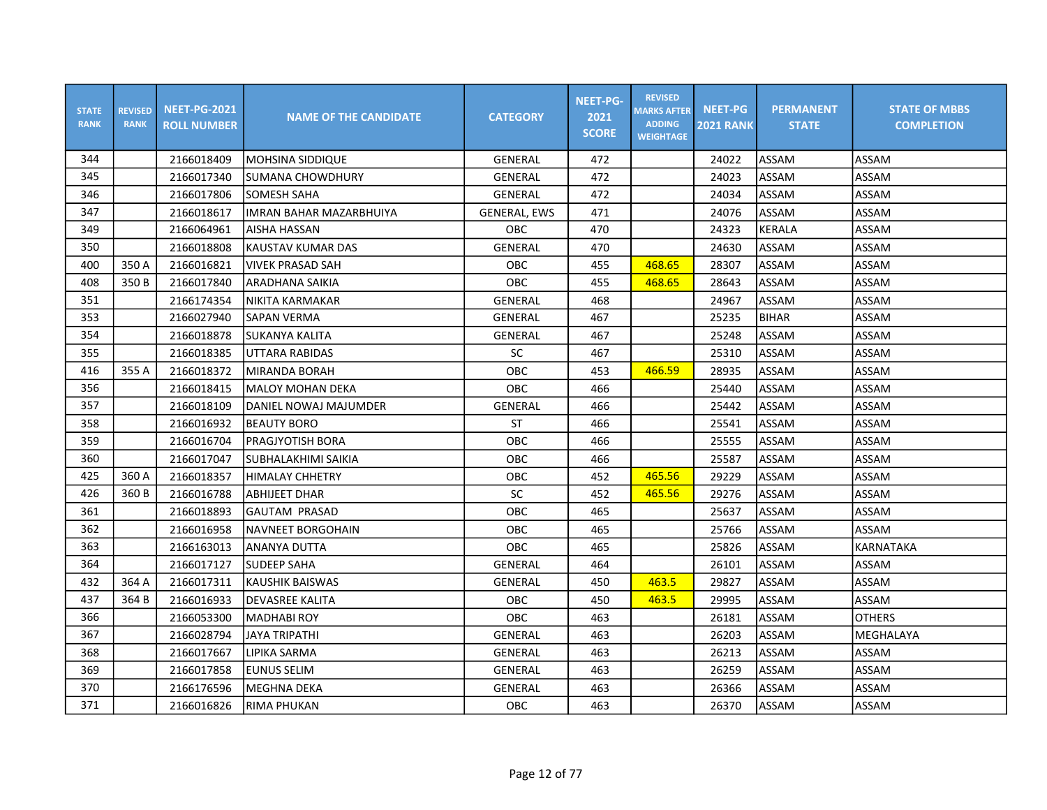| STATE RANK | REVISED RANK | NEET-PG-2021 ROLL NUMBER | NAME OF THE CANDIDATE | CATEGORY | NEET-PG-2021 SCORE | REVISED MARKS AFTER ADDING WEIGHTAGE | NEET-PG 2021 RANK | PERMANENT STATE | STATE OF MBBS COMPLETION |
|---|---|---|---|---|---|---|---|---|---|
| 344 | | 2166018409 | MOHSINA SIDDIQUE | GENERAL | 472 | | 24022 | ASSAM | ASSAM |
| 345 | | 2166017340 | SUMANA CHOWDHURY | GENERAL | 472 | | 24023 | ASSAM | ASSAM |
| 346 | | 2166017806 | SOMESH SAHA | GENERAL | 472 | | 24034 | ASSAM | ASSAM |
| 347 | | 2166018617 | IMRAN BAHAR MAZARBHUIYA | GENERAL, EWS | 471 | | 24076 | ASSAM | ASSAM |
| 349 | | 2166064961 | AISHA HASSAN | OBC | 470 | | 24323 | KERALA | ASSAM |
| 350 | | 2166018808 | KAUSTAV KUMAR DAS | GENERAL | 470 | | 24630 | ASSAM | ASSAM |
| 400 | 350 A | 2166016821 | VIVEK PRASAD SAH | OBC | 455 | 468.65 | 28307 | ASSAM | ASSAM |
| 408 | 350 B | 2166017840 | ARADHANA SAIKIA | OBC | 455 | 468.65 | 28643 | ASSAM | ASSAM |
| 351 | | 2166174354 | NIKITA KARMAKAR | GENERAL | 468 | | 24967 | ASSAM | ASSAM |
| 353 | | 2166027940 | SAPAN VERMA | GENERAL | 467 | | 25235 | BIHAR | ASSAM |
| 354 | | 2166018878 | SUKANYA KALITA | GENERAL | 467 | | 25248 | ASSAM | ASSAM |
| 355 | | 2166018385 | UTTARA RABIDAS | SC | 467 | | 25310 | ASSAM | ASSAM |
| 416 | 355 A | 2166018372 | MIRANDA BORAH | OBC | 453 | 466.59 | 28935 | ASSAM | ASSAM |
| 356 | | 2166018415 | MALOY MOHAN DEKA | OBC | 466 | | 25440 | ASSAM | ASSAM |
| 357 | | 2166018109 | DANIEL NOWAJ MAJUMDER | GENERAL | 466 | | 25442 | ASSAM | ASSAM |
| 358 | | 2166016932 | BEAUTY BORO | ST | 466 | | 25541 | ASSAM | ASSAM |
| 359 | | 2166016704 | PRAGJYOTISH BORA | OBC | 466 | | 25555 | ASSAM | ASSAM |
| 360 | | 2166017047 | SUBHALAKHIMI SAIKIA | OBC | 466 | | 25587 | ASSAM | ASSAM |
| 425 | 360 A | 2166018357 | HIMALAY CHHETRY | OBC | 452 | 465.56 | 29229 | ASSAM | ASSAM |
| 426 | 360 B | 2166016788 | ABHIJEET DHAR | SC | 452 | 465.56 | 29276 | ASSAM | ASSAM |
| 361 | | 2166018893 | GAUTAM PRASAD | OBC | 465 | | 25637 | ASSAM | ASSAM |
| 362 | | 2166016958 | NAVNEET BORGOHAIN | OBC | 465 | | 25766 | ASSAM | ASSAM |
| 363 | | 2166163013 | ANANYA DUTTA | OBC | 465 | | 25826 | ASSAM | KARNATAKA |
| 364 | | 2166017127 | SUDEEP SAHA | GENERAL | 464 | | 26101 | ASSAM | ASSAM |
| 432 | 364 A | 2166017311 | KAUSHIK BAISWAS | GENERAL | 450 | 463.5 | 29827 | ASSAM | ASSAM |
| 437 | 364 B | 2166016933 | DEVASREE KALITA | OBC | 450 | 463.5 | 29995 | ASSAM | ASSAM |
| 366 | | 2166053300 | MADHABI ROY | OBC | 463 | | 26181 | ASSAM | OTHERS |
| 367 | | 2166028794 | JAYA TRIPATHI | GENERAL | 463 | | 26203 | ASSAM | MEGHALAYA |
| 368 | | 2166017667 | LIPIKA SARMA | GENERAL | 463 | | 26213 | ASSAM | ASSAM |
| 369 | | 2166017858 | EUNUS SELIM | GENERAL | 463 | | 26259 | ASSAM | ASSAM |
| 370 | | 2166176596 | MEGHNA DEKA | GENERAL | 463 | | 26366 | ASSAM | ASSAM |
| 371 | | 2166016826 | RIMA PHUKAN | OBC | 463 | | 26370 | ASSAM | ASSAM |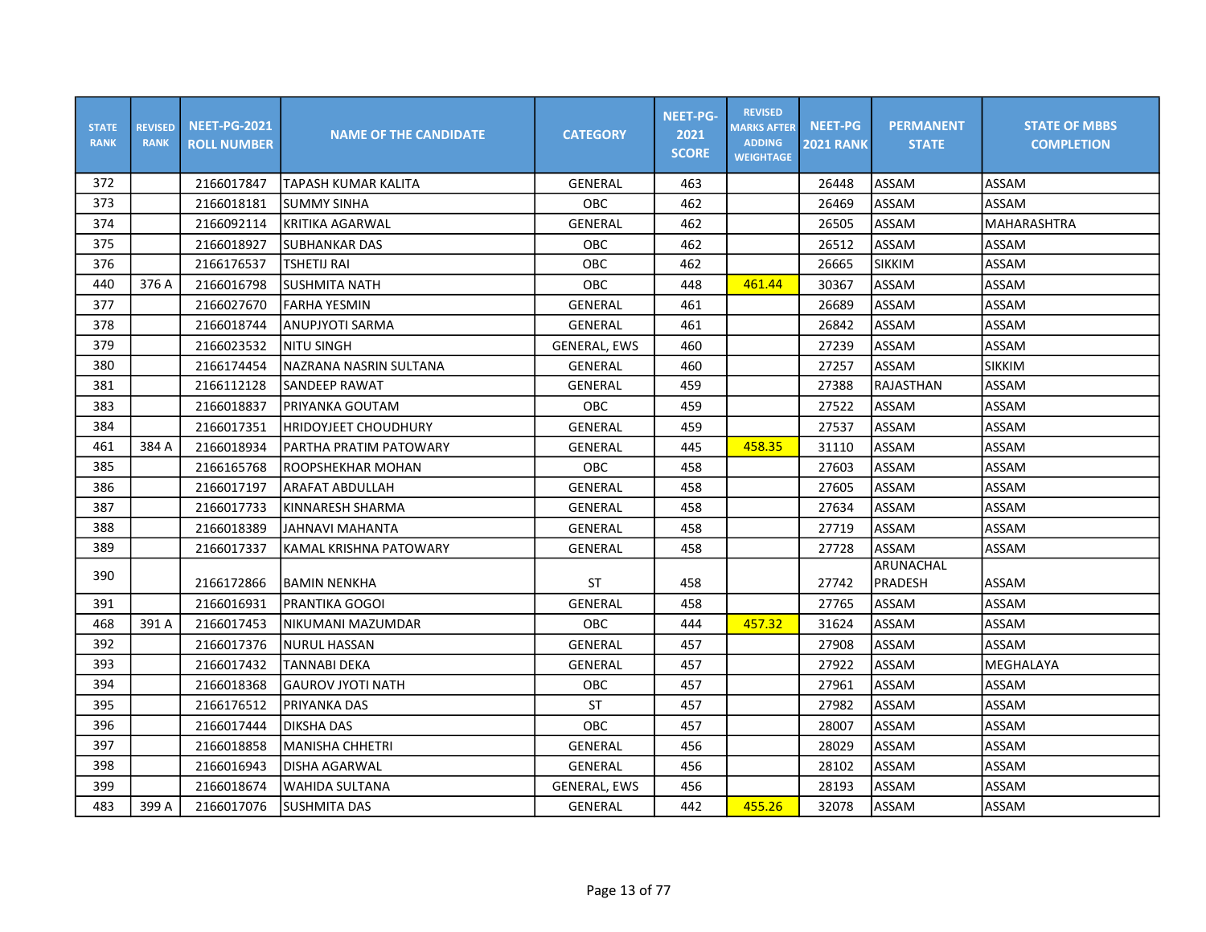| STATE RANK | REVISED RANK | NEET-PG-2021 ROLL NUMBER | NAME OF THE CANDIDATE | CATEGORY | NEET-PG-2021 SCORE | REVISED MARKS AFTER ADDING WEIGHTAGE | NEET-PG 2021 RANK | PERMANENT STATE | STATE OF MBBS COMPLETION |
|---|---|---|---|---|---|---|---|---|---|
| 372 | | 2166017847 | TAPASH KUMAR KALITA | GENERAL | 463 | | 26448 | ASSAM | ASSAM |
| 373 | | 2166018181 | SUMMY SINHA | OBC | 462 | | 26469 | ASSAM | ASSAM |
| 374 | | 2166092114 | KRITIKA AGARWAL | GENERAL | 462 | | 26505 | ASSAM | MAHARASHTRA |
| 375 | | 2166018927 | SUBHANKAR DAS | OBC | 462 | | 26512 | ASSAM | ASSAM |
| 376 | | 2166176537 | TSHETIJ RAI | OBC | 462 | | 26665 | SIKKIM | ASSAM |
| 440 | 376 A | 2166016798 | SUSHMITA NATH | OBC | 448 | 461.44 | 30367 | ASSAM | ASSAM |
| 377 | | 2166027670 | FARHA YESMIN | GENERAL | 461 | | 26689 | ASSAM | ASSAM |
| 378 | | 2166018744 | ANUPJYOTI SARMA | GENERAL | 461 | | 26842 | ASSAM | ASSAM |
| 379 | | 2166023532 | NITU SINGH | GENERAL, EWS | 460 | | 27239 | ASSAM | ASSAM |
| 380 | | 2166174454 | NAZRANA NASRIN SULTANA | GENERAL | 460 | | 27257 | ASSAM | SIKKIM |
| 381 | | 2166112128 | SANDEEP RAWAT | GENERAL | 459 | | 27388 | RAJASTHAN | ASSAM |
| 383 | | 2166018837 | PRIYANKA GOUTAM | OBC | 459 | | 27522 | ASSAM | ASSAM |
| 384 | | 2166017351 | HRIDOYJEET CHOUDHURY | GENERAL | 459 | | 27537 | ASSAM | ASSAM |
| 461 | 384 A | 2166018934 | PARTHA PRATIM PATOWARY | GENERAL | 445 | 458.35 | 31110 | ASSAM | ASSAM |
| 385 | | 2166165768 | ROOPSHEKHAR MOHAN | OBC | 458 | | 27603 | ASSAM | ASSAM |
| 386 | | 2166017197 | ARAFAT ABDULLAH | GENERAL | 458 | | 27605 | ASSAM | ASSAM |
| 387 | | 2166017733 | KINNARESH SHARMA | GENERAL | 458 | | 27634 | ASSAM | ASSAM |
| 388 | | 2166018389 | JAHNAVI MAHANTA | GENERAL | 458 | | 27719 | ASSAM | ASSAM |
| 389 | | 2166017337 | KAMAL KRISHNA PATOWARY | GENERAL | 458 | | 27728 | ASSAM | ASSAM |
| 390 | | 2166172866 | BAMIN NENKHA | ST | 458 | | 27742 | ARUNACHAL PRADESH | ASSAM |
| 391 | | 2166016931 | PRANTIKA GOGOI | GENERAL | 458 | | 27765 | ASSAM | ASSAM |
| 468 | 391 A | 2166017453 | NIKUMANI MAZUMDAR | OBC | 444 | 457.32 | 31624 | ASSAM | ASSAM |
| 392 | | 2166017376 | NURUL HASSAN | GENERAL | 457 | | 27908 | ASSAM | ASSAM |
| 393 | | 2166017432 | TANNABI DEKA | GENERAL | 457 | | 27922 | ASSAM | MEGHALAYA |
| 394 | | 2166018368 | GAUROV JYOTI NATH | OBC | 457 | | 27961 | ASSAM | ASSAM |
| 395 | | 2166176512 | PRIYANKA DAS | ST | 457 | | 27982 | ASSAM | ASSAM |
| 396 | | 2166017444 | DIKSHA DAS | OBC | 457 | | 28007 | ASSAM | ASSAM |
| 397 | | 2166018858 | MANISHA CHHETRI | GENERAL | 456 | | 28029 | ASSAM | ASSAM |
| 398 | | 2166016943 | DISHA AGARWAL | GENERAL | 456 | | 28102 | ASSAM | ASSAM |
| 399 | | 2166018674 | WAHIDA SULTANA | GENERAL, EWS | 456 | | 28193 | ASSAM | ASSAM |
| 483 | 399 A | 2166017076 | SUSHMITA DAS | GENERAL | 442 | 455.26 | 32078 | ASSAM | ASSAM |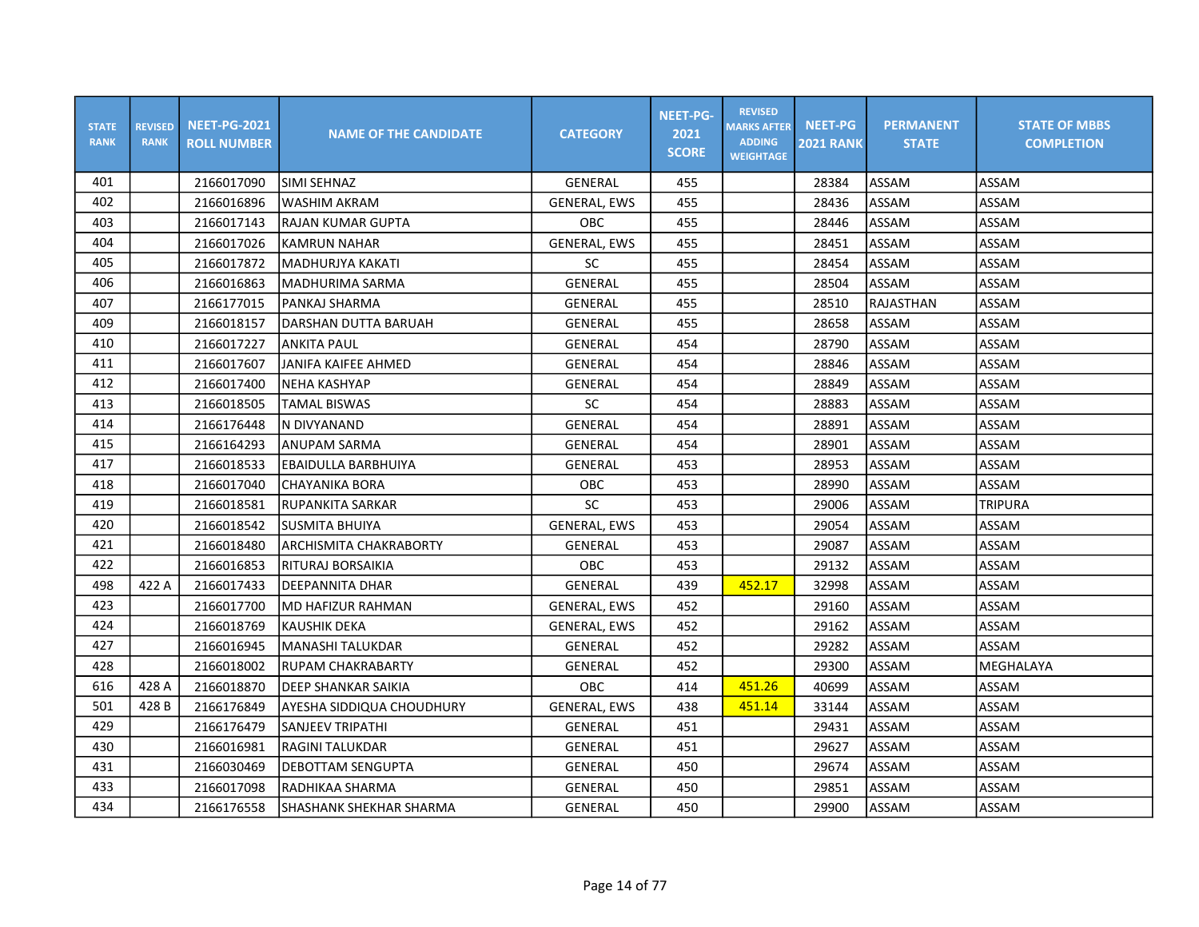| STATE RANK | REVISED RANK | NEET-PG-2021 ROLL NUMBER | NAME OF THE CANDIDATE | CATEGORY | NEET-PG-2021 SCORE | REVISED MARKS AFTER ADDING WEIGHTAGE | NEET-PG 2021 RANK | PERMANENT STATE | STATE OF MBBS COMPLETION |
|---|---|---|---|---|---|---|---|---|---|
| 401 | | 2166017090 | SIMI SEHNAZ | GENERAL | 455 | | 28384 | ASSAM | ASSAM |
| 402 | | 2166016896 | WASHIM AKRAM | GENERAL, EWS | 455 | | 28436 | ASSAM | ASSAM |
| 403 | | 2166017143 | RAJAN KUMAR GUPTA | OBC | 455 | | 28446 | ASSAM | ASSAM |
| 404 | | 2166017026 | KAMRUN NAHAR | GENERAL, EWS | 455 | | 28451 | ASSAM | ASSAM |
| 405 | | 2166017872 | MADHURJYA KAKATI | SC | 455 | | 28454 | ASSAM | ASSAM |
| 406 | | 2166016863 | MADHURIMA SARMA | GENERAL | 455 | | 28504 | ASSAM | ASSAM |
| 407 | | 2166177015 | PANKAJ SHARMA | GENERAL | 455 | | 28510 | RAJASTHAN | ASSAM |
| 409 | | 2166018157 | DARSHAN DUTTA BARUAH | GENERAL | 455 | | 28658 | ASSAM | ASSAM |
| 410 | | 2166017227 | ANKITA PAUL | GENERAL | 454 | | 28790 | ASSAM | ASSAM |
| 411 | | 2166017607 | JANIFA KAIFEE AHMED | GENERAL | 454 | | 28846 | ASSAM | ASSAM |
| 412 | | 2166017400 | NEHA KASHYAP | GENERAL | 454 | | 28849 | ASSAM | ASSAM |
| 413 | | 2166018505 | TAMAL BISWAS | SC | 454 | | 28883 | ASSAM | ASSAM |
| 414 | | 2166176448 | N DIVYANAND | GENERAL | 454 | | 28891 | ASSAM | ASSAM |
| 415 | | 2166164293 | ANUPAM SARMA | GENERAL | 454 | | 28901 | ASSAM | ASSAM |
| 417 | | 2166018533 | EBAIDULLA BARBHUIYA | GENERAL | 453 | | 28953 | ASSAM | ASSAM |
| 418 | | 2166017040 | CHAYANIKA BORA | OBC | 453 | | 28990 | ASSAM | ASSAM |
| 419 | | 2166018581 | RUPANKITA SARKAR | SC | 453 | | 29006 | ASSAM | TRIPURA |
| 420 | | 2166018542 | SUSMITA BHUIYA | GENERAL, EWS | 453 | | 29054 | ASSAM | ASSAM |
| 421 | | 2166018480 | ARCHISMITA CHAKRABORTY | GENERAL | 453 | | 29087 | ASSAM | ASSAM |
| 422 | | 2166016853 | RITURAJ BORSAIKIA | OBC | 453 | | 29132 | ASSAM | ASSAM |
| 498 | 422 A | 2166017433 | DEEPANNITA DHAR | GENERAL | 439 | 452.17 | 32998 | ASSAM | ASSAM |
| 423 | | 2166017700 | MD HAFIZUR RAHMAN | GENERAL, EWS | 452 | | 29160 | ASSAM | ASSAM |
| 424 | | 2166018769 | KAUSHIK DEKA | GENERAL, EWS | 452 | | 29162 | ASSAM | ASSAM |
| 427 | | 2166016945 | MANASHI TALUKDAR | GENERAL | 452 | | 29282 | ASSAM | ASSAM |
| 428 | | 2166018002 | RUPAM CHAKRABARTY | GENERAL | 452 | | 29300 | ASSAM | MEGHALAYA |
| 616 | 428 A | 2166018870 | DEEP SHANKAR SAIKIA | OBC | 414 | 451.26 | 40699 | ASSAM | ASSAM |
| 501 | 428 B | 2166176849 | AYESHA SIDDIQUA CHOUDHURY | GENERAL, EWS | 438 | 451.14 | 33144 | ASSAM | ASSAM |
| 429 | | 2166176479 | SANJEEV TRIPATHI | GENERAL | 451 | | 29431 | ASSAM | ASSAM |
| 430 | | 2166016981 | RAGINI TALUKDAR | GENERAL | 451 | | 29627 | ASSAM | ASSAM |
| 431 | | 2166030469 | DEBOTTAM SENGUPTA | GENERAL | 450 | | 29674 | ASSAM | ASSAM |
| 433 | | 2166017098 | RADHIKAA SHARMA | GENERAL | 450 | | 29851 | ASSAM | ASSAM |
| 434 | | 2166176558 | SHASHANK SHEKHAR SHARMA | GENERAL | 450 | | 29900 | ASSAM | ASSAM |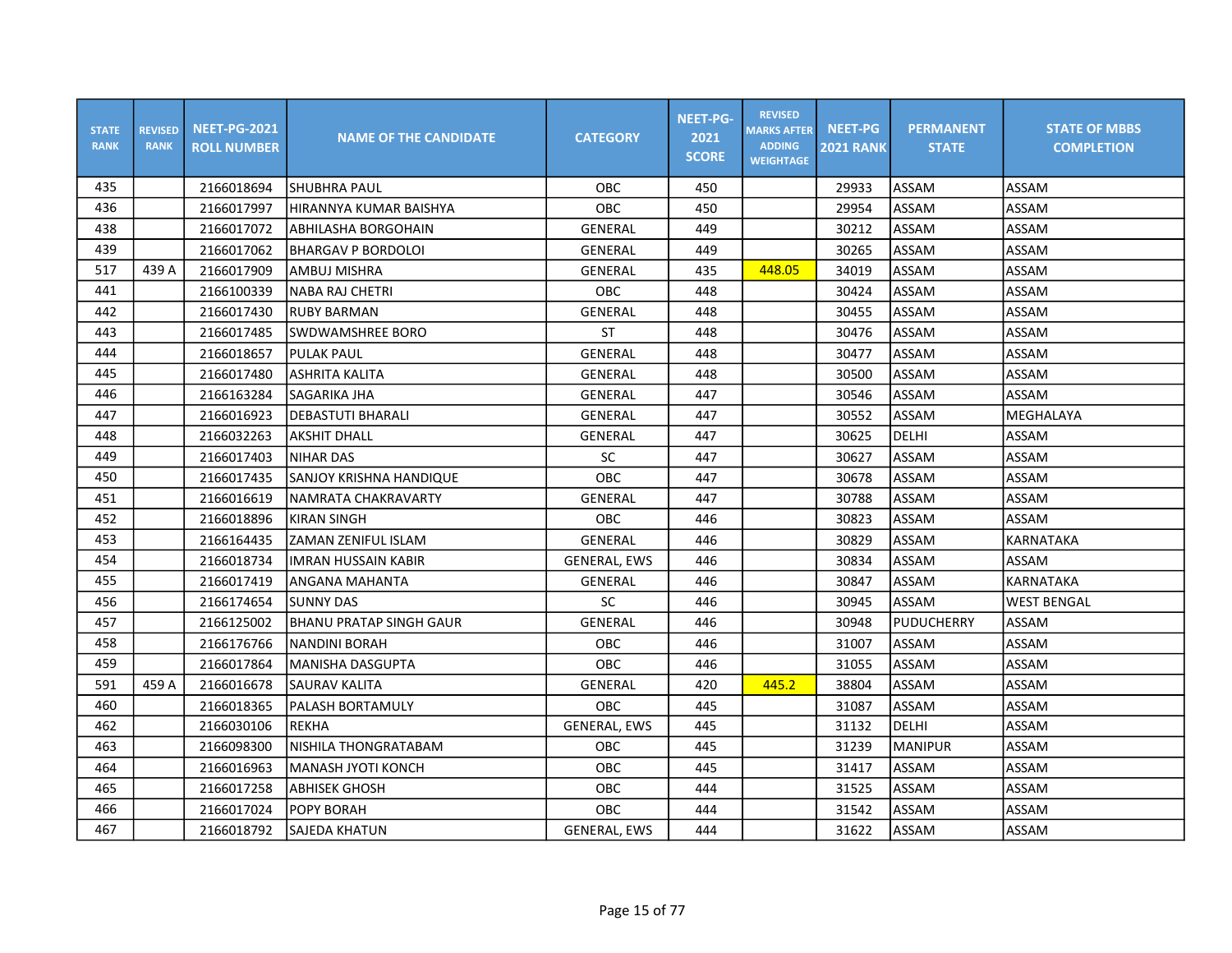| STATE RANK | REVISED RANK | NEET-PG-2021 ROLL NUMBER | NAME OF THE CANDIDATE | CATEGORY | NEET-PG-2021 SCORE | REVISED MARKS AFTER ADDING WEIGHTAGE | NEET-PG 2021 RANK | PERMANENT STATE | STATE OF MBBS COMPLETION |
|---|---|---|---|---|---|---|---|---|---|
| 435 | | 2166018694 | SHUBHRA PAUL | OBC | 450 | | 29933 | ASSAM | ASSAM |
| 436 | | 2166017997 | HIRANNYA KUMAR BAISHYA | OBC | 450 | | 29954 | ASSAM | ASSAM |
| 438 | | 2166017072 | ABHILASHA BORGOHAIN | GENERAL | 449 | | 30212 | ASSAM | ASSAM |
| 439 | | 2166017062 | BHARGAV P BORDOLOI | GENERAL | 449 | | 30265 | ASSAM | ASSAM |
| 517 | 439 A | 2166017909 | AMBUJ MISHRA | GENERAL | 435 | 448.05 | 34019 | ASSAM | ASSAM |
| 441 | | 2166100339 | NABA RAJ CHETRI | OBC | 448 | | 30424 | ASSAM | ASSAM |
| 442 | | 2166017430 | RUBY BARMAN | GENERAL | 448 | | 30455 | ASSAM | ASSAM |
| 443 | | 2166017485 | SWDWAMSHREE BORO | ST | 448 | | 30476 | ASSAM | ASSAM |
| 444 | | 2166018657 | PULAK PAUL | GENERAL | 448 | | 30477 | ASSAM | ASSAM |
| 445 | | 2166017480 | ASHRITA KALITA | GENERAL | 448 | | 30500 | ASSAM | ASSAM |
| 446 | | 2166163284 | SAGARIKA JHA | GENERAL | 447 | | 30546 | ASSAM | ASSAM |
| 447 | | 2166016923 | DEBASTUTI BHARALI | GENERAL | 447 | | 30552 | ASSAM | MEGHALAYA |
| 448 | | 2166032263 | AKSHIT DHALL | GENERAL | 447 | | 30625 | DELHI | ASSAM |
| 449 | | 2166017403 | NIHAR DAS | SC | 447 | | 30627 | ASSAM | ASSAM |
| 450 | | 2166017435 | SANJOY KRISHNA HANDIQUE | OBC | 447 | | 30678 | ASSAM | ASSAM |
| 451 | | 2166016619 | NAMRATA CHAKRAVARTY | GENERAL | 447 | | 30788 | ASSAM | ASSAM |
| 452 | | 2166018896 | KIRAN SINGH | OBC | 446 | | 30823 | ASSAM | ASSAM |
| 453 | | 2166164435 | ZAMAN ZENIFUL ISLAM | GENERAL | 446 | | 30829 | ASSAM | KARNATAKA |
| 454 | | 2166018734 | IMRAN HUSSAIN KABIR | GENERAL, EWS | 446 | | 30834 | ASSAM | ASSAM |
| 455 | | 2166017419 | ANGANA MAHANTA | GENERAL | 446 | | 30847 | ASSAM | KARNATAKA |
| 456 | | 2166174654 | SUNNY DAS | SC | 446 | | 30945 | ASSAM | WEST BENGAL |
| 457 | | 2166125002 | BHANU PRATAP SINGH GAUR | GENERAL | 446 | | 30948 | PUDUCHERRY | ASSAM |
| 458 | | 2166176766 | NANDINI BORAH | OBC | 446 | | 31007 | ASSAM | ASSAM |
| 459 | | 2166017864 | MANISHA DASGUPTA | OBC | 446 | | 31055 | ASSAM | ASSAM |
| 591 | 459 A | 2166016678 | SAURAV KALITA | GENERAL | 420 | 445.2 | 38804 | ASSAM | ASSAM |
| 460 | | 2166018365 | PALASH BORTAMULY | OBC | 445 | | 31087 | ASSAM | ASSAM |
| 462 | | 2166030106 | REKHA | GENERAL, EWS | 445 | | 31132 | DELHI | ASSAM |
| 463 | | 2166098300 | NISHILA THONGRATABAM | OBC | 445 | | 31239 | MANIPUR | ASSAM |
| 464 | | 2166016963 | MANASH JYOTI KONCH | OBC | 445 | | 31417 | ASSAM | ASSAM |
| 465 | | 2166017258 | ABHISEK GHOSH | OBC | 444 | | 31525 | ASSAM | ASSAM |
| 466 | | 2166017024 | POPY BORAH | OBC | 444 | | 31542 | ASSAM | ASSAM |
| 467 | | 2166018792 | SAJEDA KHATUN | GENERAL, EWS | 444 | | 31622 | ASSAM | ASSAM |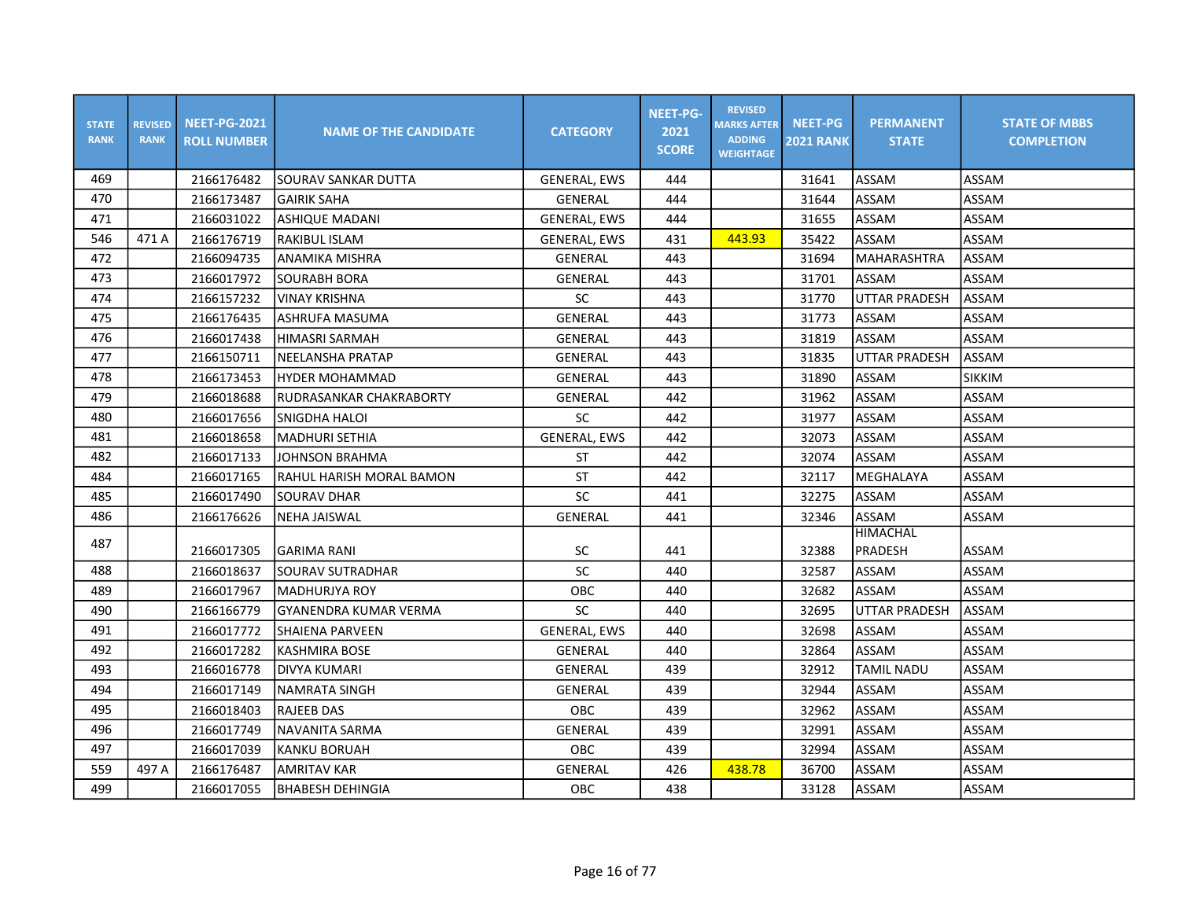| STATE RANK | REVISED RANK | NEET-PG-2021 ROLL NUMBER | NAME OF THE CANDIDATE | CATEGORY | NEET-PG-2021 SCORE | REVISED MARKS AFTER ADDING WEIGHTAGE | NEET-PG 2021 RANK | PERMANENT STATE | STATE OF MBBS COMPLETION |
|---|---|---|---|---|---|---|---|---|---|
| 469 | | 2166176482 | SOURAV SANKAR DUTTA | GENERAL, EWS | 444 | | 31641 | ASSAM | ASSAM |
| 470 | | 2166173487 | GAIRIK SAHA | GENERAL | 444 | | 31644 | ASSAM | ASSAM |
| 471 | | 2166031022 | ASHIQUE MADANI | GENERAL, EWS | 444 | | 31655 | ASSAM | ASSAM |
| 546 | 471 A | 2166176719 | RAKIBUL ISLAM | GENERAL, EWS | 431 | 443.93 | 35422 | ASSAM | ASSAM |
| 472 | | 2166094735 | ANAMIKA MISHRA | GENERAL | 443 | | 31694 | MAHARASHTRA | ASSAM |
| 473 | | 2166017972 | SOURABH BORA | GENERAL | 443 | | 31701 | ASSAM | ASSAM |
| 474 | | 2166157232 | VINAY KRISHNA | SC | 443 | | 31770 | UTTAR PRADESH | ASSAM |
| 475 | | 2166176435 | ASHRUFA MASUMA | GENERAL | 443 | | 31773 | ASSAM | ASSAM |
| 476 | | 2166017438 | HIMASRI SARMAH | GENERAL | 443 | | 31819 | ASSAM | ASSAM |
| 477 | | 2166150711 | NEELANSHA PRATAP | GENERAL | 443 | | 31835 | UTTAR PRADESH | ASSAM |
| 478 | | 2166173453 | HYDER MOHAMMAD | GENERAL | 443 | | 31890 | ASSAM | SIKKIM |
| 479 | | 2166018688 | RUDRASANKAR CHAKRABORTY | GENERAL | 442 | | 31962 | ASSAM | ASSAM |
| 480 | | 2166017656 | SNIGDHA HALOI | SC | 442 | | 31977 | ASSAM | ASSAM |
| 481 | | 2166018658 | MADHURI SETHIA | GENERAL, EWS | 442 | | 32073 | ASSAM | ASSAM |
| 482 | | 2166017133 | JOHNSON BRAHMA | ST | 442 | | 32074 | ASSAM | ASSAM |
| 484 | | 2166017165 | RAHUL HARISH MORAL BAMON | ST | 442 | | 32117 | MEGHALAYA | ASSAM |
| 485 | | 2166017490 | SOURAV DHAR | SC | 441 | | 32275 | ASSAM | ASSAM |
| 486 | | 2166176626 | NEHA JAISWAL | GENERAL | 441 | | 32346 | ASSAM | ASSAM |
| 487 | | 2166017305 | GARIMA RANI | SC | 441 | | 32388 | HIMACHAL PRADESH | ASSAM |
| 488 | | 2166018637 | SOURAV SUTRADHAR | SC | 440 | | 32587 | ASSAM | ASSAM |
| 489 | | 2166017967 | MADHURJYA ROY | OBC | 440 | | 32682 | ASSAM | ASSAM |
| 490 | | 2166166779 | GYANENDRA KUMAR VERMA | SC | 440 | | 32695 | UTTAR PRADESH | ASSAM |
| 491 | | 2166017772 | SHAIENA PARVEEN | GENERAL, EWS | 440 | | 32698 | ASSAM | ASSAM |
| 492 | | 2166017282 | KASHMIRA BOSE | GENERAL | 440 | | 32864 | ASSAM | ASSAM |
| 493 | | 2166016778 | DIVYA KUMARI | GENERAL | 439 | | 32912 | TAMIL NADU | ASSAM |
| 494 | | 2166017149 | NAMRATA SINGH | GENERAL | 439 | | 32944 | ASSAM | ASSAM |
| 495 | | 2166018403 | RAJEEB DAS | OBC | 439 | | 32962 | ASSAM | ASSAM |
| 496 | | 2166017749 | NAVANITA SARMA | GENERAL | 439 | | 32991 | ASSAM | ASSAM |
| 497 | | 2166017039 | KANKU BORUAH | OBC | 439 | | 32994 | ASSAM | ASSAM |
| 559 | 497 A | 2166176487 | AMRITAV KAR | GENERAL | 426 | 438.78 | 36700 | ASSAM | ASSAM |
| 499 | | 2166017055 | BHABESH DEHINGIA | OBC | 438 | | 33128 | ASSAM | ASSAM |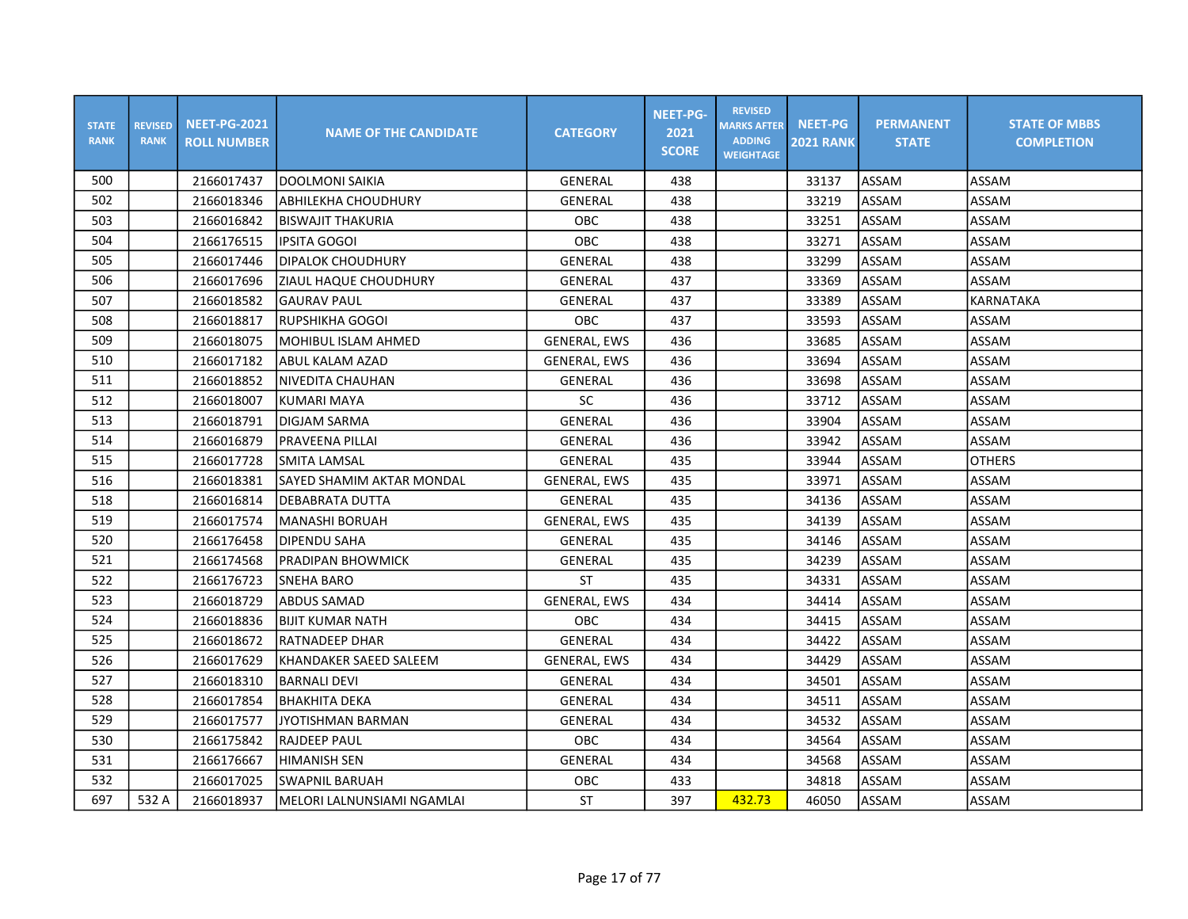| STATE RANK | REVISED RANK | NEET-PG-2021 ROLL NUMBER | NAME OF THE CANDIDATE | CATEGORY | NEET-PG-2021 SCORE | REVISED MARKS AFTER ADDING WEIGHTAGE | NEET-PG 2021 RANK | PERMANENT STATE | STATE OF MBBS COMPLETION |
|---|---|---|---|---|---|---|---|---|---|
| 500 | | 2166017437 | DOOLMONI SAIKIA | GENERAL | 438 | | 33137 | ASSAM | ASSAM |
| 502 | | 2166018346 | ABHILEKHA CHOUDHURY | GENERAL | 438 | | 33219 | ASSAM | ASSAM |
| 503 | | 2166016842 | BISWAJIT THAKURIA | OBC | 438 | | 33251 | ASSAM | ASSAM |
| 504 | | 2166176515 | IPSITA GOGOI | OBC | 438 | | 33271 | ASSAM | ASSAM |
| 505 | | 2166017446 | DIPALOK CHOUDHURY | GENERAL | 438 | | 33299 | ASSAM | ASSAM |
| 506 | | 2166017696 | ZIAUL HAQUE CHOUDHURY | GENERAL | 437 | | 33369 | ASSAM | ASSAM |
| 507 | | 2166018582 | GAURAV PAUL | GENERAL | 437 | | 33389 | ASSAM | KARNATAKA |
| 508 | | 2166018817 | RUPSHIKHA GOGOI | OBC | 437 | | 33593 | ASSAM | ASSAM |
| 509 | | 2166018075 | MOHIBUL ISLAM AHMED | GENERAL, EWS | 436 | | 33685 | ASSAM | ASSAM |
| 510 | | 2166017182 | ABUL KALAM AZAD | GENERAL, EWS | 436 | | 33694 | ASSAM | ASSAM |
| 511 | | 2166018852 | NIVEDITA CHAUHAN | GENERAL | 436 | | 33698 | ASSAM | ASSAM |
| 512 | | 2166018007 | KUMARI MAYA | SC | 436 | | 33712 | ASSAM | ASSAM |
| 513 | | 2166018791 | DIGJAM SARMA | GENERAL | 436 | | 33904 | ASSAM | ASSAM |
| 514 | | 2166016879 | PRAVEENA PILLAI | GENERAL | 436 | | 33942 | ASSAM | ASSAM |
| 515 | | 2166017728 | SMITA LAMSAL | GENERAL | 435 | | 33944 | ASSAM | OTHERS |
| 516 | | 2166018381 | SAYED SHAMIM AKTAR MONDAL | GENERAL, EWS | 435 | | 33971 | ASSAM | ASSAM |
| 518 | | 2166016814 | DEBABRATA DUTTA | GENERAL | 435 | | 34136 | ASSAM | ASSAM |
| 519 | | 2166017574 | MANASHI BORUAH | GENERAL, EWS | 435 | | 34139 | ASSAM | ASSAM |
| 520 | | 2166176458 | DIPENDU SAHA | GENERAL | 435 | | 34146 | ASSAM | ASSAM |
| 521 | | 2166174568 | PRADIPAN BHOWMICK | GENERAL | 435 | | 34239 | ASSAM | ASSAM |
| 522 | | 2166176723 | SNEHA BARO | ST | 435 | | 34331 | ASSAM | ASSAM |
| 523 | | 2166018729 | ABDUS SAMAD | GENERAL, EWS | 434 | | 34414 | ASSAM | ASSAM |
| 524 | | 2166018836 | BIJIT KUMAR NATH | OBC | 434 | | 34415 | ASSAM | ASSAM |
| 525 | | 2166018672 | RATNADEEP DHAR | GENERAL | 434 | | 34422 | ASSAM | ASSAM |
| 526 | | 2166017629 | KHANDAKER SAEED SALEEM | GENERAL, EWS | 434 | | 34429 | ASSAM | ASSAM |
| 527 | | 2166018310 | BARNALI DEVI | GENERAL | 434 | | 34501 | ASSAM | ASSAM |
| 528 | | 2166017854 | BHAKHITA DEKA | GENERAL | 434 | | 34511 | ASSAM | ASSAM |
| 529 | | 2166017577 | JYOTISHMAN BARMAN | GENERAL | 434 | | 34532 | ASSAM | ASSAM |
| 530 | | 2166175842 | RAJDEEP PAUL | OBC | 434 | | 34564 | ASSAM | ASSAM |
| 531 | | 2166176667 | HIMANISH SEN | GENERAL | 434 | | 34568 | ASSAM | ASSAM |
| 532 | | 2166017025 | SWAPNIL BARUAH | OBC | 433 | | 34818 | ASSAM | ASSAM |
| 697 | 532 A | 2166018937 | MELORI LALNUNSIAMI NGAMLAI | ST | 397 | 432.73 | 46050 | ASSAM | ASSAM |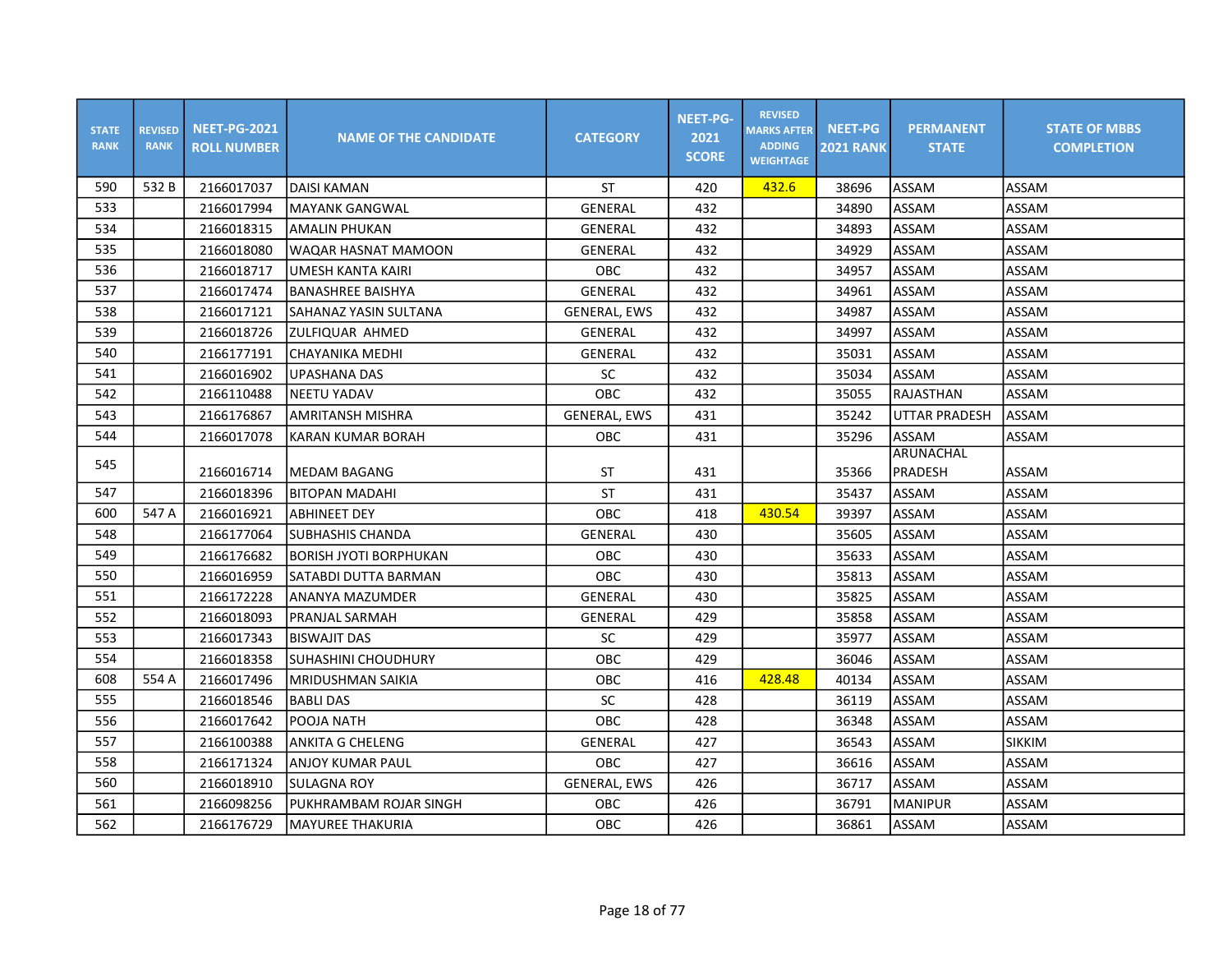| STATE RANK | REVISED RANK | NEET-PG-2021 ROLL NUMBER | NAME OF THE CANDIDATE | CATEGORY | NEET-PG-2021 SCORE | REVISED MARKS AFTER ADDING WEIGHTAGE | NEET-PG 2021 RANK | PERMANENT STATE | STATE OF MBBS COMPLETION |
|---|---|---|---|---|---|---|---|---|---|
| 590 | 532 B | 2166017037 | DAISI KAMAN | ST | 420 | 432.6 | 38696 | ASSAM | ASSAM |
| 533 | | 2166017994 | MAYANK GANGWAL | GENERAL | 432 | | 34890 | ASSAM | ASSAM |
| 534 | | 2166018315 | AMALIN PHUKAN | GENERAL | 432 | | 34893 | ASSAM | ASSAM |
| 535 | | 2166018080 | WAQAR HASNAT MAMOON | GENERAL | 432 | | 34929 | ASSAM | ASSAM |
| 536 | | 2166018717 | UMESH KANTA KAIRI | OBC | 432 | | 34957 | ASSAM | ASSAM |
| 537 | | 2166017474 | BANASHREE BAISHYA | GENERAL | 432 | | 34961 | ASSAM | ASSAM |
| 538 | | 2166017121 | SAHANAZ YASIN SULTANA | GENERAL, EWS | 432 | | 34987 | ASSAM | ASSAM |
| 539 | | 2166018726 | ZULFIQUAR AHMED | GENERAL | 432 | | 34997 | ASSAM | ASSAM |
| 540 | | 2166177191 | CHAYANIKA MEDHI | GENERAL | 432 | | 35031 | ASSAM | ASSAM |
| 541 | | 2166016902 | UPASHANA DAS | SC | 432 | | 35034 | ASSAM | ASSAM |
| 542 | | 2166110488 | NEETU YADAV | OBC | 432 | | 35055 | RAJASTHAN | ASSAM |
| 543 | | 2166176867 | AMRITANSH MISHRA | GENERAL, EWS | 431 | | 35242 | UTTAR PRADESH | ASSAM |
| 544 | | 2166017078 | KARAN KUMAR BORAH | OBC | 431 | | 35296 | ASSAM | ASSAM |
| 545 | | 2166016714 | MEDAM BAGANG | ST | 431 | | 35366 | ARUNACHAL PRADESH | ASSAM |
| 547 | | 2166018396 | BITOPAN MADAHI | ST | 431 | | 35437 | ASSAM | ASSAM |
| 600 | 547 A | 2166016921 | ABHINEET DEY | OBC | 418 | 430.54 | 39397 | ASSAM | ASSAM |
| 548 | | 2166177064 | SUBHASHIS CHANDA | GENERAL | 430 | | 35605 | ASSAM | ASSAM |
| 549 | | 2166176682 | BORISH JYOTI BORPHUKAN | OBC | 430 | | 35633 | ASSAM | ASSAM |
| 550 | | 2166016959 | SATABDI DUTTA BARMAN | OBC | 430 | | 35813 | ASSAM | ASSAM |
| 551 | | 2166172228 | ANANYA MAZUMDER | GENERAL | 430 | | 35825 | ASSAM | ASSAM |
| 552 | | 2166018093 | PRANJAL SARMAH | GENERAL | 429 | | 35858 | ASSAM | ASSAM |
| 553 | | 2166017343 | BISWAJIT DAS | SC | 429 | | 35977 | ASSAM | ASSAM |
| 554 | | 2166018358 | SUHASHINI CHOUDHURY | OBC | 429 | | 36046 | ASSAM | ASSAM |
| 608 | 554 A | 2166017496 | MRIDUSHMAN SAIKIA | OBC | 416 | 428.48 | 40134 | ASSAM | ASSAM |
| 555 | | 2166018546 | BABLI DAS | SC | 428 | | 36119 | ASSAM | ASSAM |
| 556 | | 2166017642 | POOJA NATH | OBC | 428 | | 36348 | ASSAM | ASSAM |
| 557 | | 2166100388 | ANKITA G CHELENG | GENERAL | 427 | | 36543 | ASSAM | SIKKIM |
| 558 | | 2166171324 | ANJOY KUMAR PAUL | OBC | 427 | | 36616 | ASSAM | ASSAM |
| 560 | | 2166018910 | SULAGNA ROY | GENERAL, EWS | 426 | | 36717 | ASSAM | ASSAM |
| 561 | | 2166098256 | PUKHRAMBAM ROJAR SINGH | OBC | 426 | | 36791 | MANIPUR | ASSAM |
| 562 | | 2166176729 | MAYUREE THAKURIA | OBC | 426 | | 36861 | ASSAM | ASSAM |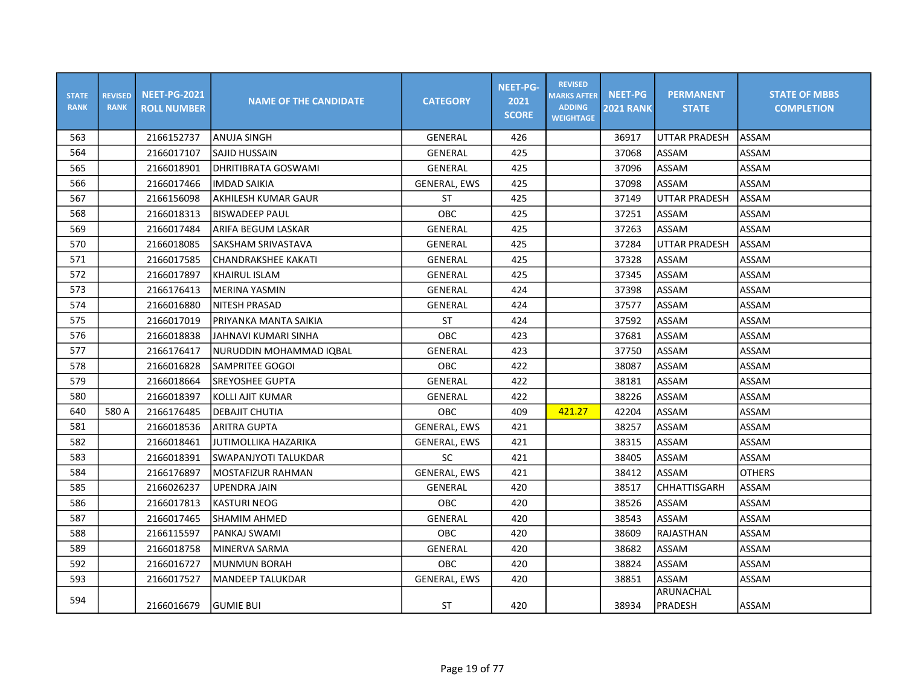| STATE RANK | REVISED RANK | NEET-PG-2021 ROLL NUMBER | NAME OF THE CANDIDATE | CATEGORY | NEET-PG-2021 SCORE | REVISED MARKS AFTER ADDING WEIGHTAGE | NEET-PG 2021 RANK | PERMANENT STATE | STATE OF MBBS COMPLETION |
|---|---|---|---|---|---|---|---|---|---|
| 563 | | 2166152737 | ANUJA SINGH | GENERAL | 426 | | 36917 | UTTAR PRADESH | ASSAM |
| 564 | | 2166017107 | SAJID HUSSAIN | GENERAL | 425 | | 37068 | ASSAM | ASSAM |
| 565 | | 2166018901 | DHRITIBRATA GOSWAMI | GENERAL | 425 | | 37096 | ASSAM | ASSAM |
| 566 | | 2166017466 | IMDAD SAIKIA | GENERAL, EWS | 425 | | 37098 | ASSAM | ASSAM |
| 567 | | 2166156098 | AKHILESH KUMAR GAUR | ST | 425 | | 37149 | UTTAR PRADESH | ASSAM |
| 568 | | 2166018313 | BISWADEEP PAUL | OBC | 425 | | 37251 | ASSAM | ASSAM |
| 569 | | 2166017484 | ARIFA BEGUM LASKAR | GENERAL | 425 | | 37263 | ASSAM | ASSAM |
| 570 | | 2166018085 | SAKSHAM SRIVASTAVA | GENERAL | 425 | | 37284 | UTTAR PRADESH | ASSAM |
| 571 | | 2166017585 | CHANDRAKSHEE KAKATI | GENERAL | 425 | | 37328 | ASSAM | ASSAM |
| 572 | | 2166017897 | KHAIRUL ISLAM | GENERAL | 425 | | 37345 | ASSAM | ASSAM |
| 573 | | 2166176413 | MERINA YASMIN | GENERAL | 424 | | 37398 | ASSAM | ASSAM |
| 574 | | 2166016880 | NITESH PRASAD | GENERAL | 424 | | 37577 | ASSAM | ASSAM |
| 575 | | 2166017019 | PRIYANKA MANTA SAIKIA | ST | 424 | | 37592 | ASSAM | ASSAM |
| 576 | | 2166018838 | JAHNAVI KUMARI SINHA | OBC | 423 | | 37681 | ASSAM | ASSAM |
| 577 | | 2166176417 | NURUDDIN MOHAMMAD IQBAL | GENERAL | 423 | | 37750 | ASSAM | ASSAM |
| 578 | | 2166016828 | SAMPRITEE GOGOI | OBC | 422 | | 38087 | ASSAM | ASSAM |
| 579 | | 2166018664 | SREYOSHEE GUPTA | GENERAL | 422 | | 38181 | ASSAM | ASSAM |
| 580 | | 2166018397 | KOLLI AJIT KUMAR | GENERAL | 422 | | 38226 | ASSAM | ASSAM |
| 640 | 580 A | 2166176485 | DEBAJIT CHUTIA | OBC | 409 | 421.27 | 42204 | ASSAM | ASSAM |
| 581 | | 2166018536 | ARITRA GUPTA | GENERAL, EWS | 421 | | 38257 | ASSAM | ASSAM |
| 582 | | 2166018461 | JUTIMOLLIKA HAZARIKA | GENERAL, EWS | 421 | | 38315 | ASSAM | ASSAM |
| 583 | | 2166018391 | SWAPANJYOTI TALUKDAR | SC | 421 | | 38405 | ASSAM | ASSAM |
| 584 | | 2166176897 | MOSTAFIZUR RAHMAN | GENERAL, EWS | 421 | | 38412 | ASSAM | OTHERS |
| 585 | | 2166026237 | UPENDRA JAIN | GENERAL | 420 | | 38517 | CHHATTISGARH | ASSAM |
| 586 | | 2166017813 | KASTURI NEOG | OBC | 420 | | 38526 | ASSAM | ASSAM |
| 587 | | 2166017465 | SHAMIM AHMED | GENERAL | 420 | | 38543 | ASSAM | ASSAM |
| 588 | | 2166115597 | PANKAJ SWAMI | OBC | 420 | | 38609 | RAJASTHAN | ASSAM |
| 589 | | 2166018758 | MINERVA SARMA | GENERAL | 420 | | 38682 | ASSAM | ASSAM |
| 592 | | 2166016727 | MUNMUN BORAH | OBC | 420 | | 38824 | ASSAM | ASSAM |
| 593 | | 2166017527 | MANDEEP TALUKDAR | GENERAL, EWS | 420 | | 38851 | ASSAM | ASSAM |
| 594 | | 2166016679 | GUMIE BUI | ST | 420 | | 38934 | ARUNACHAL PRADESH | ASSAM |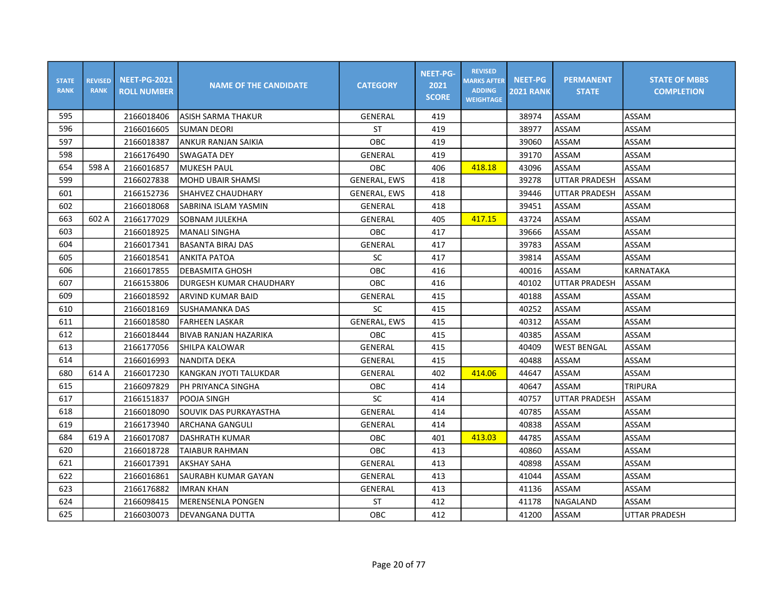| STATE RANK | REVISED RANK | NEET-PG-2021 ROLL NUMBER | NAME OF THE CANDIDATE | CATEGORY | NEET-PG-2021 SCORE | REVISED MARKS AFTER ADDING WEIGHTAGE | NEET-PG 2021 RANK | PERMANENT STATE | STATE OF MBBS COMPLETION |
|---|---|---|---|---|---|---|---|---|---|
| 595 | | 2166018406 | ASISH SARMA THAKUR | GENERAL | 419 | | 38974 | ASSAM | ASSAM |
| 596 | | 2166016605 | SUMAN DEORI | ST | 419 | | 38977 | ASSAM | ASSAM |
| 597 | | 2166018387 | ANKUR RANJAN SAIKIA | OBC | 419 | | 39060 | ASSAM | ASSAM |
| 598 | | 2166176490 | SWAGATA DEY | GENERAL | 419 | | 39170 | ASSAM | ASSAM |
| 654 | 598 A | 2166016857 | MUKESH PAUL | OBC | 406 | 418.18 | 43096 | ASSAM | ASSAM |
| 599 | | 2166027838 | MOHD UBAIR SHAMSI | GENERAL, EWS | 418 | | 39278 | UTTAR PRADESH | ASSAM |
| 601 | | 2166152736 | SHAHVEZ CHAUDHARY | GENERAL, EWS | 418 | | 39446 | UTTAR PRADESH | ASSAM |
| 602 | | 2166018068 | SABRINA ISLAM YASMIN | GENERAL | 418 | | 39451 | ASSAM | ASSAM |
| 663 | 602 A | 2166177029 | SOBNAM JULEKHA | GENERAL | 405 | 417.15 | 43724 | ASSAM | ASSAM |
| 603 | | 2166018925 | MANALI SINGHA | OBC | 417 | | 39666 | ASSAM | ASSAM |
| 604 | | 2166017341 | BASANTA BIRAJ DAS | GENERAL | 417 | | 39783 | ASSAM | ASSAM |
| 605 | | 2166018541 | ANKITA PATOA | SC | 417 | | 39814 | ASSAM | ASSAM |
| 606 | | 2166017855 | DEBASMITA GHOSH | OBC | 416 | | 40016 | ASSAM | KARNATAKA |
| 607 | | 2166153806 | DURGESH KUMAR CHAUDHARY | OBC | 416 | | 40102 | UTTAR PRADESH | ASSAM |
| 609 | | 2166018592 | ARVIND KUMAR BAID | GENERAL | 415 | | 40188 | ASSAM | ASSAM |
| 610 | | 2166018169 | SUSHAMANKA DAS | SC | 415 | | 40252 | ASSAM | ASSAM |
| 611 | | 2166018580 | FARHEEN LASKAR | GENERAL, EWS | 415 | | 40312 | ASSAM | ASSAM |
| 612 | | 2166018444 | BIVAB RANJAN HAZARIKA | OBC | 415 | | 40385 | ASSAM | ASSAM |
| 613 | | 2166177056 | SHILPA KALOWAR | GENERAL | 415 | | 40409 | WEST BENGAL | ASSAM |
| 614 | | 2166016993 | NANDITA DEKA | GENERAL | 415 | | 40488 | ASSAM | ASSAM |
| 680 | 614 A | 2166017230 | KANGKAN JYOTI TALUKDAR | GENERAL | 402 | 414.06 | 44647 | ASSAM | ASSAM |
| 615 | | 2166097829 | PH PRIYANCA SINGHA | OBC | 414 | | 40647 | ASSAM | TRIPURA |
| 617 | | 2166151837 | POOJA SINGH | SC | 414 | | 40757 | UTTAR PRADESH | ASSAM |
| 618 | | 2166018090 | SOUVIK DAS PURKAYASTHA | GENERAL | 414 | | 40785 | ASSAM | ASSAM |
| 619 | | 2166173940 | ARCHANA GANGULI | GENERAL | 414 | | 40838 | ASSAM | ASSAM |
| 684 | 619 A | 2166017087 | DASHRATH KUMAR | OBC | 401 | 413.03 | 44785 | ASSAM | ASSAM |
| 620 | | 2166018728 | TAIABUR RAHMAN | OBC | 413 | | 40860 | ASSAM | ASSAM |
| 621 | | 2166017391 | AKSHAY SAHA | GENERAL | 413 | | 40898 | ASSAM | ASSAM |
| 622 | | 2166016861 | SAURABH KUMAR GAYAN | GENERAL | 413 | | 41044 | ASSAM | ASSAM |
| 623 | | 2166176882 | IMRAN KHAN | GENERAL | 413 | | 41136 | ASSAM | ASSAM |
| 624 | | 2166098415 | MERENSENLA PONGEN | ST | 412 | | 41178 | NAGALAND | ASSAM |
| 625 | | 2166030073 | DEVANGANA DUTTA | OBC | 412 | | 41200 | ASSAM | UTTAR PRADESH |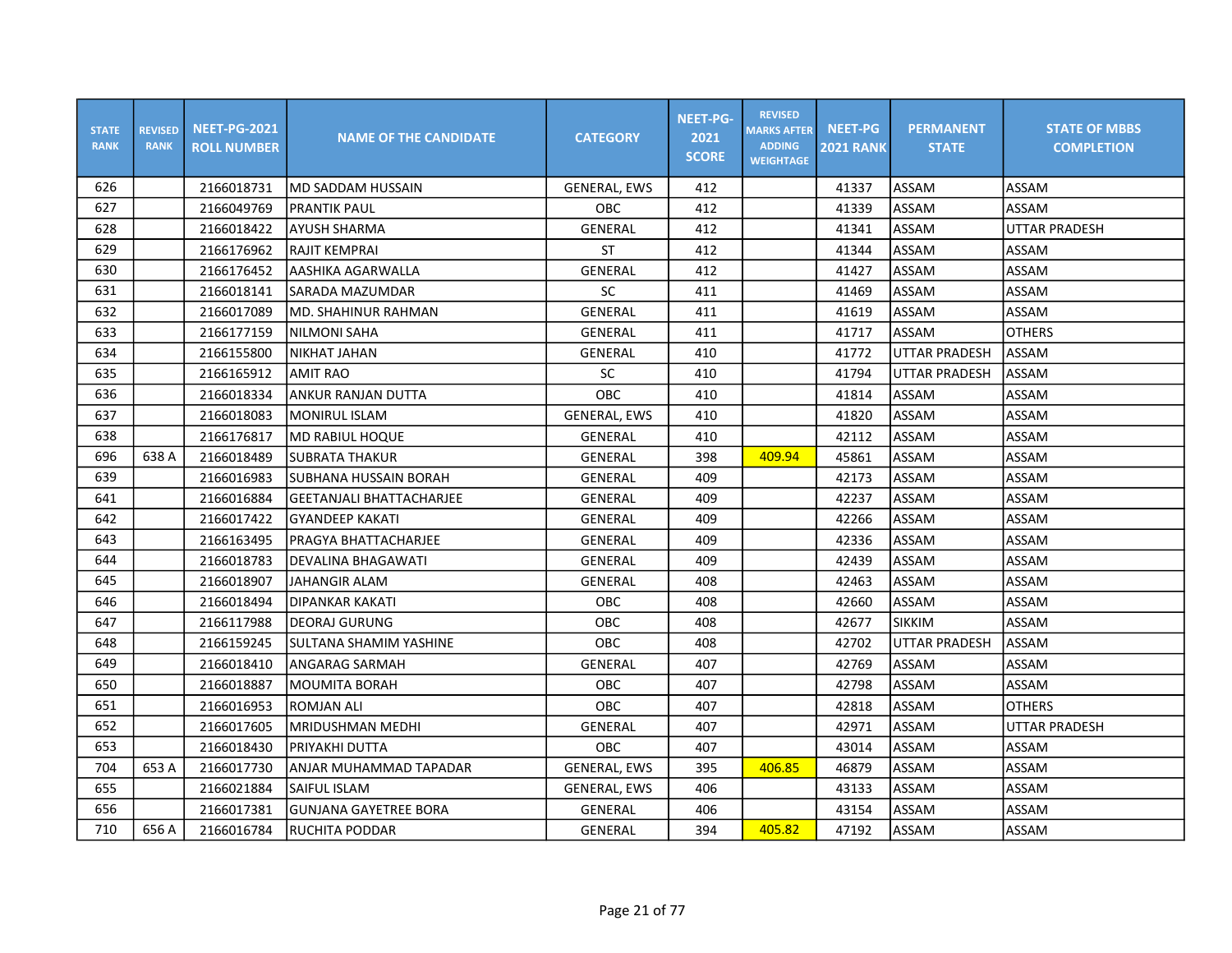| STATE RANK | REVISED RANK | NEET-PG-2021 ROLL NUMBER | NAME OF THE CANDIDATE | CATEGORY | NEET-PG-2021 SCORE | REVISED MARKS AFTER ADDING WEIGHTAGE | NEET-PG 2021 RANK | PERMANENT STATE | STATE OF MBBS COMPLETION |
|---|---|---|---|---|---|---|---|---|---|
| 626 | | 2166018731 | MD SADDAM HUSSAIN | GENERAL, EWS | 412 | | 41337 | ASSAM | ASSAM |
| 627 | | 2166049769 | PRANTIK PAUL | OBC | 412 | | 41339 | ASSAM | ASSAM |
| 628 | | 2166018422 | AYUSH SHARMA | GENERAL | 412 | | 41341 | ASSAM | UTTAR PRADESH |
| 629 | | 2166176962 | RAJIT KEMPRAI | ST | 412 | | 41344 | ASSAM | ASSAM |
| 630 | | 2166176452 | AASHIKA AGARWALLA | GENERAL | 412 | | 41427 | ASSAM | ASSAM |
| 631 | | 2166018141 | SARADA MAZUMDAR | SC | 411 | | 41469 | ASSAM | ASSAM |
| 632 | | 2166017089 | MD. SHAHINUR RAHMAN | GENERAL | 411 | | 41619 | ASSAM | ASSAM |
| 633 | | 2166177159 | NILMONI SAHA | GENERAL | 411 | | 41717 | ASSAM | OTHERS |
| 634 | | 2166155800 | NIKHAT JAHAN | GENERAL | 410 | | 41772 | UTTAR PRADESH | ASSAM |
| 635 | | 2166165912 | AMIT RAO | SC | 410 | | 41794 | UTTAR PRADESH | ASSAM |
| 636 | | 2166018334 | ANKUR RANJAN DUTTA | OBC | 410 | | 41814 | ASSAM | ASSAM |
| 637 | | 2166018083 | MONIRUL ISLAM | GENERAL, EWS | 410 | | 41820 | ASSAM | ASSAM |
| 638 | | 2166176817 | MD RABIUL HOQUE | GENERAL | 410 | | 42112 | ASSAM | ASSAM |
| 696 | 638 A | 2166018489 | SUBRATA THAKUR | GENERAL | 398 | 409.94 | 45861 | ASSAM | ASSAM |
| 639 | | 2166016983 | SUBHANA HUSSAIN BORAH | GENERAL | 409 | | 42173 | ASSAM | ASSAM |
| 641 | | 2166016884 | GEETANJALI BHATTACHARJEE | GENERAL | 409 | | 42237 | ASSAM | ASSAM |
| 642 | | 2166017422 | GYANDEEP KAKATI | GENERAL | 409 | | 42266 | ASSAM | ASSAM |
| 643 | | 2166163495 | PRAGYA BHATTACHARJEE | GENERAL | 409 | | 42336 | ASSAM | ASSAM |
| 644 | | 2166018783 | DEVALINA BHAGAWATI | GENERAL | 409 | | 42439 | ASSAM | ASSAM |
| 645 | | 2166018907 | JAHANGIR ALAM | GENERAL | 408 | | 42463 | ASSAM | ASSAM |
| 646 | | 2166018494 | DIPANKAR KAKATI | OBC | 408 | | 42660 | ASSAM | ASSAM |
| 647 | | 2166117988 | DEORAJ GURUNG | OBC | 408 | | 42677 | SIKKIM | ASSAM |
| 648 | | 2166159245 | SULTANA SHAMIM YASHINE | OBC | 408 | | 42702 | UTTAR PRADESH | ASSAM |
| 649 | | 2166018410 | ANGARAG SARMAH | GENERAL | 407 | | 42769 | ASSAM | ASSAM |
| 650 | | 2166018887 | MOUMITA BORAH | OBC | 407 | | 42798 | ASSAM | ASSAM |
| 651 | | 2166016953 | ROMJAN ALI | OBC | 407 | | 42818 | ASSAM | OTHERS |
| 652 | | 2166017605 | MRIDUSHMAN MEDHI | GENERAL | 407 | | 42971 | ASSAM | UTTAR PRADESH |
| 653 | | 2166018430 | PRIYAKHI DUTTA | OBC | 407 | | 43014 | ASSAM | ASSAM |
| 704 | 653 A | 2166017730 | ANJAR MUHAMMAD TAPADAR | GENERAL, EWS | 395 | 406.85 | 46879 | ASSAM | ASSAM |
| 655 | | 2166021884 | SAIFUL ISLAM | GENERAL, EWS | 406 | | 43133 | ASSAM | ASSAM |
| 656 | | 2166017381 | GUNJANA GAYETREE BORA | GENERAL | 406 | | 43154 | ASSAM | ASSAM |
| 710 | 656 A | 2166016784 | RUCHITA PODDAR | GENERAL | 394 | 405.82 | 47192 | ASSAM | ASSAM |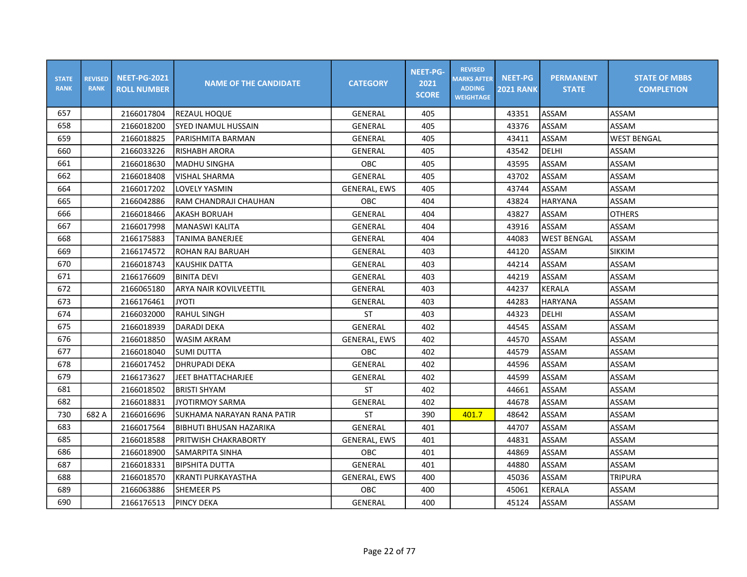| STATE RANK | REVISED RANK | NEET-PG-2021 ROLL NUMBER | NAME OF THE CANDIDATE | CATEGORY | NEET-PG-2021 SCORE | REVISED MARKS AFTER ADDING WEIGHTAGE | NEET-PG 2021 RANK | PERMANENT STATE | STATE OF MBBS COMPLETION |
|---|---|---|---|---|---|---|---|---|---|
| 657 | | 2166017804 | REZAUL HOQUE | GENERAL | 405 | | 43351 | ASSAM | ASSAM |
| 658 | | 2166018200 | SYED INAMUL HUSSAIN | GENERAL | 405 | | 43376 | ASSAM | ASSAM |
| 659 | | 2166018825 | PARISHMITA BARMAN | GENERAL | 405 | | 43411 | ASSAM | WEST BENGAL |
| 660 | | 2166033226 | RISHABH ARORA | GENERAL | 405 | | 43542 | DELHI | ASSAM |
| 661 | | 2166018630 | MADHU SINGHA | OBC | 405 | | 43595 | ASSAM | ASSAM |
| 662 | | 2166018408 | VISHAL SHARMA | GENERAL | 405 | | 43702 | ASSAM | ASSAM |
| 664 | | 2166017202 | LOVELY YASMIN | GENERAL, EWS | 405 | | 43744 | ASSAM | ASSAM |
| 665 | | 2166042886 | RAM CHANDRAJI CHAUHAN | OBC | 404 | | 43824 | HARYANA | ASSAM |
| 666 | | 2166018466 | AKASH BORUAH | GENERAL | 404 | | 43827 | ASSAM | OTHERS |
| 667 | | 2166017998 | MANASWI KALITA | GENERAL | 404 | | 43916 | ASSAM | ASSAM |
| 668 | | 2166175883 | TANIMA BANERJEE | GENERAL | 404 | | 44083 | WEST BENGAL | ASSAM |
| 669 | | 2166174572 | ROHAN RAJ BARUAH | GENERAL | 403 | | 44120 | ASSAM | SIKKIM |
| 670 | | 2166018743 | KAUSHIK DATTA | GENERAL | 403 | | 44214 | ASSAM | ASSAM |
| 671 | | 2166176609 | BINITA DEVI | GENERAL | 403 | | 44219 | ASSAM | ASSAM |
| 672 | | 2166065180 | ARYA NAIR KOVILVEETTIL | GENERAL | 403 | | 44237 | KERALA | ASSAM |
| 673 | | 2166176461 | JYOTI | GENERAL | 403 | | 44283 | HARYANA | ASSAM |
| 674 | | 2166032000 | RAHUL SINGH | ST | 403 | | 44323 | DELHI | ASSAM |
| 675 | | 2166018939 | DARADI DEKA | GENERAL | 402 | | 44545 | ASSAM | ASSAM |
| 676 | | 2166018850 | WASIM AKRAM | GENERAL, EWS | 402 | | 44570 | ASSAM | ASSAM |
| 677 | | 2166018040 | SUMI DUTTA | OBC | 402 | | 44579 | ASSAM | ASSAM |
| 678 | | 2166017452 | DHRUPADI DEKA | GENERAL | 402 | | 44596 | ASSAM | ASSAM |
| 679 | | 2166173627 | JEET BHATTACHARJEE | GENERAL | 402 | | 44599 | ASSAM | ASSAM |
| 681 | | 2166018502 | BRISTI SHYAM | ST | 402 | | 44661 | ASSAM | ASSAM |
| 682 | | 2166018831 | JYOTIRMOY SARMA | GENERAL | 402 | | 44678 | ASSAM | ASSAM |
| 730 | 682 A | 2166016696 | SUKHAMA NARAYAN RANA PATIR | ST | 390 | 401.7 | 48642 | ASSAM | ASSAM |
| 683 | | 2166017564 | BIBHUTI BHUSAN HAZARIKA | GENERAL | 401 | | 44707 | ASSAM | ASSAM |
| 685 | | 2166018588 | PRITWISH CHAKRABORTY | GENERAL, EWS | 401 | | 44831 | ASSAM | ASSAM |
| 686 | | 2166018900 | SAMARPITA SINHA | OBC | 401 | | 44869 | ASSAM | ASSAM |
| 687 | | 2166018331 | BIPSHITA DUTTA | GENERAL | 401 | | 44880 | ASSAM | ASSAM |
| 688 | | 2166018570 | KRANTI PURKAYASTHA | GENERAL, EWS | 400 | | 45036 | ASSAM | TRIPURA |
| 689 | | 2166063886 | SHEMEER PS | OBC | 400 | | 45061 | KERALA | ASSAM |
| 690 | | 2166176513 | PINCY DEKA | GENERAL | 400 | | 45124 | ASSAM | ASSAM |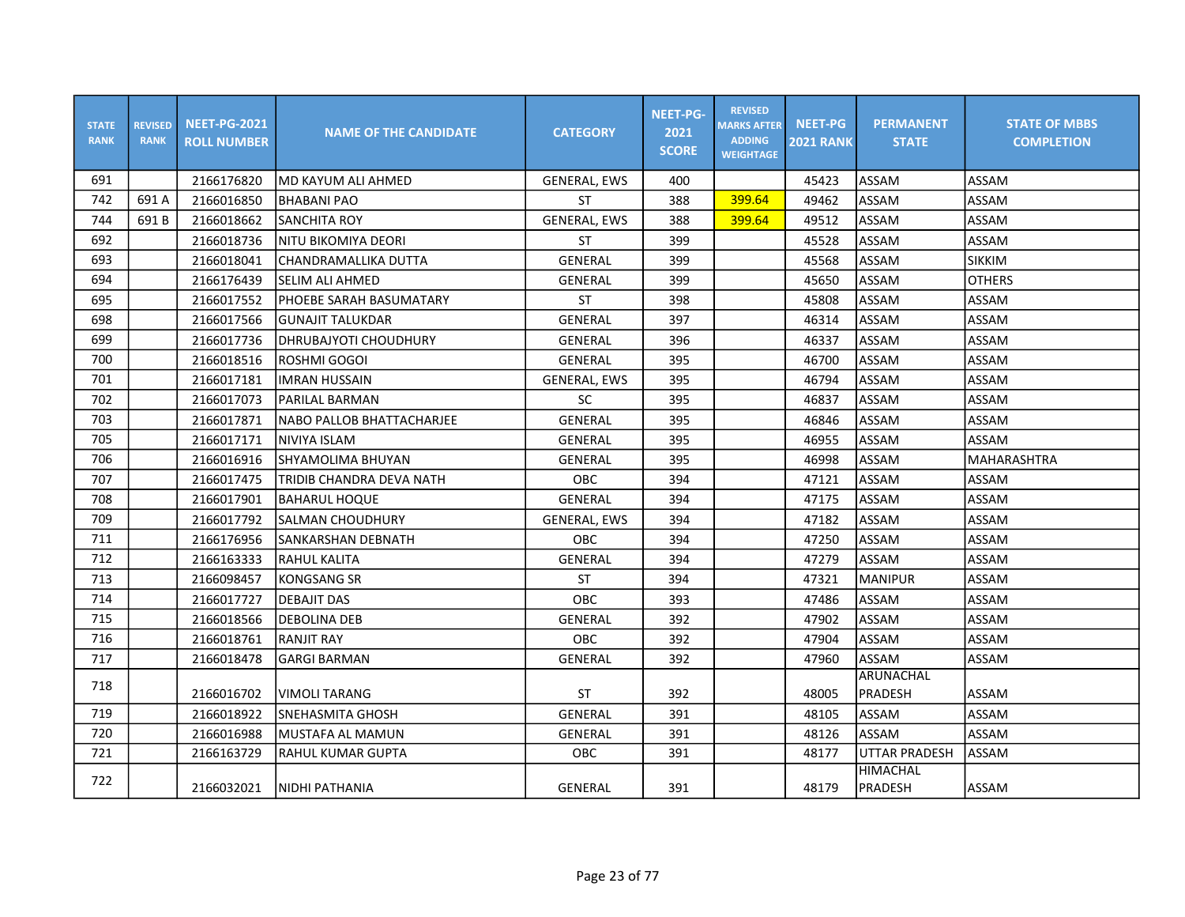| STATE RANK | REVISED RANK | NEET-PG-2021 ROLL NUMBER | NAME OF THE CANDIDATE | CATEGORY | NEET-PG-2021 SCORE | REVISED MARKS AFTER ADDING WEIGHTAGE | NEET-PG 2021 RANK | PERMANENT STATE | STATE OF MBBS COMPLETION |
|---|---|---|---|---|---|---|---|---|---|
| 691 | | 2166176820 | MD KAYUM ALI AHMED | GENERAL, EWS | 400 | | 45423 | ASSAM | ASSAM |
| 742 | 691 A | 2166016850 | BHABANI PAO | ST | 388 | 399.64 | 49462 | ASSAM | ASSAM |
| 744 | 691 B | 2166018662 | SANCHITA ROY | GENERAL, EWS | 388 | 399.64 | 49512 | ASSAM | ASSAM |
| 692 | | 2166018736 | NITU BIKOMIYA DEORI | ST | 399 | | 45528 | ASSAM | ASSAM |
| 693 | | 2166018041 | CHANDRAMALLIKA DUTTA | GENERAL | 399 | | 45568 | ASSAM | SIKKIM |
| 694 | | 2166176439 | SELIM ALI AHMED | GENERAL | 399 | | 45650 | ASSAM | OTHERS |
| 695 | | 2166017552 | PHOEBE SARAH BASUMATARY | ST | 398 | | 45808 | ASSAM | ASSAM |
| 698 | | 2166017566 | GUNAJIT TALUKDAR | GENERAL | 397 | | 46314 | ASSAM | ASSAM |
| 699 | | 2166017736 | DHRUBAJYOTI CHOUDHURY | GENERAL | 396 | | 46337 | ASSAM | ASSAM |
| 700 | | 2166018516 | ROSHMI GOGOI | GENERAL | 395 | | 46700 | ASSAM | ASSAM |
| 701 | | 2166017181 | IMRAN HUSSAIN | GENERAL, EWS | 395 | | 46794 | ASSAM | ASSAM |
| 702 | | 2166017073 | PARILAL BARMAN | SC | 395 | | 46837 | ASSAM | ASSAM |
| 703 | | 2166017871 | NABO PALLOB BHATTACHARJEE | GENERAL | 395 | | 46846 | ASSAM | ASSAM |
| 705 | | 2166017171 | NIVIYA ISLAM | GENERAL | 395 | | 46955 | ASSAM | ASSAM |
| 706 | | 2166016916 | SHYAMOLIMA BHUYAN | GENERAL | 395 | | 46998 | ASSAM | MAHARASHTRA |
| 707 | | 2166017475 | TRIDIB CHANDRA DEVA NATH | OBC | 394 | | 47121 | ASSAM | ASSAM |
| 708 | | 2166017901 | BAHARUL HOQUE | GENERAL | 394 | | 47175 | ASSAM | ASSAM |
| 709 | | 2166017792 | SALMAN CHOUDHURY | GENERAL, EWS | 394 | | 47182 | ASSAM | ASSAM |
| 711 | | 2166176956 | SANKARSHAN DEBNATH | OBC | 394 | | 47250 | ASSAM | ASSAM |
| 712 | | 2166163333 | RAHUL KALITA | GENERAL | 394 | | 47279 | ASSAM | ASSAM |
| 713 | | 2166098457 | KONGSANG SR | ST | 394 | | 47321 | MANIPUR | ASSAM |
| 714 | | 2166017727 | DEBAJIT DAS | OBC | 393 | | 47486 | ASSAM | ASSAM |
| 715 | | 2166018566 | DEBOLINA DEB | GENERAL | 392 | | 47902 | ASSAM | ASSAM |
| 716 | | 2166018761 | RANJIT RAY | OBC | 392 | | 47904 | ASSAM | ASSAM |
| 717 | | 2166018478 | GARGI BARMAN | GENERAL | 392 | | 47960 | ASSAM | ASSAM |
| 718 | | 2166016702 | VIMOLI TARANG | ST | 392 | | 48005 | ARUNACHAL PRADESH | ASSAM |
| 719 | | 2166018922 | SNEHASMITA GHOSH | GENERAL | 391 | | 48105 | ASSAM | ASSAM |
| 720 | | 2166016988 | MUSTAFA AL MAMUN | GENERAL | 391 | | 48126 | ASSAM | ASSAM |
| 721 | | 2166163729 | RAHUL KUMAR GUPTA | OBC | 391 | | 48177 | UTTAR PRADESH | ASSAM |
| 722 | | 2166032021 | NIDHI PATHANIA | GENERAL | 391 | | 48179 | HIMACHAL PRADESH | ASSAM |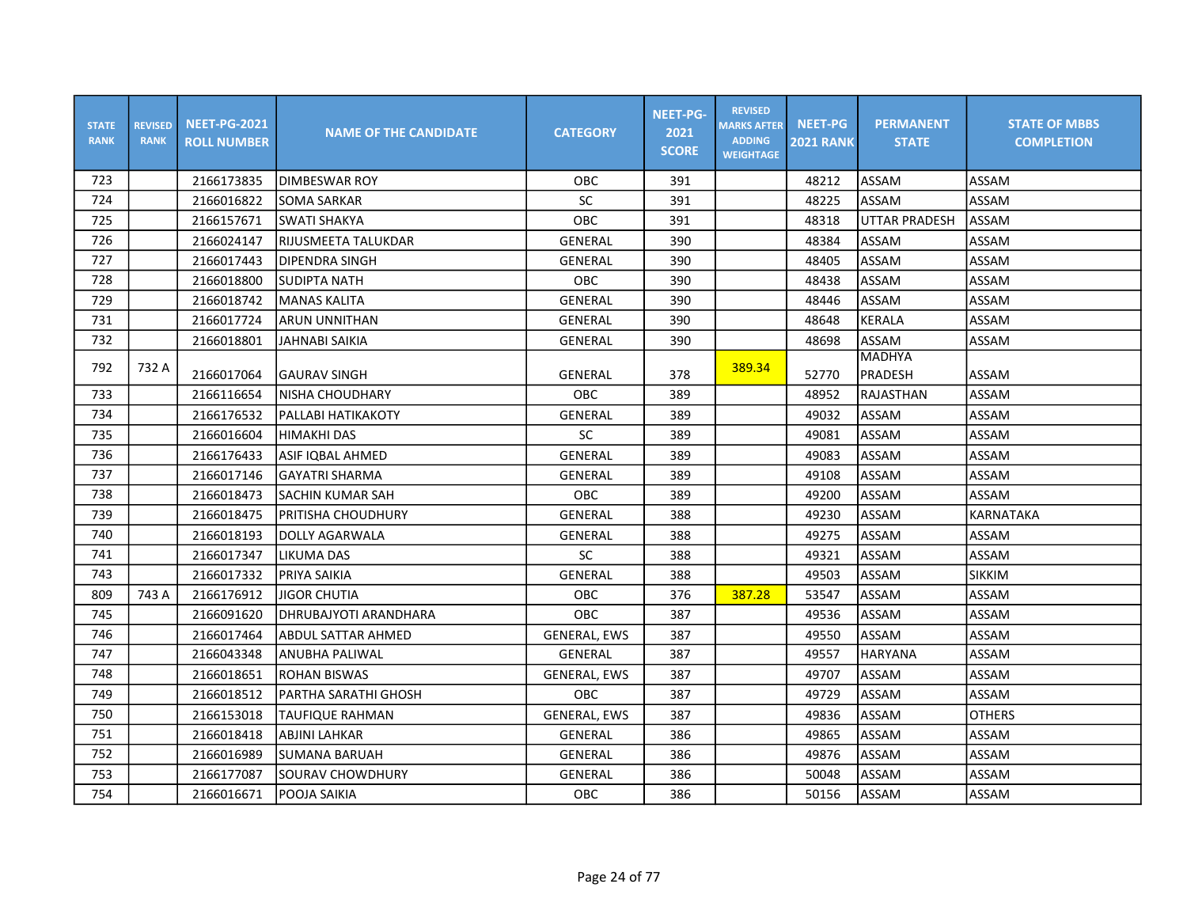| STATE RANK | REVISED RANK | NEET-PG-2021 ROLL NUMBER | NAME OF THE CANDIDATE | CATEGORY | NEET-PG-2021 SCORE | REVISED MARKS AFTER ADDING WEIGHTAGE | NEET-PG 2021 RANK | PERMANENT STATE | STATE OF MBBS COMPLETION |
|---|---|---|---|---|---|---|---|---|---|
| 723 | | 2166173835 | DIMBESWAR ROY | OBC | 391 | | 48212 | ASSAM | ASSAM |
| 724 | | 2166016822 | SOMA SARKAR | SC | 391 | | 48225 | ASSAM | ASSAM |
| 725 | | 2166157671 | SWATI SHAKYA | OBC | 391 | | 48318 | UTTAR PRADESH | ASSAM |
| 726 | | 2166024147 | RIJUSMEETA TALUKDAR | GENERAL | 390 | | 48384 | ASSAM | ASSAM |
| 727 | | 2166017443 | DIPENDRA SINGH | GENERAL | 390 | | 48405 | ASSAM | ASSAM |
| 728 | | 2166018800 | SUDIPTA NATH | OBC | 390 | | 48438 | ASSAM | ASSAM |
| 729 | | 2166018742 | MANAS KALITA | GENERAL | 390 | | 48446 | ASSAM | ASSAM |
| 731 | | 2166017724 | ARUN UNNITHAN | GENERAL | 390 | | 48648 | KERALA | ASSAM |
| 732 | | 2166018801 | JAHNABI SAIKIA | GENERAL | 390 | | 48698 | ASSAM | ASSAM |
| 792 | 732 A | 2166017064 | GAURAV SINGH | GENERAL | 378 | 389.34 | 52770 | MADHYA PRADESH | ASSAM |
| 733 | | 2166116654 | NISHA CHOUDHARY | OBC | 389 | | 48952 | RAJASTHAN | ASSAM |
| 734 | | 2166176532 | PALLABI HATIKAKOTY | GENERAL | 389 | | 49032 | ASSAM | ASSAM |
| 735 | | 2166016604 | HIMAKHI DAS | SC | 389 | | 49081 | ASSAM | ASSAM |
| 736 | | 2166176433 | ASIF IQBAL AHMED | GENERAL | 389 | | 49083 | ASSAM | ASSAM |
| 737 | | 2166017146 | GAYATRI SHARMA | GENERAL | 389 | | 49108 | ASSAM | ASSAM |
| 738 | | 2166018473 | SACHIN KUMAR SAH | OBC | 389 | | 49200 | ASSAM | ASSAM |
| 739 | | 2166018475 | PRITISHA CHOUDHURY | GENERAL | 388 | | 49230 | ASSAM | KARNATAKA |
| 740 | | 2166018193 | DOLLY AGARWALA | GENERAL | 388 | | 49275 | ASSAM | ASSAM |
| 741 | | 2166017347 | LIKUMA DAS | SC | 388 | | 49321 | ASSAM | ASSAM |
| 743 | | 2166017332 | PRIYA SAIKIA | GENERAL | 388 | | 49503 | ASSAM | SIKKIM |
| 809 | 743 A | 2166176912 | JIGOR CHUTIA | OBC | 376 | 387.28 | 53547 | ASSAM | ASSAM |
| 745 | | 2166091620 | DHRUBAJYOTI ARANDHARA | OBC | 387 | | 49536 | ASSAM | ASSAM |
| 746 | | 2166017464 | ABDUL SATTAR AHMED | GENERAL, EWS | 387 | | 49550 | ASSAM | ASSAM |
| 747 | | 2166043348 | ANUBHA PALIWAL | GENERAL | 387 | | 49557 | HARYANA | ASSAM |
| 748 | | 2166018651 | ROHAN BISWAS | GENERAL, EWS | 387 | | 49707 | ASSAM | ASSAM |
| 749 | | 2166018512 | PARTHA SARATHI GHOSH | OBC | 387 | | 49729 | ASSAM | ASSAM |
| 750 | | 2166153018 | TAUFIQUE RAHMAN | GENERAL, EWS | 387 | | 49836 | ASSAM | OTHERS |
| 751 | | 2166018418 | ABJINI LAHKAR | GENERAL | 386 | | 49865 | ASSAM | ASSAM |
| 752 | | 2166016989 | SUMANA BARUAH | GENERAL | 386 | | 49876 | ASSAM | ASSAM |
| 753 | | 2166177087 | SOURAV CHOWDHURY | GENERAL | 386 | | 50048 | ASSAM | ASSAM |
| 754 | | 2166016671 | POOJA SAIKIA | OBC | 386 | | 50156 | ASSAM | ASSAM |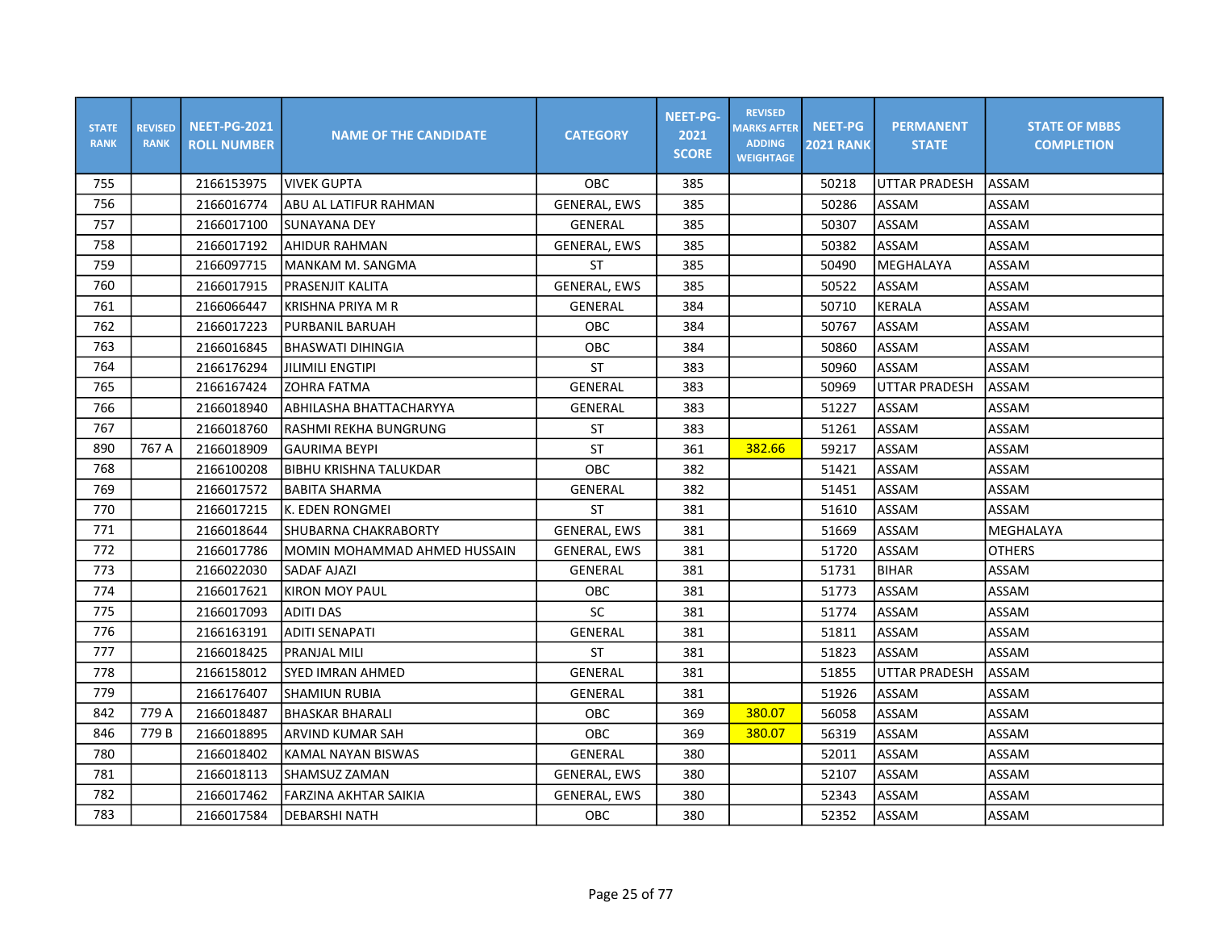| STATE RANK | REVISED RANK | NEET-PG-2021 ROLL NUMBER | NAME OF THE CANDIDATE | CATEGORY | NEET-PG-2021 SCORE | REVISED MARKS AFTER ADDING WEIGHTAGE | NEET-PG 2021 RANK | PERMANENT STATE | STATE OF MBBS COMPLETION |
|---|---|---|---|---|---|---|---|---|---|
| 755 | | 2166153975 | VIVEK GUPTA | OBC | 385 | | 50218 | UTTAR PRADESH | ASSAM |
| 756 | | 2166016774 | ABU AL LATIFUR RAHMAN | GENERAL, EWS | 385 | | 50286 | ASSAM | ASSAM |
| 757 | | 2166017100 | SUNAYANA DEY | GENERAL | 385 | | 50307 | ASSAM | ASSAM |
| 758 | | 2166017192 | AHIDUR RAHMAN | GENERAL, EWS | 385 | | 50382 | ASSAM | ASSAM |
| 759 | | 2166097715 | MANKAM M. SANGMA | ST | 385 | | 50490 | MEGHALAYA | ASSAM |
| 760 | | 2166017915 | PRASENJIT KALITA | GENERAL, EWS | 385 | | 50522 | ASSAM | ASSAM |
| 761 | | 2166066447 | KRISHNA PRIYA M R | GENERAL | 384 | | 50710 | KERALA | ASSAM |
| 762 | | 2166017223 | PURBANIL BARUAH | OBC | 384 | | 50767 | ASSAM | ASSAM |
| 763 | | 2166016845 | BHASWATI DIHINGIA | OBC | 384 | | 50860 | ASSAM | ASSAM |
| 764 | | 2166176294 | JILIMILI ENGTIPI | ST | 383 | | 50960 | ASSAM | ASSAM |
| 765 | | 2166167424 | ZOHRA FATMA | GENERAL | 383 | | 50969 | UTTAR PRADESH | ASSAM |
| 766 | | 2166018940 | ABHILASHA BHATTACHARYYA | GENERAL | 383 | | 51227 | ASSAM | ASSAM |
| 767 | | 2166018760 | RASHMI REKHA BUNGRUNG | ST | 383 | | 51261 | ASSAM | ASSAM |
| 890 | 767 A | 2166018909 | GAURIMA BEYPI | ST | 361 | 382.66 | 59217 | ASSAM | ASSAM |
| 768 | | 2166100208 | BIBHU KRISHNA TALUKDAR | OBC | 382 | | 51421 | ASSAM | ASSAM |
| 769 | | 2166017572 | BABITA SHARMA | GENERAL | 382 | | 51451 | ASSAM | ASSAM |
| 770 | | 2166017215 | K. EDEN RONGMEI | ST | 381 | | 51610 | ASSAM | ASSAM |
| 771 | | 2166018644 | SHUBARNA CHAKRABORTY | GENERAL, EWS | 381 | | 51669 | ASSAM | MEGHALAYA |
| 772 | | 2166017786 | MOMIN MOHAMMAD AHMED HUSSAIN | GENERAL, EWS | 381 | | 51720 | ASSAM | OTHERS |
| 773 | | 2166022030 | SADAF AJAZI | GENERAL | 381 | | 51731 | BIHAR | ASSAM |
| 774 | | 2166017621 | KIRON MOY PAUL | OBC | 381 | | 51773 | ASSAM | ASSAM |
| 775 | | 2166017093 | ADITI DAS | SC | 381 | | 51774 | ASSAM | ASSAM |
| 776 | | 2166163191 | ADITI SENAPATI | GENERAL | 381 | | 51811 | ASSAM | ASSAM |
| 777 | | 2166018425 | PRANJAL MILI | ST | 381 | | 51823 | ASSAM | ASSAM |
| 778 | | 2166158012 | SYED IMRAN AHMED | GENERAL | 381 | | 51855 | UTTAR PRADESH | ASSAM |
| 779 | | 2166176407 | SHAMIUN RUBIA | GENERAL | 381 | | 51926 | ASSAM | ASSAM |
| 842 | 779 A | 2166018487 | BHASKAR BHARALI | OBC | 369 | 380.07 | 56058 | ASSAM | ASSAM |
| 846 | 779 B | 2166018895 | ARVIND KUMAR SAH | OBC | 369 | 380.07 | 56319 | ASSAM | ASSAM |
| 780 | | 2166018402 | KAMAL NAYAN BISWAS | GENERAL | 380 | | 52011 | ASSAM | ASSAM |
| 781 | | 2166018113 | SHAMSUZ ZAMAN | GENERAL, EWS | 380 | | 52107 | ASSAM | ASSAM |
| 782 | | 2166017462 | FARZINA AKHTAR SAIKIA | GENERAL, EWS | 380 | | 52343 | ASSAM | ASSAM |
| 783 | | 2166017584 | DEBARSHI NATH | OBC | 380 | | 52352 | ASSAM | ASSAM |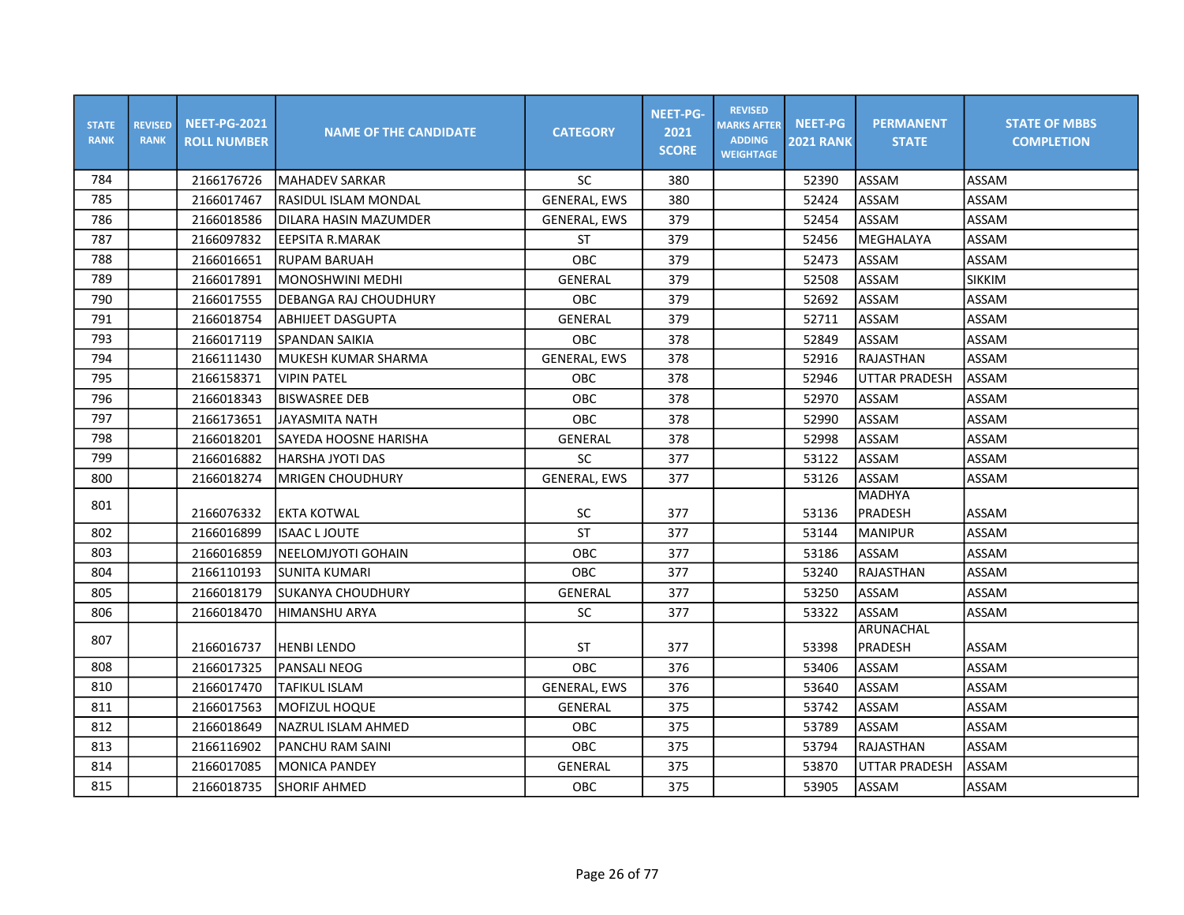| STATE RANK | REVISED RANK | NEET-PG-2021 ROLL NUMBER | NAME OF THE CANDIDATE | CATEGORY | NEET-PG-2021 SCORE | REVISED MARKS AFTER ADDING WEIGHTAGE | NEET-PG 2021 RANK | PERMANENT STATE | STATE OF MBBS COMPLETION |
|---|---|---|---|---|---|---|---|---|---|
| 784 | | 2166176726 | MAHADEV SARKAR | SC | 380 | | 52390 | ASSAM | ASSAM |
| 785 | | 2166017467 | RASIDUL ISLAM MONDAL | GENERAL, EWS | 380 | | 52424 | ASSAM | ASSAM |
| 786 | | 2166018586 | DILARA HASIN MAZUMDER | GENERAL, EWS | 379 | | 52454 | ASSAM | ASSAM |
| 787 | | 2166097832 | EEPSITA R.MARAK | ST | 379 | | 52456 | MEGHALAYA | ASSAM |
| 788 | | 2166016651 | RUPAM BARUAH | OBC | 379 | | 52473 | ASSAM | ASSAM |
| 789 | | 2166017891 | MONOSHWINI MEDHI | GENERAL | 379 | | 52508 | ASSAM | SIKKIM |
| 790 | | 2166017555 | DEBANGA RAJ CHOUDHURY | OBC | 379 | | 52692 | ASSAM | ASSAM |
| 791 | | 2166018754 | ABHIJEET DASGUPTA | GENERAL | 379 | | 52711 | ASSAM | ASSAM |
| 793 | | 2166017119 | SPANDAN SAIKIA | OBC | 378 | | 52849 | ASSAM | ASSAM |
| 794 | | 2166111430 | MUKESH KUMAR SHARMA | GENERAL, EWS | 378 | | 52916 | RAJASTHAN | ASSAM |
| 795 | | 2166158371 | VIPIN PATEL | OBC | 378 | | 52946 | UTTAR PRADESH | ASSAM |
| 796 | | 2166018343 | BISWASREE DEB | OBC | 378 | | 52970 | ASSAM | ASSAM |
| 797 | | 2166173651 | JAYASMITA NATH | OBC | 378 | | 52990 | ASSAM | ASSAM |
| 798 | | 2166018201 | SAYEDA HOOSNE HARISHA | GENERAL | 378 | | 52998 | ASSAM | ASSAM |
| 799 | | 2166016882 | HARSHA JYOTI DAS | SC | 377 | | 53122 | ASSAM | ASSAM |
| 800 | | 2166018274 | MRIGEN CHOUDHURY | GENERAL, EWS | 377 | | 53126 | ASSAM | ASSAM |
| 801 | | 2166076332 | EKTA KOTWAL | SC | 377 | | 53136 | MADHYA PRADESH | ASSAM |
| 802 | | 2166016899 | ISAAC L JOUTE | ST | 377 | | 53144 | MANIPUR | ASSAM |
| 803 | | 2166016859 | NEELOMJYOTI GOHAIN | OBC | 377 | | 53186 | ASSAM | ASSAM |
| 804 | | 2166110193 | SUNITA KUMARI | OBC | 377 | | 53240 | RAJASTHAN | ASSAM |
| 805 | | 2166018179 | SUKANYA CHOUDHURY | GENERAL | 377 | | 53250 | ASSAM | ASSAM |
| 806 | | 2166018470 | HIMANSHU ARYA | SC | 377 | | 53322 | ASSAM | ASSAM |
| 807 | | 2166016737 | HENBI LENDO | ST | 377 | | 53398 | ARUNACHAL PRADESH | ASSAM |
| 808 | | 2166017325 | PANSALI NEOG | OBC | 376 | | 53406 | ASSAM | ASSAM |
| 810 | | 2166017470 | TAFIKUL ISLAM | GENERAL, EWS | 376 | | 53640 | ASSAM | ASSAM |
| 811 | | 2166017563 | MOFIZUL HOQUE | GENERAL | 375 | | 53742 | ASSAM | ASSAM |
| 812 | | 2166018649 | NAZRUL ISLAM AHMED | OBC | 375 | | 53789 | ASSAM | ASSAM |
| 813 | | 2166116902 | PANCHU RAM SAINI | OBC | 375 | | 53794 | RAJASTHAN | ASSAM |
| 814 | | 2166017085 | MONICA PANDEY | GENERAL | 375 | | 53870 | UTTAR PRADESH | ASSAM |
| 815 | | 2166018735 | SHORIF AHMED | OBC | 375 | | 53905 | ASSAM | ASSAM |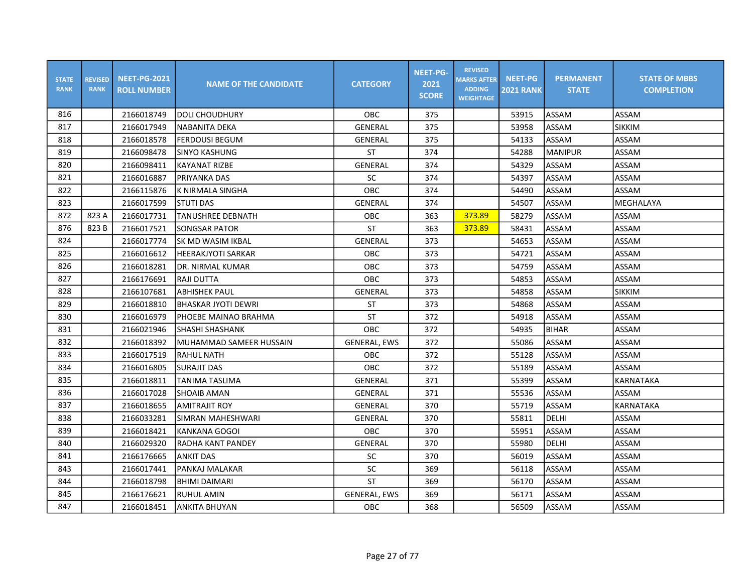| STATE RANK | REVISED RANK | NEET-PG-2021 ROLL NUMBER | NAME OF THE CANDIDATE | CATEGORY | NEET-PG-2021 SCORE | REVISED MARKS AFTER ADDING WEIGHTAGE | NEET-PG 2021 RANK | PERMANENT STATE | STATE OF MBBS COMPLETION |
|---|---|---|---|---|---|---|---|---|---|
| 816 | | 2166018749 | DOLI CHOUDHURY | OBC | 375 | | 53915 | ASSAM | ASSAM |
| 817 | | 2166017949 | NABANITA DEKA | GENERAL | 375 | | 53958 | ASSAM | SIKKIM |
| 818 | | 2166018578 | FERDOUSI BEGUM | GENERAL | 375 | | 54133 | ASSAM | ASSAM |
| 819 | | 2166098478 | SINYO KASHUNG | ST | 374 | | 54288 | MANIPUR | ASSAM |
| 820 | | 2166098411 | KAYANAT RIZBE | GENERAL | 374 | | 54329 | ASSAM | ASSAM |
| 821 | | 2166016887 | PRIYANKA DAS | SC | 374 | | 54397 | ASSAM | ASSAM |
| 822 | | 2166115876 | K NIRMALA SINGHA | OBC | 374 | | 54490 | ASSAM | ASSAM |
| 823 | | 2166017599 | STUTI DAS | GENERAL | 374 | | 54507 | ASSAM | MEGHALAYA |
| 872 | 823 A | 2166017731 | TANUSHREE DEBNATH | OBC | 363 | 373.89 | 58279 | ASSAM | ASSAM |
| 876 | 823 B | 2166017521 | SONGSAR PATOR | ST | 363 | 373.89 | 58431 | ASSAM | ASSAM |
| 824 | | 2166017774 | SK MD WASIM IKBAL | GENERAL | 373 | | 54653 | ASSAM | ASSAM |
| 825 | | 2166016612 | HEERAKJYOTI SARKAR | OBC | 373 | | 54721 | ASSAM | ASSAM |
| 826 | | 2166018281 | DR. NIRMAL KUMAR | OBC | 373 | | 54759 | ASSAM | ASSAM |
| 827 | | 2166176691 | RAJI DUTTA | OBC | 373 | | 54853 | ASSAM | ASSAM |
| 828 | | 2166107681 | ABHISHEK PAUL | GENERAL | 373 | | 54858 | ASSAM | SIKKIM |
| 829 | | 2166018810 | BHASKAR JYOTI DEWRI | ST | 373 | | 54868 | ASSAM | ASSAM |
| 830 | | 2166016979 | PHOEBE MAINAO BRAHMA | ST | 372 | | 54918 | ASSAM | ASSAM |
| 831 | | 2166021946 | SHASHI SHASHANK | OBC | 372 | | 54935 | BIHAR | ASSAM |
| 832 | | 2166018392 | MUHAMMAD SAMEER HUSSAIN | GENERAL, EWS | 372 | | 55086 | ASSAM | ASSAM |
| 833 | | 2166017519 | RAHUL NATH | OBC | 372 | | 55128 | ASSAM | ASSAM |
| 834 | | 2166016805 | SURAJIT DAS | OBC | 372 | | 55189 | ASSAM | ASSAM |
| 835 | | 2166018811 | TANIMA TASLIMA | GENERAL | 371 | | 55399 | ASSAM | KARNATAKA |
| 836 | | 2166017028 | SHOAIB AMAN | GENERAL | 371 | | 55536 | ASSAM | ASSAM |
| 837 | | 2166018655 | AMITRAJIT ROY | GENERAL | 370 | | 55719 | ASSAM | KARNATAKA |
| 838 | | 2166033281 | SIMRAN MAHESHWARI | GENERAL | 370 | | 55811 | DELHI | ASSAM |
| 839 | | 2166018421 | KANKANA GOGOI | OBC | 370 | | 55951 | ASSAM | ASSAM |
| 840 | | 2166029320 | RADHA KANT PANDEY | GENERAL | 370 | | 55980 | DELHI | ASSAM |
| 841 | | 2166176665 | ANKIT DAS | SC | 370 | | 56019 | ASSAM | ASSAM |
| 843 | | 2166017441 | PANKAJ MALAKAR | SC | 369 | | 56118 | ASSAM | ASSAM |
| 844 | | 2166018798 | BHIMI DAIMARI | ST | 369 | | 56170 | ASSAM | ASSAM |
| 845 | | 2166176621 | RUHUL AMIN | GENERAL, EWS | 369 | | 56171 | ASSAM | ASSAM |
| 847 | | 2166018451 | ANKITA BHUYAN | OBC | 368 | | 56509 | ASSAM | ASSAM |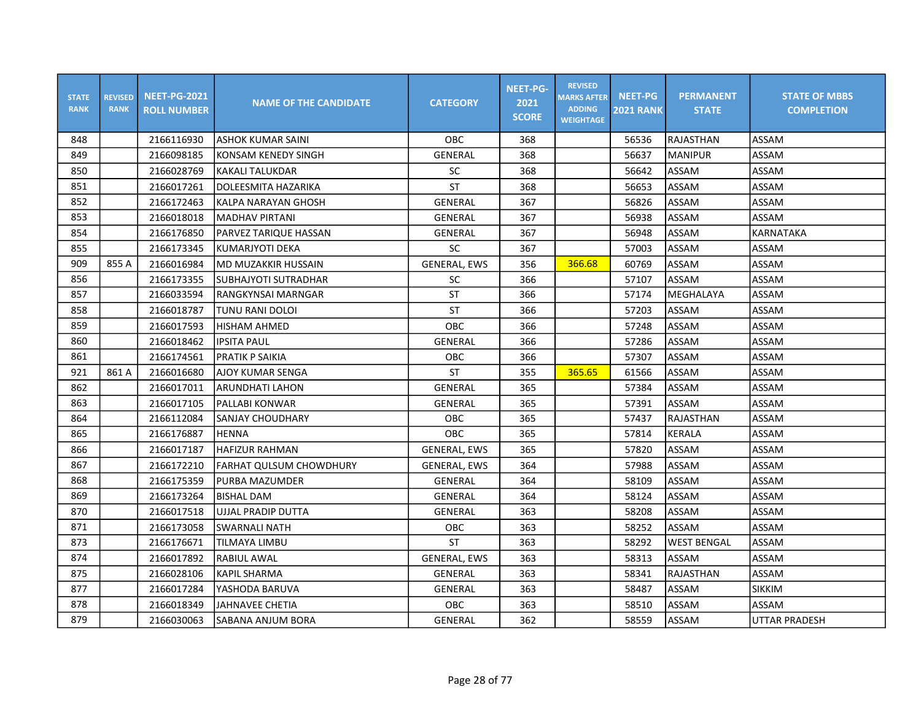| STATE RANK | REVISED RANK | NEET-PG-2021 ROLL NUMBER | NAME OF THE CANDIDATE | CATEGORY | NEET-PG-2021 SCORE | REVISED MARKS AFTER ADDING WEIGHTAGE | NEET-PG 2021 RANK | PERMANENT STATE | STATE OF MBBS COMPLETION |
|---|---|---|---|---|---|---|---|---|---|
| 848 | | 2166116930 | ASHOK KUMAR SAINI | OBC | 368 | | 56536 | RAJASTHAN | ASSAM |
| 849 | | 2166098185 | KONSAM KENEDY SINGH | GENERAL | 368 | | 56637 | MANIPUR | ASSAM |
| 850 | | 2166028769 | KAKALI TALUKDAR | SC | 368 | | 56642 | ASSAM | ASSAM |
| 851 | | 2166017261 | DOLEESMITA HAZARIKA | ST | 368 | | 56653 | ASSAM | ASSAM |
| 852 | | 2166172463 | KALPA NARAYAN GHOSH | GENERAL | 367 | | 56826 | ASSAM | ASSAM |
| 853 | | 2166018018 | MADHAV PIRTANI | GENERAL | 367 | | 56938 | ASSAM | ASSAM |
| 854 | | 2166176850 | PARVEZ TARIQUE HASSAN | GENERAL | 367 | | 56948 | ASSAM | KARNATAKA |
| 855 | | 2166173345 | KUMARJYOTI DEKA | SC | 367 | | 57003 | ASSAM | ASSAM |
| 909 | 855 A | 2166016984 | MD MUZAKKIR HUSSAIN | GENERAL, EWS | 356 | 366.68 | 60769 | ASSAM | ASSAM |
| 856 | | 2166173355 | SUBHAJYOTI SUTRADHAR | SC | 366 | | 57107 | ASSAM | ASSAM |
| 857 | | 2166033594 | RANGKYNSAI MARNGAR | ST | 366 | | 57174 | MEGHALAYA | ASSAM |
| 858 | | 2166018787 | TUNU RANI DOLOI | ST | 366 | | 57203 | ASSAM | ASSAM |
| 859 | | 2166017593 | HISHAM AHMED | OBC | 366 | | 57248 | ASSAM | ASSAM |
| 860 | | 2166018462 | IPSITA PAUL | GENERAL | 366 | | 57286 | ASSAM | ASSAM |
| 861 | | 2166174561 | PRATIK P SAIKIA | OBC | 366 | | 57307 | ASSAM | ASSAM |
| 921 | 861 A | 2166016680 | AJOY KUMAR SENGA | ST | 355 | 365.65 | 61566 | ASSAM | ASSAM |
| 862 | | 2166017011 | ARUNDHATI LAHON | GENERAL | 365 | | 57384 | ASSAM | ASSAM |
| 863 | | 2166017105 | PALLABI KONWAR | GENERAL | 365 | | 57391 | ASSAM | ASSAM |
| 864 | | 2166112084 | SANJAY CHOUDHARY | OBC | 365 | | 57437 | RAJASTHAN | ASSAM |
| 865 | | 2166176887 | HENNA | OBC | 365 | | 57814 | KERALA | ASSAM |
| 866 | | 2166017187 | HAFIZUR RAHMAN | GENERAL, EWS | 365 | | 57820 | ASSAM | ASSAM |
| 867 | | 2166172210 | FARHAT QULSUM CHOWDHURY | GENERAL, EWS | 364 | | 57988 | ASSAM | ASSAM |
| 868 | | 2166175359 | PURBA MAZUMDER | GENERAL | 364 | | 58109 | ASSAM | ASSAM |
| 869 | | 2166173264 | BISHAL DAM | GENERAL | 364 | | 58124 | ASSAM | ASSAM |
| 870 | | 2166017518 | UJJAL PRADIP DUTTA | GENERAL | 363 | | 58208 | ASSAM | ASSAM |
| 871 | | 2166173058 | SWARNALI NATH | OBC | 363 | | 58252 | ASSAM | ASSAM |
| 873 | | 2166176671 | TILMAYA LIMBU | ST | 363 | | 58292 | WEST BENGAL | ASSAM |
| 874 | | 2166017892 | RABIUL AWAL | GENERAL, EWS | 363 | | 58313 | ASSAM | ASSAM |
| 875 | | 2166028106 | KAPIL SHARMA | GENERAL | 363 | | 58341 | RAJASTHAN | ASSAM |
| 877 | | 2166017284 | YASHODA BARUVA | GENERAL | 363 | | 58487 | ASSAM | SIKKIM |
| 878 | | 2166018349 | JAHNAVEE CHETIA | OBC | 363 | | 58510 | ASSAM | ASSAM |
| 879 | | 2166030063 | SABANA ANJUM BORA | GENERAL | 362 | | 58559 | ASSAM | UTTAR PRADESH |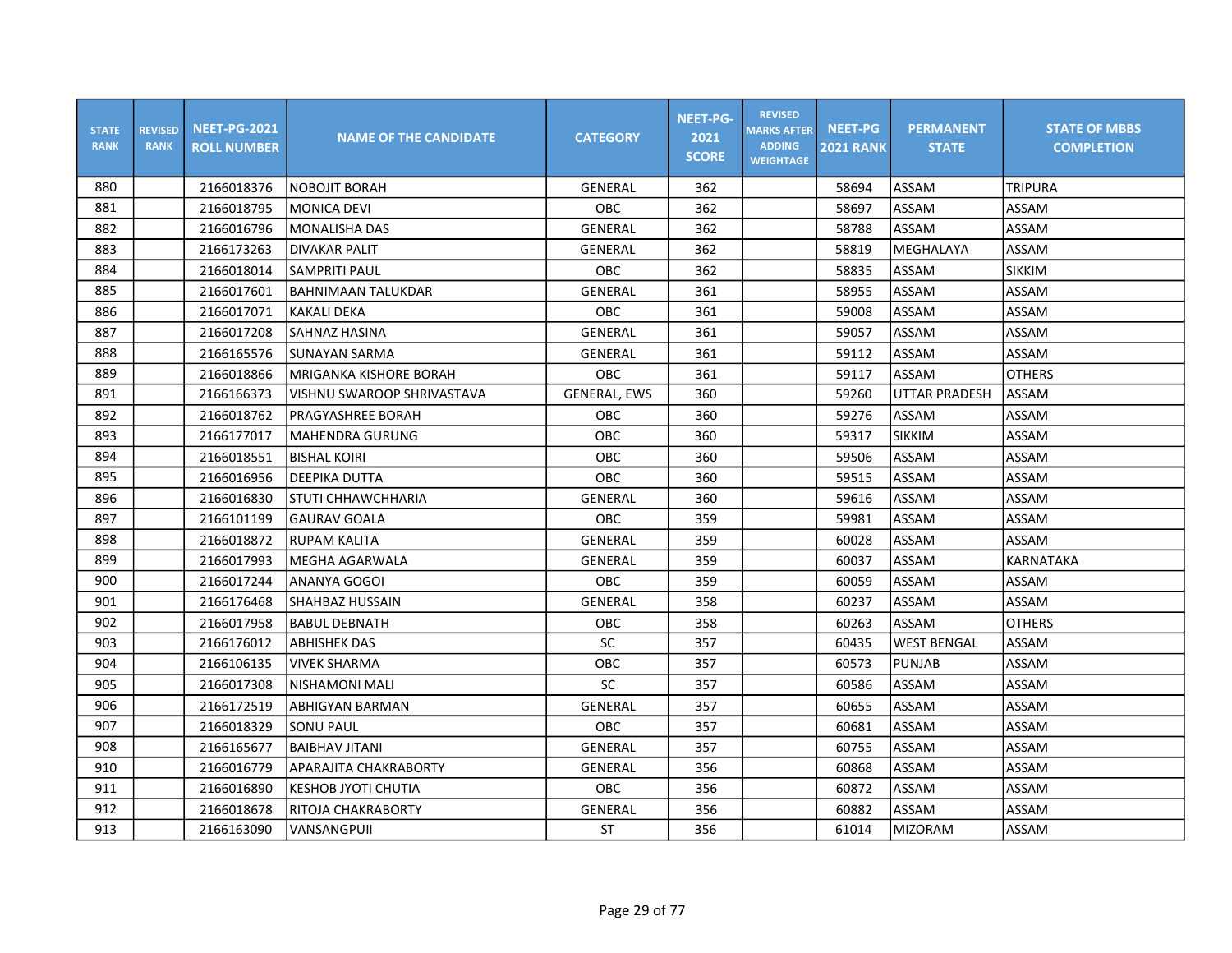| STATE RANK | REVISED RANK | NEET-PG-2021 ROLL NUMBER | NAME OF THE CANDIDATE | CATEGORY | NEET-PG-2021 SCORE | REVISED MARKS AFTER ADDING WEIGHTAGE | NEET-PG 2021 RANK | PERMANENT STATE | STATE OF MBBS COMPLETION |
|---|---|---|---|---|---|---|---|---|---|
| 880 | | 2166018376 | NOBOJIT BORAH | GENERAL | 362 | | 58694 | ASSAM | TRIPURA |
| 881 | | 2166018795 | MONICA DEVI | OBC | 362 | | 58697 | ASSAM | ASSAM |
| 882 | | 2166016796 | MONALISHA DAS | GENERAL | 362 | | 58788 | ASSAM | ASSAM |
| 883 | | 2166173263 | DIVAKAR PALIT | GENERAL | 362 | | 58819 | MEGHALAYA | ASSAM |
| 884 | | 2166018014 | SAMPRITI PAUL | OBC | 362 | | 58835 | ASSAM | SIKKIM |
| 885 | | 2166017601 | BAHNIMAAN TALUKDAR | GENERAL | 361 | | 58955 | ASSAM | ASSAM |
| 886 | | 2166017071 | KAKALI DEKA | OBC | 361 | | 59008 | ASSAM | ASSAM |
| 887 | | 2166017208 | SAHNAZ HASINA | GENERAL | 361 | | 59057 | ASSAM | ASSAM |
| 888 | | 2166165576 | SUNAYAN SARMA | GENERAL | 361 | | 59112 | ASSAM | ASSAM |
| 889 | | 2166018866 | MRIGANKA KISHORE BORAH | OBC | 361 | | 59117 | ASSAM | OTHERS |
| 891 | | 2166166373 | VISHNU SWAROOP SHRIVASTAVA | GENERAL, EWS | 360 | | 59260 | UTTAR PRADESH | ASSAM |
| 892 | | 2166018762 | PRAGYASHREE BORAH | OBC | 360 | | 59276 | ASSAM | ASSAM |
| 893 | | 2166177017 | MAHENDRA GURUNG | OBC | 360 | | 59317 | SIKKIM | ASSAM |
| 894 | | 2166018551 | BISHAL KOIRI | OBC | 360 | | 59506 | ASSAM | ASSAM |
| 895 | | 2166016956 | DEEPIKA DUTTA | OBC | 360 | | 59515 | ASSAM | ASSAM |
| 896 | | 2166016830 | STUTI CHHAWCHHARIA | GENERAL | 360 | | 59616 | ASSAM | ASSAM |
| 897 | | 2166101199 | GAURAV GOALA | OBC | 359 | | 59981 | ASSAM | ASSAM |
| 898 | | 2166018872 | RUPAM KALITA | GENERAL | 359 | | 60028 | ASSAM | ASSAM |
| 899 | | 2166017993 | MEGHA AGARWALA | GENERAL | 359 | | 60037 | ASSAM | KARNATAKA |
| 900 | | 2166017244 | ANANYA GOGOI | OBC | 359 | | 60059 | ASSAM | ASSAM |
| 901 | | 2166176468 | SHAHBAZ HUSSAIN | GENERAL | 358 | | 60237 | ASSAM | ASSAM |
| 902 | | 2166017958 | BABUL DEBNATH | OBC | 358 | | 60263 | ASSAM | OTHERS |
| 903 | | 2166176012 | ABHISHEK DAS | SC | 357 | | 60435 | WEST BENGAL | ASSAM |
| 904 | | 2166106135 | VIVEK SHARMA | OBC | 357 | | 60573 | PUNJAB | ASSAM |
| 905 | | 2166017308 | NISHAMONI MALI | SC | 357 | | 60586 | ASSAM | ASSAM |
| 906 | | 2166172519 | ABHIGYAN BARMAN | GENERAL | 357 | | 60655 | ASSAM | ASSAM |
| 907 | | 2166018329 | SONU PAUL | OBC | 357 | | 60681 | ASSAM | ASSAM |
| 908 | | 2166165677 | BAIBHAV JITANI | GENERAL | 357 | | 60755 | ASSAM | ASSAM |
| 910 | | 2166016779 | APARAJITA CHAKRABORTY | GENERAL | 356 | | 60868 | ASSAM | ASSAM |
| 911 | | 2166016890 | KESHOB JYOTI CHUTIA | OBC | 356 | | 60872 | ASSAM | ASSAM |
| 912 | | 2166018678 | RITOJA CHAKRABORTY | GENERAL | 356 | | 60882 | ASSAM | ASSAM |
| 913 | | 2166163090 | VANSANGPUII | ST | 356 | | 61014 | MIZORAM | ASSAM |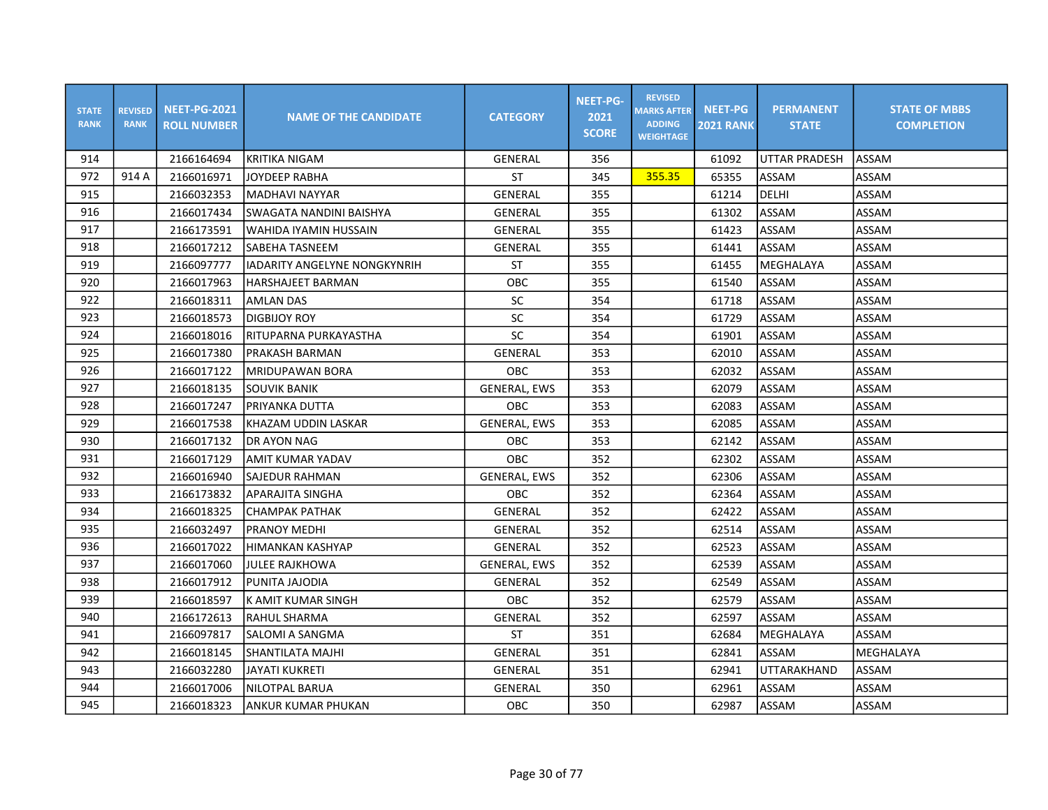| STATE RANK | REVISED RANK | NEET-PG-2021 ROLL NUMBER | NAME OF THE CANDIDATE | CATEGORY | NEET-PG-2021 SCORE | REVISED MARKS AFTER ADDING WEIGHTAGE | NEET-PG 2021 RANK | PERMANENT STATE | STATE OF MBBS COMPLETION |
|---|---|---|---|---|---|---|---|---|---|
| 914 | | 2166164694 | KRITIKA NIGAM | GENERAL | 356 | | 61092 | UTTAR PRADESH | ASSAM |
| 972 | 914 A | 2166016971 | JOYDEEP RABHA | ST | 345 | 355.35 | 65355 | ASSAM | ASSAM |
| 915 | | 2166032353 | MADHAVI NAYYAR | GENERAL | 355 | | 61214 | DELHI | ASSAM |
| 916 | | 2166017434 | SWAGATA NANDINI BAISHYA | GENERAL | 355 | | 61302 | ASSAM | ASSAM |
| 917 | | 2166173591 | WAHIDA IYAMIN HUSSAIN | GENERAL | 355 | | 61423 | ASSAM | ASSAM |
| 918 | | 2166017212 | SABEHA TASNEEM | GENERAL | 355 | | 61441 | ASSAM | ASSAM |
| 919 | | 2166097777 | IADARITY ANGELYNE NONGKYNRIH | ST | 355 | | 61455 | MEGHALAYA | ASSAM |
| 920 | | 2166017963 | HARSHAJEET BARMAN | OBC | 355 | | 61540 | ASSAM | ASSAM |
| 922 | | 2166018311 | AMLAN DAS | SC | 354 | | 61718 | ASSAM | ASSAM |
| 923 | | 2166018573 | DIGBIJOY ROY | SC | 354 | | 61729 | ASSAM | ASSAM |
| 924 | | 2166018016 | RITUPARNA PURKAYASTHA | SC | 354 | | 61901 | ASSAM | ASSAM |
| 925 | | 2166017380 | PRAKASH BARMAN | GENERAL | 353 | | 62010 | ASSAM | ASSAM |
| 926 | | 2166017122 | MRIDUPAWAN BORA | OBC | 353 | | 62032 | ASSAM | ASSAM |
| 927 | | 2166018135 | SOUVIK BANIK | GENERAL, EWS | 353 | | 62079 | ASSAM | ASSAM |
| 928 | | 2166017247 | PRIYANKA DUTTA | OBC | 353 | | 62083 | ASSAM | ASSAM |
| 929 | | 2166017538 | KHAZAM UDDIN LASKAR | GENERAL, EWS | 353 | | 62085 | ASSAM | ASSAM |
| 930 | | 2166017132 | DR AYON NAG | OBC | 353 | | 62142 | ASSAM | ASSAM |
| 931 | | 2166017129 | AMIT KUMAR YADAV | OBC | 352 | | 62302 | ASSAM | ASSAM |
| 932 | | 2166016940 | SAJEDUR RAHMAN | GENERAL, EWS | 352 | | 62306 | ASSAM | ASSAM |
| 933 | | 2166173832 | APARAJITA SINGHA | OBC | 352 | | 62364 | ASSAM | ASSAM |
| 934 | | 2166018325 | CHAMPAK PATHAK | GENERAL | 352 | | 62422 | ASSAM | ASSAM |
| 935 | | 2166032497 | PRANOY MEDHI | GENERAL | 352 | | 62514 | ASSAM | ASSAM |
| 936 | | 2166017022 | HIMANKAN KASHYAP | GENERAL | 352 | | 62523 | ASSAM | ASSAM |
| 937 | | 2166017060 | JULEE RAJKHOWA | GENERAL, EWS | 352 | | 62539 | ASSAM | ASSAM |
| 938 | | 2166017912 | PUNITA JAJODIA | GENERAL | 352 | | 62549 | ASSAM | ASSAM |
| 939 | | 2166018597 | K AMIT KUMAR SINGH | OBC | 352 | | 62579 | ASSAM | ASSAM |
| 940 | | 2166172613 | RAHUL SHARMA | GENERAL | 352 | | 62597 | ASSAM | ASSAM |
| 941 | | 2166097817 | SALOMI A SANGMA | ST | 351 | | 62684 | MEGHALAYA | ASSAM |
| 942 | | 2166018145 | SHANTILATA MAJHI | GENERAL | 351 | | 62841 | ASSAM | MEGHALAYA |
| 943 | | 2166032280 | JAYATI KUKRETI | GENERAL | 351 | | 62941 | UTTARAKHAND | ASSAM |
| 944 | | 2166017006 | NILOTPAL BARUA | GENERAL | 350 | | 62961 | ASSAM | ASSAM |
| 945 | | 2166018323 | ANKUR KUMAR PHUKAN | OBC | 350 | | 62987 | ASSAM | ASSAM |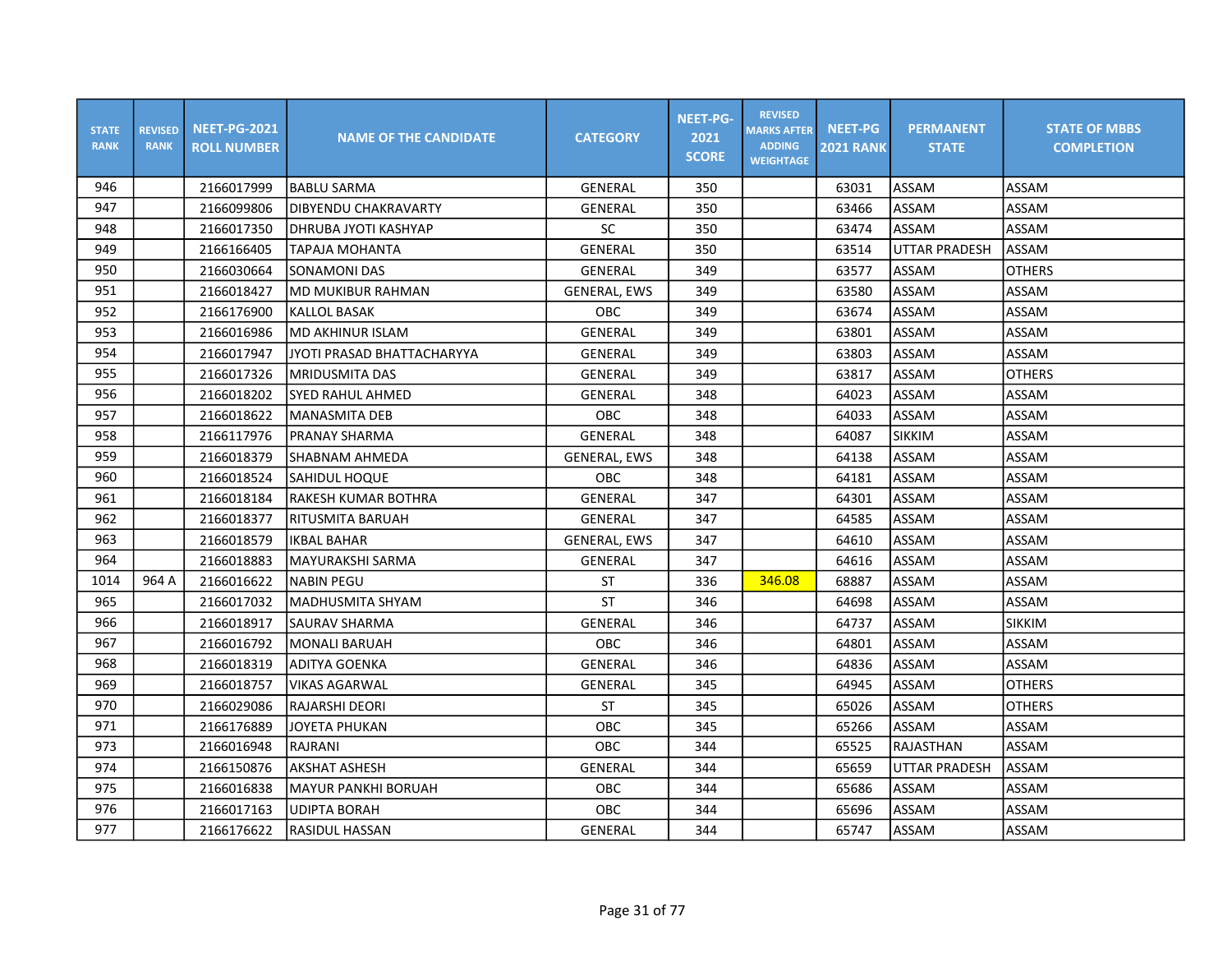| STATE RANK | REVISED RANK | NEET-PG-2021 ROLL NUMBER | NAME OF THE CANDIDATE | CATEGORY | NEET-PG-2021 SCORE | REVISED MARKS AFTER ADDING WEIGHTAGE | NEET-PG 2021 RANK | PERMANENT STATE | STATE OF MBBS COMPLETION |
|---|---|---|---|---|---|---|---|---|---|
| 946 | | 2166017999 | BABLU SARMA | GENERAL | 350 | | 63031 | ASSAM | ASSAM |
| 947 | | 2166099806 | DIBYENDU CHAKRAVARTY | GENERAL | 350 | | 63466 | ASSAM | ASSAM |
| 948 | | 2166017350 | DHRUBA JYOTI KASHYAP | SC | 350 | | 63474 | ASSAM | ASSAM |
| 949 | | 2166166405 | TAPAJA MOHANTA | GENERAL | 350 | | 63514 | UTTAR PRADESH | ASSAM |
| 950 | | 2166030664 | SONAMONI DAS | GENERAL | 349 | | 63577 | ASSAM | OTHERS |
| 951 | | 2166018427 | MD MUKIBUR RAHMAN | GENERAL, EWS | 349 | | 63580 | ASSAM | ASSAM |
| 952 | | 2166176900 | KALLOL BASAK | OBC | 349 | | 63674 | ASSAM | ASSAM |
| 953 | | 2166016986 | MD AKHINUR ISLAM | GENERAL | 349 | | 63801 | ASSAM | ASSAM |
| 954 | | 2166017947 | JYOTI PRASAD BHATTACHARYYA | GENERAL | 349 | | 63803 | ASSAM | ASSAM |
| 955 | | 2166017326 | MRIDUSMITA DAS | GENERAL | 349 | | 63817 | ASSAM | OTHERS |
| 956 | | 2166018202 | SYED RAHUL AHMED | GENERAL | 348 | | 64023 | ASSAM | ASSAM |
| 957 | | 2166018622 | MANASMITA DEB | OBC | 348 | | 64033 | ASSAM | ASSAM |
| 958 | | 2166117976 | PRANAY SHARMA | GENERAL | 348 | | 64087 | SIKKIM | ASSAM |
| 959 | | 2166018379 | SHABNAM AHMEDA | GENERAL, EWS | 348 | | 64138 | ASSAM | ASSAM |
| 960 | | 2166018524 | SAHIDUL HOQUE | OBC | 348 | | 64181 | ASSAM | ASSAM |
| 961 | | 2166018184 | RAKESH KUMAR BOTHRA | GENERAL | 347 | | 64301 | ASSAM | ASSAM |
| 962 | | 2166018377 | RITUSMITA BARUAH | GENERAL | 347 | | 64585 | ASSAM | ASSAM |
| 963 | | 2166018579 | IKBAL BAHAR | GENERAL, EWS | 347 | | 64610 | ASSAM | ASSAM |
| 964 | | 2166018883 | MAYURAKSHI SARMA | GENERAL | 347 | | 64616 | ASSAM | ASSAM |
| 1014 | 964 A | 2166016622 | NABIN PEGU | ST | 336 | 346.08 | 68887 | ASSAM | ASSAM |
| 965 | | 2166017032 | MADHUSMITA SHYAM | ST | 346 | | 64698 | ASSAM | ASSAM |
| 966 | | 2166018917 | SAURAV SHARMA | GENERAL | 346 | | 64737 | ASSAM | SIKKIM |
| 967 | | 2166016792 | MONALI BARUAH | OBC | 346 | | 64801 | ASSAM | ASSAM |
| 968 | | 2166018319 | ADITYA GOENKA | GENERAL | 346 | | 64836 | ASSAM | ASSAM |
| 969 | | 2166018757 | VIKAS AGARWAL | GENERAL | 345 | | 64945 | ASSAM | OTHERS |
| 970 | | 2166029086 | RAJARSHI DEORI | ST | 345 | | 65026 | ASSAM | OTHERS |
| 971 | | 2166176889 | JOYETA PHUKAN | OBC | 345 | | 65266 | ASSAM | ASSAM |
| 973 | | 2166016948 | RAJRANI | OBC | 344 | | 65525 | RAJASTHAN | ASSAM |
| 974 | | 2166150876 | AKSHAT ASHESH | GENERAL | 344 | | 65659 | UTTAR PRADESH | ASSAM |
| 975 | | 2166016838 | MAYUR PANKHI BORUAH | OBC | 344 | | 65686 | ASSAM | ASSAM |
| 976 | | 2166017163 | UDIPTA BORAH | OBC | 344 | | 65696 | ASSAM | ASSAM |
| 977 | | 2166176622 | RASIDUL HASSAN | GENERAL | 344 | | 65747 | ASSAM | ASSAM |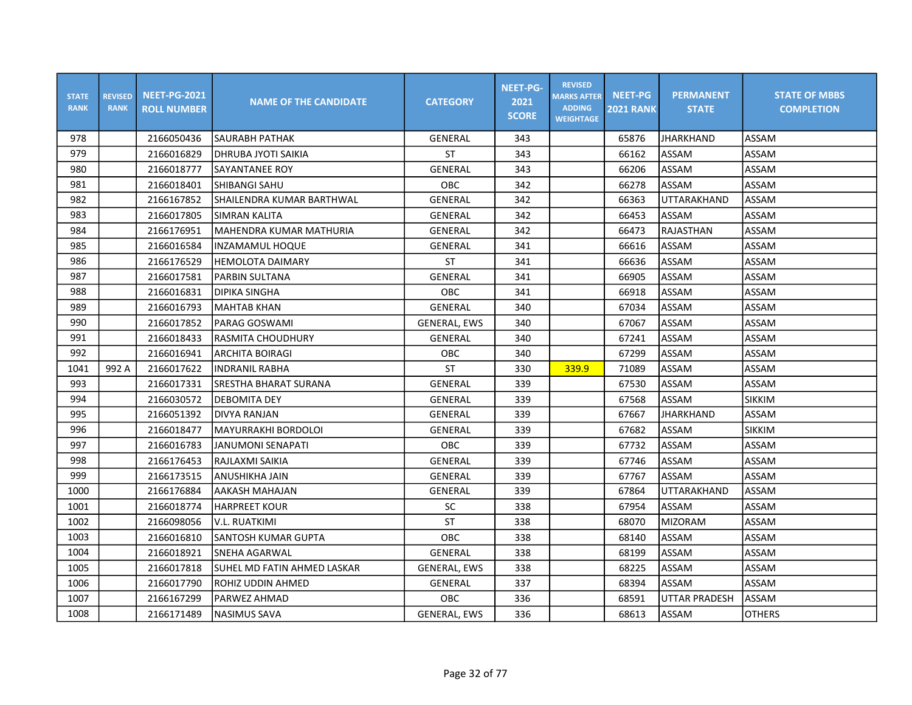| STATE RANK | REVISED RANK | NEET-PG-2021 ROLL NUMBER | NAME OF THE CANDIDATE | CATEGORY | NEET-PG-2021 SCORE | REVISED MARKS AFTER ADDING WEIGHTAGE | NEET-PG 2021 RANK | PERMANENT STATE | STATE OF MBBS COMPLETION |
|---|---|---|---|---|---|---|---|---|---|
| 978 | | 2166050436 | SAURABH PATHAK | GENERAL | 343 | | 65876 | JHARKHAND | ASSAM |
| 979 | | 2166016829 | DHRUBA JYOTI SAIKIA | ST | 343 | | 66162 | ASSAM | ASSAM |
| 980 | | 2166018777 | SAYANTANEE ROY | GENERAL | 343 | | 66206 | ASSAM | ASSAM |
| 981 | | 2166018401 | SHIBANGI SAHU | OBC | 342 | | 66278 | ASSAM | ASSAM |
| 982 | | 2166167852 | SHAILENDRA KUMAR BARTHWAL | GENERAL | 342 | | 66363 | UTTARAKHAND | ASSAM |
| 983 | | 2166017805 | SIMRAN KALITA | GENERAL | 342 | | 66453 | ASSAM | ASSAM |
| 984 | | 2166176951 | MAHENDRA KUMAR MATHURIA | GENERAL | 342 | | 66473 | RAJASTHAN | ASSAM |
| 985 | | 2166016584 | INZAMAMUL HOQUE | GENERAL | 341 | | 66616 | ASSAM | ASSAM |
| 986 | | 2166176529 | HEMOLOTA DAIMARY | ST | 341 | | 66636 | ASSAM | ASSAM |
| 987 | | 2166017581 | PARBIN SULTANA | GENERAL | 341 | | 66905 | ASSAM | ASSAM |
| 988 | | 2166016831 | DIPIKA SINGHA | OBC | 341 | | 66918 | ASSAM | ASSAM |
| 989 | | 2166016793 | MAHTAB KHAN | GENERAL | 340 | | 67034 | ASSAM | ASSAM |
| 990 | | 2166017852 | PARAG GOSWAMI | GENERAL, EWS | 340 | | 67067 | ASSAM | ASSAM |
| 991 | | 2166018433 | RASMITA CHOUDHURY | GENERAL | 340 | | 67241 | ASSAM | ASSAM |
| 992 | | 2166016941 | ARCHITA BOIRAGI | OBC | 340 | | 67299 | ASSAM | ASSAM |
| 1041 | 992 A | 2166017622 | INDRANIL RABHA | ST | 330 | 339.9 | 71089 | ASSAM | ASSAM |
| 993 | | 2166017331 | SRESTHA BHARAT SURANA | GENERAL | 339 | | 67530 | ASSAM | ASSAM |
| 994 | | 2166030572 | DEBOMITA DEY | GENERAL | 339 | | 67568 | ASSAM | SIKKIM |
| 995 | | 2166051392 | DIVYA RANJAN | GENERAL | 339 | | 67667 | JHARKHAND | ASSAM |
| 996 | | 2166018477 | MAYURRAKHI BORDOLOI | GENERAL | 339 | | 67682 | ASSAM | SIKKIM |
| 997 | | 2166016783 | JANUMONI SENAPATI | OBC | 339 | | 67732 | ASSAM | ASSAM |
| 998 | | 2166176453 | RAJLAXMI SAIKIA | GENERAL | 339 | | 67746 | ASSAM | ASSAM |
| 999 | | 2166173515 | ANUSHIKHA JAIN | GENERAL | 339 | | 67767 | ASSAM | ASSAM |
| 1000 | | 2166176884 | AAKASH MAHAJAN | GENERAL | 339 | | 67864 | UTTARAKHAND | ASSAM |
| 1001 | | 2166018774 | HARPREET KOUR | SC | 338 | | 67954 | ASSAM | ASSAM |
| 1002 | | 2166098056 | V.L. RUATKIMI | ST | 338 | | 68070 | MIZORAM | ASSAM |
| 1003 | | 2166016810 | SANTOSH KUMAR GUPTA | OBC | 338 | | 68140 | ASSAM | ASSAM |
| 1004 | | 2166018921 | SNEHA AGARWAL | GENERAL | 338 | | 68199 | ASSAM | ASSAM |
| 1005 | | 2166017818 | SUHEL MD FATIN AHMED LASKAR | GENERAL, EWS | 338 | | 68225 | ASSAM | ASSAM |
| 1006 | | 2166017790 | ROHIZ UDDIN AHMED | GENERAL | 337 | | 68394 | ASSAM | ASSAM |
| 1007 | | 2166167299 | PARWEZ AHMAD | OBC | 336 | | 68591 | UTTAR PRADESH | ASSAM |
| 1008 | | 2166171489 | NASIMUS SAVA | GENERAL, EWS | 336 | | 68613 | ASSAM | OTHERS |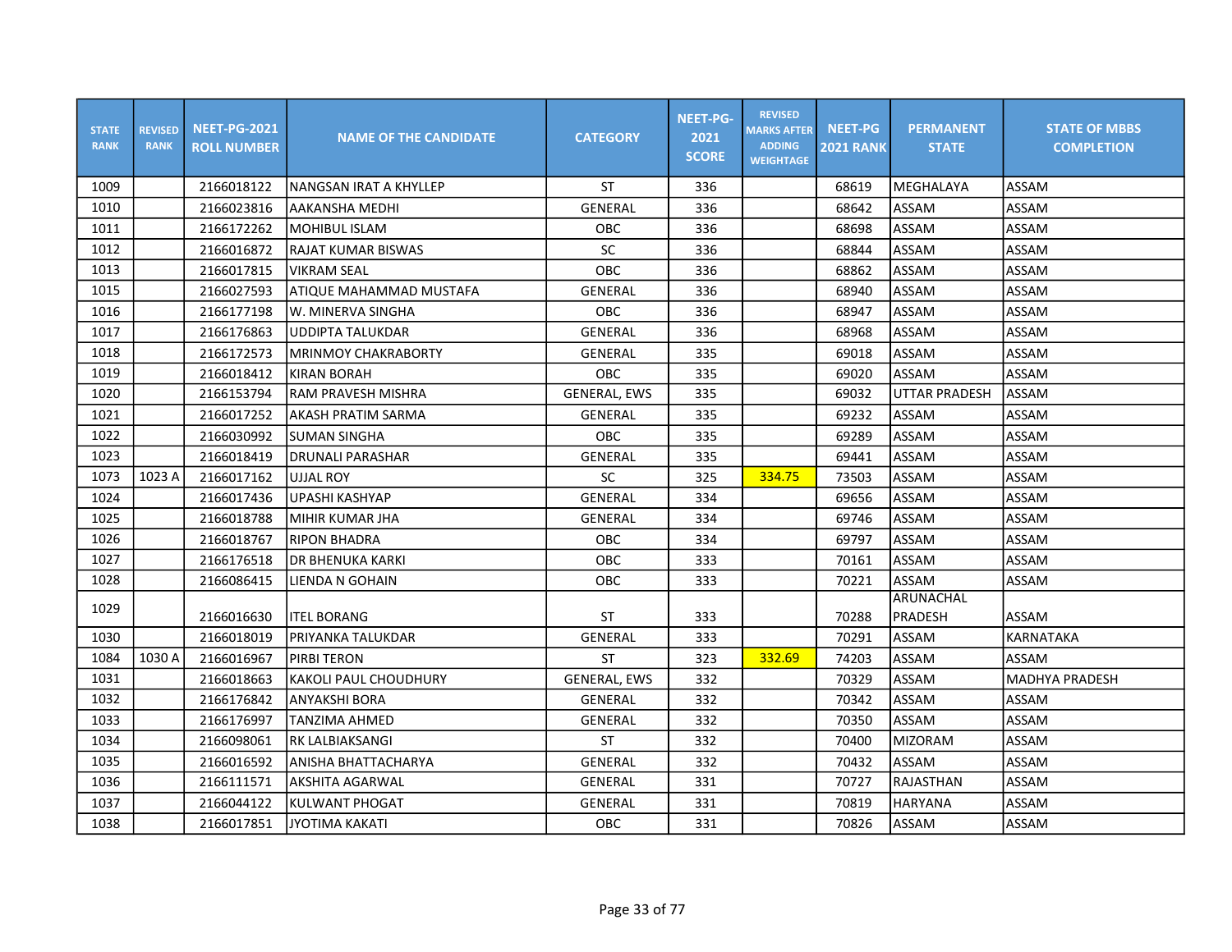| STATE RANK | REVISED RANK | NEET-PG-2021 ROLL NUMBER | NAME OF THE CANDIDATE | CATEGORY | NEET-PG-2021 SCORE | REVISED MARKS AFTER ADDING WEIGHTAGE | NEET-PG 2021 RANK | PERMANENT STATE | STATE OF MBBS COMPLETION |
|---|---|---|---|---|---|---|---|---|---|
| 1009 | | 2166018122 | NANGSAN IRAT A KHYLLEP | ST | 336 | | 68619 | MEGHALAYA | ASSAM |
| 1010 | | 2166023816 | AAKANSHA MEDHI | GENERAL | 336 | | 68642 | ASSAM | ASSAM |
| 1011 | | 2166172262 | MOHIBUL ISLAM | OBC | 336 | | 68698 | ASSAM | ASSAM |
| 1012 | | 2166016872 | RAJAT KUMAR BISWAS | SC | 336 | | 68844 | ASSAM | ASSAM |
| 1013 | | 2166017815 | VIKRAM SEAL | OBC | 336 | | 68862 | ASSAM | ASSAM |
| 1015 | | 2166027593 | ATIQUE MAHAMMAD MUSTAFA | GENERAL | 336 | | 68940 | ASSAM | ASSAM |
| 1016 | | 2166177198 | W. MINERVA SINGHA | OBC | 336 | | 68947 | ASSAM | ASSAM |
| 1017 | | 2166176863 | UDDIPTA TALUKDAR | GENERAL | 336 | | 68968 | ASSAM | ASSAM |
| 1018 | | 2166172573 | MRINMOY CHAKRABORTY | GENERAL | 335 | | 69018 | ASSAM | ASSAM |
| 1019 | | 2166018412 | KIRAN BORAH | OBC | 335 | | 69020 | ASSAM | ASSAM |
| 1020 | | 2166153794 | RAM PRAVESH MISHRA | GENERAL, EWS | 335 | | 69032 | UTTAR PRADESH | ASSAM |
| 1021 | | 2166017252 | AKASH PRATIM SARMA | GENERAL | 335 | | 69232 | ASSAM | ASSAM |
| 1022 | | 2166030992 | SUMAN SINGHA | OBC | 335 | | 69289 | ASSAM | ASSAM |
| 1023 | | 2166018419 | DRUNALI PARASHAR | GENERAL | 335 | | 69441 | ASSAM | ASSAM |
| 1073 | 1023 A | 2166017162 | UJJAL ROY | SC | 325 | 334.75 | 73503 | ASSAM | ASSAM |
| 1024 | | 2166017436 | UPASHI KASHYAP | GENERAL | 334 | | 69656 | ASSAM | ASSAM |
| 1025 | | 2166018788 | MIHIR KUMAR JHA | GENERAL | 334 | | 69746 | ASSAM | ASSAM |
| 1026 | | 2166018767 | RIPON BHADRA | OBC | 334 | | 69797 | ASSAM | ASSAM |
| 1027 | | 2166176518 | DR BHENUKA KARKI | OBC | 333 | | 70161 | ASSAM | ASSAM |
| 1028 | | 2166086415 | LIENDA N GOHAIN | OBC | 333 | | 70221 | ASSAM | ASSAM |
| 1029 | | 2166016630 | ITEL BORANG | ST | 333 | | 70288 | ARUNACHAL PRADESH | ASSAM |
| 1030 | | 2166018019 | PRIYANKA TALUKDAR | GENERAL | 333 | | 70291 | ASSAM | KARNATAKA |
| 1084 | 1030 A | 2166016967 | PIRBI TERON | ST | 323 | 332.69 | 74203 | ASSAM | ASSAM |
| 1031 | | 2166018663 | KAKOLI PAUL CHOUDHURY | GENERAL, EWS | 332 | | 70329 | ASSAM | MADHYA PRADESH |
| 1032 | | 2166176842 | ANYAKSHI BORA | GENERAL | 332 | | 70342 | ASSAM | ASSAM |
| 1033 | | 2166176997 | TANZIMA AHMED | GENERAL | 332 | | 70350 | ASSAM | ASSAM |
| 1034 | | 2166098061 | RK LALBIAKSANGI | ST | 332 | | 70400 | MIZORAM | ASSAM |
| 1035 | | 2166016592 | ANISHA BHATTACHARYA | GENERAL | 332 | | 70432 | ASSAM | ASSAM |
| 1036 | | 2166111571 | AKSHITA AGARWAL | GENERAL | 331 | | 70727 | RAJASTHAN | ASSAM |
| 1037 | | 2166044122 | KULWANT PHOGAT | GENERAL | 331 | | 70819 | HARYANA | ASSAM |
| 1038 | | 2166017851 | JYOTIMA KAKATI | OBC | 331 | | 70826 | ASSAM | ASSAM |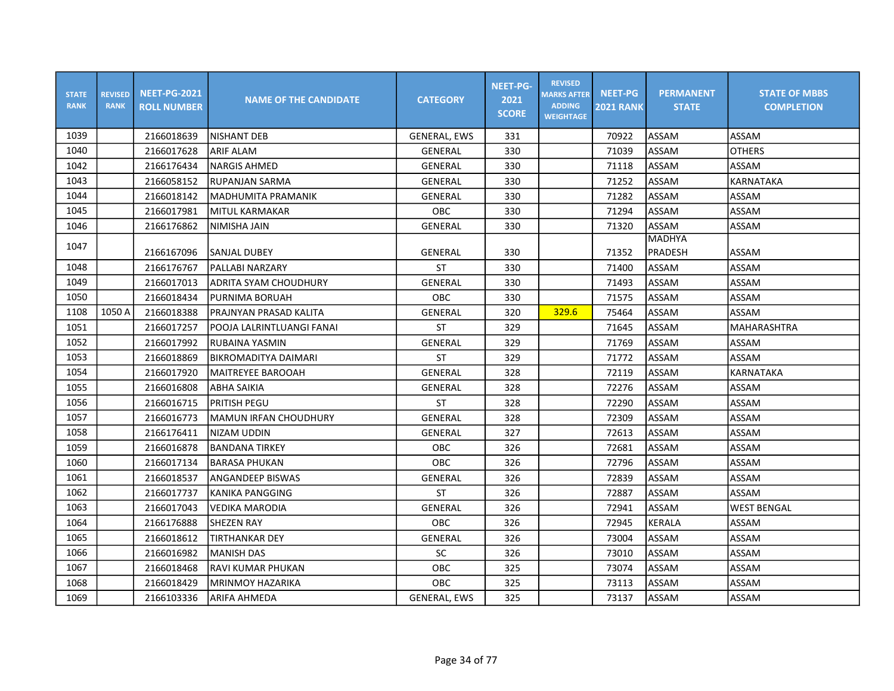| STATE RANK | REVISED RANK | NEET-PG-2021 ROLL NUMBER | NAME OF THE CANDIDATE | CATEGORY | NEET-PG-2021 SCORE | REVISED MARKS AFTER ADDING WEIGHTAGE | NEET-PG 2021 RANK | PERMANENT STATE | STATE OF MBBS COMPLETION |
|---|---|---|---|---|---|---|---|---|---|
| 1039 | | 2166018639 | NISHANT DEB | GENERAL, EWS | 331 | | 70922 | ASSAM | ASSAM |
| 1040 | | 2166017628 | ARIF ALAM | GENERAL | 330 | | 71039 | ASSAM | OTHERS |
| 1042 | | 2166176434 | NARGIS AHMED | GENERAL | 330 | | 71118 | ASSAM | ASSAM |
| 1043 | | 2166058152 | RUPANJAN SARMA | GENERAL | 330 | | 71252 | ASSAM | KARNATAKA |
| 1044 | | 2166018142 | MADHUMITA PRAMANIK | GENERAL | 330 | | 71282 | ASSAM | ASSAM |
| 1045 | | 2166017981 | MITUL KARMAKAR | OBC | 330 | | 71294 | ASSAM | ASSAM |
| 1046 | | 2166176862 | NIMISHA JAIN | GENERAL | 330 | | 71320 | ASSAM | ASSAM |
| 1047 | | 2166167096 | SANJAL DUBEY | GENERAL | 330 | | 71352 | MADHYA PRADESH | ASSAM |
| 1048 | | 2166176767 | PALLABI NARZARY | ST | 330 | | 71400 | ASSAM | ASSAM |
| 1049 | | 2166017013 | ADRITA SYAM CHOUDHURY | GENERAL | 330 | | 71493 | ASSAM | ASSAM |
| 1050 | | 2166018434 | PURNIMA BORUAH | OBC | 330 | | 71575 | ASSAM | ASSAM |
| 1108 | 1050 A | 2166018388 | PRAJNYAN PRASAD KALITA | GENERAL | 320 | 329.6 | 75464 | ASSAM | ASSAM |
| 1051 | | 2166017257 | POOJA LALRINTLUANGI FANAI | ST | 329 | | 71645 | ASSAM | MAHARASHTRA |
| 1052 | | 2166017992 | RUBAINA YASMIN | GENERAL | 329 | | 71769 | ASSAM | ASSAM |
| 1053 | | 2166018869 | BIKROMADITYA DAIMARI | ST | 329 | | 71772 | ASSAM | ASSAM |
| 1054 | | 2166017920 | MAITREYEE BAROOAH | GENERAL | 328 | | 72119 | ASSAM | KARNATAKA |
| 1055 | | 2166016808 | ABHA SAIKIA | GENERAL | 328 | | 72276 | ASSAM | ASSAM |
| 1056 | | 2166016715 | PRITISH PEGU | ST | 328 | | 72290 | ASSAM | ASSAM |
| 1057 | | 2166016773 | MAMUN IRFAN CHOUDHURY | GENERAL | 328 | | 72309 | ASSAM | ASSAM |
| 1058 | | 2166176411 | NIZAM UDDIN | GENERAL | 327 | | 72613 | ASSAM | ASSAM |
| 1059 | | 2166016878 | BANDANA TIRKEY | OBC | 326 | | 72681 | ASSAM | ASSAM |
| 1060 | | 2166017134 | BARASA PHUKAN | OBC | 326 | | 72796 | ASSAM | ASSAM |
| 1061 | | 2166018537 | ANGANDEEP BISWAS | GENERAL | 326 | | 72839 | ASSAM | ASSAM |
| 1062 | | 2166017737 | KANIKA PANGGING | ST | 326 | | 72887 | ASSAM | ASSAM |
| 1063 | | 2166017043 | VEDIKA MARODIA | GENERAL | 326 | | 72941 | ASSAM | WEST BENGAL |
| 1064 | | 2166176888 | SHEZEN RAY | OBC | 326 | | 72945 | KERALA | ASSAM |
| 1065 | | 2166018612 | TIRTHANKAR DEY | GENERAL | 326 | | 73004 | ASSAM | ASSAM |
| 1066 | | 2166016982 | MANISH DAS | SC | 326 | | 73010 | ASSAM | ASSAM |
| 1067 | | 2166018468 | RAVI KUMAR PHUKAN | OBC | 325 | | 73074 | ASSAM | ASSAM |
| 1068 | | 2166018429 | MRINMOY HAZARIKA | OBC | 325 | | 73113 | ASSAM | ASSAM |
| 1069 | | 2166103336 | ARIFA AHMEDA | GENERAL, EWS | 325 | | 73137 | ASSAM | ASSAM |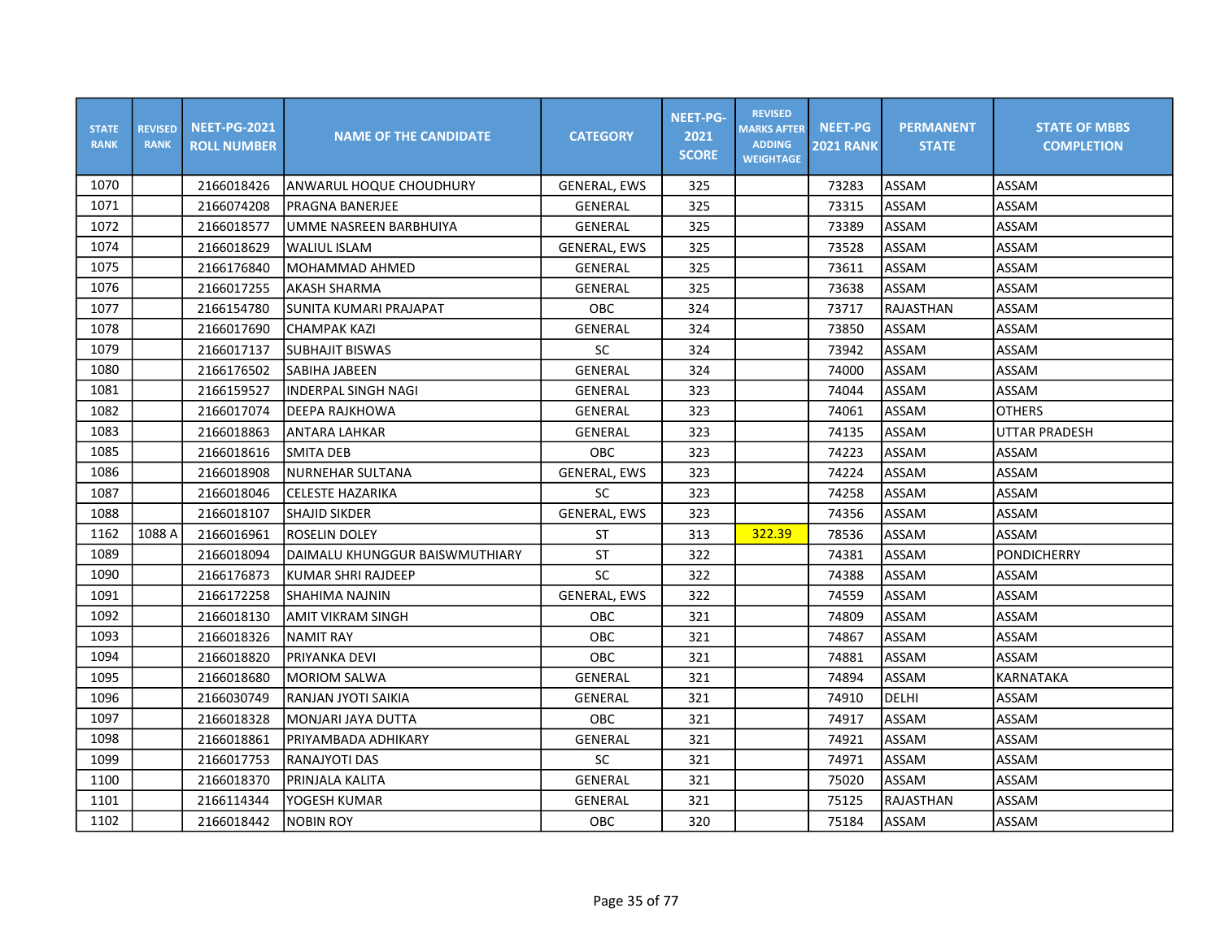| STATE RANK | REVISED RANK | NEET-PG-2021 ROLL NUMBER | NAME OF THE CANDIDATE | CATEGORY | NEET-PG-2021 SCORE | REVISED MARKS AFTER ADDING WEIGHTAGE | NEET-PG 2021 RANK | PERMANENT STATE | STATE OF MBBS COMPLETION |
|---|---|---|---|---|---|---|---|---|---|
| 1070 | | 2166018426 | ANWARUL HOQUE CHOUDHURY | GENERAL, EWS | 325 | | 73283 | ASSAM | ASSAM |
| 1071 | | 2166074208 | PRAGNA BANERJEE | GENERAL | 325 | | 73315 | ASSAM | ASSAM |
| 1072 | | 2166018577 | UMME NASREEN BARBHUIYA | GENERAL | 325 | | 73389 | ASSAM | ASSAM |
| 1074 | | 2166018629 | WALIUL ISLAM | GENERAL, EWS | 325 | | 73528 | ASSAM | ASSAM |
| 1075 | | 2166176840 | MOHAMMAD AHMED | GENERAL | 325 | | 73611 | ASSAM | ASSAM |
| 1076 | | 2166017255 | AKASH SHARMA | GENERAL | 325 | | 73638 | ASSAM | ASSAM |
| 1077 | | 2166154780 | SUNITA KUMARI PRAJAPAT | OBC | 324 | | 73717 | RAJASTHAN | ASSAM |
| 1078 | | 2166017690 | CHAMPAK KAZI | GENERAL | 324 | | 73850 | ASSAM | ASSAM |
| 1079 | | 2166017137 | SUBHAJIT BISWAS | SC | 324 | | 73942 | ASSAM | ASSAM |
| 1080 | | 2166176502 | SABIHA JABEEN | GENERAL | 324 | | 74000 | ASSAM | ASSAM |
| 1081 | | 2166159527 | INDERPAL SINGH NAGI | GENERAL | 323 | | 74044 | ASSAM | ASSAM |
| 1082 | | 2166017074 | DEEPA RAJKHOWA | GENERAL | 323 | | 74061 | ASSAM | OTHERS |
| 1083 | | 2166018863 | ANTARA LAHKAR | GENERAL | 323 | | 74135 | ASSAM | UTTAR PRADESH |
| 1085 | | 2166018616 | SMITA DEB | OBC | 323 | | 74223 | ASSAM | ASSAM |
| 1086 | | 2166018908 | NURNEHAR SULTANA | GENERAL, EWS | 323 | | 74224 | ASSAM | ASSAM |
| 1087 | | 2166018046 | CELESTE HAZARIKA | SC | 323 | | 74258 | ASSAM | ASSAM |
| 1088 | | 2166018107 | SHAJID SIKDER | GENERAL, EWS | 323 | | 74356 | ASSAM | ASSAM |
| 1162 | 1088 A | 2166016961 | ROSELIN DOLEY | ST | 313 | 322.39 | 78536 | ASSAM | ASSAM |
| 1089 | | 2166018094 | DAIMALU KHUNGGUR BAISWMUTHIARY | ST | 322 | | 74381 | ASSAM | PONDICHERRY |
| 1090 | | 2166176873 | KUMAR SHRI RAJDEEP | SC | 322 | | 74388 | ASSAM | ASSAM |
| 1091 | | 2166172258 | SHAHIMA NAJNIN | GENERAL, EWS | 322 | | 74559 | ASSAM | ASSAM |
| 1092 | | 2166018130 | AMIT VIKRAM SINGH | OBC | 321 | | 74809 | ASSAM | ASSAM |
| 1093 | | 2166018326 | NAMIT RAY | OBC | 321 | | 74867 | ASSAM | ASSAM |
| 1094 | | 2166018820 | PRIYANKA DEVI | OBC | 321 | | 74881 | ASSAM | ASSAM |
| 1095 | | 2166018680 | MORIOM SALWA | GENERAL | 321 | | 74894 | ASSAM | KARNATAKA |
| 1096 | | 2166030749 | RANJAN JYOTI SAIKIA | GENERAL | 321 | | 74910 | DELHI | ASSAM |
| 1097 | | 2166018328 | MONJARI JAYA DUTTA | OBC | 321 | | 74917 | ASSAM | ASSAM |
| 1098 | | 2166018861 | PRIYAMBADA ADHIKARY | GENERAL | 321 | | 74921 | ASSAM | ASSAM |
| 1099 | | 2166017753 | RANAJYOTI DAS | SC | 321 | | 74971 | ASSAM | ASSAM |
| 1100 | | 2166018370 | PRINJALA KALITA | GENERAL | 321 | | 75020 | ASSAM | ASSAM |
| 1101 | | 2166114344 | YOGESH KUMAR | GENERAL | 321 | | 75125 | RAJASTHAN | ASSAM |
| 1102 | | 2166018442 | NOBIN ROY | OBC | 320 | | 75184 | ASSAM | ASSAM |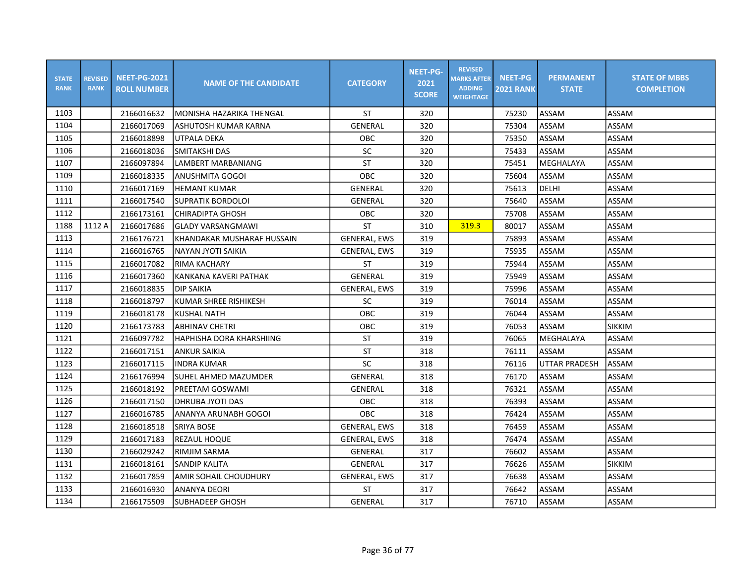| STATE RANK | REVISED RANK | NEET-PG-2021 ROLL NUMBER | NAME OF THE CANDIDATE | CATEGORY | NEET-PG-2021 SCORE | REVISED MARKS AFTER ADDING WEIGHTAGE | NEET-PG 2021 RANK | PERMANENT STATE | STATE OF MBBS COMPLETION |
|---|---|---|---|---|---|---|---|---|---|
| 1103 | | 2166016632 | MONISHA HAZARIKA THENGAL | ST | 320 | | 75230 | ASSAM | ASSAM |
| 1104 | | 2166017069 | ASHUTOSH KUMAR KARNA | GENERAL | 320 | | 75304 | ASSAM | ASSAM |
| 1105 | | 2166018898 | UTPALA DEKA | OBC | 320 | | 75350 | ASSAM | ASSAM |
| 1106 | | 2166018036 | SMITAKSHI DAS | SC | 320 | | 75433 | ASSAM | ASSAM |
| 1107 | | 2166097894 | LAMBERT MARBANIANG | ST | 320 | | 75451 | MEGHALAYA | ASSAM |
| 1109 | | 2166018335 | ANUSHMITA GOGOI | OBC | 320 | | 75604 | ASSAM | ASSAM |
| 1110 | | 2166017169 | HEMANT KUMAR | GENERAL | 320 | | 75613 | DELHI | ASSAM |
| 1111 | | 2166017540 | SUPRATIK BORDOLOI | GENERAL | 320 | | 75640 | ASSAM | ASSAM |
| 1112 | | 2166173161 | CHIRADIPTA GHOSH | OBC | 320 | | 75708 | ASSAM | ASSAM |
| 1188 | 1112 A | 2166017686 | GLADY VARSANGMAWI | ST | 310 | 319.3 | 80017 | ASSAM | ASSAM |
| 1113 | | 2166176721 | KHANDAKAR MUSHARAF HUSSAIN | GENERAL, EWS | 319 | | 75893 | ASSAM | ASSAM |
| 1114 | | 2166016765 | NAYAN JYOTI SAIKIA | GENERAL, EWS | 319 | | 75935 | ASSAM | ASSAM |
| 1115 | | 2166017082 | RIMA KACHARY | ST | 319 | | 75944 | ASSAM | ASSAM |
| 1116 | | 2166017360 | KANKANA KAVERI PATHAK | GENERAL | 319 | | 75949 | ASSAM | ASSAM |
| 1117 | | 2166018835 | DIP SAIKIA | GENERAL, EWS | 319 | | 75996 | ASSAM | ASSAM |
| 1118 | | 2166018797 | KUMAR SHREE RISHIKESH | SC | 319 | | 76014 | ASSAM | ASSAM |
| 1119 | | 2166018178 | KUSHAL NATH | OBC | 319 | | 76044 | ASSAM | ASSAM |
| 1120 | | 2166173783 | ABHINAV CHETRI | OBC | 319 | | 76053 | ASSAM | SIKKIM |
| 1121 | | 2166097782 | HAPHISHA DORA KHARSHIING | ST | 319 | | 76065 | MEGHALAYA | ASSAM |
| 1122 | | 2166017151 | ANKUR SAIKIA | ST | 318 | | 76111 | ASSAM | ASSAM |
| 1123 | | 2166017115 | INDRA KUMAR | SC | 318 | | 76116 | UTTAR PRADESH | ASSAM |
| 1124 | | 2166176994 | SUHEL AHMED MAZUMDER | GENERAL | 318 | | 76170 | ASSAM | ASSAM |
| 1125 | | 2166018192 | PREETAM GOSWAMI | GENERAL | 318 | | 76321 | ASSAM | ASSAM |
| 1126 | | 2166017150 | DHRUBA JYOTI DAS | OBC | 318 | | 76393 | ASSAM | ASSAM |
| 1127 | | 2166016785 | ANANYA ARUNABH GOGOI | OBC | 318 | | 76424 | ASSAM | ASSAM |
| 1128 | | 2166018518 | SRIYA BOSE | GENERAL, EWS | 318 | | 76459 | ASSAM | ASSAM |
| 1129 | | 2166017183 | REZAUL HOQUE | GENERAL, EWS | 318 | | 76474 | ASSAM | ASSAM |
| 1130 | | 2166029242 | RIMJIM SARMA | GENERAL | 317 | | 76602 | ASSAM | ASSAM |
| 1131 | | 2166018161 | SANDIP KALITA | GENERAL | 317 | | 76626 | ASSAM | SIKKIM |
| 1132 | | 2166017859 | AMIR SOHAIL CHOUDHURY | GENERAL, EWS | 317 | | 76638 | ASSAM | ASSAM |
| 1133 | | 2166016930 | ANANYA DEORI | ST | 317 | | 76642 | ASSAM | ASSAM |
| 1134 | | 2166175509 | SUBHADEEP GHOSH | GENERAL | 317 | | 76710 | ASSAM | ASSAM |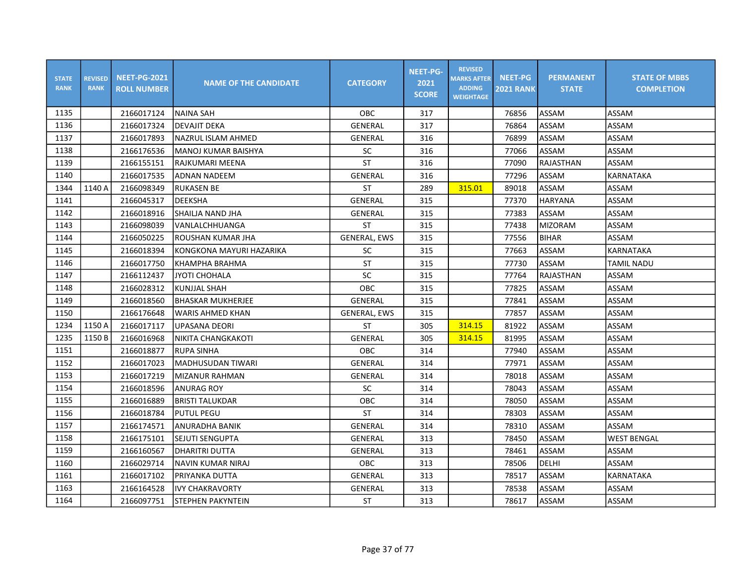| STATE RANK | REVISED RANK | NEET-PG-2021 ROLL NUMBER | NAME OF THE CANDIDATE | CATEGORY | NEET-PG-2021 SCORE | REVISED MARKS AFTER ADDING WEIGHTAGE | NEET-PG 2021 RANK | PERMANENT STATE | STATE OF MBBS COMPLETION |
|---|---|---|---|---|---|---|---|---|---|
| 1135 | | 2166017124 | NAINA SAH | OBC | 317 | | 76856 | ASSAM | ASSAM |
| 1136 | | 2166017324 | DEVAJIT DEKA | GENERAL | 317 | | 76864 | ASSAM | ASSAM |
| 1137 | | 2166017893 | NAZRUL ISLAM AHMED | GENERAL | 316 | | 76899 | ASSAM | ASSAM |
| 1138 | | 2166176536 | MANOJ KUMAR BAISHYA | SC | 316 | | 77066 | ASSAM | ASSAM |
| 1139 | | 2166155151 | RAJKUMARI MEENA | ST | 316 | | 77090 | RAJASTHAN | ASSAM |
| 1140 | | 2166017535 | ADNAN NADEEM | GENERAL | 316 | | 77296 | ASSAM | KARNATAKA |
| 1344 | 1140 A | 2166098349 | RUKASEN BE | ST | 289 | 315.01 | 89018 | ASSAM | ASSAM |
| 1141 | | 2166045317 | DEEKSHA | GENERAL | 315 | | 77370 | HARYANA | ASSAM |
| 1142 | | 2166018916 | SHAILJA NAND JHA | GENERAL | 315 | | 77383 | ASSAM | ASSAM |
| 1143 | | 2166098039 | VANLALCHHUANGA | ST | 315 | | 77438 | MIZORAM | ASSAM |
| 1144 | | 2166050225 | ROUSHAN KUMAR JHA | GENERAL, EWS | 315 | | 77556 | BIHAR | ASSAM |
| 1145 | | 2166018394 | KONGKONA MAYURI HAZARIKA | SC | 315 | | 77663 | ASSAM | KARNATAKA |
| 1146 | | 2166017750 | KHAMPHA BRAHMA | ST | 315 | | 77730 | ASSAM | TAMIL NADU |
| 1147 | | 2166112437 | JYOTI CHOHALA | SC | 315 | | 77764 | RAJASTHAN | ASSAM |
| 1148 | | 2166028312 | KUNJJAL SHAH | OBC | 315 | | 77825 | ASSAM | ASSAM |
| 1149 | | 2166018560 | BHASKAR MUKHERJEE | GENERAL | 315 | | 77841 | ASSAM | ASSAM |
| 1150 | | 2166176648 | WARIS AHMED KHAN | GENERAL, EWS | 315 | | 77857 | ASSAM | ASSAM |
| 1234 | 1150 A | 2166017117 | UPASANA DEORI | ST | 305 | 314.15 | 81922 | ASSAM | ASSAM |
| 1235 | 1150 B | 2166016968 | NIKITA CHANGKAKOTI | GENERAL | 305 | 314.15 | 81995 | ASSAM | ASSAM |
| 1151 | | 2166018877 | RUPA SINHA | OBC | 314 | | 77940 | ASSAM | ASSAM |
| 1152 | | 2166017023 | MADHUSUDAN TIWARI | GENERAL | 314 | | 77971 | ASSAM | ASSAM |
| 1153 | | 2166017219 | MIZANUR RAHMAN | GENERAL | 314 | | 78018 | ASSAM | ASSAM |
| 1154 | | 2166018596 | ANURAG ROY | SC | 314 | | 78043 | ASSAM | ASSAM |
| 1155 | | 2166016889 | BRISTI TALUKDAR | OBC | 314 | | 78050 | ASSAM | ASSAM |
| 1156 | | 2166018784 | PUTUL PEGU | ST | 314 | | 78303 | ASSAM | ASSAM |
| 1157 | | 2166174571 | ANURADHA BANIK | GENERAL | 314 | | 78310 | ASSAM | ASSAM |
| 1158 | | 2166175101 | SEJUTI SENGUPTA | GENERAL | 313 | | 78450 | ASSAM | WEST BENGAL |
| 1159 | | 2166160567 | DHARITRI DUTTA | GENERAL | 313 | | 78461 | ASSAM | ASSAM |
| 1160 | | 2166029714 | NAVIN KUMAR NIRAJ | OBC | 313 | | 78506 | DELHI | ASSAM |
| 1161 | | 2166017102 | PRIYANKA DUTTA | GENERAL | 313 | | 78517 | ASSAM | KARNATAKA |
| 1163 | | 2166164528 | IVY CHAKRAVORTY | GENERAL | 313 | | 78538 | ASSAM | ASSAM |
| 1164 | | 2166097751 | STEPHEN PAKYNTEIN | ST | 313 | | 78617 | ASSAM | ASSAM |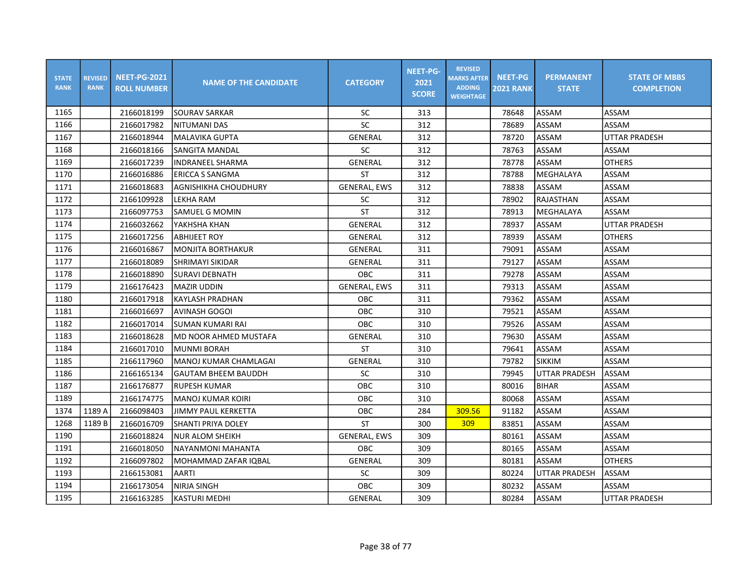| STATE RANK | REVISED RANK | NEET-PG-2021 ROLL NUMBER | NAME OF THE CANDIDATE | CATEGORY | NEET-PG-2021 SCORE | REVISED MARKS AFTER ADDING WEIGHTAGE | NEET-PG 2021 RANK | PERMANENT STATE | STATE OF MBBS COMPLETION |
|---|---|---|---|---|---|---|---|---|---|
| 1165 | | 2166018199 | SOURAV SARKAR | SC | 313 | | 78648 | ASSAM | ASSAM |
| 1166 | | 2166017982 | NITUMANI DAS | SC | 312 | | 78689 | ASSAM | ASSAM |
| 1167 | | 2166018944 | MALAVIKA GUPTA | GENERAL | 312 | | 78720 | ASSAM | UTTAR PRADESH |
| 1168 | | 2166018166 | SANGITA MANDAL | SC | 312 | | 78763 | ASSAM | ASSAM |
| 1169 | | 2166017239 | INDRANEEL SHARMA | GENERAL | 312 | | 78778 | ASSAM | OTHERS |
| 1170 | | 2166016886 | ERICCA S SANGMA | ST | 312 | | 78788 | MEGHALAYA | ASSAM |
| 1171 | | 2166018683 | AGNISHIKHA CHOUDHURY | GENERAL, EWS | 312 | | 78838 | ASSAM | ASSAM |
| 1172 | | 2166109928 | LEKHA RAM | SC | 312 | | 78902 | RAJASTHAN | ASSAM |
| 1173 | | 2166097753 | SAMUEL G MOMIN | ST | 312 | | 78913 | MEGHALAYA | ASSAM |
| 1174 | | 2166032662 | YAKHSHA KHAN | GENERAL | 312 | | 78937 | ASSAM | UTTAR PRADESH |
| 1175 | | 2166017256 | ABHIJEET ROY | GENERAL | 312 | | 78939 | ASSAM | OTHERS |
| 1176 | | 2166016867 | MONJITA BORTHAKUR | GENERAL | 311 | | 79091 | ASSAM | ASSAM |
| 1177 | | 2166018089 | SHRIMAYI SIKIDAR | GENERAL | 311 | | 79127 | ASSAM | ASSAM |
| 1178 | | 2166018890 | SURAVI DEBNATH | OBC | 311 | | 79278 | ASSAM | ASSAM |
| 1179 | | 2166176423 | MAZIR UDDIN | GENERAL, EWS | 311 | | 79313 | ASSAM | ASSAM |
| 1180 | | 2166017918 | KAYLASH PRADHAN | OBC | 311 | | 79362 | ASSAM | ASSAM |
| 1181 | | 2166016697 | AVINASH GOGOI | OBC | 310 | | 79521 | ASSAM | ASSAM |
| 1182 | | 2166017014 | SUMAN KUMARI RAI | OBC | 310 | | 79526 | ASSAM | ASSAM |
| 1183 | | 2166018628 | MD NOOR AHMED MUSTAFA | GENERAL | 310 | | 79630 | ASSAM | ASSAM |
| 1184 | | 2166017010 | MUNMI BORAH | ST | 310 | | 79641 | ASSAM | ASSAM |
| 1185 | | 2166117960 | MANOJ KUMAR CHAMLAGAI | GENERAL | 310 | | 79782 | SIKKIM | ASSAM |
| 1186 | | 2166165134 | GAUTAM BHEEM BAUDDH | SC | 310 | | 79945 | UTTAR PRADESH | ASSAM |
| 1187 | | 2166176877 | RUPESH KUMAR | OBC | 310 | | 80016 | BIHAR | ASSAM |
| 1189 | | 2166174775 | MANOJ KUMAR KOIRI | OBC | 310 | | 80068 | ASSAM | ASSAM |
| 1374 | 1189 A | 2166098403 | JIMMY PAUL KERKETTA | OBC | 284 | 309.56 | 91182 | ASSAM | ASSAM |
| 1268 | 1189 B | 2166016709 | SHANTI PRIYA DOLEY | ST | 300 | 309 | 83851 | ASSAM | ASSAM |
| 1190 | | 2166018824 | NUR ALOM SHEIKH | GENERAL, EWS | 309 | | 80161 | ASSAM | ASSAM |
| 1191 | | 2166018050 | NAYANMONI MAHANTA | OBC | 309 | | 80165 | ASSAM | ASSAM |
| 1192 | | 2166097802 | MOHAMMAD ZAFAR IQBAL | GENERAL | 309 | | 80181 | ASSAM | OTHERS |
| 1193 | | 2166153081 | AARTI | SC | 309 | | 80224 | UTTAR PRADESH | ASSAM |
| 1194 | | 2166173054 | NIRJA SINGH | OBC | 309 | | 80232 | ASSAM | ASSAM |
| 1195 | | 2166163285 | KASTURI MEDHI | GENERAL | 309 | | 80284 | ASSAM | UTTAR PRADESH |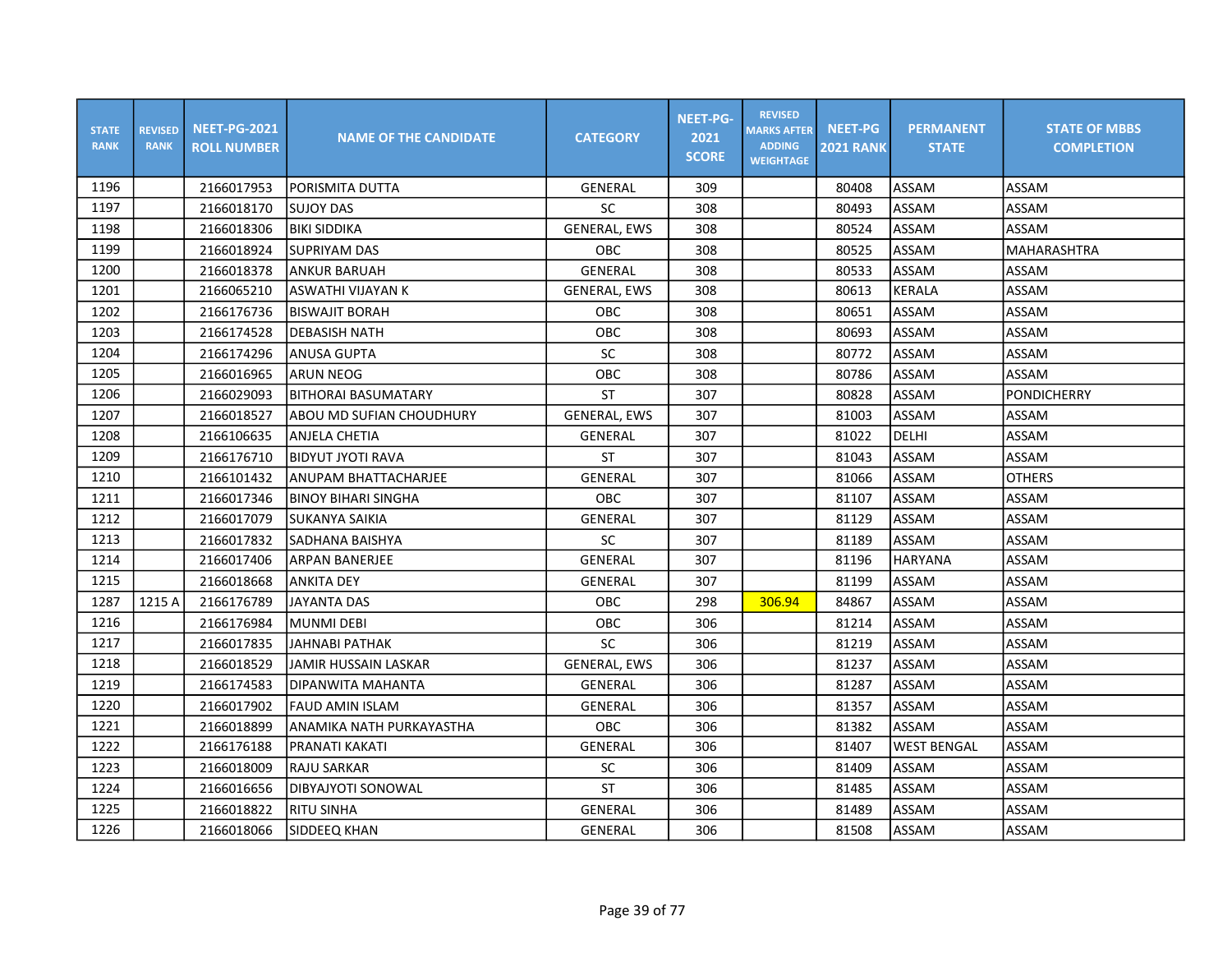| STATE RANK | REVISED RANK | NEET-PG-2021 ROLL NUMBER | NAME OF THE CANDIDATE | CATEGORY | NEET-PG-2021 SCORE | REVISED MARKS AFTER ADDING WEIGHTAGE | NEET-PG 2021 RANK | PERMANENT STATE | STATE OF MBBS COMPLETION |
|---|---|---|---|---|---|---|---|---|---|
| 1196 | | 2166017953 | PORISMITA DUTTA | GENERAL | 309 | | 80408 | ASSAM | ASSAM |
| 1197 | | 2166018170 | SUJOY DAS | SC | 308 | | 80493 | ASSAM | ASSAM |
| 1198 | | 2166018306 | BIKI SIDDIKA | GENERAL, EWS | 308 | | 80524 | ASSAM | ASSAM |
| 1199 | | 2166018924 | SUPRIYAM DAS | OBC | 308 | | 80525 | ASSAM | MAHARASHTRA |
| 1200 | | 2166018378 | ANKUR BARUAH | GENERAL | 308 | | 80533 | ASSAM | ASSAM |
| 1201 | | 2166065210 | ASWATHI VIJAYAN K | GENERAL, EWS | 308 | | 80613 | KERALA | ASSAM |
| 1202 | | 2166176736 | BISWAJIT BORAH | OBC | 308 | | 80651 | ASSAM | ASSAM |
| 1203 | | 2166174528 | DEBASISH NATH | OBC | 308 | | 80693 | ASSAM | ASSAM |
| 1204 | | 2166174296 | ANUSA GUPTA | SC | 308 | | 80772 | ASSAM | ASSAM |
| 1205 | | 2166016965 | ARUN NEOG | OBC | 308 | | 80786 | ASSAM | ASSAM |
| 1206 | | 2166029093 | BITHORAI BASUMATARY | ST | 307 | | 80828 | ASSAM | PONDICHERRY |
| 1207 | | 2166018527 | ABOU MD SUFIAN CHOUDHURY | GENERAL, EWS | 307 | | 81003 | ASSAM | ASSAM |
| 1208 | | 2166106635 | ANJELA CHETIA | GENERAL | 307 | | 81022 | DELHI | ASSAM |
| 1209 | | 2166176710 | BIDYUT JYOTI RAVA | ST | 307 | | 81043 | ASSAM | ASSAM |
| 1210 | | 2166101432 | ANUPAM BHATTACHARJEE | GENERAL | 307 | | 81066 | ASSAM | OTHERS |
| 1211 | | 2166017346 | BINOY BIHARI SINGHA | OBC | 307 | | 81107 | ASSAM | ASSAM |
| 1212 | | 2166017079 | SUKANYA SAIKIA | GENERAL | 307 | | 81129 | ASSAM | ASSAM |
| 1213 | | 2166017832 | SADHANA BAISHYA | SC | 307 | | 81189 | ASSAM | ASSAM |
| 1214 | | 2166017406 | ARPAN BANERJEE | GENERAL | 307 | | 81196 | HARYANA | ASSAM |
| 1215 | | 2166018668 | ANKITA DEY | GENERAL | 307 | | 81199 | ASSAM | ASSAM |
| 1287 | 1215 A | 2166176789 | JAYANTA DAS | OBC | 298 | 306.94 | 84867 | ASSAM | ASSAM |
| 1216 | | 2166176984 | MUNMI DEBI | OBC | 306 | | 81214 | ASSAM | ASSAM |
| 1217 | | 2166017835 | JAHNABI PATHAK | SC | 306 | | 81219 | ASSAM | ASSAM |
| 1218 | | 2166018529 | JAMIR HUSSAIN LASKAR | GENERAL, EWS | 306 | | 81237 | ASSAM | ASSAM |
| 1219 | | 2166174583 | DIPANWITA MAHANTA | GENERAL | 306 | | 81287 | ASSAM | ASSAM |
| 1220 | | 2166017902 | FAUD AMIN ISLAM | GENERAL | 306 | | 81357 | ASSAM | ASSAM |
| 1221 | | 2166018899 | ANAMIKA NATH PURKAYASTHA | OBC | 306 | | 81382 | ASSAM | ASSAM |
| 1222 | | 2166176188 | PRANATI KAKATI | GENERAL | 306 | | 81407 | WEST BENGAL | ASSAM |
| 1223 | | 2166018009 | RAJU SARKAR | SC | 306 | | 81409 | ASSAM | ASSAM |
| 1224 | | 2166016656 | DIBYAJYOTI SONOWAL | ST | 306 | | 81485 | ASSAM | ASSAM |
| 1225 | | 2166018822 | RITU SINHA | GENERAL | 306 | | 81489 | ASSAM | ASSAM |
| 1226 | | 2166018066 | SIDDEEQ KHAN | GENERAL | 306 | | 81508 | ASSAM | ASSAM |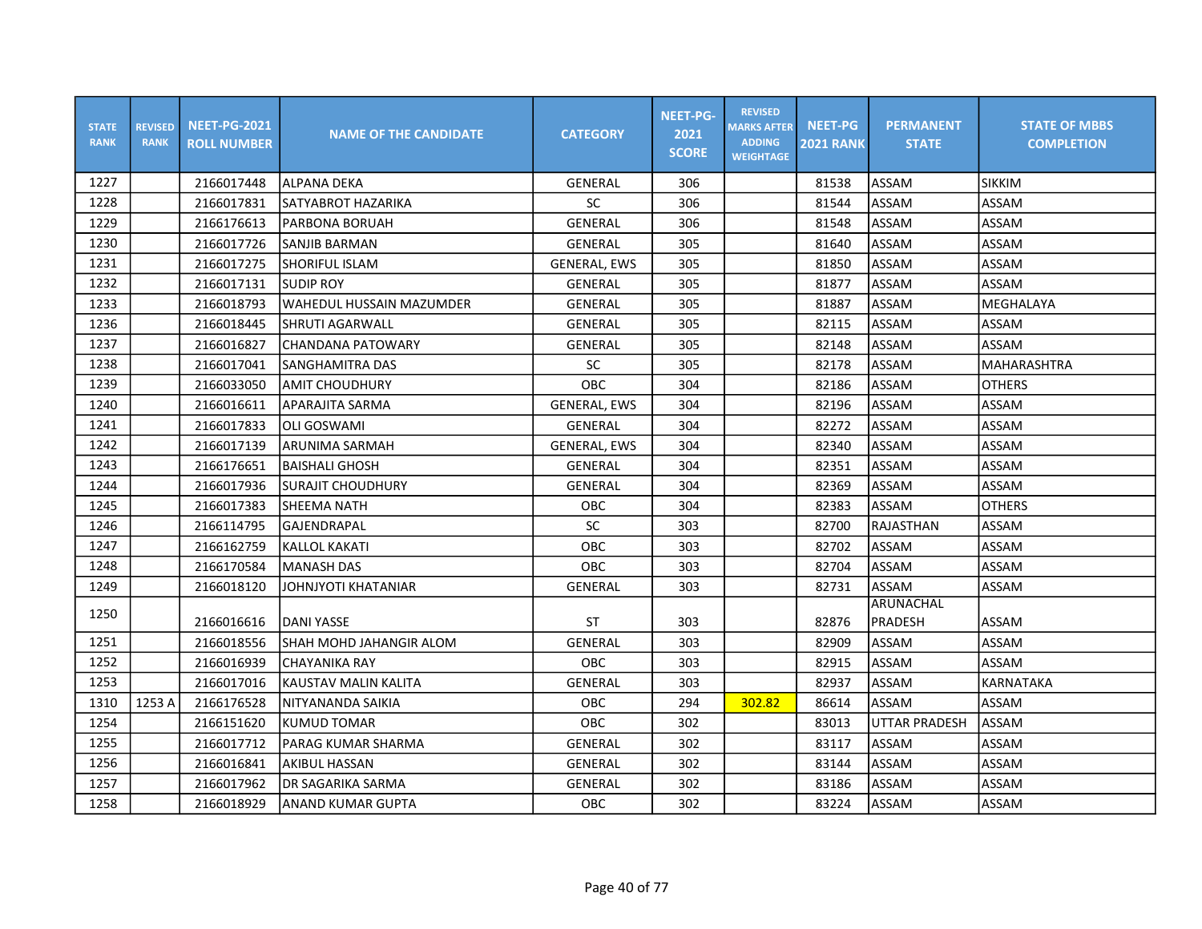| STATE RANK | REVISED RANK | NEET-PG-2021 ROLL NUMBER | NAME OF THE CANDIDATE | CATEGORY | NEET-PG-2021 SCORE | REVISED MARKS AFTER ADDING WEIGHTAGE | NEET-PG 2021 RANK | PERMANENT STATE | STATE OF MBBS COMPLETION |
|---|---|---|---|---|---|---|---|---|---|
| 1227 | | 2166017448 | ALPANA DEKA | GENERAL | 306 | | 81538 | ASSAM | SIKKIM |
| 1228 | | 2166017831 | SATYABROT HAZARIKA | SC | 306 | | 81544 | ASSAM | ASSAM |
| 1229 | | 2166176613 | PARBONA BORUAH | GENERAL | 306 | | 81548 | ASSAM | ASSAM |
| 1230 | | 2166017726 | SANJIB BARMAN | GENERAL | 305 | | 81640 | ASSAM | ASSAM |
| 1231 | | 2166017275 | SHORIFUL ISLAM | GENERAL, EWS | 305 | | 81850 | ASSAM | ASSAM |
| 1232 | | 2166017131 | SUDIP ROY | GENERAL | 305 | | 81877 | ASSAM | ASSAM |
| 1233 | | 2166018793 | WAHEDUL HUSSAIN MAZUMDER | GENERAL | 305 | | 81887 | ASSAM | MEGHALAYA |
| 1236 | | 2166018445 | SHRUTI AGARWALL | GENERAL | 305 | | 82115 | ASSAM | ASSAM |
| 1237 | | 2166016827 | CHANDANA PATOWARY | GENERAL | 305 | | 82148 | ASSAM | ASSAM |
| 1238 | | 2166017041 | SANGHAMITRA DAS | SC | 305 | | 82178 | ASSAM | MAHARASHTRA |
| 1239 | | 2166033050 | AMIT CHOUDHURY | OBC | 304 | | 82186 | ASSAM | OTHERS |
| 1240 | | 2166016611 | APARAJITA SARMA | GENERAL, EWS | 304 | | 82196 | ASSAM | ASSAM |
| 1241 | | 2166017833 | OLI GOSWAMI | GENERAL | 304 | | 82272 | ASSAM | ASSAM |
| 1242 | | 2166017139 | ARUNIMA SARMAH | GENERAL, EWS | 304 | | 82340 | ASSAM | ASSAM |
| 1243 | | 2166176651 | BAISHALI GHOSH | GENERAL | 304 | | 82351 | ASSAM | ASSAM |
| 1244 | | 2166017936 | SURAJIT CHOUDHURY | GENERAL | 304 | | 82369 | ASSAM | ASSAM |
| 1245 | | 2166017383 | SHEEMA NATH | OBC | 304 | | 82383 | ASSAM | OTHERS |
| 1246 | | 2166114795 | GAJENDRAPAL | SC | 303 | | 82700 | RAJASTHAN | ASSAM |
| 1247 | | 2166162759 | KALLOL KAKATI | OBC | 303 | | 82702 | ASSAM | ASSAM |
| 1248 | | 2166170584 | MANASH DAS | OBC | 303 | | 82704 | ASSAM | ASSAM |
| 1249 | | 2166018120 | JOHNJYOTI KHATANIAR | GENERAL | 303 | | 82731 | ASSAM | ASSAM |
| 1250 | | 2166016616 | DANI YASSE | ST | 303 | | 82876 | ARUNACHAL PRADESH | ASSAM |
| 1251 | | 2166018556 | SHAH MOHD JAHANGIR ALOM | GENERAL | 303 | | 82909 | ASSAM | ASSAM |
| 1252 | | 2166016939 | CHAYANIKA RAY | OBC | 303 | | 82915 | ASSAM | ASSAM |
| 1253 | | 2166017016 | KAUSTAV MALIN KALITA | GENERAL | 303 | | 82937 | ASSAM | KARNATAKA |
| 1310 | 1253 A | 2166176528 | NITYANANDA SAIKIA | OBC | 294 | 302.82 | 86614 | ASSAM | ASSAM |
| 1254 | | 2166151620 | KUMUD TOMAR | OBC | 302 | | 83013 | UTTAR PRADESH | ASSAM |
| 1255 | | 2166017712 | PARAG KUMAR SHARMA | GENERAL | 302 | | 83117 | ASSAM | ASSAM |
| 1256 | | 2166016841 | AKIBUL HASSAN | GENERAL | 302 | | 83144 | ASSAM | ASSAM |
| 1257 | | 2166017962 | DR SAGARIKA SARMA | GENERAL | 302 | | 83186 | ASSAM | ASSAM |
| 1258 | | 2166018929 | ANAND KUMAR GUPTA | OBC | 302 | | 83224 | ASSAM | ASSAM |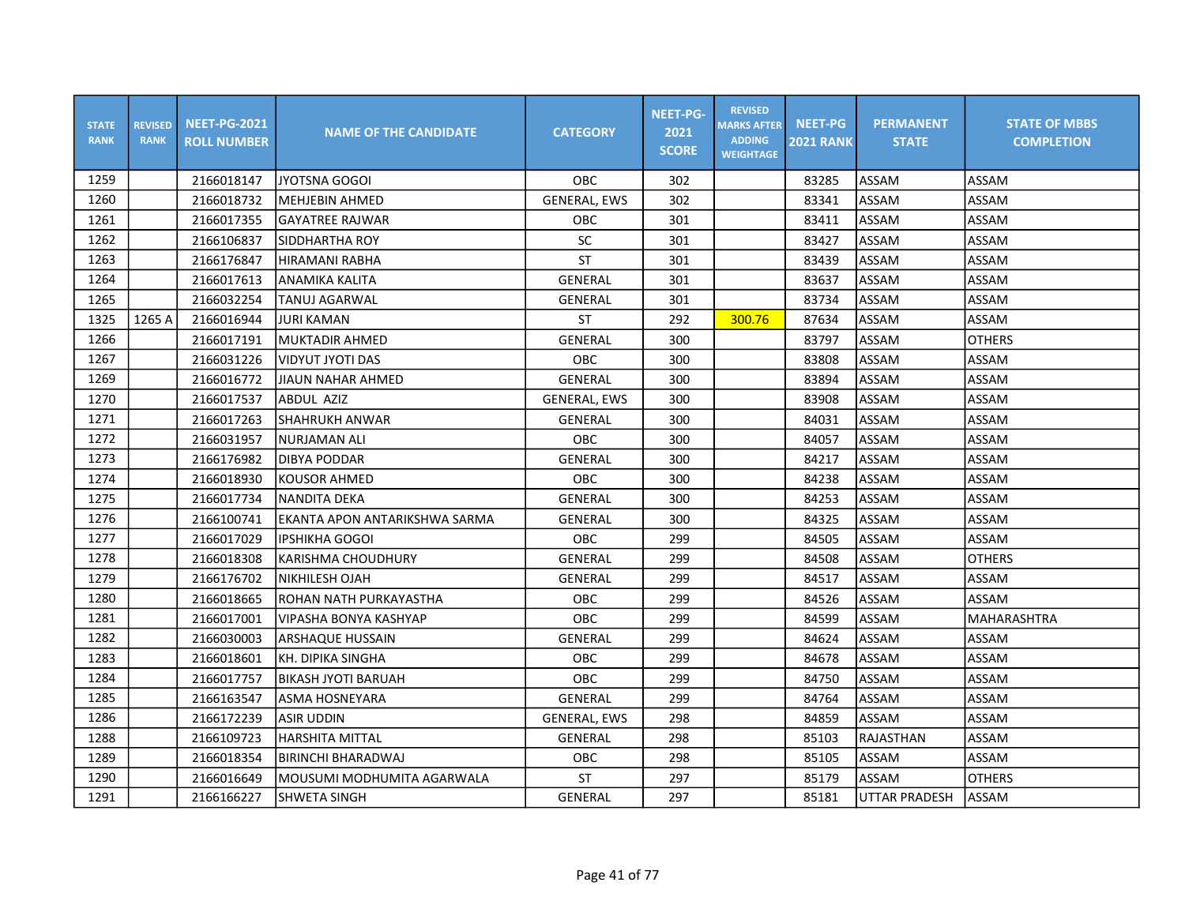| STATE RANK | REVISED RANK | NEET-PG-2021 ROLL NUMBER | NAME OF THE CANDIDATE | CATEGORY | NEET-PG-2021 SCORE | REVISED MARKS AFTER ADDING WEIGHTAGE | NEET-PG 2021 RANK | PERMANENT STATE | STATE OF MBBS COMPLETION |
|---|---|---|---|---|---|---|---|---|---|
| 1259 | | 2166018147 | JYOTSNA GOGOI | OBC | 302 | | 83285 | ASSAM | ASSAM |
| 1260 | | 2166018732 | MEHJEBIN AHMED | GENERAL, EWS | 302 | | 83341 | ASSAM | ASSAM |
| 1261 | | 2166017355 | GAYATREE RAJWAR | OBC | 301 | | 83411 | ASSAM | ASSAM |
| 1262 | | 2166106837 | SIDDHARTHA ROY | SC | 301 | | 83427 | ASSAM | ASSAM |
| 1263 | | 2166176847 | HIRAMANI RABHA | ST | 301 | | 83439 | ASSAM | ASSAM |
| 1264 | | 2166017613 | ANAMIKA KALITA | GENERAL | 301 | | 83637 | ASSAM | ASSAM |
| 1265 | | 2166032254 | TANUJ AGARWAL | GENERAL | 301 | | 83734 | ASSAM | ASSAM |
| 1325 | 1265 A | 2166016944 | JURI KAMAN | ST | 292 | 300.76 | 87634 | ASSAM | ASSAM |
| 1266 | | 2166017191 | MUKTADIR AHMED | GENERAL | 300 | | 83797 | ASSAM | OTHERS |
| 1267 | | 2166031226 | VIDYUT JYOTI DAS | OBC | 300 | | 83808 | ASSAM | ASSAM |
| 1269 | | 2166016772 | JIAUN NAHAR AHMED | GENERAL | 300 | | 83894 | ASSAM | ASSAM |
| 1270 | | 2166017537 | ABDUL AZIZ | GENERAL, EWS | 300 | | 83908 | ASSAM | ASSAM |
| 1271 | | 2166017263 | SHAHRUKH ANWAR | GENERAL | 300 | | 84031 | ASSAM | ASSAM |
| 1272 | | 2166031957 | NURJAMAN ALI | OBC | 300 | | 84057 | ASSAM | ASSAM |
| 1273 | | 2166176982 | DIBYA PODDAR | GENERAL | 300 | | 84217 | ASSAM | ASSAM |
| 1274 | | 2166018930 | KOUSOR AHMED | OBC | 300 | | 84238 | ASSAM | ASSAM |
| 1275 | | 2166017734 | NANDITA DEKA | GENERAL | 300 | | 84253 | ASSAM | ASSAM |
| 1276 | | 2166100741 | EKANTA APON ANTARIKSHWA SARMA | GENERAL | 300 | | 84325 | ASSAM | ASSAM |
| 1277 | | 2166017029 | IPSHIKHA GOGOI | OBC | 299 | | 84505 | ASSAM | ASSAM |
| 1278 | | 2166018308 | KARISHMA CHOUDHURY | GENERAL | 299 | | 84508 | ASSAM | OTHERS |
| 1279 | | 2166176702 | NIKHILESH OJAH | GENERAL | 299 | | 84517 | ASSAM | ASSAM |
| 1280 | | 2166018665 | ROHAN NATH PURKAYASTHA | OBC | 299 | | 84526 | ASSAM | ASSAM |
| 1281 | | 2166017001 | VIPASHA BONYA KASHYAP | OBC | 299 | | 84599 | ASSAM | MAHARASHTRA |
| 1282 | | 2166030003 | ARSHAQUE HUSSAIN | GENERAL | 299 | | 84624 | ASSAM | ASSAM |
| 1283 | | 2166018601 | KH. DIPIKA SINGHA | OBC | 299 | | 84678 | ASSAM | ASSAM |
| 1284 | | 2166017757 | BIKASH JYOTI BARUAH | OBC | 299 | | 84750 | ASSAM | ASSAM |
| 1285 | | 2166163547 | ASMA HOSNEYARA | GENERAL | 299 | | 84764 | ASSAM | ASSAM |
| 1286 | | 2166172239 | ASIR UDDIN | GENERAL, EWS | 298 | | 84859 | ASSAM | ASSAM |
| 1288 | | 2166109723 | HARSHITA MITTAL | GENERAL | 298 | | 85103 | RAJASTHAN | ASSAM |
| 1289 | | 2166018354 | BIRINCHI BHARADWAJ | OBC | 298 | | 85105 | ASSAM | ASSAM |
| 1290 | | 2166016649 | MOUSUMI MODHUMITA AGARWALA | ST | 297 | | 85179 | ASSAM | OTHERS |
| 1291 | | 2166166227 | SHWETA SINGH | GENERAL | 297 | | 85181 | UTTAR PRADESH | ASSAM |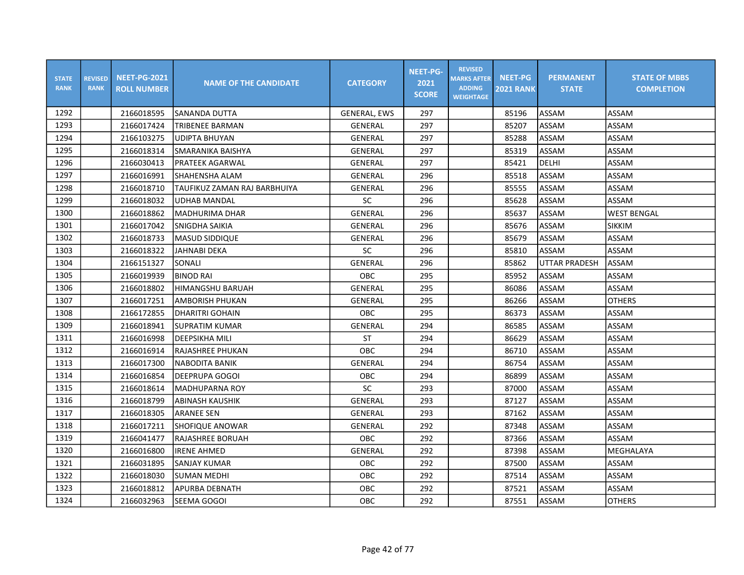| STATE RANK | REVISED RANK | NEET-PG-2021 ROLL NUMBER | NAME OF THE CANDIDATE | CATEGORY | NEET-PG-2021 SCORE | REVISED MARKS AFTER ADDING WEIGHTAGE | NEET-PG 2021 RANK | PERMANENT STATE | STATE OF MBBS COMPLETION |
|---|---|---|---|---|---|---|---|---|---|
| 1292 | | 2166018595 | SANANDA DUTTA | GENERAL, EWS | 297 | | 85196 | ASSAM | ASSAM |
| 1293 | | 2166017424 | TRIBENEE BARMAN | GENERAL | 297 | | 85207 | ASSAM | ASSAM |
| 1294 | | 2166103275 | UDIPTA BHUYAN | GENERAL | 297 | | 85288 | ASSAM | ASSAM |
| 1295 | | 2166018314 | SMARANIKA BAISHYA | GENERAL | 297 | | 85319 | ASSAM | ASSAM |
| 1296 | | 2166030413 | PRATEEK AGARWAL | GENERAL | 297 | | 85421 | DELHI | ASSAM |
| 1297 | | 2166016991 | SHAHENSHA ALAM | GENERAL | 296 | | 85518 | ASSAM | ASSAM |
| 1298 | | 2166018710 | TAUFIKUZ ZAMAN RAJ BARBHUIYA | GENERAL | 296 | | 85555 | ASSAM | ASSAM |
| 1299 | | 2166018032 | UDHAB MANDAL | SC | 296 | | 85628 | ASSAM | ASSAM |
| 1300 | | 2166018862 | MADHURIMA DHAR | GENERAL | 296 | | 85637 | ASSAM | WEST BENGAL |
| 1301 | | 2166017042 | SNIGDHA SAIKIA | GENERAL | 296 | | 85676 | ASSAM | SIKKIM |
| 1302 | | 2166018733 | MASUD SIDDIQUE | GENERAL | 296 | | 85679 | ASSAM | ASSAM |
| 1303 | | 2166018322 | JAHNABI DEKA | SC | 296 | | 85810 | ASSAM | ASSAM |
| 1304 | | 2166151327 | SONALI | GENERAL | 296 | | 85862 | UTTAR PRADESH | ASSAM |
| 1305 | | 2166019939 | BINOD RAI | OBC | 295 | | 85952 | ASSAM | ASSAM |
| 1306 | | 2166018802 | HIMANGSHU BARUAH | GENERAL | 295 | | 86086 | ASSAM | ASSAM |
| 1307 | | 2166017251 | AMBORISH PHUKAN | GENERAL | 295 | | 86266 | ASSAM | OTHERS |
| 1308 | | 2166172855 | DHARITRI GOHAIN | OBC | 295 | | 86373 | ASSAM | ASSAM |
| 1309 | | 2166018941 | SUPRATIM KUMAR | GENERAL | 294 | | 86585 | ASSAM | ASSAM |
| 1311 | | 2166016998 | DEEPSIKHA MILI | ST | 294 | | 86629 | ASSAM | ASSAM |
| 1312 | | 2166016914 | RAJASHREE PHUKAN | OBC | 294 | | 86710 | ASSAM | ASSAM |
| 1313 | | 2166017300 | NABODITA BANIK | GENERAL | 294 | | 86754 | ASSAM | ASSAM |
| 1314 | | 2166016854 | DEEPRUPA GOGOI | OBC | 294 | | 86899 | ASSAM | ASSAM |
| 1315 | | 2166018614 | MADHUPARNA ROY | SC | 293 | | 87000 | ASSAM | ASSAM |
| 1316 | | 2166018799 | ABINASH KAUSHIK | GENERAL | 293 | | 87127 | ASSAM | ASSAM |
| 1317 | | 2166018305 | ARANEE SEN | GENERAL | 293 | | 87162 | ASSAM | ASSAM |
| 1318 | | 2166017211 | SHOFIQUE ANOWAR | GENERAL | 292 | | 87348 | ASSAM | ASSAM |
| 1319 | | 2166041477 | RAJASHREE BORUAH | OBC | 292 | | 87366 | ASSAM | ASSAM |
| 1320 | | 2166016800 | IRENE AHMED | GENERAL | 292 | | 87398 | ASSAM | MEGHALAYA |
| 1321 | | 2166031895 | SANJAY KUMAR | OBC | 292 | | 87500 | ASSAM | ASSAM |
| 1322 | | 2166018030 | SUMAN MEDHI | OBC | 292 | | 87514 | ASSAM | ASSAM |
| 1323 | | 2166018812 | APURBA DEBNATH | OBC | 292 | | 87521 | ASSAM | ASSAM |
| 1324 | | 2166032963 | SEEMA GOGOI | OBC | 292 | | 87551 | ASSAM | OTHERS |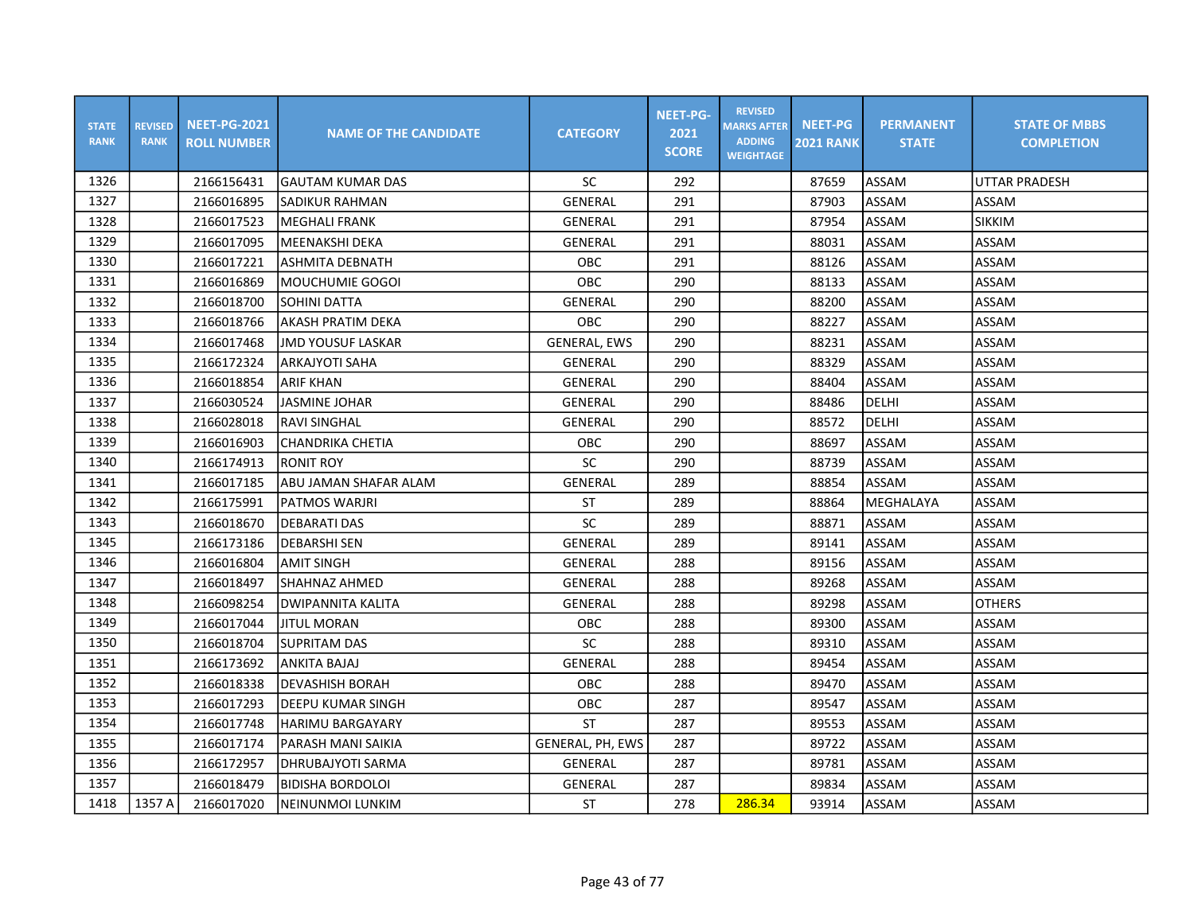| STATE RANK | REVISED RANK | NEET-PG-2021 ROLL NUMBER | NAME OF THE CANDIDATE | CATEGORY | NEET-PG-2021 SCORE | REVISED MARKS AFTER ADDING WEIGHTAGE | NEET-PG 2021 RANK | PERMANENT STATE | STATE OF MBBS COMPLETION |
|---|---|---|---|---|---|---|---|---|---|
| 1326 | | 2166156431 | GAUTAM KUMAR DAS | SC | 292 | | 87659 | ASSAM | UTTAR PRADESH |
| 1327 | | 2166016895 | SADIKUR RAHMAN | GENERAL | 291 | | 87903 | ASSAM | ASSAM |
| 1328 | | 2166017523 | MEGHALI FRANK | GENERAL | 291 | | 87954 | ASSAM | SIKKIM |
| 1329 | | 2166017095 | MEENAKSHI DEKA | GENERAL | 291 | | 88031 | ASSAM | ASSAM |
| 1330 | | 2166017221 | ASHMITA DEBNATH | OBC | 291 | | 88126 | ASSAM | ASSAM |
| 1331 | | 2166016869 | MOUCHUMIE GOGOI | OBC | 290 | | 88133 | ASSAM | ASSAM |
| 1332 | | 2166018700 | SOHINI DATTA | GENERAL | 290 | | 88200 | ASSAM | ASSAM |
| 1333 | | 2166018766 | AKASH PRATIM DEKA | OBC | 290 | | 88227 | ASSAM | ASSAM |
| 1334 | | 2166017468 | JMD YOUSUF LASKAR | GENERAL, EWS | 290 | | 88231 | ASSAM | ASSAM |
| 1335 | | 2166172324 | ARKAJYOTI SAHA | GENERAL | 290 | | 88329 | ASSAM | ASSAM |
| 1336 | | 2166018854 | ARIF KHAN | GENERAL | 290 | | 88404 | ASSAM | ASSAM |
| 1337 | | 2166030524 | JASMINE JOHAR | GENERAL | 290 | | 88486 | DELHI | ASSAM |
| 1338 | | 2166028018 | RAVI SINGHAL | GENERAL | 290 | | 88572 | DELHI | ASSAM |
| 1339 | | 2166016903 | CHANDRIKA CHETIA | OBC | 290 | | 88697 | ASSAM | ASSAM |
| 1340 | | 2166174913 | RONIT ROY | SC | 290 | | 88739 | ASSAM | ASSAM |
| 1341 | | 2166017185 | ABU JAMAN SHAFAR ALAM | GENERAL | 289 | | 88854 | ASSAM | ASSAM |
| 1342 | | 2166175991 | PATMOS WARJRI | ST | 289 | | 88864 | MEGHALAYA | ASSAM |
| 1343 | | 2166018670 | DEBARATI DAS | SC | 289 | | 88871 | ASSAM | ASSAM |
| 1345 | | 2166173186 | DEBARSHI SEN | GENERAL | 289 | | 89141 | ASSAM | ASSAM |
| 1346 | | 2166016804 | AMIT SINGH | GENERAL | 288 | | 89156 | ASSAM | ASSAM |
| 1347 | | 2166018497 | SHAHNAZ AHMED | GENERAL | 288 | | 89268 | ASSAM | ASSAM |
| 1348 | | 2166098254 | DWIPANNITA KALITA | GENERAL | 288 | | 89298 | ASSAM | OTHERS |
| 1349 | | 2166017044 | JITUL MORAN | OBC | 288 | | 89300 | ASSAM | ASSAM |
| 1350 | | 2166018704 | SUPRITAM DAS | SC | 288 | | 89310 | ASSAM | ASSAM |
| 1351 | | 2166173692 | ANKITA BAJAJ | GENERAL | 288 | | 89454 | ASSAM | ASSAM |
| 1352 | | 2166018338 | DEVASHISH BORAH | OBC | 288 | | 89470 | ASSAM | ASSAM |
| 1353 | | 2166017293 | DEEPU KUMAR SINGH | OBC | 287 | | 89547 | ASSAM | ASSAM |
| 1354 | | 2166017748 | HARIMU BARGAYARY | ST | 287 | | 89553 | ASSAM | ASSAM |
| 1355 | | 2166017174 | PARASH MANI SAIKIA | GENERAL, PH, EWS | 287 | | 89722 | ASSAM | ASSAM |
| 1356 | | 2166172957 | DHRUBAJYOTI SARMA | GENERAL | 287 | | 89781 | ASSAM | ASSAM |
| 1357 | | 2166018479 | BIDISHA BORDOLOI | GENERAL | 287 | | 89834 | ASSAM | ASSAM |
| 1418 | 1357 A | 2166017020 | NEINUNMOI LUNKIM | ST | 278 | 286.34 | 93914 | ASSAM | ASSAM |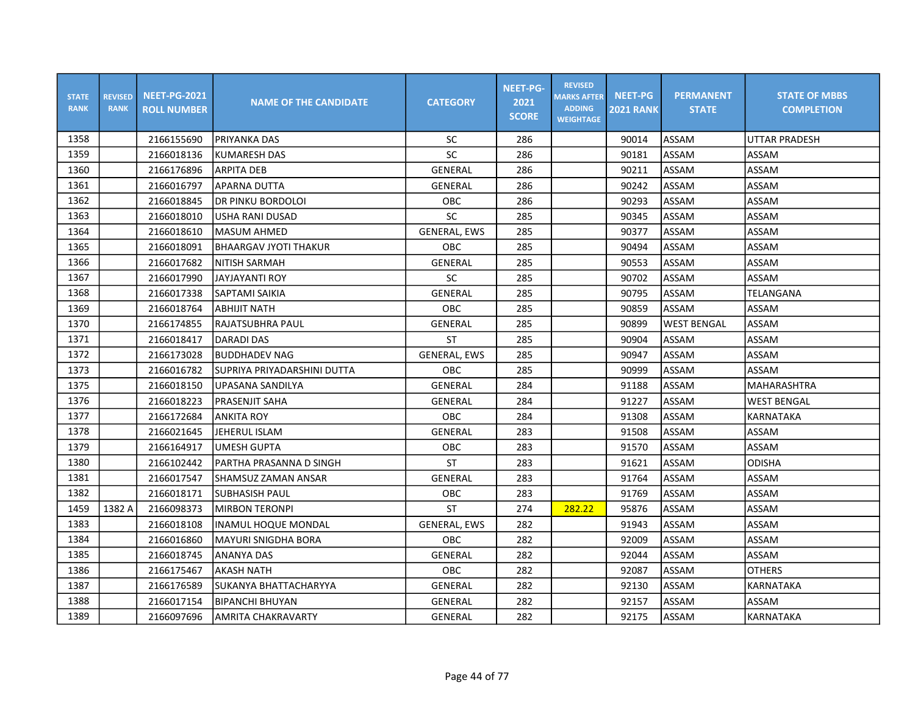| STATE RANK | REVISED RANK | NEET-PG-2021 ROLL NUMBER | NAME OF THE CANDIDATE | CATEGORY | NEET-PG-2021 SCORE | REVISED MARKS AFTER ADDING WEIGHTAGE | NEET-PG 2021 RANK | PERMANENT STATE | STATE OF MBBS COMPLETION |
|---|---|---|---|---|---|---|---|---|---|
| 1358 | | 2166155690 | PRIYANKA DAS | SC | 286 | | 90014 | ASSAM | UTTAR PRADESH |
| 1359 | | 2166018136 | KUMARESH DAS | SC | 286 | | 90181 | ASSAM | ASSAM |
| 1360 | | 2166176896 | ARPITA DEB | GENERAL | 286 | | 90211 | ASSAM | ASSAM |
| 1361 | | 2166016797 | APARNA DUTTA | GENERAL | 286 | | 90242 | ASSAM | ASSAM |
| 1362 | | 2166018845 | DR PINKU BORDOLOI | OBC | 286 | | 90293 | ASSAM | ASSAM |
| 1363 | | 2166018010 | USHA RANI DUSAD | SC | 285 | | 90345 | ASSAM | ASSAM |
| 1364 | | 2166018610 | MASUM AHMED | GENERAL, EWS | 285 | | 90377 | ASSAM | ASSAM |
| 1365 | | 2166018091 | BHAARGAV JYOTI THAKUR | OBC | 285 | | 90494 | ASSAM | ASSAM |
| 1366 | | 2166017682 | NITISH SARMAH | GENERAL | 285 | | 90553 | ASSAM | ASSAM |
| 1367 | | 2166017990 | JAYJAYANTI ROY | SC | 285 | | 90702 | ASSAM | ASSAM |
| 1368 | | 2166017338 | SAPTAMI SAIKIA | GENERAL | 285 | | 90795 | ASSAM | TELANGANA |
| 1369 | | 2166018764 | ABHIJIT NATH | OBC | 285 | | 90859 | ASSAM | ASSAM |
| 1370 | | 2166174855 | RAJATSUBHRA PAUL | GENERAL | 285 | | 90899 | WEST BENGAL | ASSAM |
| 1371 | | 2166018417 | DARADI DAS | ST | 285 | | 90904 | ASSAM | ASSAM |
| 1372 | | 2166173028 | BUDDHADEV NAG | GENERAL, EWS | 285 | | 90947 | ASSAM | ASSAM |
| 1373 | | 2166016782 | SUPRIYA PRIYADARSHINI DUTTA | OBC | 285 | | 90999 | ASSAM | ASSAM |
| 1375 | | 2166018150 | UPASANA SANDILYA | GENERAL | 284 | | 91188 | ASSAM | MAHARASHTRA |
| 1376 | | 2166018223 | PRASENJIT SAHA | GENERAL | 284 | | 91227 | ASSAM | WEST BENGAL |
| 1377 | | 2166172684 | ANKITA ROY | OBC | 284 | | 91308 | ASSAM | KARNATAKA |
| 1378 | | 2166021645 | JEHERUL ISLAM | GENERAL | 283 | | 91508 | ASSAM | ASSAM |
| 1379 | | 2166164917 | UMESH GUPTA | OBC | 283 | | 91570 | ASSAM | ASSAM |
| 1380 | | 2166102442 | PARTHA PRASANNA D SINGH | ST | 283 | | 91621 | ASSAM | ODISHA |
| 1381 | | 2166017547 | SHAMSUZ ZAMAN ANSAR | GENERAL | 283 | | 91764 | ASSAM | ASSAM |
| 1382 | | 2166018171 | SUBHASISH PAUL | OBC | 283 | | 91769 | ASSAM | ASSAM |
| 1459 | 1382 A | 2166098373 | MIRBON TERONPI | ST | 274 | 282.22 | 95876 | ASSAM | ASSAM |
| 1383 | | 2166018108 | INAMUL HOQUE MONDAL | GENERAL, EWS | 282 | | 91943 | ASSAM | ASSAM |
| 1384 | | 2166016860 | MAYURI SNIGDHA BORA | OBC | 282 | | 92009 | ASSAM | ASSAM |
| 1385 | | 2166018745 | ANANYA DAS | GENERAL | 282 | | 92044 | ASSAM | ASSAM |
| 1386 | | 2166175467 | AKASH NATH | OBC | 282 | | 92087 | ASSAM | OTHERS |
| 1387 | | 2166176589 | SUKANYA BHATTACHARYYA | GENERAL | 282 | | 92130 | ASSAM | KARNATAKA |
| 1388 | | 2166017154 | BIPANCHI BHUYAN | GENERAL | 282 | | 92157 | ASSAM | ASSAM |
| 1389 | | 2166097696 | AMRITA CHAKRAVARTY | GENERAL | 282 | | 92175 | ASSAM | KARNATAKA |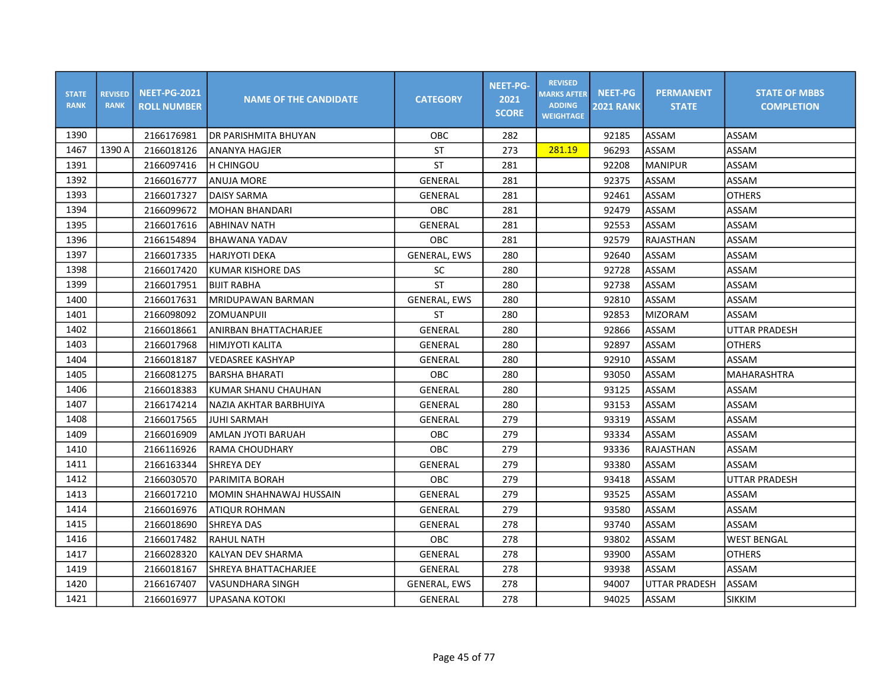| STATE RANK | REVISED RANK | NEET-PG-2021 ROLL NUMBER | NAME OF THE CANDIDATE | CATEGORY | NEET-PG-2021 SCORE | REVISED MARKS AFTER ADDING WEIGHTAGE | NEET-PG 2021 RANK | PERMANENT STATE | STATE OF MBBS COMPLETION |
|---|---|---|---|---|---|---|---|---|---|
| 1390 | | 2166176981 | DR PARISHMITA BHUYAN | OBC | 282 | | 92185 | ASSAM | ASSAM |
| 1467 | 1390 A | 2166018126 | ANANYA HAGJER | ST | 273 | 281.19 | 96293 | ASSAM | ASSAM |
| 1391 | | 2166097416 | H CHINGOU | ST | 281 | | 92208 | MANIPUR | ASSAM |
| 1392 | | 2166016777 | ANUJA MORE | GENERAL | 281 | | 92375 | ASSAM | ASSAM |
| 1393 | | 2166017327 | DAISY SARMA | GENERAL | 281 | | 92461 | ASSAM | OTHERS |
| 1394 | | 2166099672 | MOHAN BHANDARI | OBC | 281 | | 92479 | ASSAM | ASSAM |
| 1395 | | 2166017616 | ABHINAV NATH | GENERAL | 281 | | 92553 | ASSAM | ASSAM |
| 1396 | | 2166154894 | BHAWANA YADAV | OBC | 281 | | 92579 | RAJASTHAN | ASSAM |
| 1397 | | 2166017335 | HARJYOTI DEKA | GENERAL, EWS | 280 | | 92640 | ASSAM | ASSAM |
| 1398 | | 2166017420 | KUMAR KISHORE DAS | SC | 280 | | 92728 | ASSAM | ASSAM |
| 1399 | | 2166017951 | BIJIT RABHA | ST | 280 | | 92738 | ASSAM | ASSAM |
| 1400 | | 2166017631 | MRIDUPAWAN BARMAN | GENERAL, EWS | 280 | | 92810 | ASSAM | ASSAM |
| 1401 | | 2166098092 | ZOMUANPUII | ST | 280 | | 92853 | MIZORAM | ASSAM |
| 1402 | | 2166018661 | ANIRBAN BHATTACHARJEE | GENERAL | 280 | | 92866 | ASSAM | UTTAR PRADESH |
| 1403 | | 2166017968 | HIMJYOTI KALITA | GENERAL | 280 | | 92897 | ASSAM | OTHERS |
| 1404 | | 2166018187 | VEDASREE KASHYAP | GENERAL | 280 | | 92910 | ASSAM | ASSAM |
| 1405 | | 2166081275 | BARSHA BHARATI | OBC | 280 | | 93050 | ASSAM | MAHARASHTRA |
| 1406 | | 2166018383 | KUMAR SHANU CHAUHAN | GENERAL | 280 | | 93125 | ASSAM | ASSAM |
| 1407 | | 2166174214 | NAZIA AKHTAR BARBHUIYA | GENERAL | 280 | | 93153 | ASSAM | ASSAM |
| 1408 | | 2166017565 | JUHI SARMAH | GENERAL | 279 | | 93319 | ASSAM | ASSAM |
| 1409 | | 2166016909 | AMLAN JYOTI BARUAH | OBC | 279 | | 93334 | ASSAM | ASSAM |
| 1410 | | 2166116926 | RAMA CHOUDHARY | OBC | 279 | | 93336 | RAJASTHAN | ASSAM |
| 1411 | | 2166163344 | SHREYA DEY | GENERAL | 279 | | 93380 | ASSAM | ASSAM |
| 1412 | | 2166030570 | PARIMITA BORAH | OBC | 279 | | 93418 | ASSAM | UTTAR PRADESH |
| 1413 | | 2166017210 | MOMIN SHAHNAWAJ HUSSAIN | GENERAL | 279 | | 93525 | ASSAM | ASSAM |
| 1414 | | 2166016976 | ATIQUR ROHMAN | GENERAL | 279 | | 93580 | ASSAM | ASSAM |
| 1415 | | 2166018690 | SHREYA DAS | GENERAL | 278 | | 93740 | ASSAM | ASSAM |
| 1416 | | 2166017482 | RAHUL NATH | OBC | 278 | | 93802 | ASSAM | WEST BENGAL |
| 1417 | | 2166028320 | KALYAN DEV SHARMA | GENERAL | 278 | | 93900 | ASSAM | OTHERS |
| 1419 | | 2166018167 | SHREYA BHATTACHARJEE | GENERAL | 278 | | 93938 | ASSAM | ASSAM |
| 1420 | | 2166167407 | VASUNDHARA SINGH | GENERAL, EWS | 278 | | 94007 | UTTAR PRADESH | ASSAM |
| 1421 | | 2166016977 | UPASANA KOTOKI | GENERAL | 278 | | 94025 | ASSAM | SIKKIM |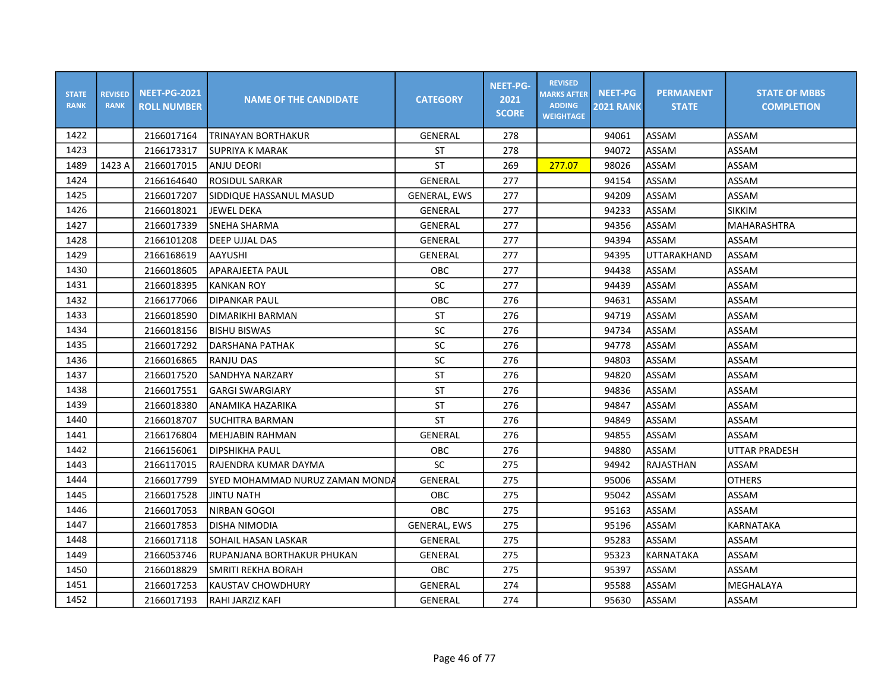| STATE RANK | REVISED RANK | NEET-PG-2021 ROLL NUMBER | NAME OF THE CANDIDATE | CATEGORY | NEET-PG-2021 SCORE | REVISED MARKS AFTER ADDING WEIGHTAGE | NEET-PG 2021 RANK | PERMANENT STATE | STATE OF MBBS COMPLETION |
|---|---|---|---|---|---|---|---|---|---|
| 1422 | | 2166017164 | TRINAYAN BORTHAKUR | GENERAL | 278 | | 94061 | ASSAM | ASSAM |
| 1423 | | 2166173317 | SUPRIYA K MARAK | ST | 278 | | 94072 | ASSAM | ASSAM |
| 1489 | 1423 A | 2166017015 | ANJU DEORI | ST | 269 | 277.07 | 98026 | ASSAM | ASSAM |
| 1424 | | 2166164640 | ROSIDUL SARKAR | GENERAL | 277 | | 94154 | ASSAM | ASSAM |
| 1425 | | 2166017207 | SIDDIQUE HASSANUL MASUD | GENERAL, EWS | 277 | | 94209 | ASSAM | ASSAM |
| 1426 | | 2166018021 | JEWEL DEKA | GENERAL | 277 | | 94233 | ASSAM | SIKKIM |
| 1427 | | 2166017339 | SNEHA SHARMA | GENERAL | 277 | | 94356 | ASSAM | MAHARASHTRA |
| 1428 | | 2166101208 | DEEP UJJAL DAS | GENERAL | 277 | | 94394 | ASSAM | ASSAM |
| 1429 | | 2166168619 | AAYUSHI | GENERAL | 277 | | 94395 | UTTARAKHAND | ASSAM |
| 1430 | | 2166018605 | APARAJEETA PAUL | OBC | 277 | | 94438 | ASSAM | ASSAM |
| 1431 | | 2166018395 | KANKAN ROY | SC | 277 | | 94439 | ASSAM | ASSAM |
| 1432 | | 2166177066 | DIPANKAR PAUL | OBC | 276 | | 94631 | ASSAM | ASSAM |
| 1433 | | 2166018590 | DIMARIKHI BARMAN | ST | 276 | | 94719 | ASSAM | ASSAM |
| 1434 | | 2166018156 | BISHU BISWAS | SC | 276 | | 94734 | ASSAM | ASSAM |
| 1435 | | 2166017292 | DARSHANA PATHAK | SC | 276 | | 94778 | ASSAM | ASSAM |
| 1436 | | 2166016865 | RANJU DAS | SC | 276 | | 94803 | ASSAM | ASSAM |
| 1437 | | 2166017520 | SANDHYA NARZARY | ST | 276 | | 94820 | ASSAM | ASSAM |
| 1438 | | 2166017551 | GARGI SWARGIARY | ST | 276 | | 94836 | ASSAM | ASSAM |
| 1439 | | 2166018380 | ANAMIKA HAZARIKA | ST | 276 | | 94847 | ASSAM | ASSAM |
| 1440 | | 2166018707 | SUCHITRA BARMAN | ST | 276 | | 94849 | ASSAM | ASSAM |
| 1441 | | 2166176804 | MEHJABIN RAHMAN | GENERAL | 276 | | 94855 | ASSAM | ASSAM |
| 1442 | | 2166156061 | DIPSHIKHA PAUL | OBC | 276 | | 94880 | ASSAM | UTTAR PRADESH |
| 1443 | | 2166117015 | RAJENDRA KUMAR DAYMA | SC | 275 | | 94942 | RAJASTHAN | ASSAM |
| 1444 | | 2166017799 | SYED MOHAMMAD NURUZ ZAMAN MONDA | GENERAL | 275 | | 95006 | ASSAM | OTHERS |
| 1445 | | 2166017528 | JINTU NATH | OBC | 275 | | 95042 | ASSAM | ASSAM |
| 1446 | | 2166017053 | NIRBAN GOGOI | OBC | 275 | | 95163 | ASSAM | ASSAM |
| 1447 | | 2166017853 | DISHA NIMODIA | GENERAL, EWS | 275 | | 95196 | ASSAM | KARNATAKA |
| 1448 | | 2166017118 | SOHAIL HASAN LASKAR | GENERAL | 275 | | 95283 | ASSAM | ASSAM |
| 1449 | | 2166053746 | RUPANJANA BORTHAKUR PHUKAN | GENERAL | 275 | | 95323 | KARNATAKA | ASSAM |
| 1450 | | 2166018829 | SMRITI REKHA BORAH | OBC | 275 | | 95397 | ASSAM | ASSAM |
| 1451 | | 2166017253 | KAUSTAV CHOWDHURY | GENERAL | 274 | | 95588 | ASSAM | MEGHALAYA |
| 1452 | | 2166017193 | RAHI JARZIZ KAFI | GENERAL | 274 | | 95630 | ASSAM | ASSAM |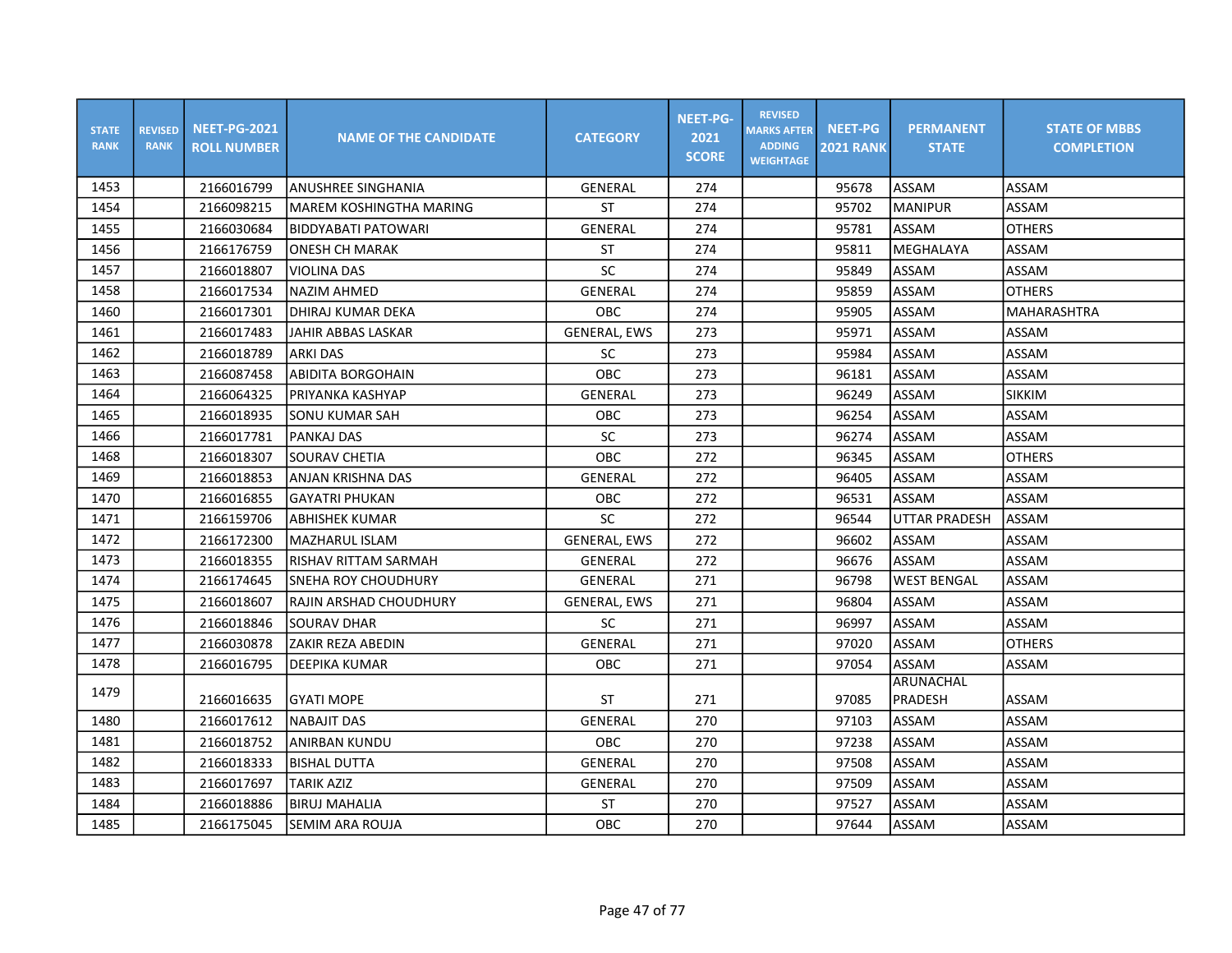| STATE RANK | REVISED RANK | NEET-PG-2021 ROLL NUMBER | NAME OF THE CANDIDATE | CATEGORY | NEET-PG-2021 SCORE | REVISED MARKS AFTER ADDING WEIGHTAGE | NEET-PG 2021 RANK | PERMANENT STATE | STATE OF MBBS COMPLETION |
|---|---|---|---|---|---|---|---|---|---|
| 1453 | | 2166016799 | ANUSHREE SINGHANIA | GENERAL | 274 | | 95678 | ASSAM | ASSAM |
| 1454 | | 2166098215 | MAREM KOSHINGTHA MARING | ST | 274 | | 95702 | MANIPUR | ASSAM |
| 1455 | | 2166030684 | BIDDYABATI PATOWARI | GENERAL | 274 | | 95781 | ASSAM | OTHERS |
| 1456 | | 2166176759 | ONESH CH MARAK | ST | 274 | | 95811 | MEGHALAYA | ASSAM |
| 1457 | | 2166018807 | VIOLINA DAS | SC | 274 | | 95849 | ASSAM | ASSAM |
| 1458 | | 2166017534 | NAZIM AHMED | GENERAL | 274 | | 95859 | ASSAM | OTHERS |
| 1460 | | 2166017301 | DHIRAJ KUMAR DEKA | OBC | 274 | | 95905 | ASSAM | MAHARASHTRA |
| 1461 | | 2166017483 | JAHIR ABBAS LASKAR | GENERAL, EWS | 273 | | 95971 | ASSAM | ASSAM |
| 1462 | | 2166018789 | ARKI DAS | SC | 273 | | 95984 | ASSAM | ASSAM |
| 1463 | | 2166087458 | ABIDITA BORGOHAIN | OBC | 273 | | 96181 | ASSAM | ASSAM |
| 1464 | | 2166064325 | PRIYANKA KASHYAP | GENERAL | 273 | | 96249 | ASSAM | SIKKIM |
| 1465 | | 2166018935 | SONU KUMAR SAH | OBC | 273 | | 96254 | ASSAM | ASSAM |
| 1466 | | 2166017781 | PANKAJ DAS | SC | 273 | | 96274 | ASSAM | ASSAM |
| 1468 | | 2166018307 | SOURAV CHETIA | OBC | 272 | | 96345 | ASSAM | OTHERS |
| 1469 | | 2166018853 | ANJAN KRISHNA DAS | GENERAL | 272 | | 96405 | ASSAM | ASSAM |
| 1470 | | 2166016855 | GAYATRI PHUKAN | OBC | 272 | | 96531 | ASSAM | ASSAM |
| 1471 | | 2166159706 | ABHISHEK KUMAR | SC | 272 | | 96544 | UTTAR PRADESH | ASSAM |
| 1472 | | 2166172300 | MAZHARUL ISLAM | GENERAL, EWS | 272 | | 96602 | ASSAM | ASSAM |
| 1473 | | 2166018355 | RISHAV RITTAM SARMAH | GENERAL | 272 | | 96676 | ASSAM | ASSAM |
| 1474 | | 2166174645 | SNEHA ROY CHOUDHURY | GENERAL | 271 | | 96798 | WEST BENGAL | ASSAM |
| 1475 | | 2166018607 | RAJIN ARSHAD CHOUDHURY | GENERAL, EWS | 271 | | 96804 | ASSAM | ASSAM |
| 1476 | | 2166018846 | SOURAV DHAR | SC | 271 | | 96997 | ASSAM | ASSAM |
| 1477 | | 2166030878 | ZAKIR REZA ABEDIN | GENERAL | 271 | | 97020 | ASSAM | OTHERS |
| 1478 | | 2166016795 | DEEPIKA KUMAR | OBC | 271 | | 97054 | ASSAM | ASSAM |
| 1479 | | 2166016635 | GYATI MOPE | ST | 271 | | 97085 | ARUNACHAL PRADESH | ASSAM |
| 1480 | | 2166017612 | NABAJIT DAS | GENERAL | 270 | | 97103 | ASSAM | ASSAM |
| 1481 | | 2166018752 | ANIRBAN KUNDU | OBC | 270 | | 97238 | ASSAM | ASSAM |
| 1482 | | 2166018333 | BISHAL DUTTA | GENERAL | 270 | | 97508 | ASSAM | ASSAM |
| 1483 | | 2166017697 | TARIK AZIZ | GENERAL | 270 | | 97509 | ASSAM | ASSAM |
| 1484 | | 2166018886 | BIRUJ MAHALIA | ST | 270 | | 97527 | ASSAM | ASSAM |
| 1485 | | 2166175045 | SEMIM ARA ROUJA | OBC | 270 | | 97644 | ASSAM | ASSAM |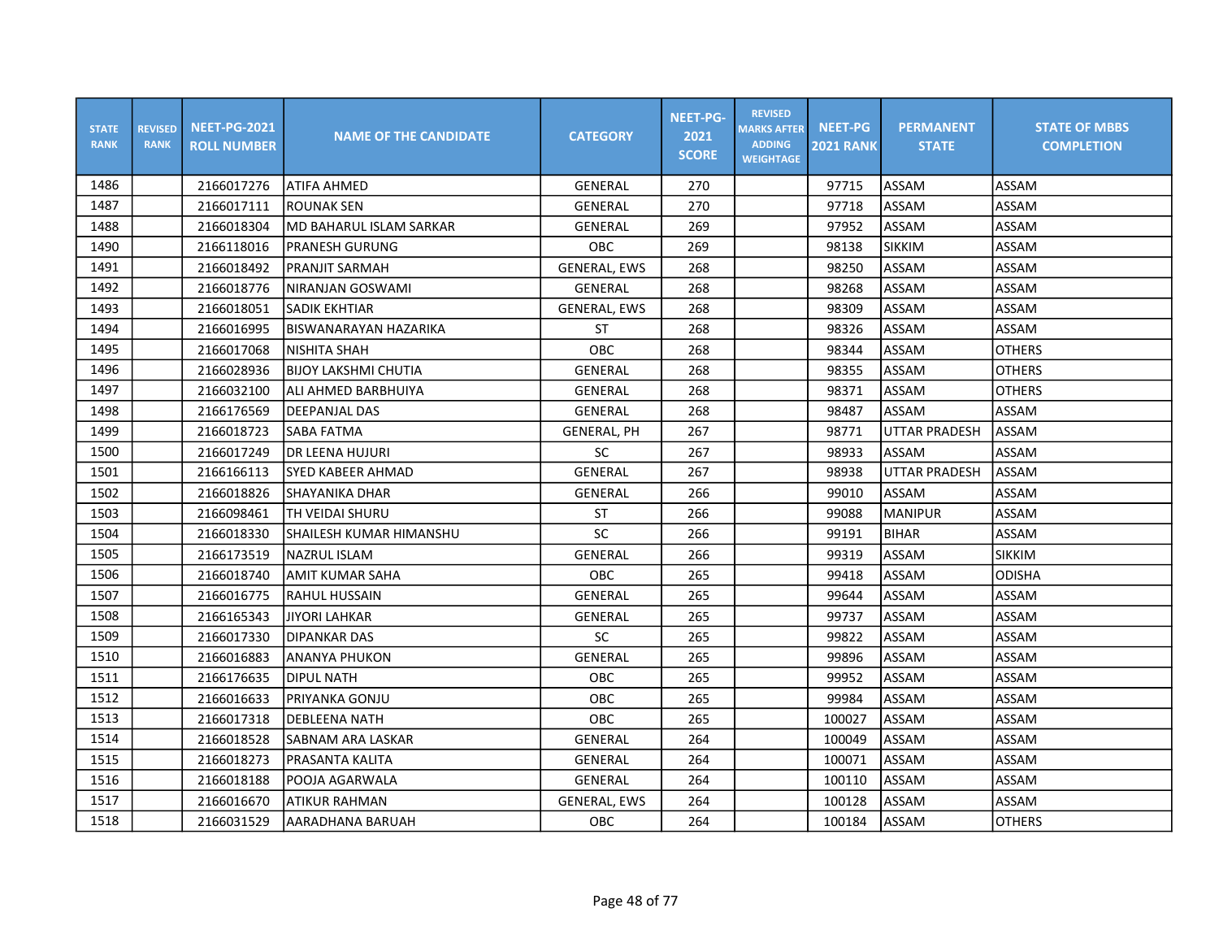| STATE RANK | REVISED RANK | NEET-PG-2021 ROLL NUMBER | NAME OF THE CANDIDATE | CATEGORY | NEET-PG-2021 SCORE | REVISED MARKS AFTER ADDING WEIGHTAGE | NEET-PG 2021 RANK | PERMANENT STATE | STATE OF MBBS COMPLETION |
|---|---|---|---|---|---|---|---|---|---|
| 1486 | | 2166017276 | ATIFA AHMED | GENERAL | 270 | | 97715 | ASSAM | ASSAM |
| 1487 | | 2166017111 | ROUNAK SEN | GENERAL | 270 | | 97718 | ASSAM | ASSAM |
| 1488 | | 2166018304 | MD BAHARUL ISLAM SARKAR | GENERAL | 269 | | 97952 | ASSAM | ASSAM |
| 1490 | | 2166118016 | PRANESH GURUNG | OBC | 269 | | 98138 | SIKKIM | ASSAM |
| 1491 | | 2166018492 | PRANJIT SARMAH | GENERAL, EWS | 268 | | 98250 | ASSAM | ASSAM |
| 1492 | | 2166018776 | NIRANJAN GOSWAMI | GENERAL | 268 | | 98268 | ASSAM | ASSAM |
| 1493 | | 2166018051 | SADIK EKHTIAR | GENERAL, EWS | 268 | | 98309 | ASSAM | ASSAM |
| 1494 | | 2166016995 | BISWANARAYAN HAZARIKA | ST | 268 | | 98326 | ASSAM | ASSAM |
| 1495 | | 2166017068 | NISHITA SHAH | OBC | 268 | | 98344 | ASSAM | OTHERS |
| 1496 | | 2166028936 | BIJOY LAKSHMI CHUTIA | GENERAL | 268 | | 98355 | ASSAM | OTHERS |
| 1497 | | 2166032100 | ALI AHMED BARBHUIYA | GENERAL | 268 | | 98371 | ASSAM | OTHERS |
| 1498 | | 2166176569 | DEEPANJAL DAS | GENERAL | 268 | | 98487 | ASSAM | ASSAM |
| 1499 | | 2166018723 | SABA FATMA | GENERAL, PH | 267 | | 98771 | UTTAR PRADESH | ASSAM |
| 1500 | | 2166017249 | DR LEENA HUJURI | SC | 267 | | 98933 | ASSAM | ASSAM |
| 1501 | | 2166166113 | SYED KABEER AHMAD | GENERAL | 267 | | 98938 | UTTAR PRADESH | ASSAM |
| 1502 | | 2166018826 | SHAYANIKA DHAR | GENERAL | 266 | | 99010 | ASSAM | ASSAM |
| 1503 | | 2166098461 | TH VEIDAI SHURU | ST | 266 | | 99088 | MANIPUR | ASSAM |
| 1504 | | 2166018330 | SHAILESH KUMAR HIMANSHU | SC | 266 | | 99191 | BIHAR | ASSAM |
| 1505 | | 2166173519 | NAZRUL ISLAM | GENERAL | 266 | | 99319 | ASSAM | SIKKIM |
| 1506 | | 2166018740 | AMIT KUMAR SAHA | OBC | 265 | | 99418 | ASSAM | ODISHA |
| 1507 | | 2166016775 | RAHUL HUSSAIN | GENERAL | 265 | | 99644 | ASSAM | ASSAM |
| 1508 | | 2166165343 | JIYORI LAHKAR | GENERAL | 265 | | 99737 | ASSAM | ASSAM |
| 1509 | | 2166017330 | DIPANKAR DAS | SC | 265 | | 99822 | ASSAM | ASSAM |
| 1510 | | 2166016883 | ANANYA PHUKON | GENERAL | 265 | | 99896 | ASSAM | ASSAM |
| 1511 | | 2166176635 | DIPUL NATH | OBC | 265 | | 99952 | ASSAM | ASSAM |
| 1512 | | 2166016633 | PRIYANKA GONJU | OBC | 265 | | 99984 | ASSAM | ASSAM |
| 1513 | | 2166017318 | DEBLEENA NATH | OBC | 265 | | 100027 | ASSAM | ASSAM |
| 1514 | | 2166018528 | SABNAM ARA LASKAR | GENERAL | 264 | | 100049 | ASSAM | ASSAM |
| 1515 | | 2166018273 | PRASANTA KALITA | GENERAL | 264 | | 100071 | ASSAM | ASSAM |
| 1516 | | 2166018188 | POOJA AGARWALA | GENERAL | 264 | | 100110 | ASSAM | ASSAM |
| 1517 | | 2166016670 | ATIKUR RAHMAN | GENERAL, EWS | 264 | | 100128 | ASSAM | ASSAM |
| 1518 | | 2166031529 | AARADHANA BARUAH | OBC | 264 | | 100184 | ASSAM | OTHERS |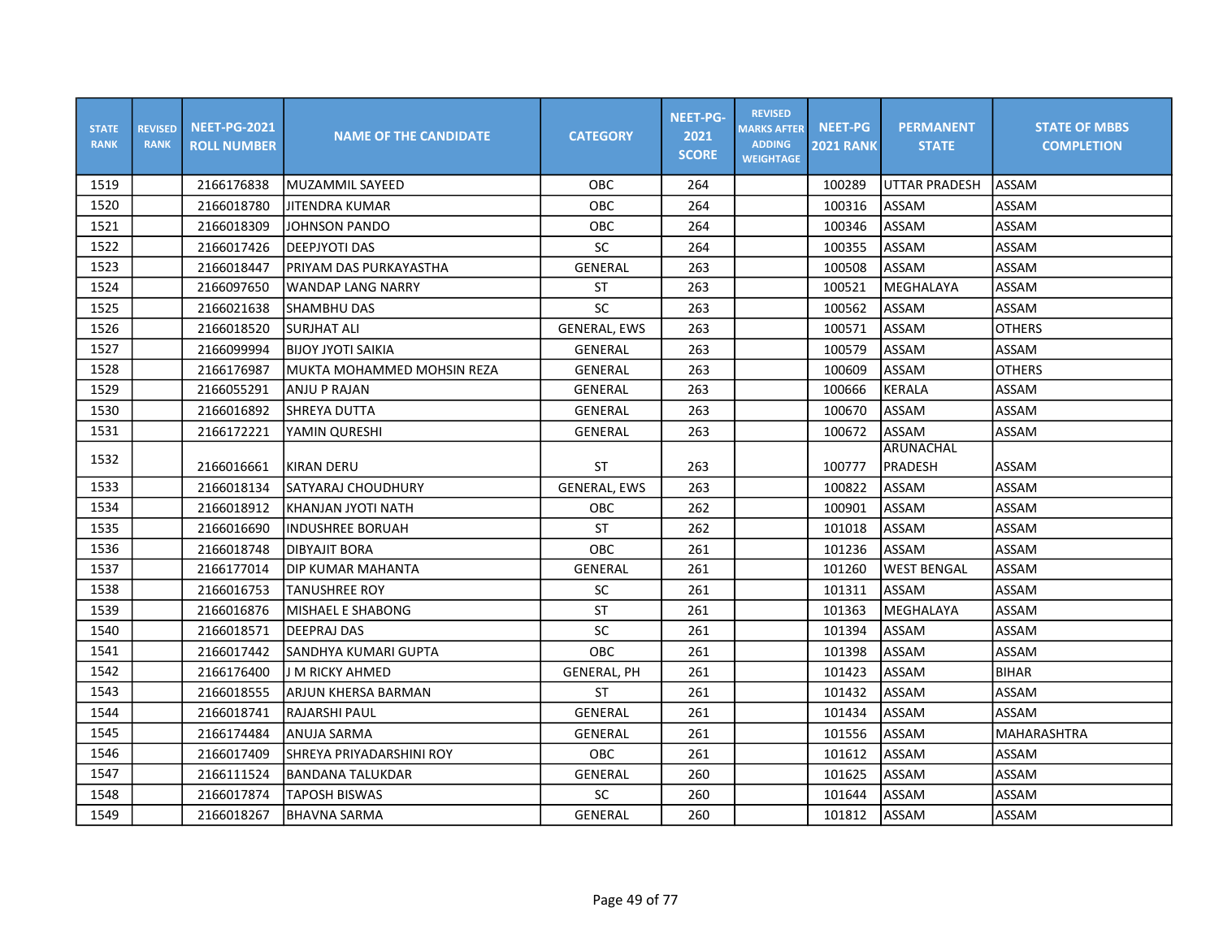| STATE RANK | REVISED RANK | NEET-PG-2021 ROLL NUMBER | NAME OF THE CANDIDATE | CATEGORY | NEET-PG-2021 SCORE | REVISED MARKS AFTER ADDING WEIGHTAGE | NEET-PG 2021 RANK | PERMANENT STATE | STATE OF MBBS COMPLETION |
|---|---|---|---|---|---|---|---|---|---|
| 1519 | | 2166176838 | MUZAMMIL SAYEED | OBC | 264 | | 100289 | UTTAR PRADESH | ASSAM |
| 1520 | | 2166018780 | JITENDRA KUMAR | OBC | 264 | | 100316 | ASSAM | ASSAM |
| 1521 | | 2166018309 | JOHNSON PANDO | OBC | 264 | | 100346 | ASSAM | ASSAM |
| 1522 | | 2166017426 | DEEPJYOTI DAS | SC | 264 | | 100355 | ASSAM | ASSAM |
| 1523 | | 2166018447 | PRIYAM DAS PURKAYASTHA | GENERAL | 263 | | 100508 | ASSAM | ASSAM |
| 1524 | | 2166097650 | WANDAP LANG NARRY | ST | 263 | | 100521 | MEGHALAYA | ASSAM |
| 1525 | | 2166021638 | SHAMBHU DAS | SC | 263 | | 100562 | ASSAM | ASSAM |
| 1526 | | 2166018520 | SURJHAT ALI | GENERAL, EWS | 263 | | 100571 | ASSAM | OTHERS |
| 1527 | | 2166099994 | BIJOY JYOTI SAIKIA | GENERAL | 263 | | 100579 | ASSAM | ASSAM |
| 1528 | | 2166176987 | MUKTA MOHAMMED MOHSIN REZA | GENERAL | 263 | | 100609 | ASSAM | OTHERS |
| 1529 | | 2166055291 | ANJU P RAJAN | GENERAL | 263 | | 100666 | KERALA | ASSAM |
| 1530 | | 2166016892 | SHREYA DUTTA | GENERAL | 263 | | 100670 | ASSAM | ASSAM |
| 1531 | | 2166172221 | YAMIN QURESHI | GENERAL | 263 | | 100672 | ASSAM | ASSAM |
| 1532 | | 2166016661 | KIRAN DERU | ST | 263 | | 100777 | ARUNACHAL PRADESH | ASSAM |
| 1533 | | 2166018134 | SATYARAJ CHOUDHURY | GENERAL, EWS | 263 | | 100822 | ASSAM | ASSAM |
| 1534 | | 2166018912 | KHANJAN JYOTI NATH | OBC | 262 | | 100901 | ASSAM | ASSAM |
| 1535 | | 2166016690 | INDUSHREE BORUAH | ST | 262 | | 101018 | ASSAM | ASSAM |
| 1536 | | 2166018748 | DIBYAJIT BORA | OBC | 261 | | 101236 | ASSAM | ASSAM |
| 1537 | | 2166177014 | DIP KUMAR MAHANTA | GENERAL | 261 | | 101260 | WEST BENGAL | ASSAM |
| 1538 | | 2166016753 | TANUSHREE ROY | SC | 261 | | 101311 | ASSAM | ASSAM |
| 1539 | | 2166016876 | MISHAEL E SHABONG | ST | 261 | | 101363 | MEGHALAYA | ASSAM |
| 1540 | | 2166018571 | DEEPRAJ DAS | SC | 261 | | 101394 | ASSAM | ASSAM |
| 1541 | | 2166017442 | SANDHYA KUMARI GUPTA | OBC | 261 | | 101398 | ASSAM | ASSAM |
| 1542 | | 2166176400 | J M RICKY AHMED | GENERAL, PH | 261 | | 101423 | ASSAM | BIHAR |
| 1543 | | 2166018555 | ARJUN KHERSA BARMAN | ST | 261 | | 101432 | ASSAM | ASSAM |
| 1544 | | 2166018741 | RAJARSHI PAUL | GENERAL | 261 | | 101434 | ASSAM | ASSAM |
| 1545 | | 2166174484 | ANUJA SARMA | GENERAL | 261 | | 101556 | ASSAM | MAHARASHTRA |
| 1546 | | 2166017409 | SHREYA PRIYADARSHINI ROY | OBC | 261 | | 101612 | ASSAM | ASSAM |
| 1547 | | 2166111524 | BANDANA TALUKDAR | GENERAL | 260 | | 101625 | ASSAM | ASSAM |
| 1548 | | 2166017874 | TAPOSH BISWAS | SC | 260 | | 101644 | ASSAM | ASSAM |
| 1549 | | 2166018267 | BHAVNA SARMA | GENERAL | 260 | | 101812 | ASSAM | ASSAM |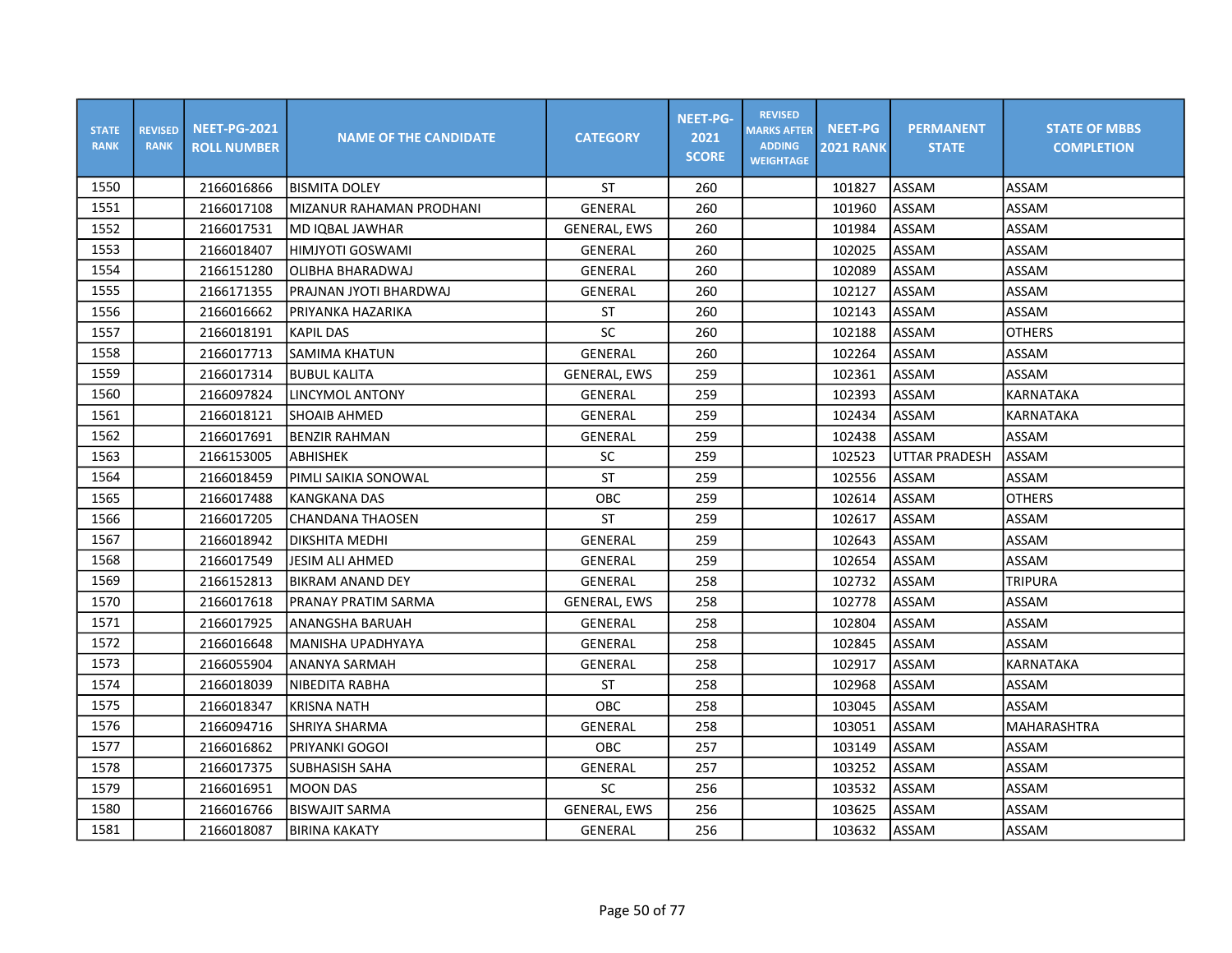| STATE RANK | REVISED RANK | NEET-PG-2021 ROLL NUMBER | NAME OF THE CANDIDATE | CATEGORY | NEET-PG-2021 SCORE | REVISED MARKS AFTER ADDING WEIGHTAGE | NEET-PG 2021 RANK | PERMANENT STATE | STATE OF MBBS COMPLETION |
|---|---|---|---|---|---|---|---|---|---|
| 1550 | | 2166016866 | BISMITA DOLEY | ST | 260 | | 101827 | ASSAM | ASSAM |
| 1551 | | 2166017108 | MIZANUR RAHAMAN PRODHANI | GENERAL | 260 | | 101960 | ASSAM | ASSAM |
| 1552 | | 2166017531 | MD IQBAL JAWHAR | GENERAL, EWS | 260 | | 101984 | ASSAM | ASSAM |
| 1553 | | 2166018407 | HIMJYOTI GOSWAMI | GENERAL | 260 | | 102025 | ASSAM | ASSAM |
| 1554 | | 2166151280 | OLIBHA BHARADWAJ | GENERAL | 260 | | 102089 | ASSAM | ASSAM |
| 1555 | | 2166171355 | PRAJNAN JYOTI BHARDWAJ | GENERAL | 260 | | 102127 | ASSAM | ASSAM |
| 1556 | | 2166016662 | PRIYANKA HAZARIKA | ST | 260 | | 102143 | ASSAM | ASSAM |
| 1557 | | 2166018191 | KAPIL DAS | SC | 260 | | 102188 | ASSAM | OTHERS |
| 1558 | | 2166017713 | SAMIMA KHATUN | GENERAL | 260 | | 102264 | ASSAM | ASSAM |
| 1559 | | 2166017314 | BUBUL KALITA | GENERAL, EWS | 259 | | 102361 | ASSAM | ASSAM |
| 1560 | | 2166097824 | LINCYMOL ANTONY | GENERAL | 259 | | 102393 | ASSAM | KARNATAKA |
| 1561 | | 2166018121 | SHOAIB AHMED | GENERAL | 259 | | 102434 | ASSAM | KARNATAKA |
| 1562 | | 2166017691 | BENZIR RAHMAN | GENERAL | 259 | | 102438 | ASSAM | ASSAM |
| 1563 | | 2166153005 | ABHISHEK | SC | 259 | | 102523 | UTTAR PRADESH | ASSAM |
| 1564 | | 2166018459 | PIMLI SAIKIA SONOWAL | ST | 259 | | 102556 | ASSAM | ASSAM |
| 1565 | | 2166017488 | KANGKANA DAS | OBC | 259 | | 102614 | ASSAM | OTHERS |
| 1566 | | 2166017205 | CHANDANA THAOSEN | ST | 259 | | 102617 | ASSAM | ASSAM |
| 1567 | | 2166018942 | DIKSHITA MEDHI | GENERAL | 259 | | 102643 | ASSAM | ASSAM |
| 1568 | | 2166017549 | JESIM ALI AHMED | GENERAL | 259 | | 102654 | ASSAM | ASSAM |
| 1569 | | 2166152813 | BIKRAM ANAND DEY | GENERAL | 258 | | 102732 | ASSAM | TRIPURA |
| 1570 | | 2166017618 | PRANAY PRATIM SARMA | GENERAL, EWS | 258 | | 102778 | ASSAM | ASSAM |
| 1571 | | 2166017925 | ANANGSHA BARUAH | GENERAL | 258 | | 102804 | ASSAM | ASSAM |
| 1572 | | 2166016648 | MANISHA UPADHYAYA | GENERAL | 258 | | 102845 | ASSAM | ASSAM |
| 1573 | | 2166055904 | ANANYA SARMAH | GENERAL | 258 | | 102917 | ASSAM | KARNATAKA |
| 1574 | | 2166018039 | NIBEDITA RABHA | ST | 258 | | 102968 | ASSAM | ASSAM |
| 1575 | | 2166018347 | KRISNA NATH | OBC | 258 | | 103045 | ASSAM | ASSAM |
| 1576 | | 2166094716 | SHRIYA SHARMA | GENERAL | 258 | | 103051 | ASSAM | MAHARASHTRA |
| 1577 | | 2166016862 | PRIYANKI GOGOI | OBC | 257 | | 103149 | ASSAM | ASSAM |
| 1578 | | 2166017375 | SUBHASISH SAHA | GENERAL | 257 | | 103252 | ASSAM | ASSAM |
| 1579 | | 2166016951 | MOON DAS | SC | 256 | | 103532 | ASSAM | ASSAM |
| 1580 | | 2166016766 | BISWAJIT SARMA | GENERAL, EWS | 256 | | 103625 | ASSAM | ASSAM |
| 1581 | | 2166018087 | BIRINA KAKATY | GENERAL | 256 | | 103632 | ASSAM | ASSAM |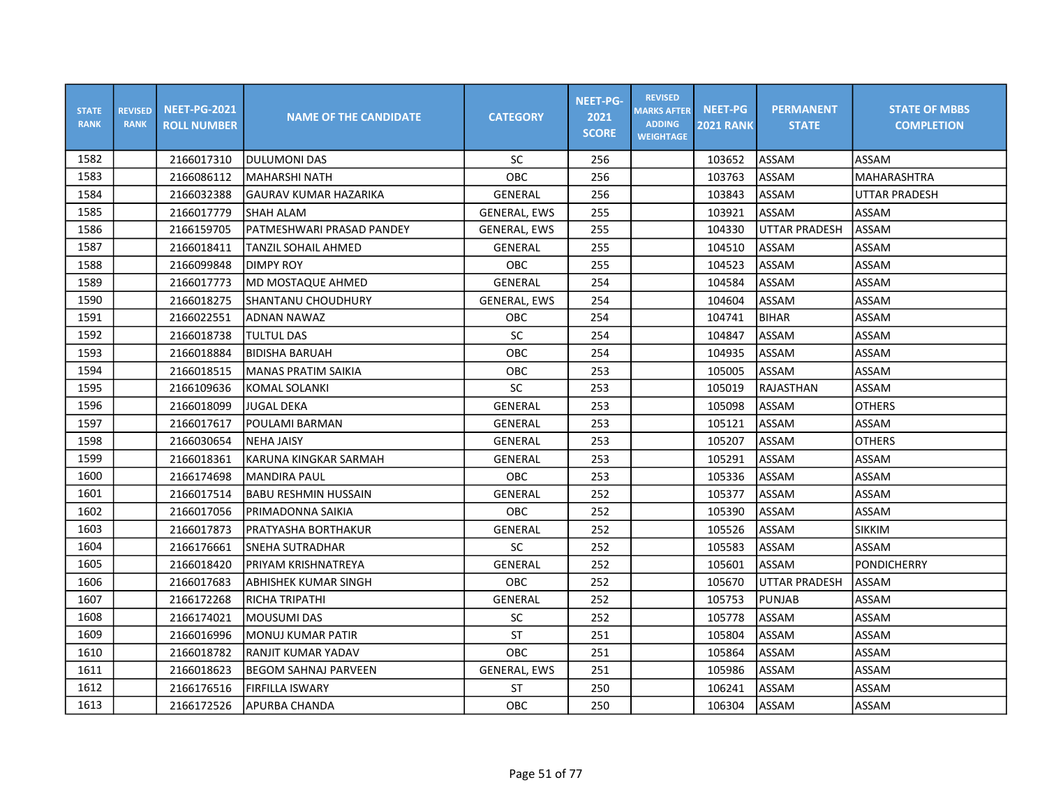| STATE RANK | REVISED RANK | NEET-PG-2021 ROLL NUMBER | NAME OF THE CANDIDATE | CATEGORY | NEET-PG-2021 SCORE | REVISED MARKS AFTER ADDING WEIGHTAGE | NEET-PG 2021 RANK | PERMANENT STATE | STATE OF MBBS COMPLETION |
|---|---|---|---|---|---|---|---|---|---|
| 1582 | | 2166017310 | DULUMONI DAS | SC | 256 | | 103652 | ASSAM | ASSAM |
| 1583 | | 2166086112 | MAHARSHI NATH | OBC | 256 | | 103763 | ASSAM | MAHARASHTRA |
| 1584 | | 2166032388 | GAURAV KUMAR HAZARIKA | GENERAL | 256 | | 103843 | ASSAM | UTTAR PRADESH |
| 1585 | | 2166017779 | SHAH ALAM | GENERAL, EWS | 255 | | 103921 | ASSAM | ASSAM |
| 1586 | | 2166159705 | PATMESHWARI PRASAD PANDEY | GENERAL, EWS | 255 | | 104330 | UTTAR PRADESH | ASSAM |
| 1587 | | 2166018411 | TANZIL SOHAIL AHMED | GENERAL | 255 | | 104510 | ASSAM | ASSAM |
| 1588 | | 2166099848 | DIMPY ROY | OBC | 255 | | 104523 | ASSAM | ASSAM |
| 1589 | | 2166017773 | MD MOSTAQUE AHMED | GENERAL | 254 | | 104584 | ASSAM | ASSAM |
| 1590 | | 2166018275 | SHANTANU CHOUDHURY | GENERAL, EWS | 254 | | 104604 | ASSAM | ASSAM |
| 1591 | | 2166022551 | ADNAN NAWAZ | OBC | 254 | | 104741 | BIHAR | ASSAM |
| 1592 | | 2166018738 | TULTUL DAS | SC | 254 | | 104847 | ASSAM | ASSAM |
| 1593 | | 2166018884 | BIDISHA BARUAH | OBC | 254 | | 104935 | ASSAM | ASSAM |
| 1594 | | 2166018515 | MANAS PRATIM SAIKIA | OBC | 253 | | 105005 | ASSAM | ASSAM |
| 1595 | | 2166109636 | KOMAL SOLANKI | SC | 253 | | 105019 | RAJASTHAN | ASSAM |
| 1596 | | 2166018099 | JUGAL DEKA | GENERAL | 253 | | 105098 | ASSAM | OTHERS |
| 1597 | | 2166017617 | POULAMI BARMAN | GENERAL | 253 | | 105121 | ASSAM | ASSAM |
| 1598 | | 2166030654 | NEHA JAISY | GENERAL | 253 | | 105207 | ASSAM | OTHERS |
| 1599 | | 2166018361 | KARUNA KINGKAR SARMAH | GENERAL | 253 | | 105291 | ASSAM | ASSAM |
| 1600 | | 2166174698 | MANDIRA PAUL | OBC | 253 | | 105336 | ASSAM | ASSAM |
| 1601 | | 2166017514 | BABU RESHMIN HUSSAIN | GENERAL | 252 | | 105377 | ASSAM | ASSAM |
| 1602 | | 2166017056 | PRIMADONNA SAIKIA | OBC | 252 | | 105390 | ASSAM | ASSAM |
| 1603 | | 2166017873 | PRATYASHA BORTHAKUR | GENERAL | 252 | | 105526 | ASSAM | SIKKIM |
| 1604 | | 2166176661 | SNEHA SUTRADHAR | SC | 252 | | 105583 | ASSAM | ASSAM |
| 1605 | | 2166018420 | PRIYAM KRISHNATREYA | GENERAL | 252 | | 105601 | ASSAM | PONDICHERRY |
| 1606 | | 2166017683 | ABHISHEK KUMAR SINGH | OBC | 252 | | 105670 | UTTAR PRADESH | ASSAM |
| 1607 | | 2166172268 | RICHA TRIPATHI | GENERAL | 252 | | 105753 | PUNJAB | ASSAM |
| 1608 | | 2166174021 | MOUSUMI DAS | SC | 252 | | 105778 | ASSAM | ASSAM |
| 1609 | | 2166016996 | MONUJ KUMAR PATIR | ST | 251 | | 105804 | ASSAM | ASSAM |
| 1610 | | 2166018782 | RANJIT KUMAR YADAV | OBC | 251 | | 105864 | ASSAM | ASSAM |
| 1611 | | 2166018623 | BEGOM SAHNAJ PARVEEN | GENERAL, EWS | 251 | | 105986 | ASSAM | ASSAM |
| 1612 | | 2166176516 | FIRFILLA ISWARY | ST | 250 | | 106241 | ASSAM | ASSAM |
| 1613 | | 2166172526 | APURBA CHANDA | OBC | 250 | | 106304 | ASSAM | ASSAM |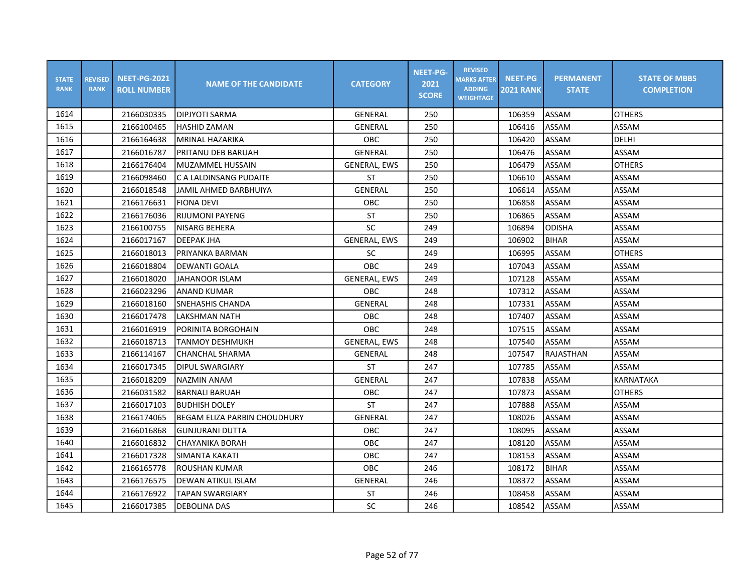| STATE RANK | REVISED RANK | NEET-PG-2021 ROLL NUMBER | NAME OF THE CANDIDATE | CATEGORY | NEET-PG-2021 SCORE | REVISED MARKS AFTER ADDING WEIGHTAGE | NEET-PG 2021 RANK | PERMANENT STATE | STATE OF MBBS COMPLETION |
|---|---|---|---|---|---|---|---|---|---|
| 1614 | | 2166030335 | DIPJYOTI SARMA | GENERAL | 250 | | 106359 | ASSAM | OTHERS |
| 1615 | | 2166100465 | HASHID ZAMAN | GENERAL | 250 | | 106416 | ASSAM | ASSAM |
| 1616 | | 2166164638 | MRINAL HAZARIKA | OBC | 250 | | 106420 | ASSAM | DELHI |
| 1617 | | 2166016787 | PRITANU DEB BARUAH | GENERAL | 250 | | 106476 | ASSAM | ASSAM |
| 1618 | | 2166176404 | MUZAMMEL HUSSAIN | GENERAL, EWS | 250 | | 106479 | ASSAM | OTHERS |
| 1619 | | 2166098460 | C A LALDINSANG PUDAITE | ST | 250 | | 106610 | ASSAM | ASSAM |
| 1620 | | 2166018548 | JAMIL AHMED BARBHUIYA | GENERAL | 250 | | 106614 | ASSAM | ASSAM |
| 1621 | | 2166176631 | FIONA DEVI | OBC | 250 | | 106858 | ASSAM | ASSAM |
| 1622 | | 2166176036 | RIJUMONI PAYENG | ST | 250 | | 106865 | ASSAM | ASSAM |
| 1623 | | 2166100755 | NISARG BEHERA | SC | 249 | | 106894 | ODISHA | ASSAM |
| 1624 | | 2166017167 | DEEPAK JHA | GENERAL, EWS | 249 | | 106902 | BIHAR | ASSAM |
| 1625 | | 2166018013 | PRIYANKA BARMAN | SC | 249 | | 106995 | ASSAM | OTHERS |
| 1626 | | 2166018804 | DEWANTI GOALA | OBC | 249 | | 107043 | ASSAM | ASSAM |
| 1627 | | 2166018020 | JAHANOOR ISLAM | GENERAL, EWS | 249 | | 107128 | ASSAM | ASSAM |
| 1628 | | 2166023296 | ANAND KUMAR | OBC | 248 | | 107312 | ASSAM | ASSAM |
| 1629 | | 2166018160 | SNEHASHIS CHANDA | GENERAL | 248 | | 107331 | ASSAM | ASSAM |
| 1630 | | 2166017478 | LAKSHMAN NATH | OBC | 248 | | 107407 | ASSAM | ASSAM |
| 1631 | | 2166016919 | PORINITA BORGOHAIN | OBC | 248 | | 107515 | ASSAM | ASSAM |
| 1632 | | 2166018713 | TANMOY DESHMUKH | GENERAL, EWS | 248 | | 107540 | ASSAM | ASSAM |
| 1633 | | 2166114167 | CHANCHAL SHARMA | GENERAL | 248 | | 107547 | RAJASTHAN | ASSAM |
| 1634 | | 2166017345 | DIPUL SWARGIARY | ST | 247 | | 107785 | ASSAM | ASSAM |
| 1635 | | 2166018209 | NAZMIN ANAM | GENERAL | 247 | | 107838 | ASSAM | KARNATAKA |
| 1636 | | 2166031582 | BARNALI BARUAH | OBC | 247 | | 107873 | ASSAM | OTHERS |
| 1637 | | 2166017103 | BUDHISH DOLEY | ST | 247 | | 107888 | ASSAM | ASSAM |
| 1638 | | 2166174065 | BEGAM ELIZA PARBIN CHOUDHURY | GENERAL | 247 | | 108026 | ASSAM | ASSAM |
| 1639 | | 2166016868 | GUNJURANI DUTTA | OBC | 247 | | 108095 | ASSAM | ASSAM |
| 1640 | | 2166016832 | CHAYANIKA BORAH | OBC | 247 | | 108120 | ASSAM | ASSAM |
| 1641 | | 2166017328 | SIMANTA KAKATI | OBC | 247 | | 108153 | ASSAM | ASSAM |
| 1642 | | 2166165778 | ROUSHAN KUMAR | OBC | 246 | | 108172 | BIHAR | ASSAM |
| 1643 | | 2166176575 | DEWAN ATIKUL ISLAM | GENERAL | 246 | | 108372 | ASSAM | ASSAM |
| 1644 | | 2166176922 | TAPAN SWARGIARY | ST | 246 | | 108458 | ASSAM | ASSAM |
| 1645 | | 2166017385 | DEBOLINA DAS | SC | 246 | | 108542 | ASSAM | ASSAM |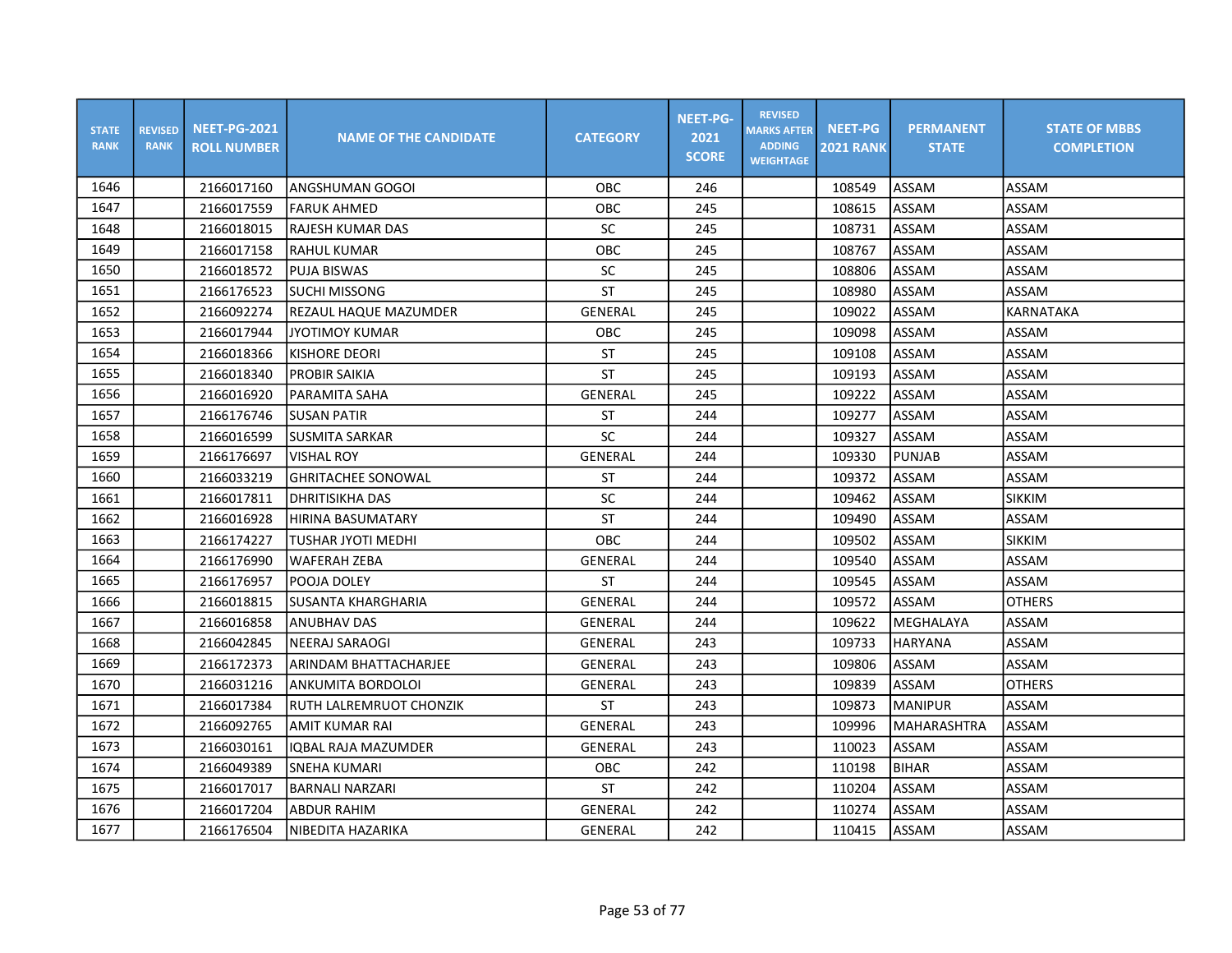| STATE RANK | REVISED RANK | NEET-PG-2021 ROLL NUMBER | NAME OF THE CANDIDATE | CATEGORY | NEET-PG-2021 SCORE | REVISED MARKS AFTER ADDING WEIGHTAGE | NEET-PG 2021 RANK | PERMANENT STATE | STATE OF MBBS COMPLETION |
|---|---|---|---|---|---|---|---|---|---|
| 1646 | | 2166017160 | ANGSHUMAN GOGOI | OBC | 246 | | 108549 | ASSAM | ASSAM |
| 1647 | | 2166017559 | FARUK AHMED | OBC | 245 | | 108615 | ASSAM | ASSAM |
| 1648 | | 2166018015 | RAJESH KUMAR DAS | SC | 245 | | 108731 | ASSAM | ASSAM |
| 1649 | | 2166017158 | RAHUL KUMAR | OBC | 245 | | 108767 | ASSAM | ASSAM |
| 1650 | | 2166018572 | PUJA BISWAS | SC | 245 | | 108806 | ASSAM | ASSAM |
| 1651 | | 2166176523 | SUCHI MISSONG | ST | 245 | | 108980 | ASSAM | ASSAM |
| 1652 | | 2166092274 | REZAUL HAQUE MAZUMDER | GENERAL | 245 | | 109022 | ASSAM | KARNATAKA |
| 1653 | | 2166017944 | JYOTIMOY KUMAR | OBC | 245 | | 109098 | ASSAM | ASSAM |
| 1654 | | 2166018366 | KISHORE DEORI | ST | 245 | | 109108 | ASSAM | ASSAM |
| 1655 | | 2166018340 | PROBIR SAIKIA | ST | 245 | | 109193 | ASSAM | ASSAM |
| 1656 | | 2166016920 | PARAMITA SAHA | GENERAL | 245 | | 109222 | ASSAM | ASSAM |
| 1657 | | 2166176746 | SUSAN PATIR | ST | 244 | | 109277 | ASSAM | ASSAM |
| 1658 | | 2166016599 | SUSMITA SARKAR | SC | 244 | | 109327 | ASSAM | ASSAM |
| 1659 | | 2166176697 | VISHAL ROY | GENERAL | 244 | | 109330 | PUNJAB | ASSAM |
| 1660 | | 2166033219 | GHRITACHEE SONOWAL | ST | 244 | | 109372 | ASSAM | ASSAM |
| 1661 | | 2166017811 | DHRITISIKHA DAS | SC | 244 | | 109462 | ASSAM | SIKKIM |
| 1662 | | 2166016928 | HIRINA BASUMATARY | ST | 244 | | 109490 | ASSAM | ASSAM |
| 1663 | | 2166174227 | TUSHAR JYOTI MEDHI | OBC | 244 | | 109502 | ASSAM | SIKKIM |
| 1664 | | 2166176990 | WAFERAH ZEBA | GENERAL | 244 | | 109540 | ASSAM | ASSAM |
| 1665 | | 2166176957 | POOJA DOLEY | ST | 244 | | 109545 | ASSAM | ASSAM |
| 1666 | | 2166018815 | SUSANTA KHARGHARIA | GENERAL | 244 | | 109572 | ASSAM | OTHERS |
| 1667 | | 2166016858 | ANUBHAV DAS | GENERAL | 244 | | 109622 | MEGHALAYA | ASSAM |
| 1668 | | 2166042845 | NEERAJ SARAOGI | GENERAL | 243 | | 109733 | HARYANA | ASSAM |
| 1669 | | 2166172373 | ARINDAM BHATTACHARJEE | GENERAL | 243 | | 109806 | ASSAM | ASSAM |
| 1670 | | 2166031216 | ANKUMITA BORDOLOI | GENERAL | 243 | | 109839 | ASSAM | OTHERS |
| 1671 | | 2166017384 | RUTH LALREMRUOT CHONZIK | ST | 243 | | 109873 | MANIPUR | ASSAM |
| 1672 | | 2166092765 | AMIT KUMAR RAI | GENERAL | 243 | | 109996 | MAHARASHTRA | ASSAM |
| 1673 | | 2166030161 | IQBAL RAJA MAZUMDER | GENERAL | 243 | | 110023 | ASSAM | ASSAM |
| 1674 | | 2166049389 | SNEHA KUMARI | OBC | 242 | | 110198 | BIHAR | ASSAM |
| 1675 | | 2166017017 | BARNALI NARZARI | ST | 242 | | 110204 | ASSAM | ASSAM |
| 1676 | | 2166017204 | ABDUR RAHIM | GENERAL | 242 | | 110274 | ASSAM | ASSAM |
| 1677 | | 2166176504 | NIBEDITA HAZARIKA | GENERAL | 242 | | 110415 | ASSAM | ASSAM |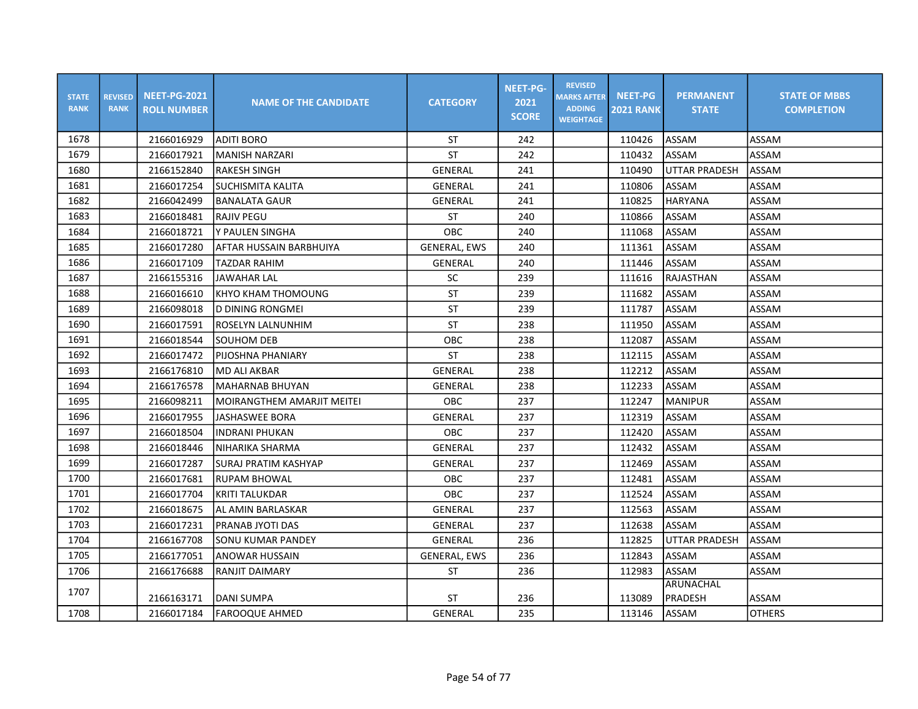| STATE RANK | REVISED RANK | NEET-PG-2021 ROLL NUMBER | NAME OF THE CANDIDATE | CATEGORY | NEET-PG-2021 SCORE | REVISED MARKS AFTER ADDING WEIGHTAGE | NEET-PG 2021 RANK | PERMANENT STATE | STATE OF MBBS COMPLETION |
|---|---|---|---|---|---|---|---|---|---|
| 1678 | | 2166016929 | ADITI BORO | ST | 242 | | 110426 | ASSAM | ASSAM |
| 1679 | | 2166017921 | MANISH NARZARI | ST | 242 | | 110432 | ASSAM | ASSAM |
| 1680 | | 2166152840 | RAKESH SINGH | GENERAL | 241 | | 110490 | UTTAR PRADESH | ASSAM |
| 1681 | | 2166017254 | SUCHISMITA KALITA | GENERAL | 241 | | 110806 | ASSAM | ASSAM |
| 1682 | | 2166042499 | BANALATA GAUR | GENERAL | 241 | | 110825 | HARYANA | ASSAM |
| 1683 | | 2166018481 | RAJIV PEGU | ST | 240 | | 110866 | ASSAM | ASSAM |
| 1684 | | 2166018721 | Y PAULEN SINGHA | OBC | 240 | | 111068 | ASSAM | ASSAM |
| 1685 | | 2166017280 | AFTAR HUSSAIN BARBHUIYA | GENERAL, EWS | 240 | | 111361 | ASSAM | ASSAM |
| 1686 | | 2166017109 | TAZDAR RAHIM | GENERAL | 240 | | 111446 | ASSAM | ASSAM |
| 1687 | | 2166155316 | JAWAHAR LAL | SC | 239 | | 111616 | RAJASTHAN | ASSAM |
| 1688 | | 2166016610 | KHYO KHAM THOMOUNG | ST | 239 | | 111682 | ASSAM | ASSAM |
| 1689 | | 2166098018 | D DINING RONGMEI | ST | 239 | | 111787 | ASSAM | ASSAM |
| 1690 | | 2166017591 | ROSELYN LALNUNHIM | ST | 238 | | 111950 | ASSAM | ASSAM |
| 1691 | | 2166018544 | SOUHOM DEB | OBC | 238 | | 112087 | ASSAM | ASSAM |
| 1692 | | 2166017472 | PIJOSHNA PHANIARY | ST | 238 | | 112115 | ASSAM | ASSAM |
| 1693 | | 2166176810 | MD ALI AKBAR | GENERAL | 238 | | 112212 | ASSAM | ASSAM |
| 1694 | | 2166176578 | MAHARNAB BHUYAN | GENERAL | 238 | | 112233 | ASSAM | ASSAM |
| 1695 | | 2166098211 | MOIRANGTHEM AMARJIT MEITEI | OBC | 237 | | 112247 | MANIPUR | ASSAM |
| 1696 | | 2166017955 | JASHASWEE BORA | GENERAL | 237 | | 112319 | ASSAM | ASSAM |
| 1697 | | 2166018504 | INDRANI PHUKAN | OBC | 237 | | 112420 | ASSAM | ASSAM |
| 1698 | | 2166018446 | NIHARIKA SHARMA | GENERAL | 237 | | 112432 | ASSAM | ASSAM |
| 1699 | | 2166017287 | SURAJ PRATIM KASHYAP | GENERAL | 237 | | 112469 | ASSAM | ASSAM |
| 1700 | | 2166017681 | RUPAM BHOWAL | OBC | 237 | | 112481 | ASSAM | ASSAM |
| 1701 | | 2166017704 | KRITI TALUKDAR | OBC | 237 | | 112524 | ASSAM | ASSAM |
| 1702 | | 2166018675 | AL AMIN BARLASKAR | GENERAL | 237 | | 112563 | ASSAM | ASSAM |
| 1703 | | 2166017231 | PRANAB JYOTI DAS | GENERAL | 237 | | 112638 | ASSAM | ASSAM |
| 1704 | | 2166167708 | SONU KUMAR PANDEY | GENERAL | 236 | | 112825 | UTTAR PRADESH | ASSAM |
| 1705 | | 2166177051 | ANOWAR HUSSAIN | GENERAL, EWS | 236 | | 112843 | ASSAM | ASSAM |
| 1706 | | 2166176688 | RANJIT DAIMARY | ST | 236 | | 112983 | ASSAM | ASSAM |
| 1707 | | 2166163171 | DANI SUMPA | ST | 236 | | 113089 | ARUNACHAL PRADESH | ASSAM |
| 1708 | | 2166017184 | FAROOQUE AHMED | GENERAL | 235 | | 113146 | ASSAM | OTHERS |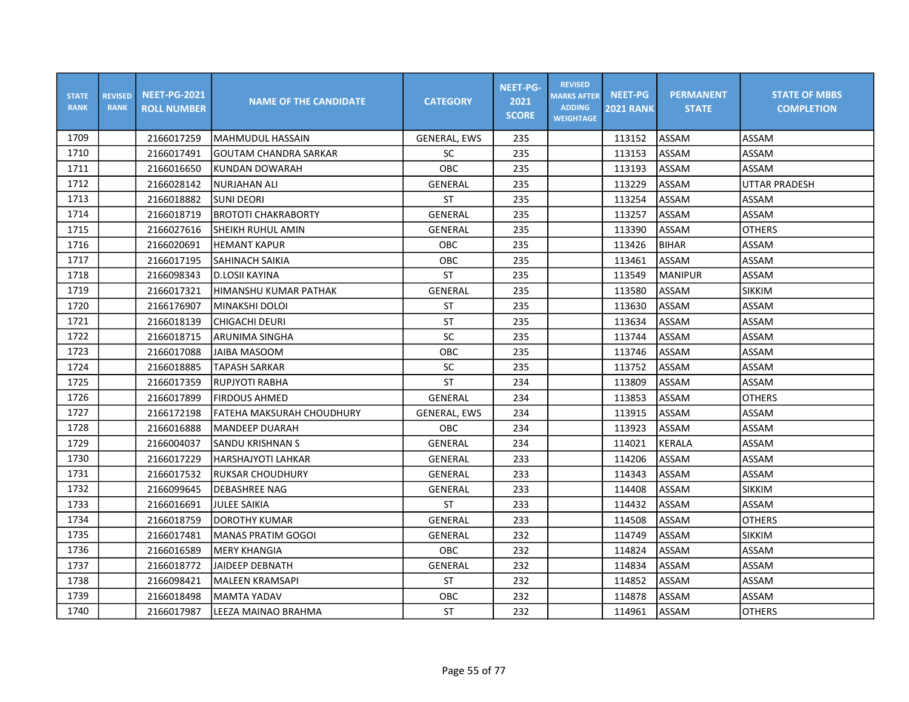| STATE RANK | REVISED RANK | NEET-PG-2021 ROLL NUMBER | NAME OF THE CANDIDATE | CATEGORY | NEET-PG-2021 SCORE | REVISED MARKS AFTER ADDING WEIGHTAGE | NEET-PG 2021 RANK | PERMANENT STATE | STATE OF MBBS COMPLETION |
|---|---|---|---|---|---|---|---|---|---|
| 1709 | | 2166017259 | MAHMUDUL HASSAIN | GENERAL, EWS | 235 | | 113152 | ASSAM | ASSAM |
| 1710 | | 2166017491 | GOUTAM CHANDRA SARKAR | SC | 235 | | 113153 | ASSAM | ASSAM |
| 1711 | | 2166016650 | KUNDAN DOWARAH | OBC | 235 | | 113193 | ASSAM | ASSAM |
| 1712 | | 2166028142 | NURJAHAN ALI | GENERAL | 235 | | 113229 | ASSAM | UTTAR PRADESH |
| 1713 | | 2166018882 | SUNI DEORI | ST | 235 | | 113254 | ASSAM | ASSAM |
| 1714 | | 2166018719 | BROTOTI CHAKRABORTY | GENERAL | 235 | | 113257 | ASSAM | ASSAM |
| 1715 | | 2166027616 | SHEIKH RUHUL AMIN | GENERAL | 235 | | 113390 | ASSAM | OTHERS |
| 1716 | | 2166020691 | HEMANT KAPUR | OBC | 235 | | 113426 | BIHAR | ASSAM |
| 1717 | | 2166017195 | SAHINACH SAIKIA | OBC | 235 | | 113461 | ASSAM | ASSAM |
| 1718 | | 2166098343 | D.LOSII KAYINA | ST | 235 | | 113549 | MANIPUR | ASSAM |
| 1719 | | 2166017321 | HIMANSHU KUMAR PATHAK | GENERAL | 235 | | 113580 | ASSAM | SIKKIM |
| 1720 | | 2166176907 | MINAKSHI DOLOI | ST | 235 | | 113630 | ASSAM | ASSAM |
| 1721 | | 2166018139 | CHIGACHI DEURI | ST | 235 | | 113634 | ASSAM | ASSAM |
| 1722 | | 2166018715 | ARUNIMA SINGHA | SC | 235 | | 113744 | ASSAM | ASSAM |
| 1723 | | 2166017088 | JAIBA MASOOM | OBC | 235 | | 113746 | ASSAM | ASSAM |
| 1724 | | 2166018885 | TAPASH SARKAR | SC | 235 | | 113752 | ASSAM | ASSAM |
| 1725 | | 2166017359 | RUPJYOTI RABHA | ST | 234 | | 113809 | ASSAM | ASSAM |
| 1726 | | 2166017899 | FIRDOUS AHMED | GENERAL | 234 | | 113853 | ASSAM | OTHERS |
| 1727 | | 2166172198 | FATEHA MAKSURAH CHOUDHURY | GENERAL, EWS | 234 | | 113915 | ASSAM | ASSAM |
| 1728 | | 2166016888 | MANDEEP DUARAH | OBC | 234 | | 113923 | ASSAM | ASSAM |
| 1729 | | 2166004037 | SANDU KRISHNAN S | GENERAL | 234 | | 114021 | KERALA | ASSAM |
| 1730 | | 2166017229 | HARSHAJYOTI LAHKAR | GENERAL | 233 | | 114206 | ASSAM | ASSAM |
| 1731 | | 2166017532 | RUKSAR CHOUDHURY | GENERAL | 233 | | 114343 | ASSAM | ASSAM |
| 1732 | | 2166099645 | DEBASHREE NAG | GENERAL | 233 | | 114408 | ASSAM | SIKKIM |
| 1733 | | 2166016691 | JULEE SAIKIA | ST | 233 | | 114432 | ASSAM | ASSAM |
| 1734 | | 2166018759 | DOROTHY KUMAR | GENERAL | 233 | | 114508 | ASSAM | OTHERS |
| 1735 | | 2166017481 | MANAS PRATIM GOGOI | GENERAL | 232 | | 114749 | ASSAM | SIKKIM |
| 1736 | | 2166016589 | MERY KHANGIA | OBC | 232 | | 114824 | ASSAM | ASSAM |
| 1737 | | 2166018772 | JAIDEEP DEBNATH | GENERAL | 232 | | 114834 | ASSAM | ASSAM |
| 1738 | | 2166098421 | MALEEN KRAMSAPI | ST | 232 | | 114852 | ASSAM | ASSAM |
| 1739 | | 2166018498 | MAMTA YADAV | OBC | 232 | | 114878 | ASSAM | ASSAM |
| 1740 | | 2166017987 | LEEZA MAINAO BRAHMA | ST | 232 | | 114961 | ASSAM | OTHERS |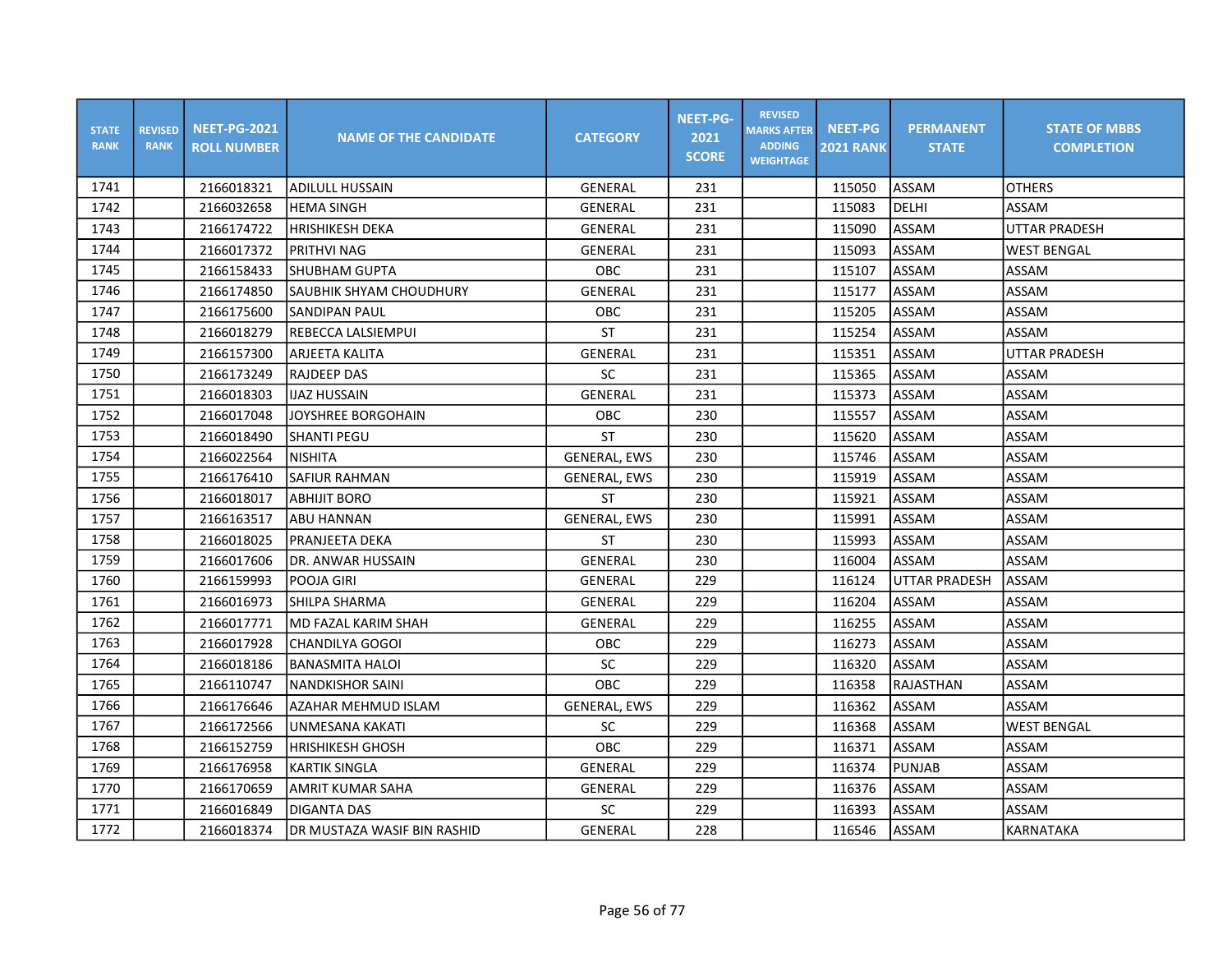| STATE RANK | REVISED RANK | NEET-PG-2021 ROLL NUMBER | NAME OF THE CANDIDATE | CATEGORY | NEET-PG-2021 SCORE | REVISED MARKS AFTER ADDING WEIGHTAGE | NEET-PG 2021 RANK | PERMANENT STATE | STATE OF MBBS COMPLETION |
|---|---|---|---|---|---|---|---|---|---|
| 1741 | | 2166018321 | ADILULL HUSSAIN | GENERAL | 231 | | 115050 | ASSAM | OTHERS |
| 1742 | | 2166032658 | HEMA SINGH | GENERAL | 231 | | 115083 | DELHI | ASSAM |
| 1743 | | 2166174722 | HRISHIKESH DEKA | GENERAL | 231 | | 115090 | ASSAM | UTTAR PRADESH |
| 1744 | | 2166017372 | PRITHVI NAG | GENERAL | 231 | | 115093 | ASSAM | WEST BENGAL |
| 1745 | | 2166158433 | SHUBHAM GUPTA | OBC | 231 | | 115107 | ASSAM | ASSAM |
| 1746 | | 2166174850 | SAUBHIK SHYAM CHOUDHURY | GENERAL | 231 | | 115177 | ASSAM | ASSAM |
| 1747 | | 2166175600 | SANDIPAN PAUL | OBC | 231 | | 115205 | ASSAM | ASSAM |
| 1748 | | 2166018279 | REBECCA LALSIEMPUI | ST | 231 | | 115254 | ASSAM | ASSAM |
| 1749 | | 2166157300 | ARJEETA KALITA | GENERAL | 231 | | 115351 | ASSAM | UTTAR PRADESH |
| 1750 | | 2166173249 | RAJDEEP DAS | SC | 231 | | 115365 | ASSAM | ASSAM |
| 1751 | | 2166018303 | IJAZ HUSSAIN | GENERAL | 231 | | 115373 | ASSAM | ASSAM |
| 1752 | | 2166017048 | JOYSHREE BORGOHAIN | OBC | 230 | | 115557 | ASSAM | ASSAM |
| 1753 | | 2166018490 | SHANTI PEGU | ST | 230 | | 115620 | ASSAM | ASSAM |
| 1754 | | 2166022564 | NISHITA | GENERAL, EWS | 230 | | 115746 | ASSAM | ASSAM |
| 1755 | | 2166176410 | SAFIUR RAHMAN | GENERAL, EWS | 230 | | 115919 | ASSAM | ASSAM |
| 1756 | | 2166018017 | ABHIJIT BORO | ST | 230 | | 115921 | ASSAM | ASSAM |
| 1757 | | 2166163517 | ABU HANNAN | GENERAL, EWS | 230 | | 115991 | ASSAM | ASSAM |
| 1758 | | 2166018025 | PRANJEETA DEKA | ST | 230 | | 115993 | ASSAM | ASSAM |
| 1759 | | 2166017606 | DR. ANWAR HUSSAIN | GENERAL | 230 | | 116004 | ASSAM | ASSAM |
| 1760 | | 2166159993 | POOJA GIRI | GENERAL | 229 | | 116124 | UTTAR PRADESH | ASSAM |
| 1761 | | 2166016973 | SHILPA SHARMA | GENERAL | 229 | | 116204 | ASSAM | ASSAM |
| 1762 | | 2166017771 | MD FAZAL KARIM SHAH | GENERAL | 229 | | 116255 | ASSAM | ASSAM |
| 1763 | | 2166017928 | CHANDILYA GOGOI | OBC | 229 | | 116273 | ASSAM | ASSAM |
| 1764 | | 2166018186 | BANASMITA HALOI | SC | 229 | | 116320 | ASSAM | ASSAM |
| 1765 | | 2166110747 | NANDKISHOR SAINI | OBC | 229 | | 116358 | RAJASTHAN | ASSAM |
| 1766 | | 2166176646 | AZAHAR MEHMUD ISLAM | GENERAL, EWS | 229 | | 116362 | ASSAM | ASSAM |
| 1767 | | 2166172566 | UNMESANA KAKATI | SC | 229 | | 116368 | ASSAM | WEST BENGAL |
| 1768 | | 2166152759 | HRISHIKESH GHOSH | OBC | 229 | | 116371 | ASSAM | ASSAM |
| 1769 | | 2166176958 | KARTIK SINGLA | GENERAL | 229 | | 116374 | PUNJAB | ASSAM |
| 1770 | | 2166170659 | AMRIT KUMAR SAHA | GENERAL | 229 | | 116376 | ASSAM | ASSAM |
| 1771 | | 2166016849 | DIGANTA DAS | SC | 229 | | 116393 | ASSAM | ASSAM |
| 1772 | | 2166018374 | DR MUSTAZA WASIF BIN RASHID | GENERAL | 228 | | 116546 | ASSAM | KARNATAKA |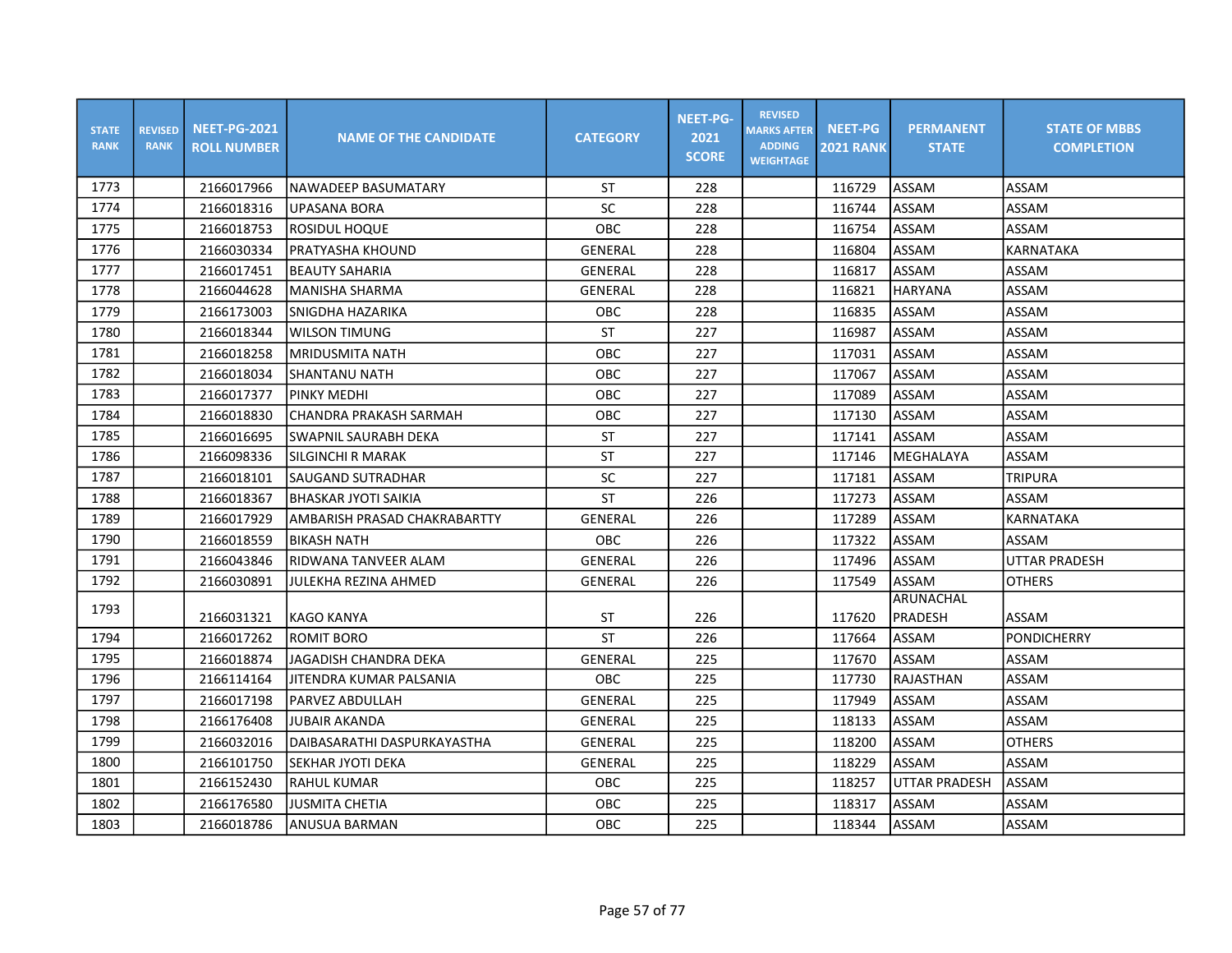| STATE RANK | REVISED RANK | NEET-PG-2021 ROLL NUMBER | NAME OF THE CANDIDATE | CATEGORY | NEET-PG-2021 SCORE | REVISED MARKS AFTER ADDING WEIGHTAGE | NEET-PG 2021 RANK | PERMANENT STATE | STATE OF MBBS COMPLETION |
|---|---|---|---|---|---|---|---|---|---|
| 1773 | | 2166017966 | NAWADEEP BASUMATARY | ST | 228 | | 116729 | ASSAM | ASSAM |
| 1774 | | 2166018316 | UPASANA BORA | SC | 228 | | 116744 | ASSAM | ASSAM |
| 1775 | | 2166018753 | ROSIDUL HOQUE | OBC | 228 | | 116754 | ASSAM | ASSAM |
| 1776 | | 2166030334 | PRATYASHA KHOUND | GENERAL | 228 | | 116804 | ASSAM | KARNATAKA |
| 1777 | | 2166017451 | BEAUTY SAHARIA | GENERAL | 228 | | 116817 | ASSAM | ASSAM |
| 1778 | | 2166044628 | MANISHA SHARMA | GENERAL | 228 | | 116821 | HARYANA | ASSAM |
| 1779 | | 2166173003 | SNIGDHA HAZARIKA | OBC | 228 | | 116835 | ASSAM | ASSAM |
| 1780 | | 2166018344 | WILSON TIMUNG | ST | 227 | | 116987 | ASSAM | ASSAM |
| 1781 | | 2166018258 | MRIDUSMITA NATH | OBC | 227 | | 117031 | ASSAM | ASSAM |
| 1782 | | 2166018034 | SHANTANU NATH | OBC | 227 | | 117067 | ASSAM | ASSAM |
| 1783 | | 2166017377 | PINKY MEDHI | OBC | 227 | | 117089 | ASSAM | ASSAM |
| 1784 | | 2166018830 | CHANDRA PRAKASH SARMAH | OBC | 227 | | 117130 | ASSAM | ASSAM |
| 1785 | | 2166016695 | SWAPNIL SAURABH DEKA | ST | 227 | | 117141 | ASSAM | ASSAM |
| 1786 | | 2166098336 | SILGINCHI R MARAK | ST | 227 | | 117146 | MEGHALAYA | ASSAM |
| 1787 | | 2166018101 | SAUGAND SUTRADHAR | SC | 227 | | 117181 | ASSAM | TRIPURA |
| 1788 | | 2166018367 | BHASKAR JYOTI SAIKIA | ST | 226 | | 117273 | ASSAM | ASSAM |
| 1789 | | 2166017929 | AMBARISH PRASAD CHAKRABARTTY | GENERAL | 226 | | 117289 | ASSAM | KARNATAKA |
| 1790 | | 2166018559 | BIKASH NATH | OBC | 226 | | 117322 | ASSAM | ASSAM |
| 1791 | | 2166043846 | RIDWANA TANVEER ALAM | GENERAL | 226 | | 117496 | ASSAM | UTTAR PRADESH |
| 1792 | | 2166030891 | JULEKHA REZINA AHMED | GENERAL | 226 | | 117549 | ASSAM | OTHERS |
| 1793 | | 2166031321 | KAGO KANYA | ST | 226 | | 117620 | ARUNACHAL PRADESH | ASSAM |
| 1794 | | 2166017262 | ROMIT BORO | ST | 226 | | 117664 | ASSAM | PONDICHERRY |
| 1795 | | 2166018874 | JAGADISH CHANDRA DEKA | GENERAL | 225 | | 117670 | ASSAM | ASSAM |
| 1796 | | 2166114164 | JITENDRA KUMAR PALSANIA | OBC | 225 | | 117730 | RAJASTHAN | ASSAM |
| 1797 | | 2166017198 | PARVEZ ABDULLAH | GENERAL | 225 | | 117949 | ASSAM | ASSAM |
| 1798 | | 2166176408 | JUBAIR AKANDA | GENERAL | 225 | | 118133 | ASSAM | ASSAM |
| 1799 | | 2166032016 | DAIBASARATHI DASPURKAYASTHA | GENERAL | 225 | | 118200 | ASSAM | OTHERS |
| 1800 | | 2166101750 | SEKHAR JYOTI DEKA | GENERAL | 225 | | 118229 | ASSAM | ASSAM |
| 1801 | | 2166152430 | RAHUL KUMAR | OBC | 225 | | 118257 | UTTAR PRADESH | ASSAM |
| 1802 | | 2166176580 | JUSMITA CHETIA | OBC | 225 | | 118317 | ASSAM | ASSAM |
| 1803 | | 2166018786 | ANUSUA BARMAN | OBC | 225 | | 118344 | ASSAM | ASSAM |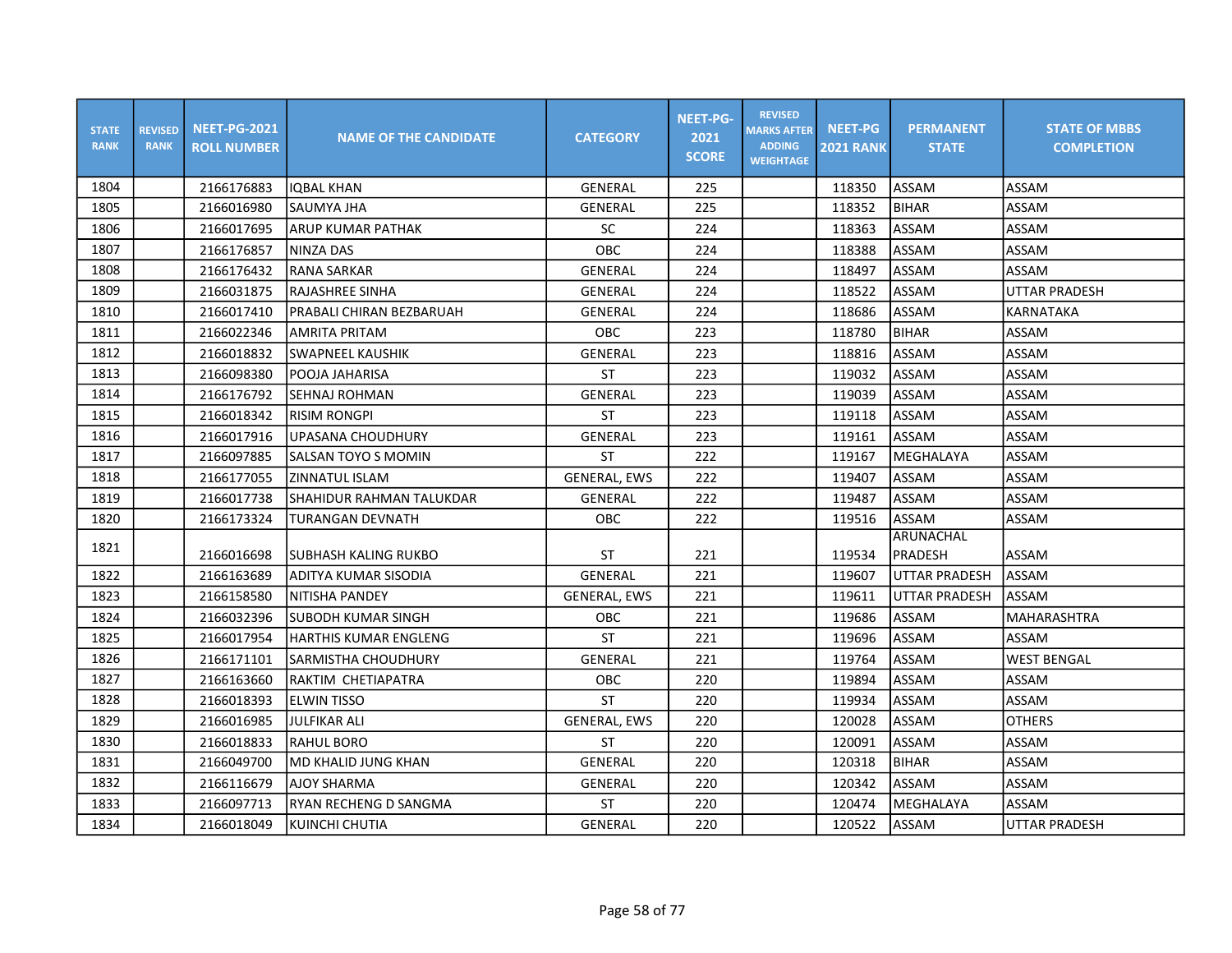| STATE RANK | REVISED RANK | NEET-PG-2021 ROLL NUMBER | NAME OF THE CANDIDATE | CATEGORY | NEET-PG-2021 SCORE | REVISED MARKS AFTER ADDING WEIGHTAGE | NEET-PG 2021 RANK | PERMANENT STATE | STATE OF MBBS COMPLETION |
|---|---|---|---|---|---|---|---|---|---|
| 1804 | | 2166176883 | IQBAL KHAN | GENERAL | 225 | | 118350 | ASSAM | ASSAM |
| 1805 | | 2166016980 | SAUMYA JHA | GENERAL | 225 | | 118352 | BIHAR | ASSAM |
| 1806 | | 2166017695 | ARUP KUMAR PATHAK | SC | 224 | | 118363 | ASSAM | ASSAM |
| 1807 | | 2166176857 | NINZA DAS | OBC | 224 | | 118388 | ASSAM | ASSAM |
| 1808 | | 2166176432 | RANA SARKAR | GENERAL | 224 | | 118497 | ASSAM | ASSAM |
| 1809 | | 2166031875 | RAJASHREE SINHA | GENERAL | 224 | | 118522 | ASSAM | UTTAR PRADESH |
| 1810 | | 2166017410 | PRABALI CHIRAN BEZBARUAH | GENERAL | 224 | | 118686 | ASSAM | KARNATAKA |
| 1811 | | 2166022346 | AMRITA PRITAM | OBC | 223 | | 118780 | BIHAR | ASSAM |
| 1812 | | 2166018832 | SWAPNEEL KAUSHIK | GENERAL | 223 | | 118816 | ASSAM | ASSAM |
| 1813 | | 2166098380 | POOJA JAHARISA | ST | 223 | | 119032 | ASSAM | ASSAM |
| 1814 | | 2166176792 | SEHNAJ ROHMAN | GENERAL | 223 | | 119039 | ASSAM | ASSAM |
| 1815 | | 2166018342 | RISIM RONGPI | ST | 223 | | 119118 | ASSAM | ASSAM |
| 1816 | | 2166017916 | UPASANA CHOUDHURY | GENERAL | 223 | | 119161 | ASSAM | ASSAM |
| 1817 | | 2166097885 | SALSAN TOYO S MOMIN | ST | 222 | | 119167 | MEGHALAYA | ASSAM |
| 1818 | | 2166177055 | ZINNATUL ISLAM | GENERAL, EWS | 222 | | 119407 | ASSAM | ASSAM |
| 1819 | | 2166017738 | SHAHIDUR RAHMAN TALUKDAR | GENERAL | 222 | | 119487 | ASSAM | ASSAM |
| 1820 | | 2166173324 | TURANGAN DEVNATH | OBC | 222 | | 119516 | ASSAM | ASSAM |
| 1821 | | 2166016698 | SUBHASH KALING RUKBO | ST | 221 | | 119534 | ARUNACHAL PRADESH | ASSAM |
| 1822 | | 2166163689 | ADITYA KUMAR SISODIA | GENERAL | 221 | | 119607 | UTTAR PRADESH | ASSAM |
| 1823 | | 2166158580 | NITISHA PANDEY | GENERAL, EWS | 221 | | 119611 | UTTAR PRADESH | ASSAM |
| 1824 | | 2166032396 | SUBODH KUMAR SINGH | OBC | 221 | | 119686 | ASSAM | MAHARASHTRA |
| 1825 | | 2166017954 | HARTHIS KUMAR ENGLENG | ST | 221 | | 119696 | ASSAM | ASSAM |
| 1826 | | 2166171101 | SARMISTHA CHOUDHURY | GENERAL | 221 | | 119764 | ASSAM | WEST BENGAL |
| 1827 | | 2166163660 | RAKTIM CHETIAPATRA | OBC | 220 | | 119894 | ASSAM | ASSAM |
| 1828 | | 2166018393 | ELWIN TISSO | ST | 220 | | 119934 | ASSAM | ASSAM |
| 1829 | | 2166016985 | JULFIKAR ALI | GENERAL, EWS | 220 | | 120028 | ASSAM | OTHERS |
| 1830 | | 2166018833 | RAHUL BORO | ST | 220 | | 120091 | ASSAM | ASSAM |
| 1831 | | 2166049700 | MD KHALID JUNG KHAN | GENERAL | 220 | | 120318 | BIHAR | ASSAM |
| 1832 | | 2166116679 | AJOY SHARMA | GENERAL | 220 | | 120342 | ASSAM | ASSAM |
| 1833 | | 2166097713 | RYAN RECHENG D SANGMA | ST | 220 | | 120474 | MEGHALAYA | ASSAM |
| 1834 | | 2166018049 | KUINCHI CHUTIA | GENERAL | 220 | | 120522 | ASSAM | UTTAR PRADESH |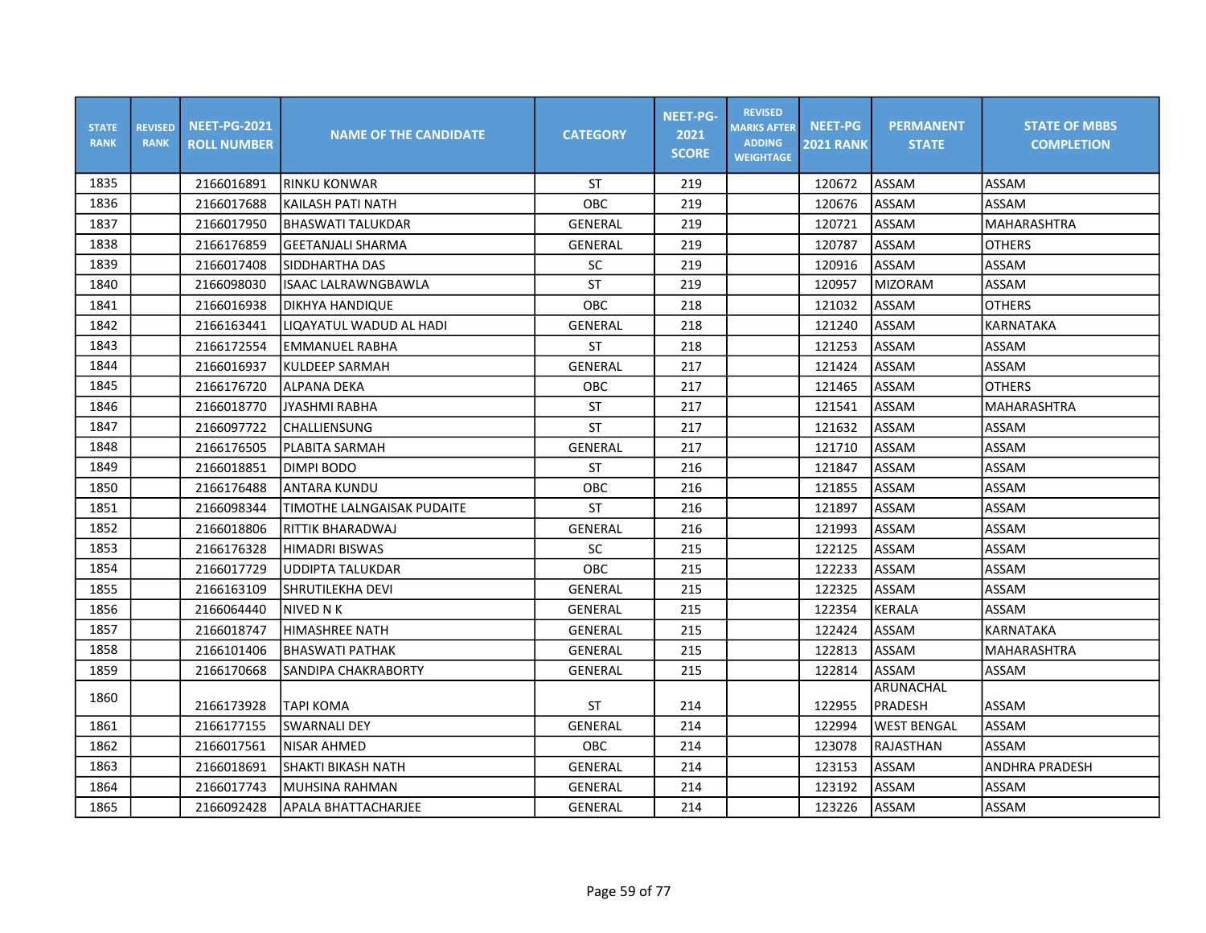| STATE RANK | REVISED RANK | NEET-PG-2021 ROLL NUMBER | NAME OF THE CANDIDATE | CATEGORY | NEET-PG-2021 SCORE | REVISED MARKS AFTER ADDING WEIGHTAGE | NEET-PG 2021 RANK | PERMANENT STATE | STATE OF MBBS COMPLETION |
|---|---|---|---|---|---|---|---|---|---|
| 1835 | | 2166016891 | RINKU KONWAR | ST | 219 | | 120672 | ASSAM | ASSAM |
| 1836 | | 2166017688 | KAILASH PATI NATH | OBC | 219 | | 120676 | ASSAM | ASSAM |
| 1837 | | 2166017950 | BHASWATI TALUKDAR | GENERAL | 219 | | 120721 | ASSAM | MAHARASHTRA |
| 1838 | | 2166176859 | GEETANJALI SHARMA | GENERAL | 219 | | 120787 | ASSAM | OTHERS |
| 1839 | | 2166017408 | SIDDHARTHA DAS | SC | 219 | | 120916 | ASSAM | ASSAM |
| 1840 | | 2166098030 | ISAAC LALRAWNGBAWLA | ST | 219 | | 120957 | MIZORAM | ASSAM |
| 1841 | | 2166016938 | DIKHYA HANDIQUE | OBC | 218 | | 121032 | ASSAM | OTHERS |
| 1842 | | 2166163441 | LIQAYATUL WADUD AL HADI | GENERAL | 218 | | 121240 | ASSAM | KARNATAKA |
| 1843 | | 2166172554 | EMMANUEL RABHA | ST | 218 | | 121253 | ASSAM | ASSAM |
| 1844 | | 2166016937 | KULDEEP SARMAH | GENERAL | 217 | | 121424 | ASSAM | ASSAM |
| 1845 | | 2166176720 | ALPANA DEKA | OBC | 217 | | 121465 | ASSAM | OTHERS |
| 1846 | | 2166018770 | JYASHMI RABHA | ST | 217 | | 121541 | ASSAM | MAHARASHTRA |
| 1847 | | 2166097722 | CHALLIENSUNG | ST | 217 | | 121632 | ASSAM | ASSAM |
| 1848 | | 2166176505 | PLABITA SARMAH | GENERAL | 217 | | 121710 | ASSAM | ASSAM |
| 1849 | | 2166018851 | DIMPI BODO | ST | 216 | | 121847 | ASSAM | ASSAM |
| 1850 | | 2166176488 | ANTARA KUNDU | OBC | 216 | | 121855 | ASSAM | ASSAM |
| 1851 | | 2166098344 | TIMOTHE LALNGAISAK PUDAITE | ST | 216 | | 121897 | ASSAM | ASSAM |
| 1852 | | 2166018806 | RITTIK BHARADWAJ | GENERAL | 216 | | 121993 | ASSAM | ASSAM |
| 1853 | | 2166176328 | HIMADRI BISWAS | SC | 215 | | 122125 | ASSAM | ASSAM |
| 1854 | | 2166017729 | UDDIPTA TALUKDAR | OBC | 215 | | 122233 | ASSAM | ASSAM |
| 1855 | | 2166163109 | SHRUTILEKHA DEVI | GENERAL | 215 | | 122325 | ASSAM | ASSAM |
| 1856 | | 2166064440 | NIVED N K | GENERAL | 215 | | 122354 | KERALA | ASSAM |
| 1857 | | 2166018747 | HIMASHREE NATH | GENERAL | 215 | | 122424 | ASSAM | KARNATAKA |
| 1858 | | 2166101406 | BHASWATI PATHAK | GENERAL | 215 | | 122813 | ASSAM | MAHARASHTRA |
| 1859 | | 2166170668 | SANDIPA CHAKRABORTY | GENERAL | 215 | | 122814 | ASSAM | ASSAM |
| 1860 | | 2166173928 | TAPI KOMA | ST | 214 | | 122955 | ARUNACHAL PRADESH | ASSAM |
| 1861 | | 2166177155 | SWARNALI DEY | GENERAL | 214 | | 122994 | WEST BENGAL | ASSAM |
| 1862 | | 2166017561 | NISAR AHMED | OBC | 214 | | 123078 | RAJASTHAN | ASSAM |
| 1863 | | 2166018691 | SHAKTI BIKASH NATH | GENERAL | 214 | | 123153 | ASSAM | ANDHRA PRADESH |
| 1864 | | 2166017743 | MUHSINA RAHMAN | GENERAL | 214 | | 123192 | ASSAM | ASSAM |
| 1865 | | 2166092428 | APALA BHATTACHARJEE | GENERAL | 214 | | 123226 | ASSAM | ASSAM |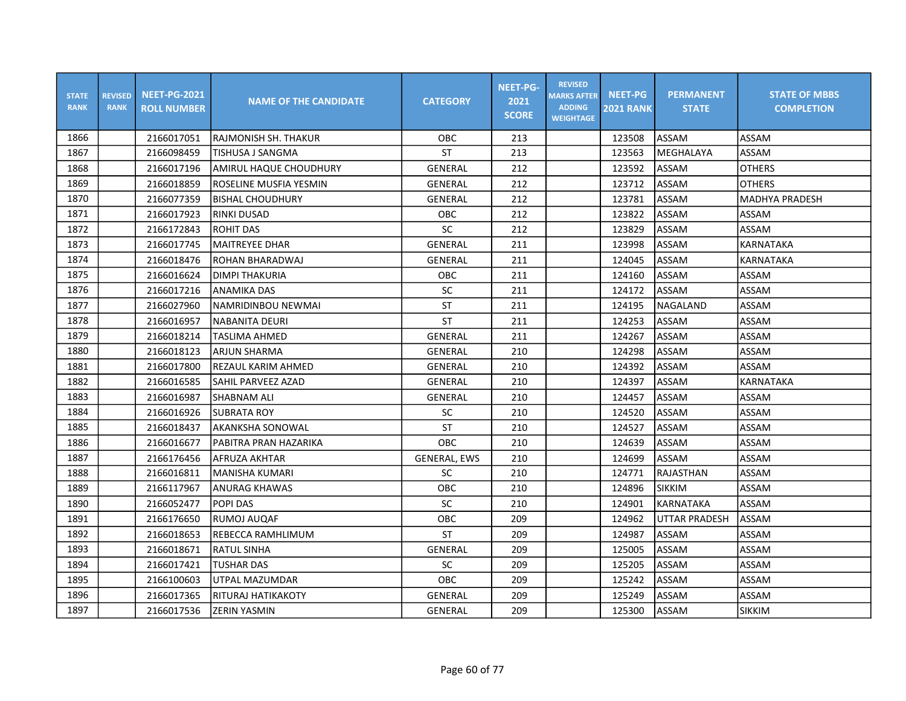| STATE RANK | REVISED RANK | NEET-PG-2021 ROLL NUMBER | NAME OF THE CANDIDATE | CATEGORY | NEET-PG-2021 SCORE | REVISED MARKS AFTER ADDING WEIGHTAGE | NEET-PG 2021 RANK | PERMANENT STATE | STATE OF MBBS COMPLETION |
|---|---|---|---|---|---|---|---|---|---|
| 1866 | | 2166017051 | RAJMONISH SH. THAKUR | OBC | 213 | | 123508 | ASSAM | ASSAM |
| 1867 | | 2166098459 | TISHUSA J SANGMA | ST | 213 | | 123563 | MEGHALAYA | ASSAM |
| 1868 | | 2166017196 | AMIRUL HAQUE CHOUDHURY | GENERAL | 212 | | 123592 | ASSAM | OTHERS |
| 1869 | | 2166018859 | ROSELINE MUSFIA YESMIN | GENERAL | 212 | | 123712 | ASSAM | OTHERS |
| 1870 | | 2166077359 | BISHAL CHOUDHURY | GENERAL | 212 | | 123781 | ASSAM | MADHYA PRADESH |
| 1871 | | 2166017923 | RINKI DUSAD | OBC | 212 | | 123822 | ASSAM | ASSAM |
| 1872 | | 2166172843 | ROHIT DAS | SC | 212 | | 123829 | ASSAM | ASSAM |
| 1873 | | 2166017745 | MAITREYEE DHAR | GENERAL | 211 | | 123998 | ASSAM | KARNATAKA |
| 1874 | | 2166018476 | ROHAN BHARADWAJ | GENERAL | 211 | | 124045 | ASSAM | KARNATAKA |
| 1875 | | 2166016624 | DIMPI THAKURIA | OBC | 211 | | 124160 | ASSAM | ASSAM |
| 1876 | | 2166017216 | ANAMIKA DAS | SC | 211 | | 124172 | ASSAM | ASSAM |
| 1877 | | 2166027960 | NAMRIDINBOU NEWMAI | ST | 211 | | 124195 | NAGALAND | ASSAM |
| 1878 | | 2166016957 | NABANITA DEURI | ST | 211 | | 124253 | ASSAM | ASSAM |
| 1879 | | 2166018214 | TASLIMA AHMED | GENERAL | 211 | | 124267 | ASSAM | ASSAM |
| 1880 | | 2166018123 | ARJUN SHARMA | GENERAL | 210 | | 124298 | ASSAM | ASSAM |
| 1881 | | 2166017800 | REZAUL KARIM AHMED | GENERAL | 210 | | 124392 | ASSAM | ASSAM |
| 1882 | | 2166016585 | SAHIL PARVEEZ AZAD | GENERAL | 210 | | 124397 | ASSAM | KARNATAKA |
| 1883 | | 2166016987 | SHABNAM ALI | GENERAL | 210 | | 124457 | ASSAM | ASSAM |
| 1884 | | 2166016926 | SUBRATA ROY | SC | 210 | | 124520 | ASSAM | ASSAM |
| 1885 | | 2166018437 | AKANKSHA SONOWAL | ST | 210 | | 124527 | ASSAM | ASSAM |
| 1886 | | 2166016677 | PABITRA PRAN HAZARIKA | OBC | 210 | | 124639 | ASSAM | ASSAM |
| 1887 | | 2166176456 | AFRUZA AKHTAR | GENERAL, EWS | 210 | | 124699 | ASSAM | ASSAM |
| 1888 | | 2166016811 | MANISHA KUMARI | SC | 210 | | 124771 | RAJASTHAN | ASSAM |
| 1889 | | 2166117967 | ANURAG KHAWAS | OBC | 210 | | 124896 | SIKKIM | ASSAM |
| 1890 | | 2166052477 | POPI DAS | SC | 210 | | 124901 | KARNATAKA | ASSAM |
| 1891 | | 2166176650 | RUMOJ AUQAF | OBC | 209 | | 124962 | UTTAR PRADESH | ASSAM |
| 1892 | | 2166018653 | REBECCA RAMHLIMUM | ST | 209 | | 124987 | ASSAM | ASSAM |
| 1893 | | 2166018671 | RATUL SINHA | GENERAL | 209 | | 125005 | ASSAM | ASSAM |
| 1894 | | 2166017421 | TUSHAR DAS | SC | 209 | | 125205 | ASSAM | ASSAM |
| 1895 | | 2166100603 | UTPAL MAZUMDAR | OBC | 209 | | 125242 | ASSAM | ASSAM |
| 1896 | | 2166017365 | RITURAJ HATIKAKOTY | GENERAL | 209 | | 125249 | ASSAM | ASSAM |
| 1897 | | 2166017536 | ZERIN YASMIN | GENERAL | 209 | | 125300 | ASSAM | SIKKIM |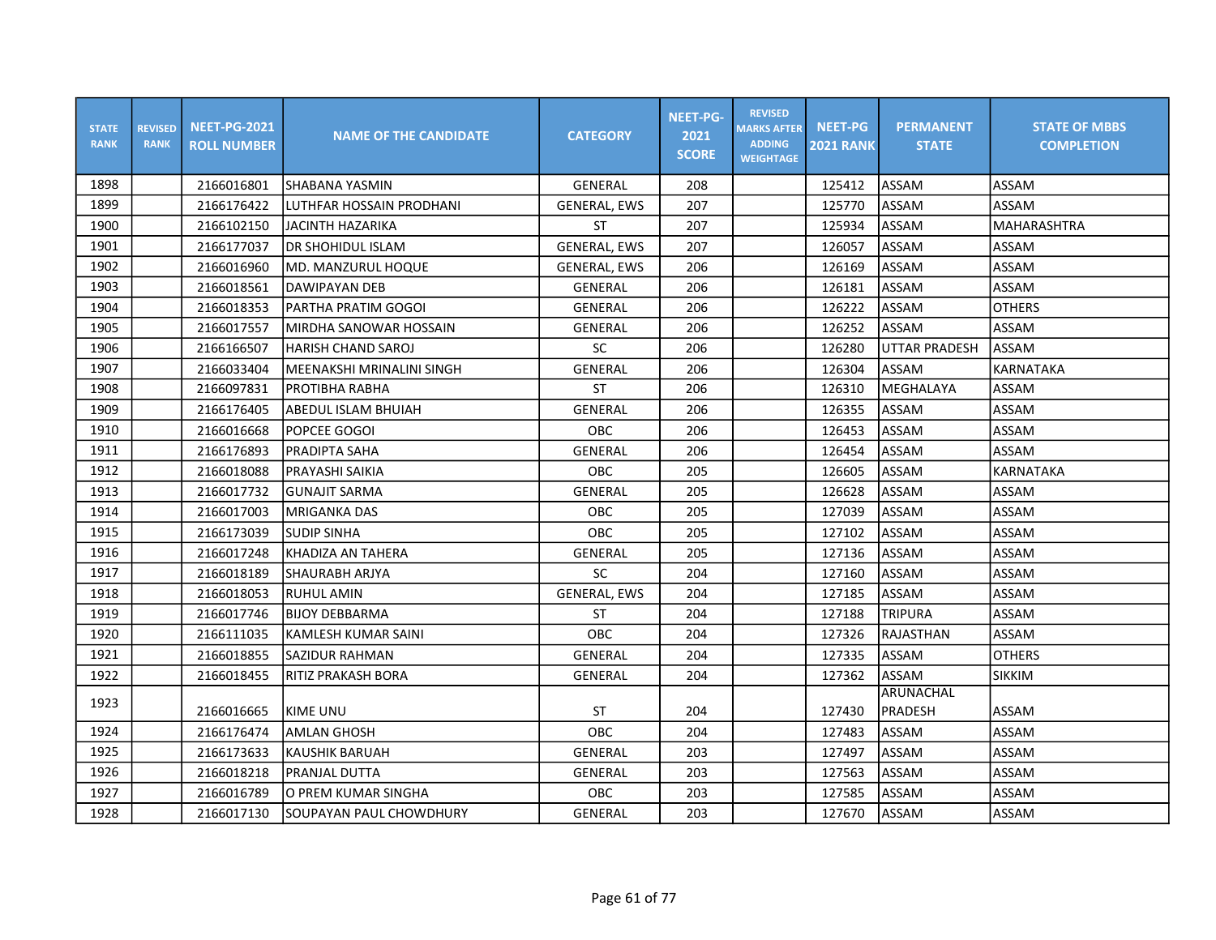| STATE RANK | REVISED RANK | NEET-PG-2021 ROLL NUMBER | NAME OF THE CANDIDATE | CATEGORY | NEET-PG-2021 SCORE | REVISED MARKS AFTER ADDING WEIGHTAGE | NEET-PG 2021 RANK | PERMANENT STATE | STATE OF MBBS COMPLETION |
|---|---|---|---|---|---|---|---|---|---|
| 1898 | | 2166016801 | SHABANA YASMIN | GENERAL | 208 | | 125412 | ASSAM | ASSAM |
| 1899 | | 2166176422 | LUTHFAR HOSSAIN PRODHANI | GENERAL, EWS | 207 | | 125770 | ASSAM | ASSAM |
| 1900 | | 2166102150 | JACINTH HAZARIKA | ST | 207 | | 125934 | ASSAM | MAHARASHTRA |
| 1901 | | 2166177037 | DR SHOHIDUL ISLAM | GENERAL, EWS | 207 | | 126057 | ASSAM | ASSAM |
| 1902 | | 2166016960 | MD. MANZURUL HOQUE | GENERAL, EWS | 206 | | 126169 | ASSAM | ASSAM |
| 1903 | | 2166018561 | DAWIPAYAN DEB | GENERAL | 206 | | 126181 | ASSAM | ASSAM |
| 1904 | | 2166018353 | PARTHA PRATIM GOGOI | GENERAL | 206 | | 126222 | ASSAM | OTHERS |
| 1905 | | 2166017557 | MIRDHA SANOWAR HOSSAIN | GENERAL | 206 | | 126252 | ASSAM | ASSAM |
| 1906 | | 2166166507 | HARISH CHAND SAROJ | SC | 206 | | 126280 | UTTAR PRADESH | ASSAM |
| 1907 | | 2166033404 | MEENAKSHI MRINALINI SINGH | GENERAL | 206 | | 126304 | ASSAM | KARNATAKA |
| 1908 | | 2166097831 | PROTIBHA RABHA | ST | 206 | | 126310 | MEGHALAYA | ASSAM |
| 1909 | | 2166176405 | ABEDUL ISLAM BHUIAH | GENERAL | 206 | | 126355 | ASSAM | ASSAM |
| 1910 | | 2166016668 | POPCEE GOGOI | OBC | 206 | | 126453 | ASSAM | ASSAM |
| 1911 | | 2166176893 | PRADIPTA SAHA | GENERAL | 206 | | 126454 | ASSAM | ASSAM |
| 1912 | | 2166018088 | PRAYASHI SAIKIA | OBC | 205 | | 126605 | ASSAM | KARNATAKA |
| 1913 | | 2166017732 | GUNAJIT SARMA | GENERAL | 205 | | 126628 | ASSAM | ASSAM |
| 1914 | | 2166017003 | MRIGANKA DAS | OBC | 205 | | 127039 | ASSAM | ASSAM |
| 1915 | | 2166173039 | SUDIP SINHA | OBC | 205 | | 127102 | ASSAM | ASSAM |
| 1916 | | 2166017248 | KHADIZA AN TAHERA | GENERAL | 205 | | 127136 | ASSAM | ASSAM |
| 1917 | | 2166018189 | SHAURABH ARJYA | SC | 204 | | 127160 | ASSAM | ASSAM |
| 1918 | | 2166018053 | RUHUL AMIN | GENERAL, EWS | 204 | | 127185 | ASSAM | ASSAM |
| 1919 | | 2166017746 | BIJOY DEBBARMA | ST | 204 | | 127188 | TRIPURA | ASSAM |
| 1920 | | 2166111035 | KAMLESH KUMAR SAINI | OBC | 204 | | 127326 | RAJASTHAN | ASSAM |
| 1921 | | 2166018855 | SAZIDUR RAHMAN | GENERAL | 204 | | 127335 | ASSAM | OTHERS |
| 1922 | | 2166018455 | RITIZ PRAKASH BORA | GENERAL | 204 | | 127362 | ASSAM | SIKKIM |
| 1923 | | 2166016665 | KIME UNU | ST | 204 | | 127430 | ARUNACHAL PRADESH | ASSAM |
| 1924 | | 2166176474 | AMLAN GHOSH | OBC | 204 | | 127483 | ASSAM | ASSAM |
| 1925 | | 2166173633 | KAUSHIK BARUAH | GENERAL | 203 | | 127497 | ASSAM | ASSAM |
| 1926 | | 2166018218 | PRANJAL DUTTA | GENERAL | 203 | | 127563 | ASSAM | ASSAM |
| 1927 | | 2166016789 | O PREM KUMAR SINGHA | OBC | 203 | | 127585 | ASSAM | ASSAM |
| 1928 | | 2166017130 | SOUPAYAN PAUL CHOWDHURY | GENERAL | 203 | | 127670 | ASSAM | ASSAM |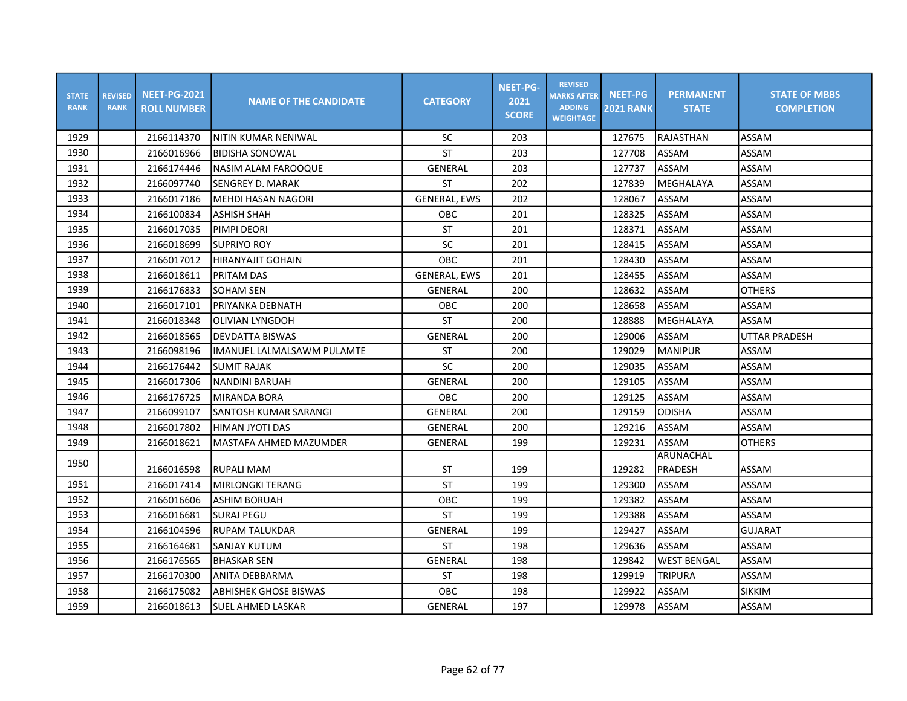| STATE RANK | REVISED RANK | NEET-PG-2021 ROLL NUMBER | NAME OF THE CANDIDATE | CATEGORY | NEET-PG-2021 SCORE | REVISED MARKS AFTER ADDING WEIGHTAGE | NEET-PG 2021 RANK | PERMANENT STATE | STATE OF MBBS COMPLETION |
|---|---|---|---|---|---|---|---|---|---|
| 1929 | | 2166114370 | NITIN KUMAR NENIWAL | SC | 203 | | 127675 | RAJASTHAN | ASSAM |
| 1930 | | 2166016966 | BIDISHA SONOWAL | ST | 203 | | 127708 | ASSAM | ASSAM |
| 1931 | | 2166174446 | NASIM ALAM FAROOQUE | GENERAL | 203 | | 127737 | ASSAM | ASSAM |
| 1932 | | 2166097740 | SENGREY D. MARAK | ST | 202 | | 127839 | MEGHALAYA | ASSAM |
| 1933 | | 2166017186 | MEHDI HASAN NAGORI | GENERAL, EWS | 202 | | 128067 | ASSAM | ASSAM |
| 1934 | | 2166100834 | ASHISH SHAH | OBC | 201 | | 128325 | ASSAM | ASSAM |
| 1935 | | 2166017035 | PIMPI DEORI | ST | 201 | | 128371 | ASSAM | ASSAM |
| 1936 | | 2166018699 | SUPRIYO ROY | SC | 201 | | 128415 | ASSAM | ASSAM |
| 1937 | | 2166017012 | HIRANYAJIT GOHAIN | OBC | 201 | | 128430 | ASSAM | ASSAM |
| 1938 | | 2166018611 | PRITAM DAS | GENERAL, EWS | 201 | | 128455 | ASSAM | ASSAM |
| 1939 | | 2166176833 | SOHAM SEN | GENERAL | 200 | | 128632 | ASSAM | OTHERS |
| 1940 | | 2166017101 | PRIYANKA DEBNATH | OBC | 200 | | 128658 | ASSAM | ASSAM |
| 1941 | | 2166018348 | OLIVIAN LYNGDOH | ST | 200 | | 128888 | MEGHALAYA | ASSAM |
| 1942 | | 2166018565 | DEVDATTA BISWAS | GENERAL | 200 | | 129006 | ASSAM | UTTAR PRADESH |
| 1943 | | 2166098196 | IMANUEL LALMALSAWM PULAMTE | ST | 200 | | 129029 | MANIPUR | ASSAM |
| 1944 | | 2166176442 | SUMIT RAJAK | SC | 200 | | 129035 | ASSAM | ASSAM |
| 1945 | | 2166017306 | NANDINI BARUAH | GENERAL | 200 | | 129105 | ASSAM | ASSAM |
| 1946 | | 2166176725 | MIRANDA BORA | OBC | 200 | | 129125 | ASSAM | ASSAM |
| 1947 | | 2166099107 | SANTOSH KUMAR SARANGI | GENERAL | 200 | | 129159 | ODISHA | ASSAM |
| 1948 | | 2166017802 | HIMAN JYOTI DAS | GENERAL | 200 | | 129216 | ASSAM | ASSAM |
| 1949 | | 2166018621 | MASTAFA AHMED MAZUMDER | GENERAL | 199 | | 129231 | ASSAM | OTHERS |
| 1950 | | 2166016598 | RUPALI MAM | ST | 199 | | 129282 | ARUNACHAL PRADESH | ASSAM |
| 1951 | | 2166017414 | MIRLONGKI TERANG | ST | 199 | | 129300 | ASSAM | ASSAM |
| 1952 | | 2166016606 | ASHIM BORUAH | OBC | 199 | | 129382 | ASSAM | ASSAM |
| 1953 | | 2166016681 | SURAJ PEGU | ST | 199 | | 129388 | ASSAM | ASSAM |
| 1954 | | 2166104596 | RUPAM TALUKDAR | GENERAL | 199 | | 129427 | ASSAM | GUJARAT |
| 1955 | | 2166164681 | SANJAY KUTUM | ST | 198 | | 129636 | ASSAM | ASSAM |
| 1956 | | 2166176565 | BHASKAR SEN | GENERAL | 198 | | 129842 | WEST BENGAL | ASSAM |
| 1957 | | 2166170300 | ANITA DEBBARMA | ST | 198 | | 129919 | TRIPURA | ASSAM |
| 1958 | | 2166175082 | ABHISHEK GHOSE BISWAS | OBC | 198 | | 129922 | ASSAM | SIKKIM |
| 1959 | | 2166018613 | SUEL AHMED LASKAR | GENERAL | 197 | | 129978 | ASSAM | ASSAM |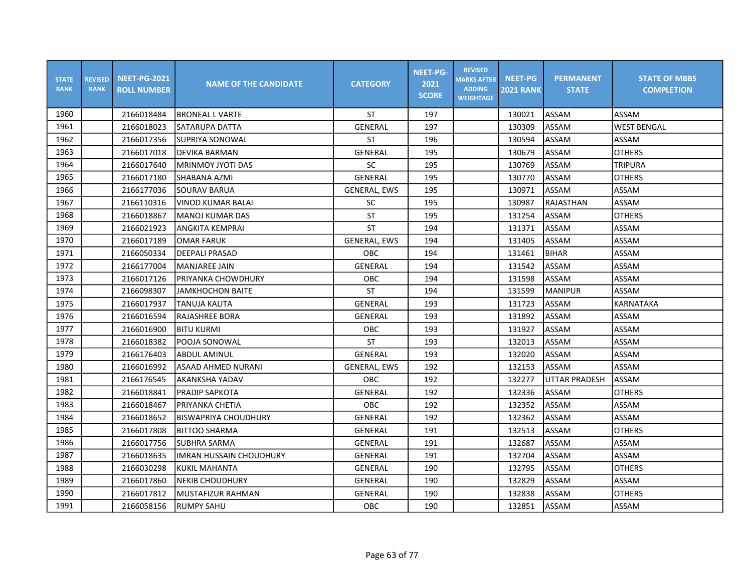| STATE RANK | REVISED RANK | NEET-PG-2021 ROLL NUMBER | NAME OF THE CANDIDATE | CATEGORY | NEET-PG-2021 SCORE | REVISED MARKS AFTER ADDING WEIGHTAGE | NEET-PG 2021 RANK | PERMANENT STATE | STATE OF MBBS COMPLETION |
|---|---|---|---|---|---|---|---|---|---|
| 1960 | | 2166018484 | BRONEAL L VARTE | ST | 197 | | 130021 | ASSAM | ASSAM |
| 1961 | | 2166018023 | SATARUPA DATTA | GENERAL | 197 | | 130309 | ASSAM | WEST BENGAL |
| 1962 | | 2166017356 | SUPRIYA SONOWAL | ST | 196 | | 130594 | ASSAM | ASSAM |
| 1963 | | 2166017018 | DEVIKA BARMAN | GENERAL | 195 | | 130679 | ASSAM | OTHERS |
| 1964 | | 2166017640 | MRINMOY JYOTI DAS | SC | 195 | | 130769 | ASSAM | TRIPURA |
| 1965 | | 2166017180 | SHABANA AZMI | GENERAL | 195 | | 130770 | ASSAM | OTHERS |
| 1966 | | 2166177036 | SOURAV BARUA | GENERAL, EWS | 195 | | 130971 | ASSAM | ASSAM |
| 1967 | | 2166110316 | VINOD KUMAR BALAI | SC | 195 | | 130987 | RAJASTHAN | ASSAM |
| 1968 | | 2166018867 | MANOJ KUMAR DAS | ST | 195 | | 131254 | ASSAM | OTHERS |
| 1969 | | 2166021923 | ANGKITA KEMPRAI | ST | 194 | | 131371 | ASSAM | ASSAM |
| 1970 | | 2166017189 | OMAR FARUK | GENERAL, EWS | 194 | | 131405 | ASSAM | ASSAM |
| 1971 | | 2166050334 | DEEPALI PRASAD | OBC | 194 | | 131461 | BIHAR | ASSAM |
| 1972 | | 2166177004 | MANJAREE JAIN | GENERAL | 194 | | 131542 | ASSAM | ASSAM |
| 1973 | | 2166017126 | PRIYANKA CHOWDHURY | OBC | 194 | | 131598 | ASSAM | ASSAM |
| 1974 | | 2166098307 | JAMKHOCHON BAITE | ST | 194 | | 131599 | MANIPUR | ASSAM |
| 1975 | | 2166017937 | TANUJA KALITA | GENERAL | 193 | | 131723 | ASSAM | KARNATAKA |
| 1976 | | 2166016594 | RAJASHREE BORA | GENERAL | 193 | | 131892 | ASSAM | ASSAM |
| 1977 | | 2166016900 | BITU KURMI | OBC | 193 | | 131927 | ASSAM | ASSAM |
| 1978 | | 2166018382 | POOJA SONOWAL | ST | 193 | | 132013 | ASSAM | ASSAM |
| 1979 | | 2166176403 | ABDUL AMINUL | GENERAL | 193 | | 132020 | ASSAM | ASSAM |
| 1980 | | 2166016992 | ASAAD AHMED NURANI | GENERAL, EWS | 192 | | 132153 | ASSAM | ASSAM |
| 1981 | | 2166176545 | AKANKSHA YADAV | OBC | 192 | | 132277 | UTTAR PRADESH | ASSAM |
| 1982 | | 2166018841 | PRADIP SAPKOTA | GENERAL | 192 | | 132336 | ASSAM | OTHERS |
| 1983 | | 2166018467 | PRIYANKA CHETIA | OBC | 192 | | 132352 | ASSAM | ASSAM |
| 1984 | | 2166018652 | BISWAPRIYA CHOUDHURY | GENERAL | 192 | | 132362 | ASSAM | ASSAM |
| 1985 | | 2166017808 | BITTOO SHARMA | GENERAL | 191 | | 132513 | ASSAM | OTHERS |
| 1986 | | 2166017756 | SUBHRA SARMA | GENERAL | 191 | | 132687 | ASSAM | ASSAM |
| 1987 | | 2166018635 | IMRAN HUSSAIN CHOUDHURY | GENERAL | 191 | | 132704 | ASSAM | ASSAM |
| 1988 | | 2166030298 | KUKIL MAHANTA | GENERAL | 190 | | 132795 | ASSAM | OTHERS |
| 1989 | | 2166017860 | NEKIB CHOUDHURY | GENERAL | 190 | | 132829 | ASSAM | ASSAM |
| 1990 | | 2166017812 | MUSTAFIZUR RAHMAN | GENERAL | 190 | | 132838 | ASSAM | OTHERS |
| 1991 | | 2166058156 | RUMPY SAHU | OBC | 190 | | 132851 | ASSAM | ASSAM |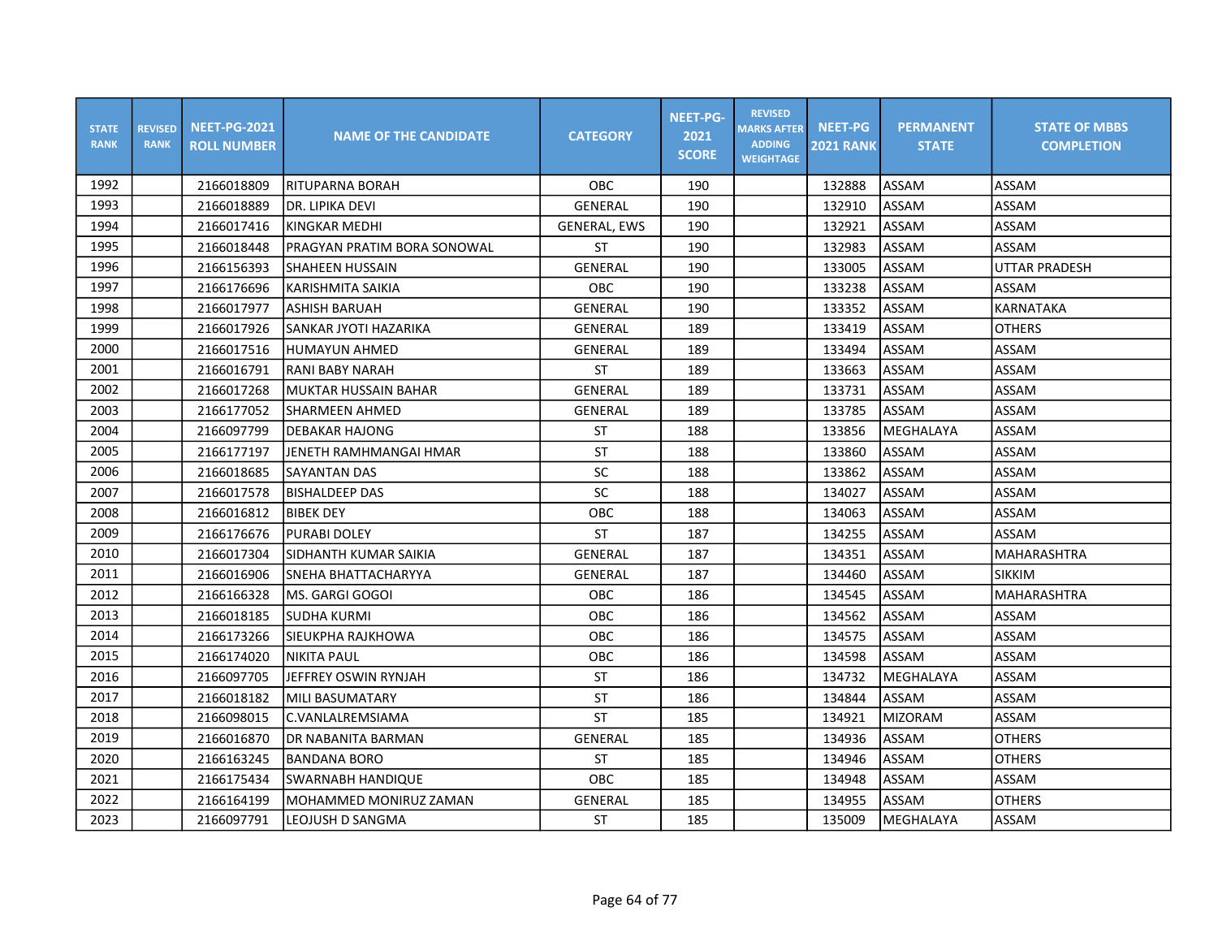| STATE RANK | REVISED RANK | NEET-PG-2021 ROLL NUMBER | NAME OF THE CANDIDATE | CATEGORY | NEET-PG-2021 SCORE | REVISED MARKS AFTER ADDING WEIGHTAGE | NEET-PG 2021 RANK | PERMANENT STATE | STATE OF MBBS COMPLETION |
|---|---|---|---|---|---|---|---|---|---|
| 1992 | | 2166018809 | RITUPARNA BORAH | OBC | 190 | | 132888 | ASSAM | ASSAM |
| 1993 | | 2166018889 | DR. LIPIKA DEVI | GENERAL | 190 | | 132910 | ASSAM | ASSAM |
| 1994 | | 2166017416 | KINGKAR MEDHI | GENERAL, EWS | 190 | | 132921 | ASSAM | ASSAM |
| 1995 | | 2166018448 | PRAGYAN PRATIM BORA SONOWAL | ST | 190 | | 132983 | ASSAM | ASSAM |
| 1996 | | 2166156393 | SHAHEEN HUSSAIN | GENERAL | 190 | | 133005 | ASSAM | UTTAR PRADESH |
| 1997 | | 2166176696 | KARISHMITA SAIKIA | OBC | 190 | | 133238 | ASSAM | ASSAM |
| 1998 | | 2166017977 | ASHISH BARUAH | GENERAL | 190 | | 133352 | ASSAM | KARNATAKA |
| 1999 | | 2166017926 | SANKAR JYOTI HAZARIKA | GENERAL | 189 | | 133419 | ASSAM | OTHERS |
| 2000 | | 2166017516 | HUMAYUN AHMED | GENERAL | 189 | | 133494 | ASSAM | ASSAM |
| 2001 | | 2166016791 | RANI BABY NARAH | ST | 189 | | 133663 | ASSAM | ASSAM |
| 2002 | | 2166017268 | MUKTAR HUSSAIN BAHAR | GENERAL | 189 | | 133731 | ASSAM | ASSAM |
| 2003 | | 2166177052 | SHARMEEN AHMED | GENERAL | 189 | | 133785 | ASSAM | ASSAM |
| 2004 | | 2166097799 | DEBAKAR HAJONG | ST | 188 | | 133856 | MEGHALAYA | ASSAM |
| 2005 | | 2166177197 | JENETH RAMHMANGAI HMAR | ST | 188 | | 133860 | ASSAM | ASSAM |
| 2006 | | 2166018685 | SAYANTAN DAS | SC | 188 | | 133862 | ASSAM | ASSAM |
| 2007 | | 2166017578 | BISHALDEEP DAS | SC | 188 | | 134027 | ASSAM | ASSAM |
| 2008 | | 2166016812 | BIBEK DEY | OBC | 188 | | 134063 | ASSAM | ASSAM |
| 2009 | | 2166176676 | PURABI DOLEY | ST | 187 | | 134255 | ASSAM | ASSAM |
| 2010 | | 2166017304 | SIDHANTH KUMAR SAIKIA | GENERAL | 187 | | 134351 | ASSAM | MAHARASHTRA |
| 2011 | | 2166016906 | SNEHA BHATTACHARYYA | GENERAL | 187 | | 134460 | ASSAM | SIKKIM |
| 2012 | | 2166166328 | MS. GARGI GOGOI | OBC | 186 | | 134545 | ASSAM | MAHARASHTRA |
| 2013 | | 2166018185 | SUDHA KURMI | OBC | 186 | | 134562 | ASSAM | ASSAM |
| 2014 | | 2166173266 | SIEUKPHA RAJKHOWA | OBC | 186 | | 134575 | ASSAM | ASSAM |
| 2015 | | 2166174020 | NIKITA PAUL | OBC | 186 | | 134598 | ASSAM | ASSAM |
| 2016 | | 2166097705 | JEFFREY OSWIN RYNJAH | ST | 186 | | 134732 | MEGHALAYA | ASSAM |
| 2017 | | 2166018182 | MILI BASUMATARY | ST | 186 | | 134844 | ASSAM | ASSAM |
| 2018 | | 2166098015 | C.VANLALREMSIAMA | ST | 185 | | 134921 | MIZORAM | ASSAM |
| 2019 | | 2166016870 | DR NABANITA BARMAN | GENERAL | 185 | | 134936 | ASSAM | OTHERS |
| 2020 | | 2166163245 | BANDANA BORO | ST | 185 | | 134946 | ASSAM | OTHERS |
| 2021 | | 2166175434 | SWARNABH HANDIQUE | OBC | 185 | | 134948 | ASSAM | ASSAM |
| 2022 | | 2166164199 | MOHAMMED MONIRUZ ZAMAN | GENERAL | 185 | | 134955 | ASSAM | OTHERS |
| 2023 | | 2166097791 | LEOJUSH D SANGMA | ST | 185 | | 135009 | MEGHALAYA | ASSAM |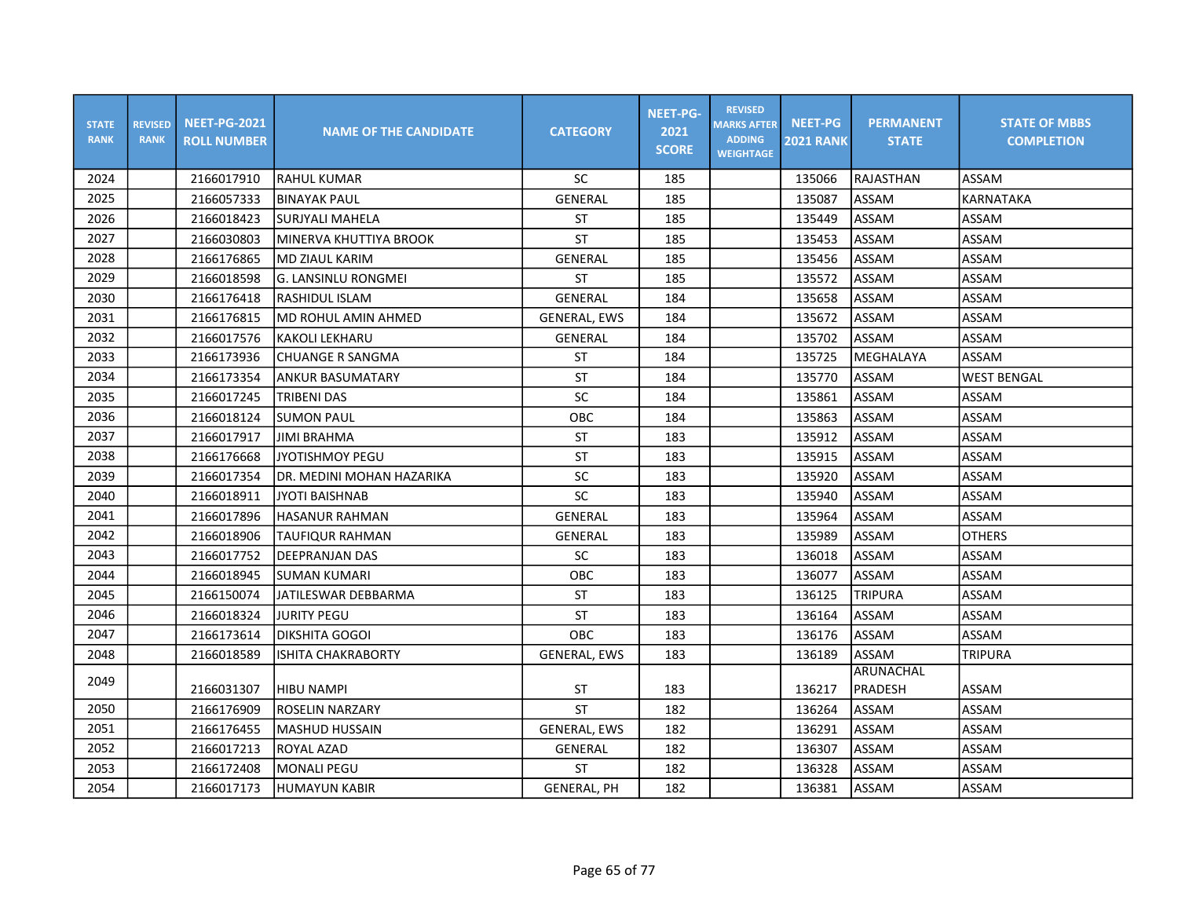| STATE RANK | REVISED RANK | NEET-PG-2021 ROLL NUMBER | NAME OF THE CANDIDATE | CATEGORY | NEET-PG-2021 SCORE | REVISED MARKS AFTER ADDING WEIGHTAGE | NEET-PG 2021 RANK | PERMANENT STATE | STATE OF MBBS COMPLETION |
|---|---|---|---|---|---|---|---|---|---|
| 2024 | | 2166017910 | RAHUL KUMAR | SC | 185 | | 135066 | RAJASTHAN | ASSAM |
| 2025 | | 2166057333 | BINAYAK PAUL | GENERAL | 185 | | 135087 | ASSAM | KARNATAKA |
| 2026 | | 2166018423 | SURJYALI MAHELA | ST | 185 | | 135449 | ASSAM | ASSAM |
| 2027 | | 2166030803 | MINERVA KHUTTIYA BROOK | ST | 185 | | 135453 | ASSAM | ASSAM |
| 2028 | | 2166176865 | MD ZIAUL KARIM | GENERAL | 185 | | 135456 | ASSAM | ASSAM |
| 2029 | | 2166018598 | G. LANSINLU RONGMEI | ST | 185 | | 135572 | ASSAM | ASSAM |
| 2030 | | 2166176418 | RASHIDUL ISLAM | GENERAL | 184 | | 135658 | ASSAM | ASSAM |
| 2031 | | 2166176815 | MD ROHUL AMIN AHMED | GENERAL, EWS | 184 | | 135672 | ASSAM | ASSAM |
| 2032 | | 2166017576 | KAKOLI LEKHARU | GENERAL | 184 | | 135702 | ASSAM | ASSAM |
| 2033 | | 2166173936 | CHUANGE R SANGMA | ST | 184 | | 135725 | MEGHALAYA | ASSAM |
| 2034 | | 2166173354 | ANKUR BASUMATARY | ST | 184 | | 135770 | ASSAM | WEST BENGAL |
| 2035 | | 2166017245 | TRIBENI DAS | SC | 184 | | 135861 | ASSAM | ASSAM |
| 2036 | | 2166018124 | SUMON PAUL | OBC | 184 | | 135863 | ASSAM | ASSAM |
| 2037 | | 2166017917 | JIMI BRAHMA | ST | 183 | | 135912 | ASSAM | ASSAM |
| 2038 | | 2166176668 | JYOTISHMOY PEGU | ST | 183 | | 135915 | ASSAM | ASSAM |
| 2039 | | 2166017354 | DR. MEDINI MOHAN HAZARIKA | SC | 183 | | 135920 | ASSAM | ASSAM |
| 2040 | | 2166018911 | JYOTI BAISHNAB | SC | 183 | | 135940 | ASSAM | ASSAM |
| 2041 | | 2166017896 | HASANUR RAHMAN | GENERAL | 183 | | 135964 | ASSAM | ASSAM |
| 2042 | | 2166018906 | TAUFIQUR RAHMAN | GENERAL | 183 | | 135989 | ASSAM | OTHERS |
| 2043 | | 2166017752 | DEEPRANJAN DAS | SC | 183 | | 136018 | ASSAM | ASSAM |
| 2044 | | 2166018945 | SUMAN KUMARI | OBC | 183 | | 136077 | ASSAM | ASSAM |
| 2045 | | 2166150074 | JATILESWAR DEBBARMA | ST | 183 | | 136125 | TRIPURA | ASSAM |
| 2046 | | 2166018324 | JURITY PEGU | ST | 183 | | 136164 | ASSAM | ASSAM |
| 2047 | | 2166173614 | DIKSHITA GOGOI | OBC | 183 | | 136176 | ASSAM | ASSAM |
| 2048 | | 2166018589 | ISHITA CHAKRABORTY | GENERAL, EWS | 183 | | 136189 | ASSAM | TRIPURA |
| 2049 | | 2166031307 | HIBU NAMPI | ST | 183 | | 136217 | ARUNACHAL PRADESH | ASSAM |
| 2050 | | 2166176909 | ROSELIN NARZARY | ST | 182 | | 136264 | ASSAM | ASSAM |
| 2051 | | 2166176455 | MASHUD HUSSAIN | GENERAL, EWS | 182 | | 136291 | ASSAM | ASSAM |
| 2052 | | 2166017213 | ROYAL AZAD | GENERAL | 182 | | 136307 | ASSAM | ASSAM |
| 2053 | | 2166172408 | MONALI PEGU | ST | 182 | | 136328 | ASSAM | ASSAM |
| 2054 | | 2166017173 | HUMAYUN KABIR | GENERAL, PH | 182 | | 136381 | ASSAM | ASSAM |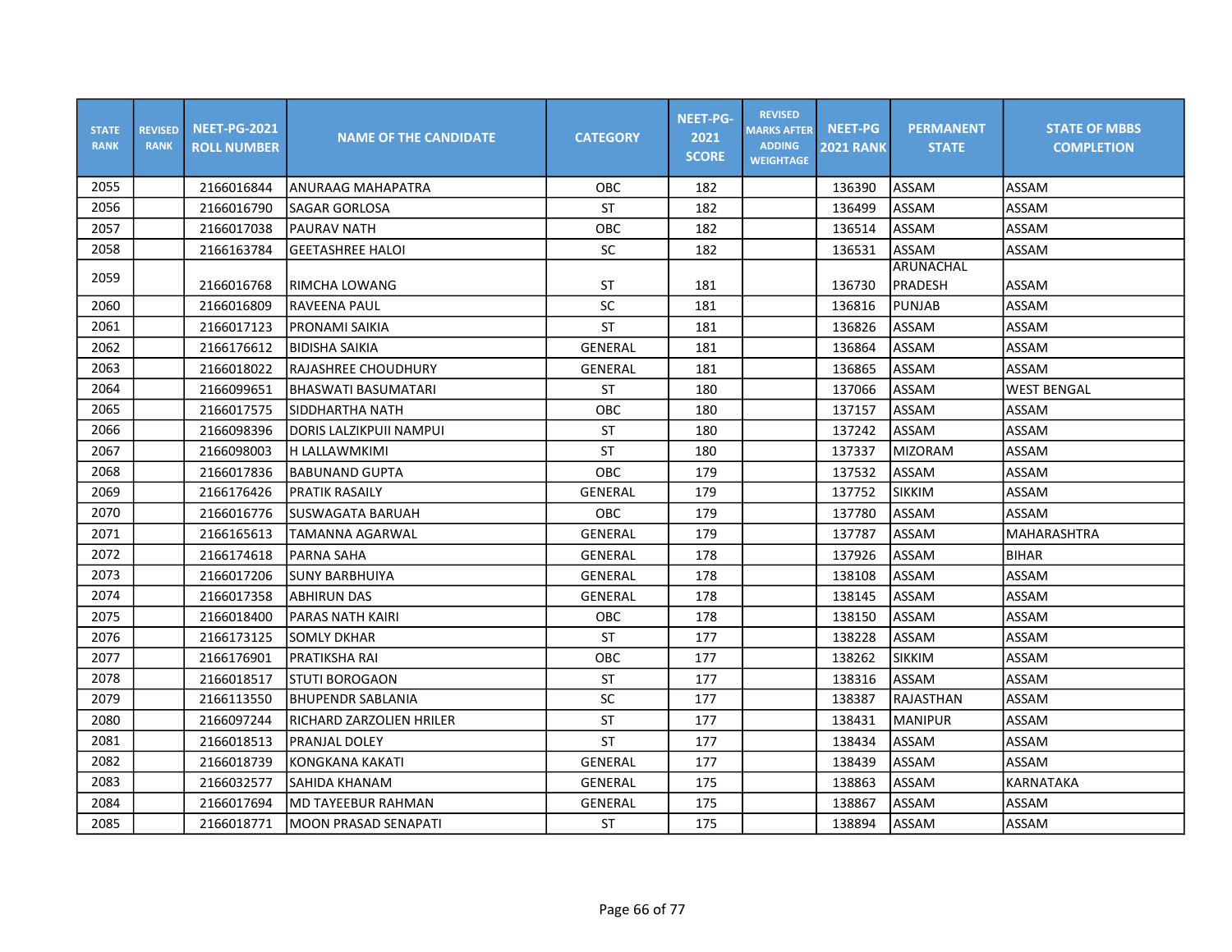| STATE RANK | REVISED RANK | NEET-PG-2021 ROLL NUMBER | NAME OF THE CANDIDATE | CATEGORY | NEET-PG-2021 SCORE | REVISED MARKS AFTER ADDING WEIGHTAGE | NEET-PG 2021 RANK | PERMANENT STATE | STATE OF MBBS COMPLETION |
|---|---|---|---|---|---|---|---|---|---|
| 2055 | | 2166016844 | ANURAAG MAHAPATRA | OBC | 182 | | 136390 | ASSAM | ASSAM |
| 2056 | | 2166016790 | SAGAR GORLOSA | ST | 182 | | 136499 | ASSAM | ASSAM |
| 2057 | | 2166017038 | PAURAV NATH | OBC | 182 | | 136514 | ASSAM | ASSAM |
| 2058 | | 2166163784 | GEETASHREE HALOI | SC | 182 | | 136531 | ASSAM | ASSAM |
| 2059 | | 2166016768 | RIMCHA LOWANG | ST | 181 | | 136730 | ARUNACHAL PRADESH | ASSAM |
| 2060 | | 2166016809 | RAVEENA PAUL | SC | 181 | | 136816 | PUNJAB | ASSAM |
| 2061 | | 2166017123 | PRONAMI SAIKIA | ST | 181 | | 136826 | ASSAM | ASSAM |
| 2062 | | 2166176612 | BIDISHA SAIKIA | GENERAL | 181 | | 136864 | ASSAM | ASSAM |
| 2063 | | 2166018022 | RAJASHREE CHOUDHURY | GENERAL | 181 | | 136865 | ASSAM | ASSAM |
| 2064 | | 2166099651 | BHASWATI BASUMATARI | ST | 180 | | 137066 | ASSAM | WEST BENGAL |
| 2065 | | 2166017575 | SIDDHARTHA NATH | OBC | 180 | | 137157 | ASSAM | ASSAM |
| 2066 | | 2166098396 | DORIS LALZIKPUII NAMPUI | ST | 180 | | 137242 | ASSAM | ASSAM |
| 2067 | | 2166098003 | H LALLAWMKIMI | ST | 180 | | 137337 | MIZORAM | ASSAM |
| 2068 | | 2166017836 | BABUNAND GUPTA | OBC | 179 | | 137532 | ASSAM | ASSAM |
| 2069 | | 2166176426 | PRATIK RASAILY | GENERAL | 179 | | 137752 | SIKKIM | ASSAM |
| 2070 | | 2166016776 | SUSWAGATA BARUAH | OBC | 179 | | 137780 | ASSAM | ASSAM |
| 2071 | | 2166165613 | TAMANNA AGARWAL | GENERAL | 179 | | 137787 | ASSAM | MAHARASHTRA |
| 2072 | | 2166174618 | PARNA SAHA | GENERAL | 178 | | 137926 | ASSAM | BIHAR |
| 2073 | | 2166017206 | SUNY BARBHUIYA | GENERAL | 178 | | 138108 | ASSAM | ASSAM |
| 2074 | | 2166017358 | ABHIRUN DAS | GENERAL | 178 | | 138145 | ASSAM | ASSAM |
| 2075 | | 2166018400 | PARAS NATH KAIRI | OBC | 178 | | 138150 | ASSAM | ASSAM |
| 2076 | | 2166173125 | SOMLY DKHAR | ST | 177 | | 138228 | ASSAM | ASSAM |
| 2077 | | 2166176901 | PRATIKSHA RAI | OBC | 177 | | 138262 | SIKKIM | ASSAM |
| 2078 | | 2166018517 | STUTI BOROGAON | ST | 177 | | 138316 | ASSAM | ASSAM |
| 2079 | | 2166113550 | BHUPENDR SABLANIA | SC | 177 | | 138387 | RAJASTHAN | ASSAM |
| 2080 | | 2166097244 | RICHARD ZARZOLIEN HRILER | ST | 177 | | 138431 | MANIPUR | ASSAM |
| 2081 | | 2166018513 | PRANJAL DOLEY | ST | 177 | | 138434 | ASSAM | ASSAM |
| 2082 | | 2166018739 | KONGKANA KAKATI | GENERAL | 177 | | 138439 | ASSAM | ASSAM |
| 2083 | | 2166032577 | SAHIDA KHANAM | GENERAL | 175 | | 138863 | ASSAM | KARNATAKA |
| 2084 | | 2166017694 | MD TAYEEBUR RAHMAN | GENERAL | 175 | | 138867 | ASSAM | ASSAM |
| 2085 | | 2166018771 | MOON PRASAD SENAPATI | ST | 175 | | 138894 | ASSAM | ASSAM |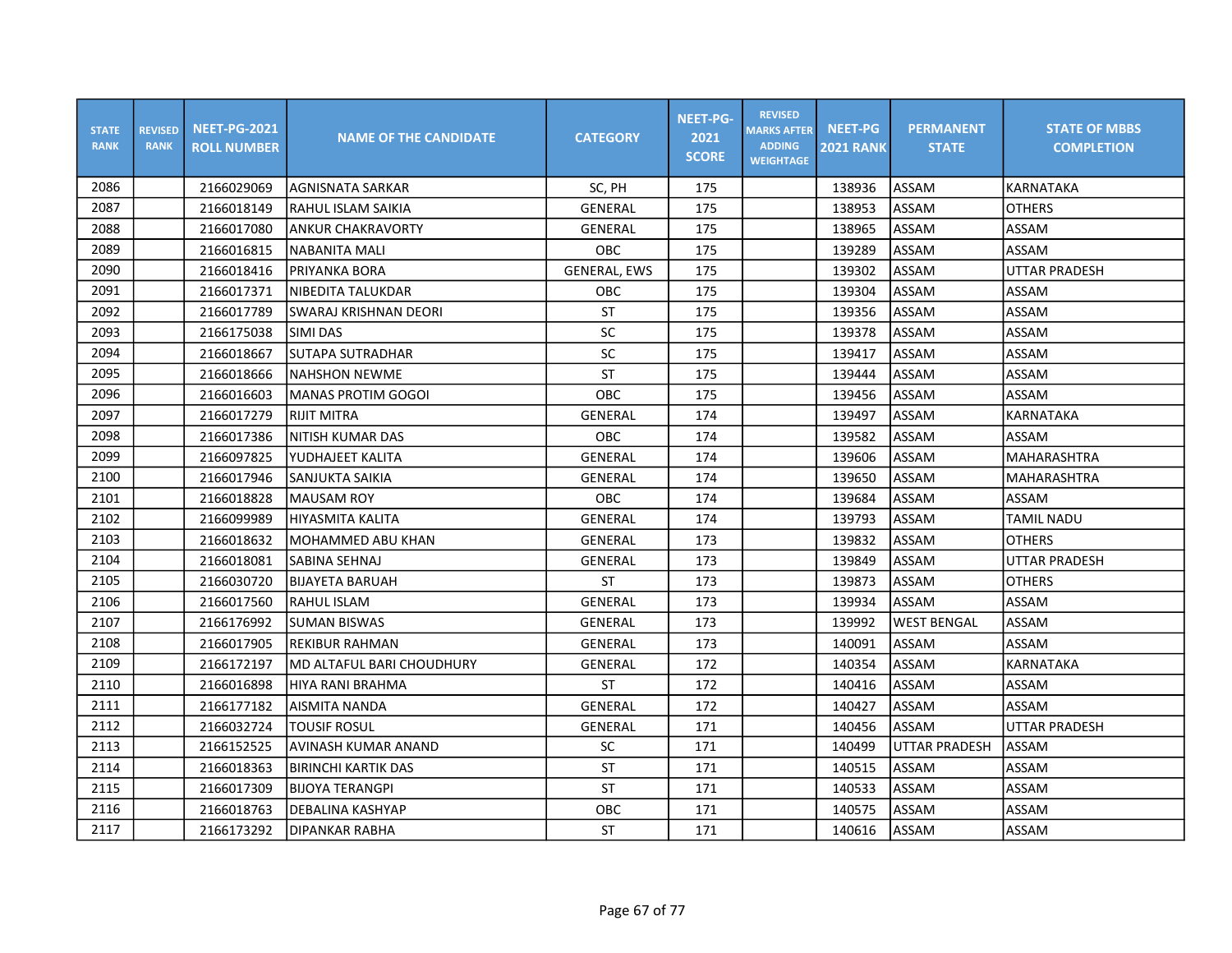| STATE RANK | REVISED RANK | NEET-PG-2021 ROLL NUMBER | NAME OF THE CANDIDATE | CATEGORY | NEET-PG-2021 SCORE | REVISED MARKS AFTER ADDING WEIGHTAGE | NEET-PG 2021 RANK | PERMANENT STATE | STATE OF MBBS COMPLETION |
|---|---|---|---|---|---|---|---|---|---|
| 2086 | | 2166029069 | AGNISNATA SARKAR | SC, PH | 175 | | 138936 | ASSAM | KARNATAKA |
| 2087 | | 2166018149 | RAHUL ISLAM SAIKIA | GENERAL | 175 | | 138953 | ASSAM | OTHERS |
| 2088 | | 2166017080 | ANKUR CHAKRAVORTY | GENERAL | 175 | | 138965 | ASSAM | ASSAM |
| 2089 | | 2166016815 | NABANITA MALI | OBC | 175 | | 139289 | ASSAM | ASSAM |
| 2090 | | 2166018416 | PRIYANKA BORA | GENERAL, EWS | 175 | | 139302 | ASSAM | UTTAR PRADESH |
| 2091 | | 2166017371 | NIBEDITA TALUKDAR | OBC | 175 | | 139304 | ASSAM | ASSAM |
| 2092 | | 2166017789 | SWARAJ KRISHNAN DEORI | ST | 175 | | 139356 | ASSAM | ASSAM |
| 2093 | | 2166175038 | SIMI DAS | SC | 175 | | 139378 | ASSAM | ASSAM |
| 2094 | | 2166018667 | SUTAPA SUTRADHAR | SC | 175 | | 139417 | ASSAM | ASSAM |
| 2095 | | 2166018666 | NAHSHON NEWME | ST | 175 | | 139444 | ASSAM | ASSAM |
| 2096 | | 2166016603 | MANAS PROTIM GOGOI | OBC | 175 | | 139456 | ASSAM | ASSAM |
| 2097 | | 2166017279 | RIJIT MITRA | GENERAL | 174 | | 139497 | ASSAM | KARNATAKA |
| 2098 | | 2166017386 | NITISH KUMAR DAS | OBC | 174 | | 139582 | ASSAM | ASSAM |
| 2099 | | 2166097825 | YUDHAJEET KALITA | GENERAL | 174 | | 139606 | ASSAM | MAHARASHTRA |
| 2100 | | 2166017946 | SANJUKTA SAIKIA | GENERAL | 174 | | 139650 | ASSAM | MAHARASHTRA |
| 2101 | | 2166018828 | MAUSAM ROY | OBC | 174 | | 139684 | ASSAM | ASSAM |
| 2102 | | 2166099989 | HIYASMITA KALITA | GENERAL | 174 | | 139793 | ASSAM | TAMIL NADU |
| 2103 | | 2166018632 | MOHAMMED ABU KHAN | GENERAL | 173 | | 139832 | ASSAM | OTHERS |
| 2104 | | 2166018081 | SABINA SEHNAJ | GENERAL | 173 | | 139849 | ASSAM | UTTAR PRADESH |
| 2105 | | 2166030720 | BIJAYETA BARUAH | ST | 173 | | 139873 | ASSAM | OTHERS |
| 2106 | | 2166017560 | RAHUL ISLAM | GENERAL | 173 | | 139934 | ASSAM | ASSAM |
| 2107 | | 2166176992 | SUMAN BISWAS | GENERAL | 173 | | 139992 | WEST BENGAL | ASSAM |
| 2108 | | 2166017905 | REKIBUR RAHMAN | GENERAL | 173 | | 140091 | ASSAM | ASSAM |
| 2109 | | 2166172197 | MD ALTAFUL BARI CHOUDHURY | GENERAL | 172 | | 140354 | ASSAM | KARNATAKA |
| 2110 | | 2166016898 | HIYA RANI BRAHMA | ST | 172 | | 140416 | ASSAM | ASSAM |
| 2111 | | 2166177182 | AISMITA NANDA | GENERAL | 172 | | 140427 | ASSAM | ASSAM |
| 2112 | | 2166032724 | TOUSIF ROSUL | GENERAL | 171 | | 140456 | ASSAM | UTTAR PRADESH |
| 2113 | | 2166152525 | AVINASH KUMAR ANAND | SC | 171 | | 140499 | UTTAR PRADESH | ASSAM |
| 2114 | | 2166018363 | BIRINCHI KARTIK DAS | ST | 171 | | 140515 | ASSAM | ASSAM |
| 2115 | | 2166017309 | BIJOYA TERANGPI | ST | 171 | | 140533 | ASSAM | ASSAM |
| 2116 | | 2166018763 | DEBALINA KASHYAP | OBC | 171 | | 140575 | ASSAM | ASSAM |
| 2117 | | 2166173292 | DIPANKAR RABHA | ST | 171 | | 140616 | ASSAM | ASSAM |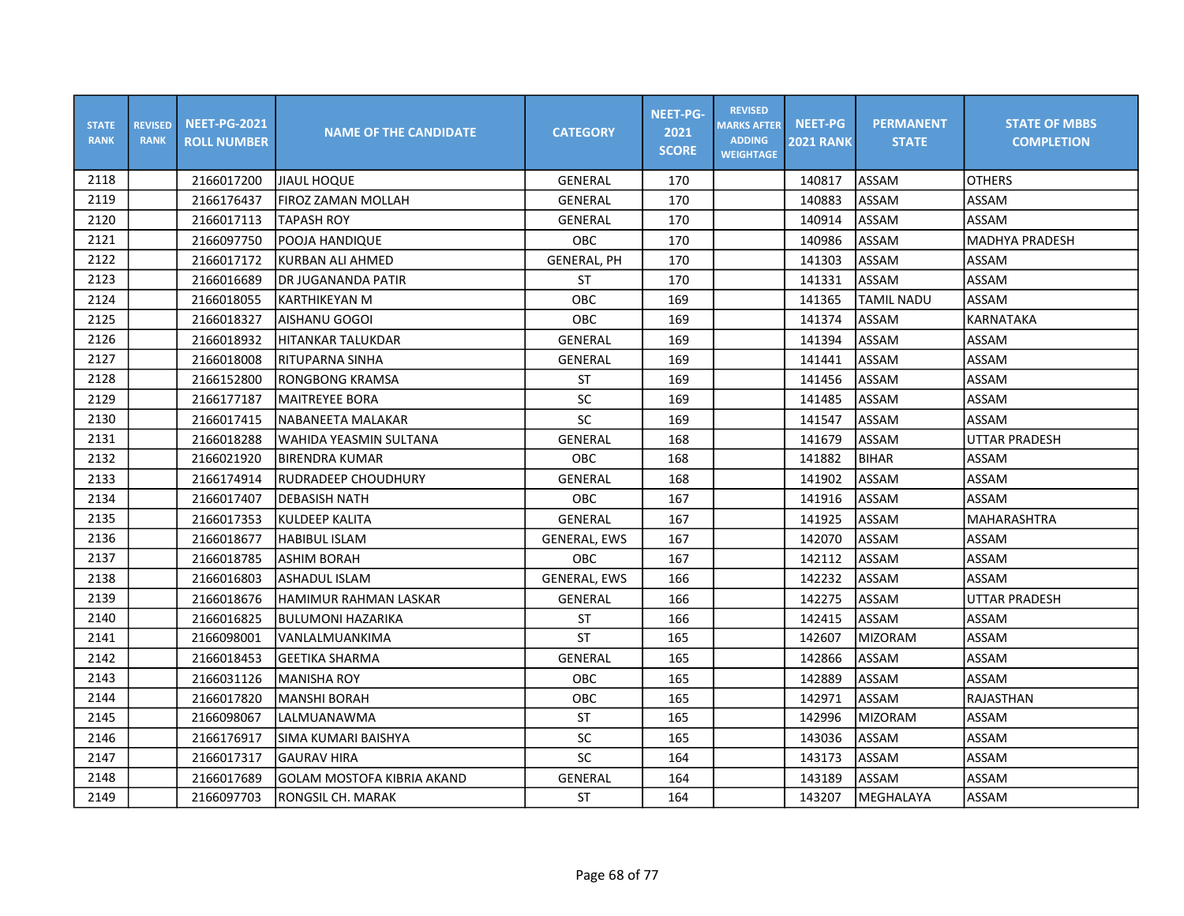| STATE RANK | REVISED RANK | NEET-PG-2021 ROLL NUMBER | NAME OF THE CANDIDATE | CATEGORY | NEET-PG-2021 SCORE | REVISED MARKS AFTER ADDING WEIGHTAGE | NEET-PG 2021 RANK | PERMANENT STATE | STATE OF MBBS COMPLETION |
|---|---|---|---|---|---|---|---|---|---|
| 2118 | | 2166017200 | JIAUL HOQUE | GENERAL | 170 | | 140817 | ASSAM | OTHERS |
| 2119 | | 2166176437 | FIROZ ZAMAN MOLLAH | GENERAL | 170 | | 140883 | ASSAM | ASSAM |
| 2120 | | 2166017113 | TAPASH ROY | GENERAL | 170 | | 140914 | ASSAM | ASSAM |
| 2121 | | 2166097750 | POOJA HANDIQUE | OBC | 170 | | 140986 | ASSAM | MADHYA PRADESH |
| 2122 | | 2166017172 | KURBAN ALI AHMED | GENERAL, PH | 170 | | 141303 | ASSAM | ASSAM |
| 2123 | | 2166016689 | DR JUGANANDA PATIR | ST | 170 | | 141331 | ASSAM | ASSAM |
| 2124 | | 2166018055 | KARTHIKEYAN M | OBC | 169 | | 141365 | TAMIL NADU | ASSAM |
| 2125 | | 2166018327 | AISHANU GOGOI | OBC | 169 | | 141374 | ASSAM | KARNATAKA |
| 2126 | | 2166018932 | HITANKAR TALUKDAR | GENERAL | 169 | | 141394 | ASSAM | ASSAM |
| 2127 | | 2166018008 | RITUPARNA SINHA | GENERAL | 169 | | 141441 | ASSAM | ASSAM |
| 2128 | | 2166152800 | RONGBONG KRAMSA | ST | 169 | | 141456 | ASSAM | ASSAM |
| 2129 | | 2166177187 | MAITREYEE BORA | SC | 169 | | 141485 | ASSAM | ASSAM |
| 2130 | | 2166017415 | NABANEETA MALAKAR | SC | 169 | | 141547 | ASSAM | ASSAM |
| 2131 | | 2166018288 | WAHIDA YEASMIN SULTANA | GENERAL | 168 | | 141679 | ASSAM | UTTAR PRADESH |
| 2132 | | 2166021920 | BIRENDRA KUMAR | OBC | 168 | | 141882 | BIHAR | ASSAM |
| 2133 | | 2166174914 | RUDRADEEP CHOUDHURY | GENERAL | 168 | | 141902 | ASSAM | ASSAM |
| 2134 | | 2166017407 | DEBASISH NATH | OBC | 167 | | 141916 | ASSAM | ASSAM |
| 2135 | | 2166017353 | KULDEEP KALITA | GENERAL | 167 | | 141925 | ASSAM | MAHARASHTRA |
| 2136 | | 2166018677 | HABIBUL ISLAM | GENERAL, EWS | 167 | | 142070 | ASSAM | ASSAM |
| 2137 | | 2166018785 | ASHIM BORAH | OBC | 167 | | 142112 | ASSAM | ASSAM |
| 2138 | | 2166016803 | ASHADUL ISLAM | GENERAL, EWS | 166 | | 142232 | ASSAM | ASSAM |
| 2139 | | 2166018676 | HAMIMUR RAHMAN LASKAR | GENERAL | 166 | | 142275 | ASSAM | UTTAR PRADESH |
| 2140 | | 2166016825 | BULUMONI HAZARIKA | ST | 166 | | 142415 | ASSAM | ASSAM |
| 2141 | | 2166098001 | VANLALMUANKIMA | ST | 165 | | 142607 | MIZORAM | ASSAM |
| 2142 | | 2166018453 | GEETIKA SHARMA | GENERAL | 165 | | 142866 | ASSAM | ASSAM |
| 2143 | | 2166031126 | MANISHA ROY | OBC | 165 | | 142889 | ASSAM | ASSAM |
| 2144 | | 2166017820 | MANSHI BORAH | OBC | 165 | | 142971 | ASSAM | RAJASTHAN |
| 2145 | | 2166098067 | LALMUANAWMA | ST | 165 | | 142996 | MIZORAM | ASSAM |
| 2146 | | 2166176917 | SIMA KUMARI BAISHYA | SC | 165 | | 143036 | ASSAM | ASSAM |
| 2147 | | 2166017317 | GAURAV HIRA | SC | 164 | | 143173 | ASSAM | ASSAM |
| 2148 | | 2166017689 | GOLAM MOSTOFA KIBRIA AKAND | GENERAL | 164 | | 143189 | ASSAM | ASSAM |
| 2149 | | 2166097703 | RONGSIL CH. MARAK | ST | 164 | | 143207 | MEGHALAYA | ASSAM |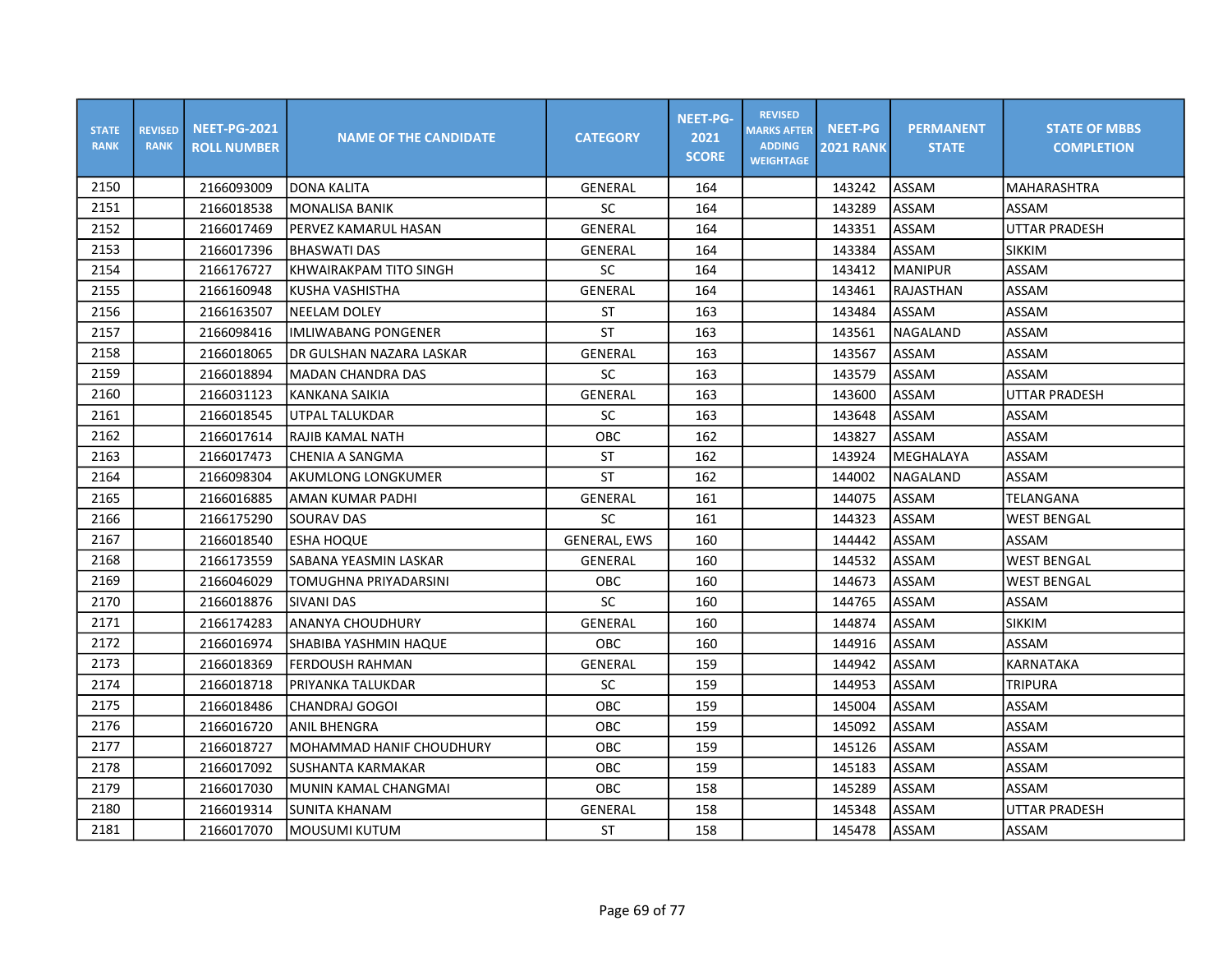| STATE RANK | REVISED RANK | NEET-PG-2021 ROLL NUMBER | NAME OF THE CANDIDATE | CATEGORY | NEET-PG-2021 SCORE | REVISED MARKS AFTER ADDING WEIGHTAGE | NEET-PG 2021 RANK | PERMANENT STATE | STATE OF MBBS COMPLETION |
|---|---|---|---|---|---|---|---|---|---|
| 2150 | | 2166093009 | DONA KALITA | GENERAL | 164 | | 143242 | ASSAM | MAHARASHTRA |
| 2151 | | 2166018538 | MONALISA BANIK | SC | 164 | | 143289 | ASSAM | ASSAM |
| 2152 | | 2166017469 | PERVEZ KAMARUL HASAN | GENERAL | 164 | | 143351 | ASSAM | UTTAR PRADESH |
| 2153 | | 2166017396 | BHASWATI DAS | GENERAL | 164 | | 143384 | ASSAM | SIKKIM |
| 2154 | | 2166176727 | KHWAIRAKPAM TITO SINGH | SC | 164 | | 143412 | MANIPUR | ASSAM |
| 2155 | | 2166160948 | KUSHA VASHISTHA | GENERAL | 164 | | 143461 | RAJASTHAN | ASSAM |
| 2156 | | 2166163507 | NEELAM DOLEY | ST | 163 | | 143484 | ASSAM | ASSAM |
| 2157 | | 2166098416 | IMLIWABANG PONGENER | ST | 163 | | 143561 | NAGALAND | ASSAM |
| 2158 | | 2166018065 | DR GULSHAN NAZARA LASKAR | GENERAL | 163 | | 143567 | ASSAM | ASSAM |
| 2159 | | 2166018894 | MADAN CHANDRA DAS | SC | 163 | | 143579 | ASSAM | ASSAM |
| 2160 | | 2166031123 | KANKANA SAIKIA | GENERAL | 163 | | 143600 | ASSAM | UTTAR PRADESH |
| 2161 | | 2166018545 | UTPAL TALUKDAR | SC | 163 | | 143648 | ASSAM | ASSAM |
| 2162 | | 2166017614 | RAJIB KAMAL NATH | OBC | 162 | | 143827 | ASSAM | ASSAM |
| 2163 | | 2166017473 | CHENIA A SANGMA | ST | 162 | | 143924 | MEGHALAYA | ASSAM |
| 2164 | | 2166098304 | AKUMLONG LONGKUMER | ST | 162 | | 144002 | NAGALAND | ASSAM |
| 2165 | | 2166016885 | AMAN KUMAR PADHI | GENERAL | 161 | | 144075 | ASSAM | TELANGANA |
| 2166 | | 2166175290 | SOURAV DAS | SC | 161 | | 144323 | ASSAM | WEST BENGAL |
| 2167 | | 2166018540 | ESHA HOQUE | GENERAL, EWS | 160 | | 144442 | ASSAM | ASSAM |
| 2168 | | 2166173559 | SABANA YEASMIN LASKAR | GENERAL | 160 | | 144532 | ASSAM | WEST BENGAL |
| 2169 | | 2166046029 | TOMUGHNA PRIYADARSINI | OBC | 160 | | 144673 | ASSAM | WEST BENGAL |
| 2170 | | 2166018876 | SIVANI DAS | SC | 160 | | 144765 | ASSAM | ASSAM |
| 2171 | | 2166174283 | ANANYA CHOUDHURY | GENERAL | 160 | | 144874 | ASSAM | SIKKIM |
| 2172 | | 2166016974 | SHABIBA YASHMIN HAQUE | OBC | 160 | | 144916 | ASSAM | ASSAM |
| 2173 | | 2166018369 | FERDOUSH RAHMAN | GENERAL | 159 | | 144942 | ASSAM | KARNATAKA |
| 2174 | | 2166018718 | PRIYANKA TALUKDAR | SC | 159 | | 144953 | ASSAM | TRIPURA |
| 2175 | | 2166018486 | CHANDRAJ GOGOI | OBC | 159 | | 145004 | ASSAM | ASSAM |
| 2176 | | 2166016720 | ANIL BHENGRA | OBC | 159 | | 145092 | ASSAM | ASSAM |
| 2177 | | 2166018727 | MOHAMMAD HANIF CHOUDHURY | OBC | 159 | | 145126 | ASSAM | ASSAM |
| 2178 | | 2166017092 | SUSHANTA KARMAKAR | OBC | 159 | | 145183 | ASSAM | ASSAM |
| 2179 | | 2166017030 | MUNIN KAMAL CHANGMAI | OBC | 158 | | 145289 | ASSAM | ASSAM |
| 2180 | | 2166019314 | SUNITA KHANAM | GENERAL | 158 | | 145348 | ASSAM | UTTAR PRADESH |
| 2181 | | 2166017070 | MOUSUMI KUTUM | ST | 158 | | 145478 | ASSAM | ASSAM |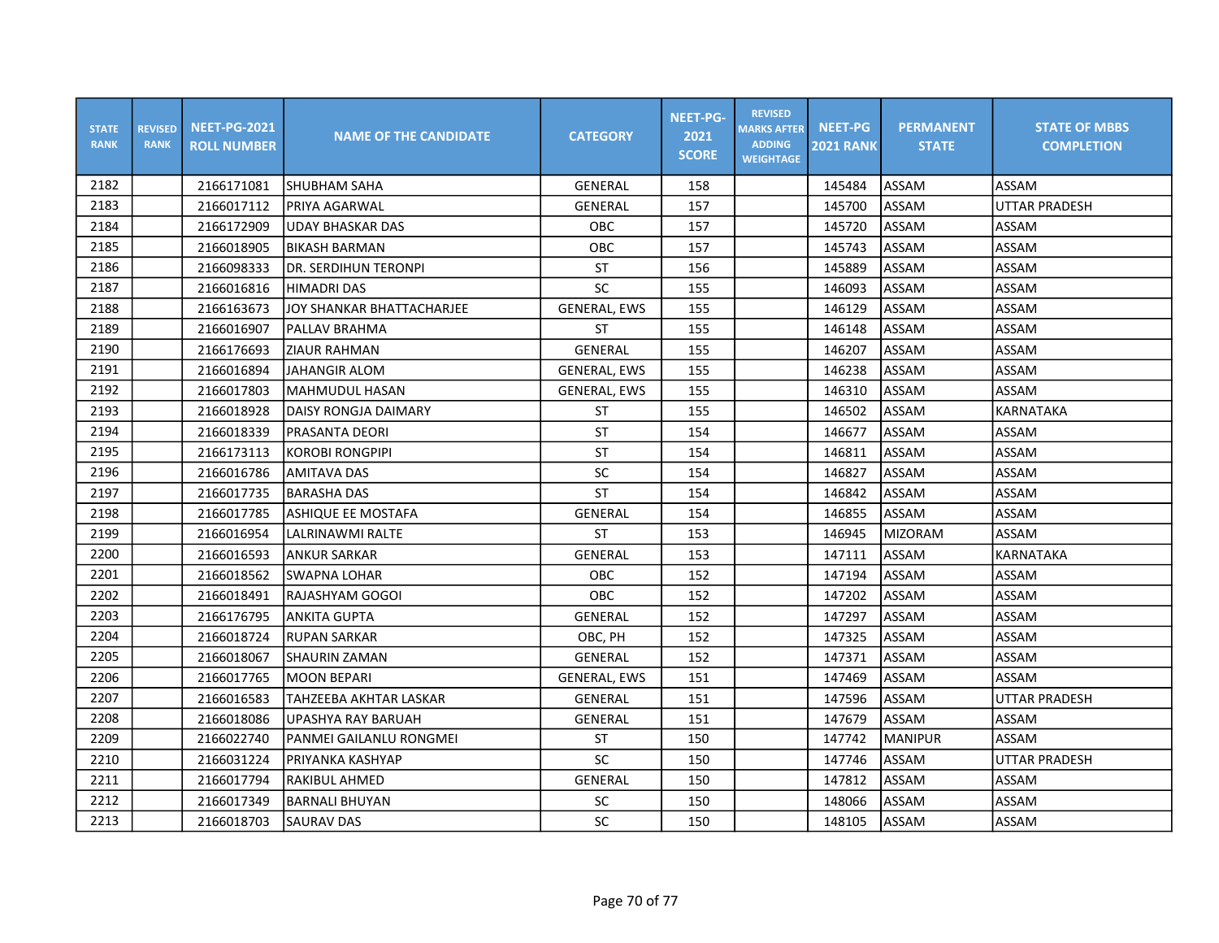| STATE RANK | REVISED RANK | NEET-PG-2021 ROLL NUMBER | NAME OF THE CANDIDATE | CATEGORY | NEET-PG-2021 SCORE | REVISED MARKS AFTER ADDING WEIGHTAGE | NEET-PG 2021 RANK | PERMANENT STATE | STATE OF MBBS COMPLETION |
|---|---|---|---|---|---|---|---|---|---|
| 2182 | | 2166171081 | SHUBHAM SAHA | GENERAL | 158 | | 145484 | ASSAM | ASSAM |
| 2183 | | 2166017112 | PRIYA AGARWAL | GENERAL | 157 | | 145700 | ASSAM | UTTAR PRADESH |
| 2184 | | 2166172909 | UDAY BHASKAR DAS | OBC | 157 | | 145720 | ASSAM | ASSAM |
| 2185 | | 2166018905 | BIKASH BARMAN | OBC | 157 | | 145743 | ASSAM | ASSAM |
| 2186 | | 2166098333 | DR. SERDIHUN TERONPI | ST | 156 | | 145889 | ASSAM | ASSAM |
| 2187 | | 2166016816 | HIMADRI DAS | SC | 155 | | 146093 | ASSAM | ASSAM |
| 2188 | | 2166163673 | JOY SHANKAR BHATTACHARJEE | GENERAL, EWS | 155 | | 146129 | ASSAM | ASSAM |
| 2189 | | 2166016907 | PALLAV BRAHMA | ST | 155 | | 146148 | ASSAM | ASSAM |
| 2190 | | 2166176693 | ZIAUR RAHMAN | GENERAL | 155 | | 146207 | ASSAM | ASSAM |
| 2191 | | 2166016894 | JAHANGIR ALOM | GENERAL, EWS | 155 | | 146238 | ASSAM | ASSAM |
| 2192 | | 2166017803 | MAHMUDUL HASAN | GENERAL, EWS | 155 | | 146310 | ASSAM | ASSAM |
| 2193 | | 2166018928 | DAISY RONGJA DAIMARY | ST | 155 | | 146502 | ASSAM | KARNATAKA |
| 2194 | | 2166018339 | PRASANTA DEORI | ST | 154 | | 146677 | ASSAM | ASSAM |
| 2195 | | 2166173113 | KOROBI RONGPIPI | ST | 154 | | 146811 | ASSAM | ASSAM |
| 2196 | | 2166016786 | AMITAVA DAS | SC | 154 | | 146827 | ASSAM | ASSAM |
| 2197 | | 2166017735 | BARASHA DAS | ST | 154 | | 146842 | ASSAM | ASSAM |
| 2198 | | 2166017785 | ASHIQUE EE MOSTAFA | GENERAL | 154 | | 146855 | ASSAM | ASSAM |
| 2199 | | 2166016954 | LALRINAWMI RALTE | ST | 153 | | 146945 | MIZORAM | ASSAM |
| 2200 | | 2166016593 | ANKUR SARKAR | GENERAL | 153 | | 147111 | ASSAM | KARNATAKA |
| 2201 | | 2166018562 | SWAPNA LOHAR | OBC | 152 | | 147194 | ASSAM | ASSAM |
| 2202 | | 2166018491 | RAJASHYAM GOGOI | OBC | 152 | | 147202 | ASSAM | ASSAM |
| 2203 | | 2166176795 | ANKITA GUPTA | GENERAL | 152 | | 147297 | ASSAM | ASSAM |
| 2204 | | 2166018724 | RUPAN SARKAR | OBC, PH | 152 | | 147325 | ASSAM | ASSAM |
| 2205 | | 2166018067 | SHAURIN ZAMAN | GENERAL | 152 | | 147371 | ASSAM | ASSAM |
| 2206 | | 2166017765 | MOON BEPARI | GENERAL, EWS | 151 | | 147469 | ASSAM | ASSAM |
| 2207 | | 2166016583 | TAHZEEBA AKHTAR LASKAR | GENERAL | 151 | | 147596 | ASSAM | UTTAR PRADESH |
| 2208 | | 2166018086 | UPASHYA RAY BARUAH | GENERAL | 151 | | 147679 | ASSAM | ASSAM |
| 2209 | | 2166022740 | PANMEI GAILANLU RONGMEI | ST | 150 | | 147742 | MANIPUR | ASSAM |
| 2210 | | 2166031224 | PRIYANKA KASHYAP | SC | 150 | | 147746 | ASSAM | UTTAR PRADESH |
| 2211 | | 2166017794 | RAKIBUL AHMED | GENERAL | 150 | | 147812 | ASSAM | ASSAM |
| 2212 | | 2166017349 | BARNALI BHUYAN | SC | 150 | | 148066 | ASSAM | ASSAM |
| 2213 | | 2166018703 | SAURAV DAS | SC | 150 | | 148105 | ASSAM | ASSAM |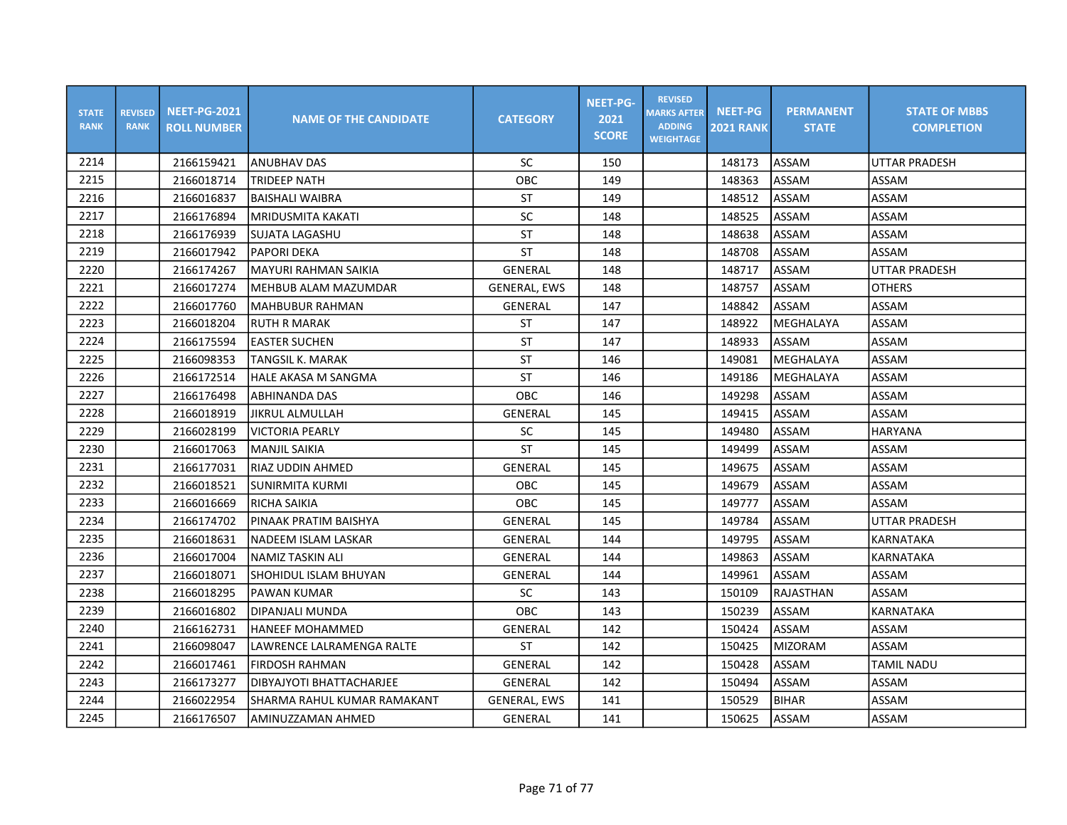| STATE RANK | REVISED RANK | NEET-PG-2021 ROLL NUMBER | NAME OF THE CANDIDATE | CATEGORY | NEET-PG-2021 SCORE | REVISED MARKS AFTER ADDING WEIGHTAGE | NEET-PG 2021 RANK | PERMANENT STATE | STATE OF MBBS COMPLETION |
|---|---|---|---|---|---|---|---|---|---|
| 2214 | | 2166159421 | ANUBHAV DAS | SC | 150 | | 148173 | ASSAM | UTTAR PRADESH |
| 2215 | | 2166018714 | TRIDEEP NATH | OBC | 149 | | 148363 | ASSAM | ASSAM |
| 2216 | | 2166016837 | BAISHALI WAIBRA | ST | 149 | | 148512 | ASSAM | ASSAM |
| 2217 | | 2166176894 | MRIDUSMITA KAKATI | SC | 148 | | 148525 | ASSAM | ASSAM |
| 2218 | | 2166176939 | SUJATA LAGASHU | ST | 148 | | 148638 | ASSAM | ASSAM |
| 2219 | | 2166017942 | PAPORI DEKA | ST | 148 | | 148708 | ASSAM | ASSAM |
| 2220 | | 2166174267 | MAYURI RAHMAN SAIKIA | GENERAL | 148 | | 148717 | ASSAM | UTTAR PRADESH |
| 2221 | | 2166017274 | MEHBUB ALAM MAZUMDAR | GENERAL, EWS | 148 | | 148757 | ASSAM | OTHERS |
| 2222 | | 2166017760 | MAHBUBUR RAHMAN | GENERAL | 147 | | 148842 | ASSAM | ASSAM |
| 2223 | | 2166018204 | RUTH R MARAK | ST | 147 | | 148922 | MEGHALAYA | ASSAM |
| 2224 | | 2166175594 | EASTER SUCHEN | ST | 147 | | 148933 | ASSAM | ASSAM |
| 2225 | | 2166098353 | TANGSIL K. MARAK | ST | 146 | | 149081 | MEGHALAYA | ASSAM |
| 2226 | | 2166172514 | HALE AKASA M SANGMA | ST | 146 | | 149186 | MEGHALAYA | ASSAM |
| 2227 | | 2166176498 | ABHINANDA DAS | OBC | 146 | | 149298 | ASSAM | ASSAM |
| 2228 | | 2166018919 | JIKRUL ALMULLAH | GENERAL | 145 | | 149415 | ASSAM | ASSAM |
| 2229 | | 2166028199 | VICTORIA PEARLY | SC | 145 | | 149480 | ASSAM | HARYANA |
| 2230 | | 2166017063 | MANJIL SAIKIA | ST | 145 | | 149499 | ASSAM | ASSAM |
| 2231 | | 2166177031 | RIAZ UDDIN AHMED | GENERAL | 145 | | 149675 | ASSAM | ASSAM |
| 2232 | | 2166018521 | SUNIRMITA KURMI | OBC | 145 | | 149679 | ASSAM | ASSAM |
| 2233 | | 2166016669 | RICHA SAIKIA | OBC | 145 | | 149777 | ASSAM | ASSAM |
| 2234 | | 2166174702 | PINAAK PRATIM BAISHYA | GENERAL | 145 | | 149784 | ASSAM | UTTAR PRADESH |
| 2235 | | 2166018631 | NADEEM ISLAM LASKAR | GENERAL | 144 | | 149795 | ASSAM | KARNATAKA |
| 2236 | | 2166017004 | NAMIZ TASKIN ALI | GENERAL | 144 | | 149863 | ASSAM | KARNATAKA |
| 2237 | | 2166018071 | SHOHIDUL ISLAM BHUYAN | GENERAL | 144 | | 149961 | ASSAM | ASSAM |
| 2238 | | 2166018295 | PAWAN KUMAR | SC | 143 | | 150109 | RAJASTHAN | ASSAM |
| 2239 | | 2166016802 | DIPANJALI MUNDA | OBC | 143 | | 150239 | ASSAM | KARNATAKA |
| 2240 | | 2166162731 | HANEEF MOHAMMED | GENERAL | 142 | | 150424 | ASSAM | ASSAM |
| 2241 | | 2166098047 | LAWRENCE LALRAMENGA RALTE | ST | 142 | | 150425 | MIZORAM | ASSAM |
| 2242 | | 2166017461 | FIRDOSH RAHMAN | GENERAL | 142 | | 150428 | ASSAM | TAMIL NADU |
| 2243 | | 2166173277 | DIBYAJYOTI BHATTACHARJEE | GENERAL | 142 | | 150494 | ASSAM | ASSAM |
| 2244 | | 2166022954 | SHARMA RAHUL KUMAR RAMAKANT | GENERAL, EWS | 141 | | 150529 | BIHAR | ASSAM |
| 2245 | | 2166176507 | AMINUZZAMAN AHMED | GENERAL | 141 | | 150625 | ASSAM | ASSAM |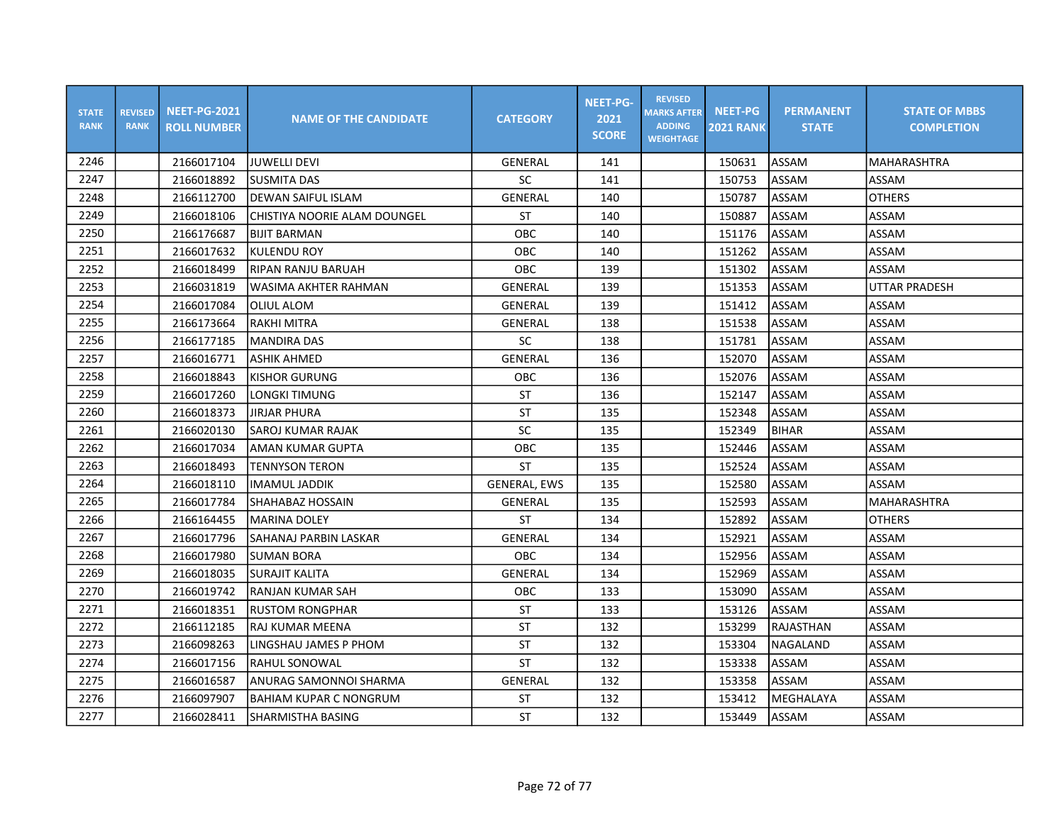| STATE RANK | REVISED RANK | NEET-PG-2021 ROLL NUMBER | NAME OF THE CANDIDATE | CATEGORY | NEET-PG-2021 SCORE | REVISED MARKS AFTER ADDING WEIGHTAGE | NEET-PG 2021 RANK | PERMANENT STATE | STATE OF MBBS COMPLETION |
|---|---|---|---|---|---|---|---|---|---|
| 2246 | | 2166017104 | JUWELLI DEVI | GENERAL | 141 | | 150631 | ASSAM | MAHARASHTRA |
| 2247 | | 2166018892 | SUSMITA DAS | SC | 141 | | 150753 | ASSAM | ASSAM |
| 2248 | | 2166112700 | DEWAN SAIFUL ISLAM | GENERAL | 140 | | 150787 | ASSAM | OTHERS |
| 2249 | | 2166018106 | CHISTIYA NOORIE ALAM DOUNGEL | ST | 140 | | 150887 | ASSAM | ASSAM |
| 2250 | | 2166176687 | BIJIT BARMAN | OBC | 140 | | 151176 | ASSAM | ASSAM |
| 2251 | | 2166017632 | KULENDU ROY | OBC | 140 | | 151262 | ASSAM | ASSAM |
| 2252 | | 2166018499 | RIPAN RANJU BARUAH | OBC | 139 | | 151302 | ASSAM | ASSAM |
| 2253 | | 2166031819 | WASIMA AKHTER RAHMAN | GENERAL | 139 | | 151353 | ASSAM | UTTAR PRADESH |
| 2254 | | 2166017084 | OLIUL ALOM | GENERAL | 139 | | 151412 | ASSAM | ASSAM |
| 2255 | | 2166173664 | RAKHI MITRA | GENERAL | 138 | | 151538 | ASSAM | ASSAM |
| 2256 | | 2166177185 | MANDIRA DAS | SC | 138 | | 151781 | ASSAM | ASSAM |
| 2257 | | 2166016771 | ASHIK AHMED | GENERAL | 136 | | 152070 | ASSAM | ASSAM |
| 2258 | | 2166018843 | KISHOR GURUNG | OBC | 136 | | 152076 | ASSAM | ASSAM |
| 2259 | | 2166017260 | LONGKI TIMUNG | ST | 136 | | 152147 | ASSAM | ASSAM |
| 2260 | | 2166018373 | JIRJAR PHURA | ST | 135 | | 152348 | ASSAM | ASSAM |
| 2261 | | 2166020130 | SAROJ KUMAR RAJAK | SC | 135 | | 152349 | BIHAR | ASSAM |
| 2262 | | 2166017034 | AMAN KUMAR GUPTA | OBC | 135 | | 152446 | ASSAM | ASSAM |
| 2263 | | 2166018493 | TENNYSON TERON | ST | 135 | | 152524 | ASSAM | ASSAM |
| 2264 | | 2166018110 | IMAMUL JADDIK | GENERAL, EWS | 135 | | 152580 | ASSAM | ASSAM |
| 2265 | | 2166017784 | SHAHABAZ HOSSAIN | GENERAL | 135 | | 152593 | ASSAM | MAHARASHTRA |
| 2266 | | 2166164455 | MARINA DOLEY | ST | 134 | | 152892 | ASSAM | OTHERS |
| 2267 | | 2166017796 | SAHANAJ PARBIN LASKAR | GENERAL | 134 | | 152921 | ASSAM | ASSAM |
| 2268 | | 2166017980 | SUMAN BORA | OBC | 134 | | 152956 | ASSAM | ASSAM |
| 2269 | | 2166018035 | SURAJIT KALITA | GENERAL | 134 | | 152969 | ASSAM | ASSAM |
| 2270 | | 2166019742 | RANJAN KUMAR SAH | OBC | 133 | | 153090 | ASSAM | ASSAM |
| 2271 | | 2166018351 | RUSTOM RONGPHAR | ST | 133 | | 153126 | ASSAM | ASSAM |
| 2272 | | 2166112185 | RAJ KUMAR MEENA | ST | 132 | | 153299 | RAJASTHAN | ASSAM |
| 2273 | | 2166098263 | LINGSHAU JAMES P PHOM | ST | 132 | | 153304 | NAGALAND | ASSAM |
| 2274 | | 2166017156 | RAHUL SONOWAL | ST | 132 | | 153338 | ASSAM | ASSAM |
| 2275 | | 2166016587 | ANURAG SAMONNOI SHARMA | GENERAL | 132 | | 153358 | ASSAM | ASSAM |
| 2276 | | 2166097907 | BAHIAM KUPAR C NONGRUM | ST | 132 | | 153412 | MEGHALAYA | ASSAM |
| 2277 | | 2166028411 | SHARMISTHA BASING | ST | 132 | | 153449 | ASSAM | ASSAM |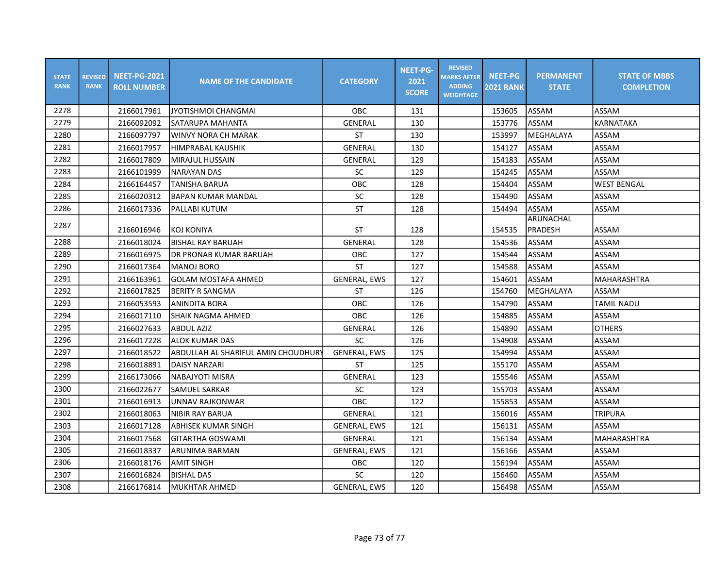| STATE RANK | REVISED RANK | NEET-PG-2021 ROLL NUMBER | NAME OF THE CANDIDATE | CATEGORY | NEET-PG-2021 SCORE | REVISED MARKS AFTER ADDING WEIGHTAGE | NEET-PG 2021 RANK | PERMANENT STATE | STATE OF MBBS COMPLETION |
|---|---|---|---|---|---|---|---|---|---|
| 2278 | | 2166017961 | JYOTISHMOI CHANGMAI | OBC | 131 | | 153605 | ASSAM | ASSAM |
| 2279 | | 2166092092 | SATARUPA MAHANTA | GENERAL | 130 | | 153776 | ASSAM | KARNATAKA |
| 2280 | | 2166097797 | WINVY NORA CH MARAK | ST | 130 | | 153997 | MEGHALAYA | ASSAM |
| 2281 | | 2166017957 | HIMPRABAL KAUSHIK | GENERAL | 130 | | 154127 | ASSAM | ASSAM |
| 2282 | | 2166017809 | MIRAJUL HUSSAIN | GENERAL | 129 | | 154183 | ASSAM | ASSAM |
| 2283 | | 2166101999 | NARAYAN DAS | SC | 129 | | 154245 | ASSAM | ASSAM |
| 2284 | | 2166164457 | TANISHA BARUA | OBC | 128 | | 154404 | ASSAM | WEST BENGAL |
| 2285 | | 2166020312 | BAPAN KUMAR MANDAL | SC | 128 | | 154490 | ASSAM | ASSAM |
| 2286 | | 2166017336 | PALLABI KUTUM | ST | 128 | | 154494 | ASSAM | ASSAM |
| 2287 | | 2166016946 | KOJ KONIYA | ST | 128 | | 154535 | ARUNACHAL PRADESH | ASSAM |
| 2288 | | 2166018024 | BISHAL RAY BARUAH | GENERAL | 128 | | 154536 | ASSAM | ASSAM |
| 2289 | | 2166016975 | DR PRONAB KUMAR BARUAH | OBC | 127 | | 154544 | ASSAM | ASSAM |
| 2290 | | 2166017364 | MANOJ BORO | ST | 127 | | 154588 | ASSAM | ASSAM |
| 2291 | | 2166163961 | GOLAM MOSTAFA AHMED | GENERAL, EWS | 127 | | 154601 | ASSAM | MAHARASHTRA |
| 2292 | | 2166017825 | BERITY R SANGMA | ST | 126 | | 154760 | MEGHALAYA | ASSAM |
| 2293 | | 2166053593 | ANINDITA BORA | OBC | 126 | | 154790 | ASSAM | TAMIL NADU |
| 2294 | | 2166017110 | SHAIK NAGMA AHMED | OBC | 126 | | 154885 | ASSAM | ASSAM |
| 2295 | | 2166027633 | ABDUL AZIZ | GENERAL | 126 | | 154890 | ASSAM | OTHERS |
| 2296 | | 2166017228 | ALOK KUMAR DAS | SC | 126 | | 154908 | ASSAM | ASSAM |
| 2297 | | 2166018522 | ABDULLAH AL SHARIFUL AMIN CHOUDHURY | GENERAL, EWS | 125 | | 154994 | ASSAM | ASSAM |
| 2298 | | 2166018891 | DAISY NARZARI | ST | 125 | | 155170 | ASSAM | ASSAM |
| 2299 | | 2166173066 | NABAJYOTI MISRA | GENERAL | 123 | | 155546 | ASSAM | ASSAM |
| 2300 | | 2166022677 | SAMUEL SARKAR | SC | 123 | | 155703 | ASSAM | ASSAM |
| 2301 | | 2166016913 | UNNAV RAJKONWAR | OBC | 122 | | 155853 | ASSAM | ASSAM |
| 2302 | | 2166018063 | NIBIR RAY BARUA | GENERAL | 121 | | 156016 | ASSAM | TRIPURA |
| 2303 | | 2166017128 | ABHISEK KUMAR SINGH | GENERAL, EWS | 121 | | 156131 | ASSAM | ASSAM |
| 2304 | | 2166017568 | GITARTHA GOSWAMI | GENERAL | 121 | | 156134 | ASSAM | MAHARASHTRA |
| 2305 | | 2166018337 | ARUNIMA BARMAN | GENERAL, EWS | 121 | | 156166 | ASSAM | ASSAM |
| 2306 | | 2166018176 | AMIT SINGH | OBC | 120 | | 156194 | ASSAM | ASSAM |
| 2307 | | 2166016824 | BISHAL DAS | SC | 120 | | 156460 | ASSAM | ASSAM |
| 2308 | | 2166176814 | MUKHTAR AHMED | GENERAL, EWS | 120 | | 156498 | ASSAM | ASSAM |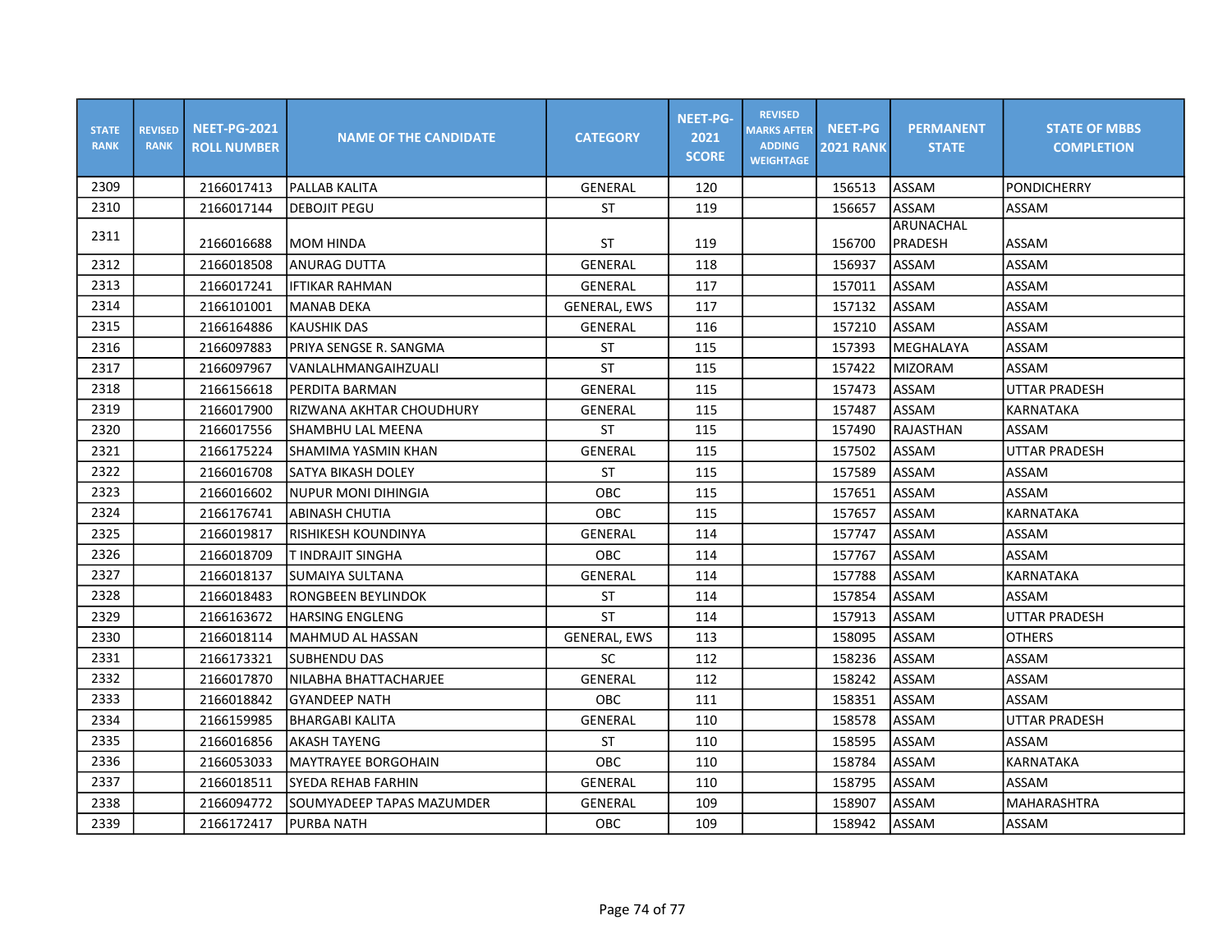| STATE RANK | REVISED RANK | NEET-PG-2021 ROLL NUMBER | NAME OF THE CANDIDATE | CATEGORY | NEET-PG-2021 SCORE | REVISED MARKS AFTER ADDING WEIGHTAGE | NEET-PG 2021 RANK | PERMANENT STATE | STATE OF MBBS COMPLETION |
|---|---|---|---|---|---|---|---|---|---|
| 2309 | | 2166017413 | PALLAB KALITA | GENERAL | 120 | | 156513 | ASSAM | PONDICHERRY |
| 2310 | | 2166017144 | DEBOJIT PEGU | ST | 119 | | 156657 | ASSAM | ASSAM |
| 2311 | | 2166016688 | MOM HINDA | ST | 119 | | 156700 | ARUNACHAL PRADESH | ASSAM |
| 2312 | | 2166018508 | ANURAG DUTTA | GENERAL | 118 | | 156937 | ASSAM | ASSAM |
| 2313 | | 2166017241 | IFTIKAR RAHMAN | GENERAL | 117 | | 157011 | ASSAM | ASSAM |
| 2314 | | 2166101001 | MANAB DEKA | GENERAL, EWS | 117 | | 157132 | ASSAM | ASSAM |
| 2315 | | 2166164886 | KAUSHIK DAS | GENERAL | 116 | | 157210 | ASSAM | ASSAM |
| 2316 | | 2166097883 | PRIYA SENGSE R. SANGMA | ST | 115 | | 157393 | MEGHALAYA | ASSAM |
| 2317 | | 2166097967 | VANLALHMANGAIHZUALI | ST | 115 | | 157422 | MIZORAM | ASSAM |
| 2318 | | 2166156618 | PERDITA BARMAN | GENERAL | 115 | | 157473 | ASSAM | UTTAR PRADESH |
| 2319 | | 2166017900 | RIZWANA AKHTAR CHOUDHURY | GENERAL | 115 | | 157487 | ASSAM | KARNATAKA |
| 2320 | | 2166017556 | SHAMBHU LAL MEENA | ST | 115 | | 157490 | RAJASTHAN | ASSAM |
| 2321 | | 2166175224 | SHAMIMA YASMIN KHAN | GENERAL | 115 | | 157502 | ASSAM | UTTAR PRADESH |
| 2322 | | 2166016708 | SATYA BIKASH DOLEY | ST | 115 | | 157589 | ASSAM | ASSAM |
| 2323 | | 2166016602 | NUPUR MONI DIHINGIA | OBC | 115 | | 157651 | ASSAM | ASSAM |
| 2324 | | 2166176741 | ABINASH CHUTIA | OBC | 115 | | 157657 | ASSAM | KARNATAKA |
| 2325 | | 2166019817 | RISHIKESH KOUNDINYA | GENERAL | 114 | | 157747 | ASSAM | ASSAM |
| 2326 | | 2166018709 | T INDRAJIT SINGHA | OBC | 114 | | 157767 | ASSAM | ASSAM |
| 2327 | | 2166018137 | SUMAIYA SULTANA | GENERAL | 114 | | 157788 | ASSAM | KARNATAKA |
| 2328 | | 2166018483 | RONGBEEN BEYLINDOK | ST | 114 | | 157854 | ASSAM | ASSAM |
| 2329 | | 2166163672 | HARSING ENGLENG | ST | 114 | | 157913 | ASSAM | UTTAR PRADESH |
| 2330 | | 2166018114 | MAHMUD AL HASSAN | GENERAL, EWS | 113 | | 158095 | ASSAM | OTHERS |
| 2331 | | 2166173321 | SUBHENDU DAS | SC | 112 | | 158236 | ASSAM | ASSAM |
| 2332 | | 2166017870 | NILABHA BHATTACHARJEE | GENERAL | 112 | | 158242 | ASSAM | ASSAM |
| 2333 | | 2166018842 | GYANDEEP NATH | OBC | 111 | | 158351 | ASSAM | ASSAM |
| 2334 | | 2166159985 | BHARGABI KALITA | GENERAL | 110 | | 158578 | ASSAM | UTTAR PRADESH |
| 2335 | | 2166016856 | AKASH TAYENG | ST | 110 | | 158595 | ASSAM | ASSAM |
| 2336 | | 2166053033 | MAYTRAYEE BORGOHAIN | OBC | 110 | | 158784 | ASSAM | KARNATAKA |
| 2337 | | 2166018511 | SYEDA REHAB FARHIN | GENERAL | 110 | | 158795 | ASSAM | ASSAM |
| 2338 | | 2166094772 | SOUMYADEEP TAPAS MAZUMDER | GENERAL | 109 | | 158907 | ASSAM | MAHARASHTRA |
| 2339 | | 2166172417 | PURBA NATH | OBC | 109 | | 158942 | ASSAM | ASSAM |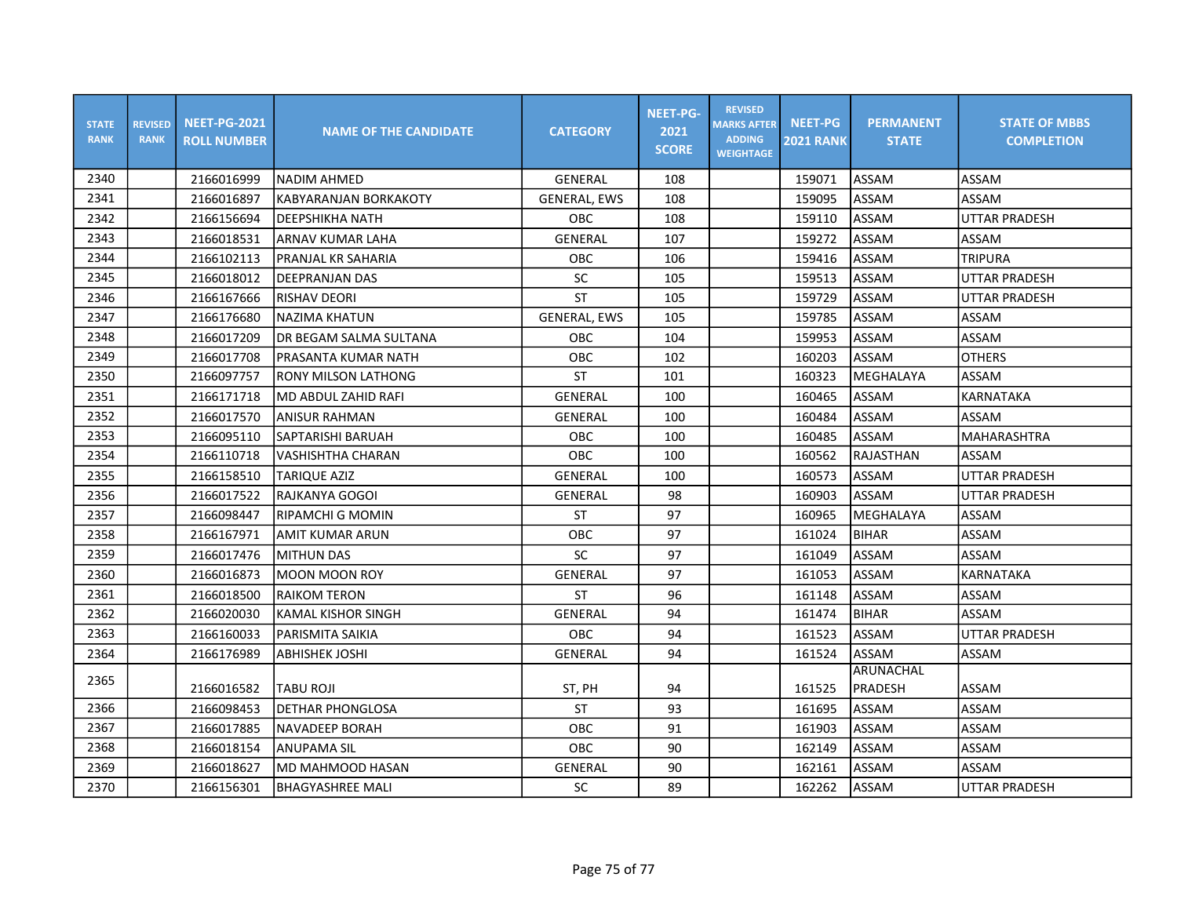| STATE RANK | REVISED RANK | NEET-PG-2021 ROLL NUMBER | NAME OF THE CANDIDATE | CATEGORY | NEET-PG-2021 SCORE | REVISED MARKS AFTER ADDING WEIGHTAGE | NEET-PG 2021 RANK | PERMANENT STATE | STATE OF MBBS COMPLETION |
|---|---|---|---|---|---|---|---|---|---|
| 2340 | | 2166016999 | NADIM AHMED | GENERAL | 108 | | 159071 | ASSAM | ASSAM |
| 2341 | | 2166016897 | KABYARANJAN BORKAKOTY | GENERAL, EWS | 108 | | 159095 | ASSAM | ASSAM |
| 2342 | | 2166156694 | DEEPSHIKHA NATH | OBC | 108 | | 159110 | ASSAM | UTTAR PRADESH |
| 2343 | | 2166018531 | ARNAV KUMAR LAHA | GENERAL | 107 | | 159272 | ASSAM | ASSAM |
| 2344 | | 2166102113 | PRANJAL KR SAHARIA | OBC | 106 | | 159416 | ASSAM | TRIPURA |
| 2345 | | 2166018012 | DEEPRANJAN DAS | SC | 105 | | 159513 | ASSAM | UTTAR PRADESH |
| 2346 | | 2166167666 | RISHAV DEORI | ST | 105 | | 159729 | ASSAM | UTTAR PRADESH |
| 2347 | | 2166176680 | NAZIMA KHATUN | GENERAL, EWS | 105 | | 159785 | ASSAM | ASSAM |
| 2348 | | 2166017209 | DR BEGAM SALMA SULTANA | OBC | 104 | | 159953 | ASSAM | ASSAM |
| 2349 | | 2166017708 | PRASANTA KUMAR NATH | OBC | 102 | | 160203 | ASSAM | OTHERS |
| 2350 | | 2166097757 | RONY MILSON LATHONG | ST | 101 | | 160323 | MEGHALAYA | ASSAM |
| 2351 | | 2166171718 | MD ABDUL ZAHID RAFI | GENERAL | 100 | | 160465 | ASSAM | KARNATAKA |
| 2352 | | 2166017570 | ANISUR RAHMAN | GENERAL | 100 | | 160484 | ASSAM | ASSAM |
| 2353 | | 2166095110 | SAPTARISHI BARUAH | OBC | 100 | | 160485 | ASSAM | MAHARASHTRA |
| 2354 | | 2166110718 | VASHISHTHA CHARAN | OBC | 100 | | 160562 | RAJASTHAN | ASSAM |
| 2355 | | 2166158510 | TARIQUE AZIZ | GENERAL | 100 | | 160573 | ASSAM | UTTAR PRADESH |
| 2356 | | 2166017522 | RAJKANYA GOGOI | GENERAL | 98 | | 160903 | ASSAM | UTTAR PRADESH |
| 2357 | | 2166098447 | RIPAMCHI G MOMIN | ST | 97 | | 160965 | MEGHALAYA | ASSAM |
| 2358 | | 2166167971 | AMIT KUMAR ARUN | OBC | 97 | | 161024 | BIHAR | ASSAM |
| 2359 | | 2166017476 | MITHUN DAS | SC | 97 | | 161049 | ASSAM | ASSAM |
| 2360 | | 2166016873 | MOON MOON ROY | GENERAL | 97 | | 161053 | ASSAM | KARNATAKA |
| 2361 | | 2166018500 | RAIKOM TERON | ST | 96 | | 161148 | ASSAM | ASSAM |
| 2362 | | 2166020030 | KAMAL KISHOR SINGH | GENERAL | 94 | | 161474 | BIHAR | ASSAM |
| 2363 | | 2166160033 | PARISMITA SAIKIA | OBC | 94 | | 161523 | ASSAM | UTTAR PRADESH |
| 2364 | | 2166176989 | ABHISHEK JOSHI | GENERAL | 94 | | 161524 | ASSAM | ASSAM |
| 2365 | | 2166016582 | TABU ROJI | ST, PH | 94 | | 161525 | ARUNACHAL PRADESH | ASSAM |
| 2366 | | 2166098453 | DETHAR PHONGLOSA | ST | 93 | | 161695 | ASSAM | ASSAM |
| 2367 | | 2166017885 | NAVADEEP BORAH | OBC | 91 | | 161903 | ASSAM | ASSAM |
| 2368 | | 2166018154 | ANUPAMA SIL | OBC | 90 | | 162149 | ASSAM | ASSAM |
| 2369 | | 2166018627 | MD MAHMOOD HASAN | GENERAL | 90 | | 162161 | ASSAM | ASSAM |
| 2370 | | 2166156301 | BHAGYASHREE MALI | SC | 89 | | 162262 | ASSAM | UTTAR PRADESH |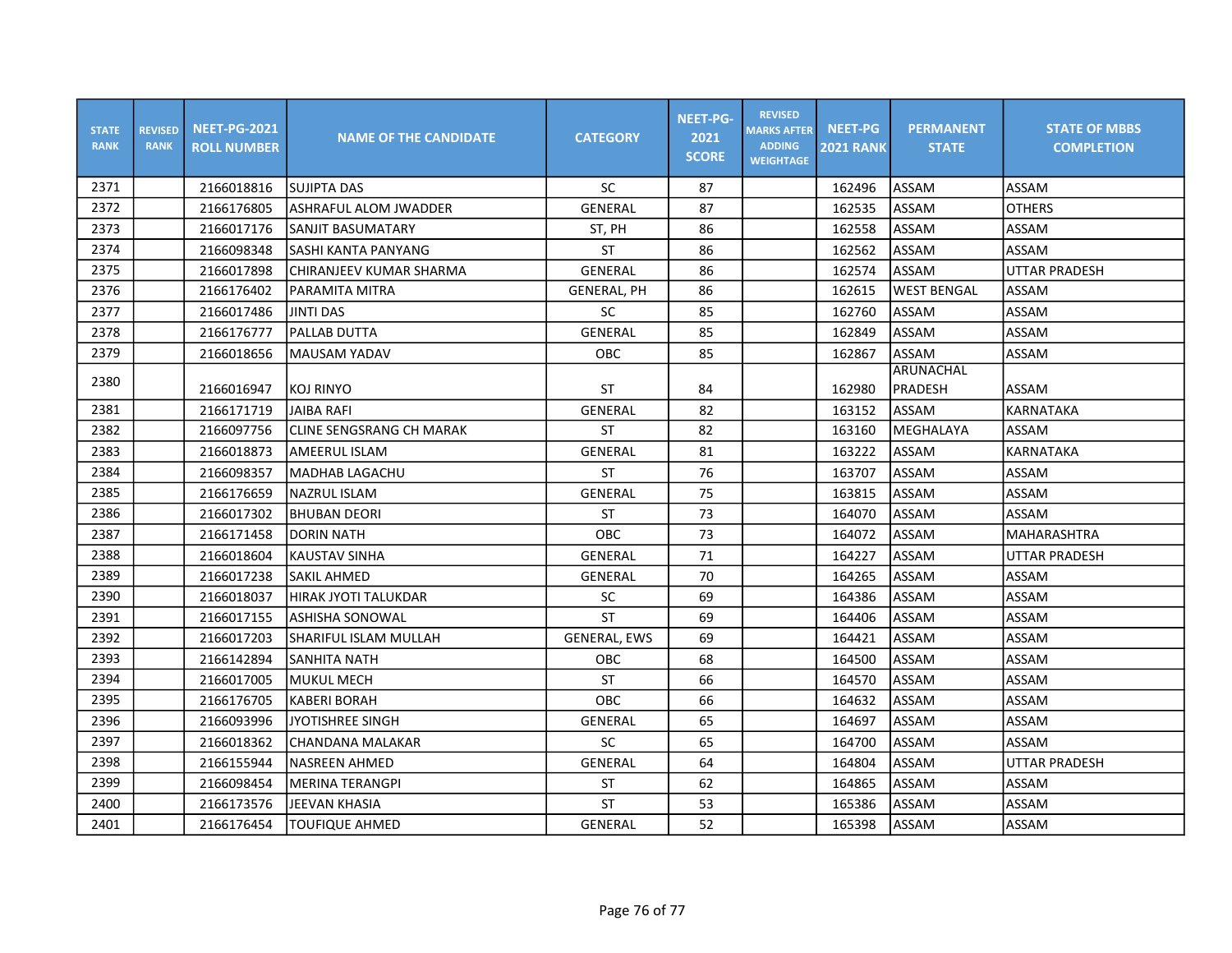| STATE RANK | REVISED RANK | NEET-PG-2021 ROLL NUMBER | NAME OF THE CANDIDATE | CATEGORY | NEET-PG-2021 SCORE | REVISED MARKS AFTER ADDING WEIGHTAGE | NEET-PG 2021 RANK | PERMANENT STATE | STATE OF MBBS COMPLETION |
|---|---|---|---|---|---|---|---|---|---|
| 2371 | | 2166018816 | SUJIPTA DAS | SC | 87 | | 162496 | ASSAM | ASSAM |
| 2372 | | 2166176805 | ASHRAFUL ALOM JWADDER | GENERAL | 87 | | 162535 | ASSAM | OTHERS |
| 2373 | | 2166017176 | SANJIT BASUMATARY | ST, PH | 86 | | 162558 | ASSAM | ASSAM |
| 2374 | | 2166098348 | SASHI KANTA PANYANG | ST | 86 | | 162562 | ASSAM | ASSAM |
| 2375 | | 2166017898 | CHIRANJEEV KUMAR SHARMA | GENERAL | 86 | | 162574 | ASSAM | UTTAR PRADESH |
| 2376 | | 2166176402 | PARAMITA MITRA | GENERAL, PH | 86 | | 162615 | WEST BENGAL | ASSAM |
| 2377 | | 2166017486 | JINTI DAS | SC | 85 | | 162760 | ASSAM | ASSAM |
| 2378 | | 2166176777 | PALLAB DUTTA | GENERAL | 85 | | 162849 | ASSAM | ASSAM |
| 2379 | | 2166018656 | MAUSAM YADAV | OBC | 85 | | 162867 | ASSAM | ASSAM |
| 2380 | | 2166016947 | KOJ RINYO | ST | 84 | | 162980 | ARUNACHAL PRADESH | ASSAM |
| 2381 | | 2166171719 | JAIBA RAFI | GENERAL | 82 | | 163152 | ASSAM | KARNATAKA |
| 2382 | | 2166097756 | CLINE SENGSRANG CH MARAK | ST | 82 | | 163160 | MEGHALAYA | ASSAM |
| 2383 | | 2166018873 | AMEERUL ISLAM | GENERAL | 81 | | 163222 | ASSAM | KARNATAKA |
| 2384 | | 2166098357 | MADHAB LAGACHU | ST | 76 | | 163707 | ASSAM | ASSAM |
| 2385 | | 2166176659 | NAZRUL ISLAM | GENERAL | 75 | | 163815 | ASSAM | ASSAM |
| 2386 | | 2166017302 | BHUBAN DEORI | ST | 73 | | 164070 | ASSAM | ASSAM |
| 2387 | | 2166171458 | DORIN NATH | OBC | 73 | | 164072 | ASSAM | MAHARASHTRA |
| 2388 | | 2166018604 | KAUSTAV SINHA | GENERAL | 71 | | 164227 | ASSAM | UTTAR PRADESH |
| 2389 | | 2166017238 | SAKIL AHMED | GENERAL | 70 | | 164265 | ASSAM | ASSAM |
| 2390 | | 2166018037 | HIRAK JYOTI TALUKDAR | SC | 69 | | 164386 | ASSAM | ASSAM |
| 2391 | | 2166017155 | ASHISHA SONOWAL | ST | 69 | | 164406 | ASSAM | ASSAM |
| 2392 | | 2166017203 | SHARIFUL ISLAM MULLAH | GENERAL, EWS | 69 | | 164421 | ASSAM | ASSAM |
| 2393 | | 2166142894 | SANHITA NATH | OBC | 68 | | 164500 | ASSAM | ASSAM |
| 2394 | | 2166017005 | MUKUL MECH | ST | 66 | | 164570 | ASSAM | ASSAM |
| 2395 | | 2166176705 | KABERI BORAH | OBC | 66 | | 164632 | ASSAM | ASSAM |
| 2396 | | 2166093996 | JYOTISHREE SINGH | GENERAL | 65 | | 164697 | ASSAM | ASSAM |
| 2397 | | 2166018362 | CHANDANA MALAKAR | SC | 65 | | 164700 | ASSAM | ASSAM |
| 2398 | | 2166155944 | NASREEN AHMED | GENERAL | 64 | | 164804 | ASSAM | UTTAR PRADESH |
| 2399 | | 2166098454 | MERINA TERANGPI | ST | 62 | | 164865 | ASSAM | ASSAM |
| 2400 | | 2166173576 | JEEVAN KHASIA | ST | 53 | | 165386 | ASSAM | ASSAM |
| 2401 | | 2166176454 | TOUFIQUE AHMED | GENERAL | 52 | | 165398 | ASSAM | ASSAM |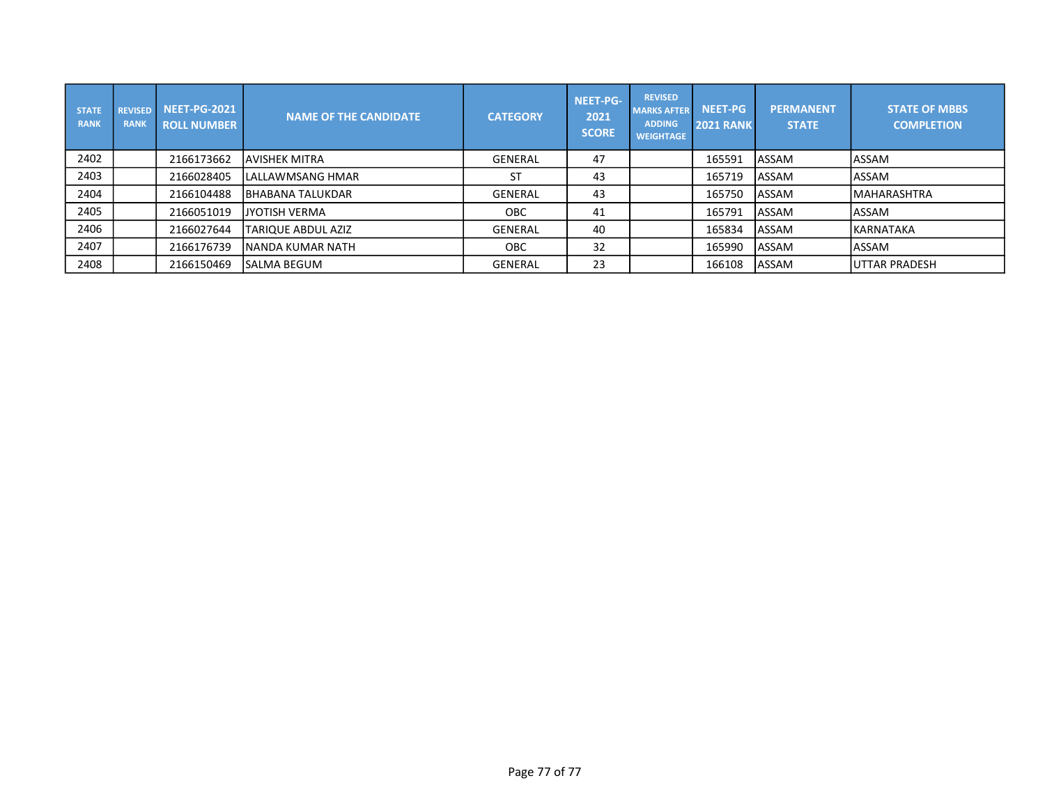| STATE RANK | REVISED RANK | NEET-PG-2021 ROLL NUMBER | NAME OF THE CANDIDATE | CATEGORY | NEET-PG-2021 SCORE | REVISED MARKS AFTER ADDING WEIGHTAGE | NEET-PG 2021 RANK | PERMANENT STATE | STATE OF MBBS COMPLETION |
|---|---|---|---|---|---|---|---|---|---|
| 2402 | | 2166173662 | AVISHEK MITRA | GENERAL | 47 | | 165591 | ASSAM | ASSAM |
| 2403 | | 2166028405 | LALLAWMSANG HMAR | ST | 43 | | 165719 | ASSAM | ASSAM |
| 2404 | | 2166104488 | BHABANA TALUKDAR | GENERAL | 43 | | 165750 | ASSAM | MAHARASHTRA |
| 2405 | | 2166051019 | JYOTISH VERMA | OBC | 41 | | 165791 | ASSAM | ASSAM |
| 2406 | | 2166027644 | TARIQUE ABDUL AZIZ | GENERAL | 40 | | 165834 | ASSAM | KARNATAKA |
| 2407 | | 2166176739 | NANDA KUMAR NATH | OBC | 32 | | 165990 | ASSAM | ASSAM |
| 2408 | | 2166150469 | SALMA BEGUM | GENERAL | 23 | | 166108 | ASSAM | UTTAR PRADESH |